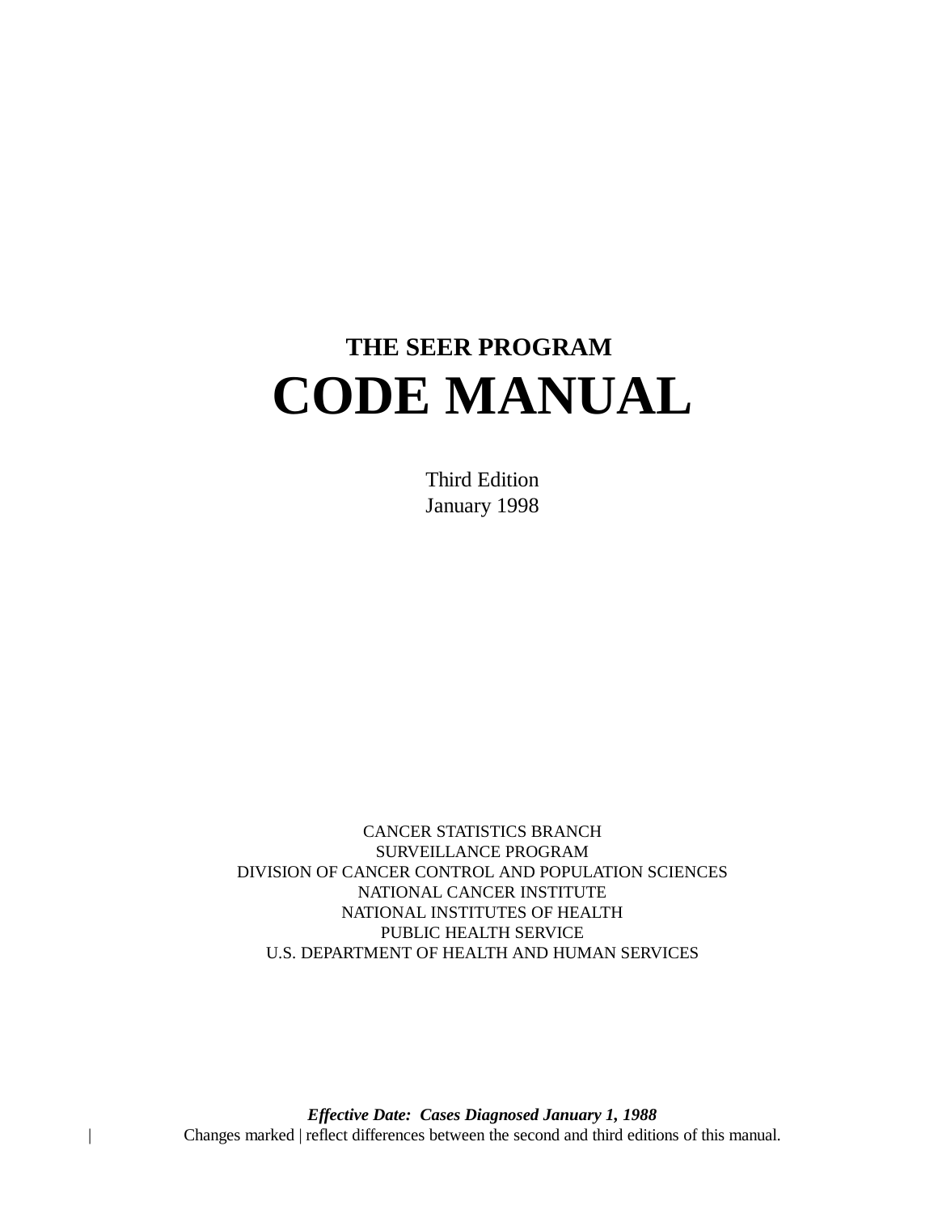# THE SEER PROGRAM

# CODE MANUAL

Third Edition
January 1998

CANCER STATISTICS BRANCH
SURVEILLANCE PROGRAM
DIVISION OF CANCER CONTROL AND POPULATION SCIENCES
NATIONAL CANCER INSTITUTE
NATIONAL INSTITUTES OF HEALTH
PUBLIC HEALTH SERVICE
U.S. DEPARTMENT OF HEALTH AND HUMAN SERVICES

***Effective Date: Cases Diagnosed January 1, 1988***

| Changes marked | reflect differences between the second and third editions of this manual.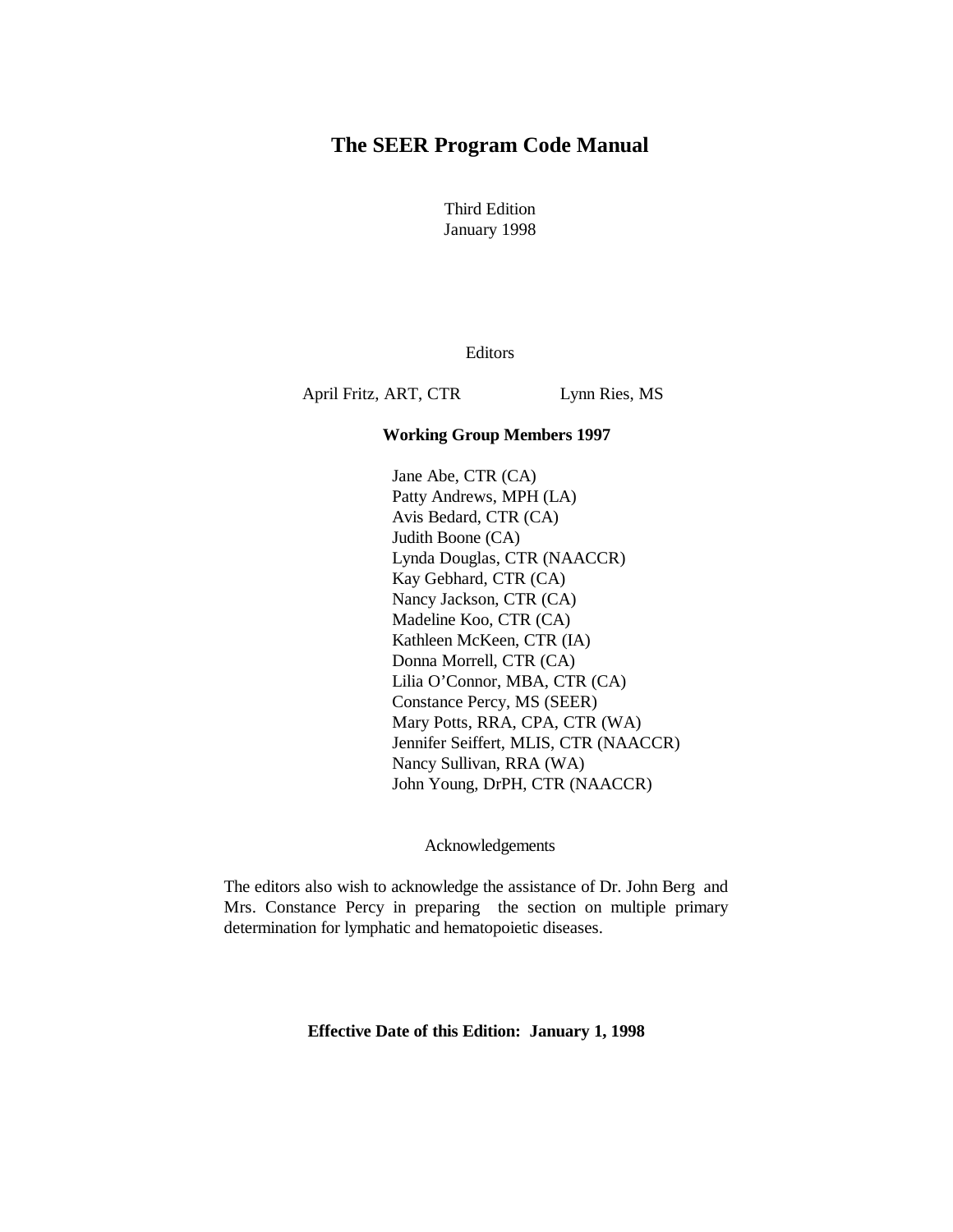# The SEER Program Code Manual

Third Edition
January 1998

Editors

April Fritz, ART, CTR        Lynn Ries, MS

**Working Group Members 1997**

Jane Abe, CTR (CA)
Patty Andrews, MPH (LA)
Avis Bedard, CTR (CA)
Judith Boone (CA)
Lynda Douglas, CTR (NAACCR)
Kay Gebhard, CTR (CA)
Nancy Jackson, CTR (CA)
Madeline Koo, CTR (CA)
Kathleen McKeen, CTR (IA)
Donna Morrell, CTR (CA)
Lilia O'Connor, MBA, CTR (CA)
Constance Percy, MS (SEER)
Mary Potts, RRA, CPA, CTR (WA)
Jennifer Seiffert, MLIS, CTR (NAACCR)
Nancy Sullivan, RRA (WA)
John Young, DrPH, CTR (NAACCR)

Acknowledgements

The editors also wish to acknowledge the assistance of Dr. John Berg and Mrs. Constance Percy in preparing the section on multiple primary determination for lymphatic and hematopoietic diseases.

**Effective Date of this Edition: January 1, 1998**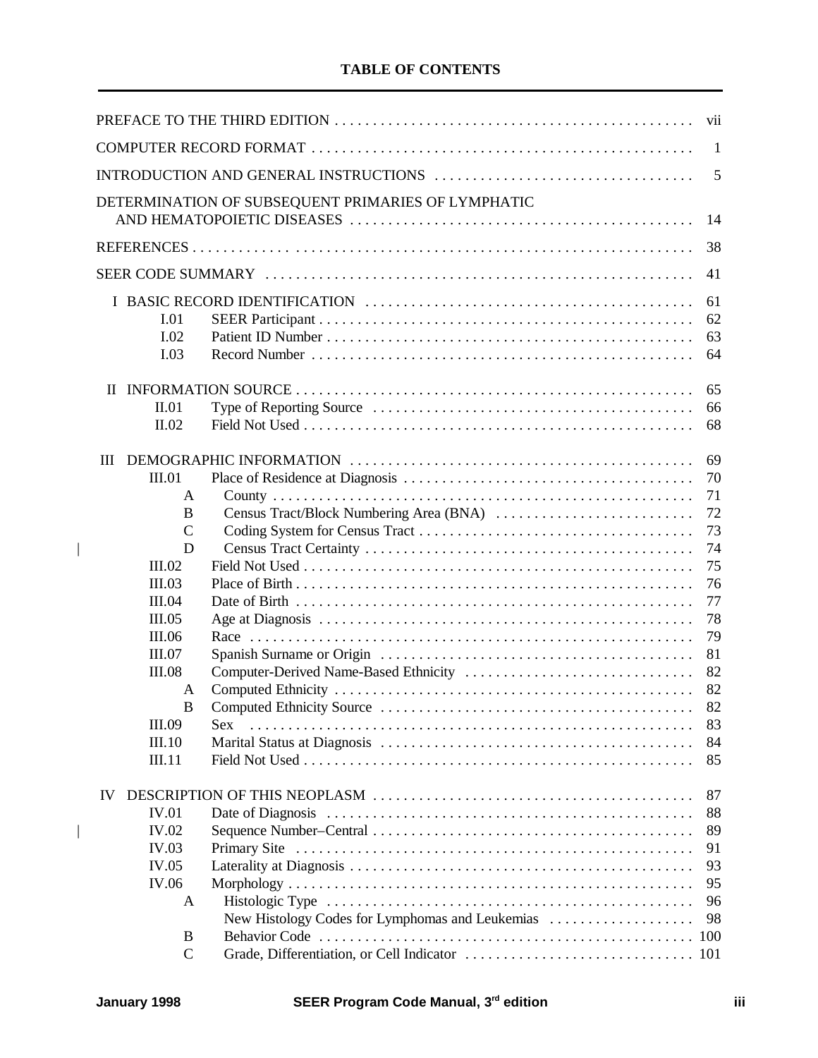# TABLE OF CONTENTS

| | | |
|---|---|---|
| PREFACE TO THE THIRD EDITION | | vii |
| COMPUTER RECORD FORMAT | | 1 |
| INTRODUCTION AND GENERAL INSTRUCTIONS | | 5 |
| DETERMINATION OF SUBSEQUENT PRIMARIES OF LYMPHATIC AND HEMATOPOIETIC DISEASES | | 14 |
| REFERENCES | | 38 |
| SEER CODE SUMMARY | | 41 |
| I BASIC RECORD IDENTIFICATION | | 61 |
| I.01 | SEER Participant | 62 |
| I.02 | Patient ID Number | 63 |
| I.03 | Record Number | 64 |
| II INFORMATION SOURCE | | 65 |
| II.01 | Type of Reporting Source | 66 |
| II.02 | Field Not Used | 68 |
| III DEMOGRAPHIC INFORMATION | | 69 |
| III.01 | Place of Residence at Diagnosis | 70 |
| A | County | 71 |
| B | Census Tract/Block Numbering Area (BNA) | 72 |
| C | Coding System for Census Tract | 73 |
| D | Census Tract Certainty | 74 |
| III.02 | Field Not Used | 75 |
| III.03 | Place of Birth | 76 |
| III.04 | Date of Birth | 77 |
| III.05 | Age at Diagnosis | 78 |
| III.06 | Race | 79 |
| III.07 | Spanish Surname or Origin | 81 |
| III.08 | Computer-Derived Name-Based Ethnicity | 82 |
| A | Computed Ethnicity | 82 |
| B | Computed Ethnicity Source | 82 |
| III.09 | Sex | 83 |
| III.10 | Marital Status at Diagnosis | 84 |
| III.11 | Field Not Used | 85 |
| IV DESCRIPTION OF THIS NEOPLASM | | 87 |
| IV.01 | Date of Diagnosis | 88 |
| IV.02 | Sequence Number–Central | 89 |
| IV.03 | Primary Site | 91 |
| IV.05 | Laterality at Diagnosis | 93 |
| IV.06 | Morphology | 95 |
| A | Histologic Type | 96 |
| | New Histology Codes for Lymphomas and Leukemias | 98 |
| B | Behavior Code | 100 |
| C | Grade, Differentiation, or Cell Indicator | 101 |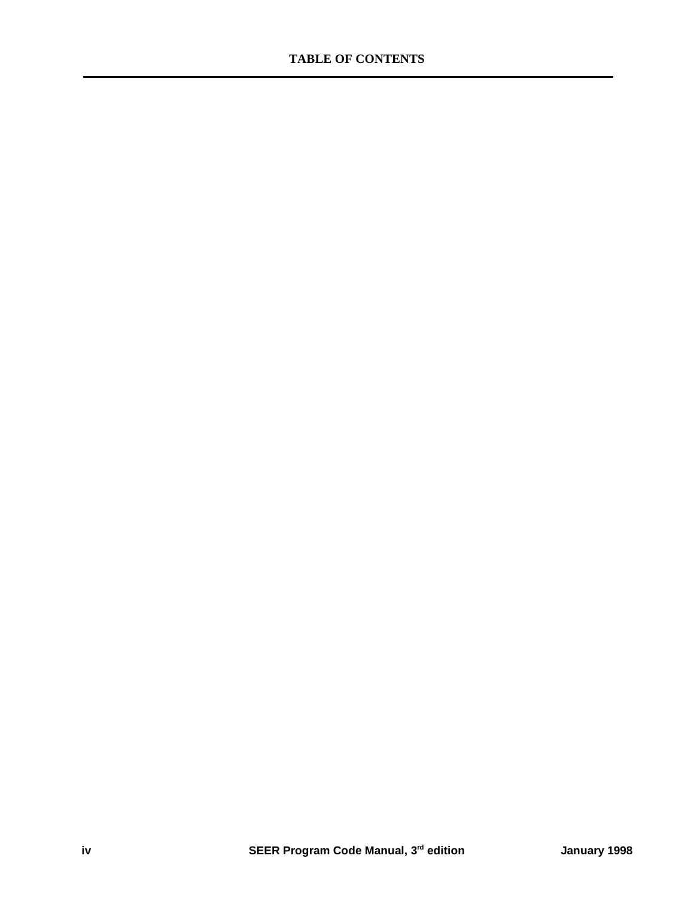**TABLE OF CONTENTS**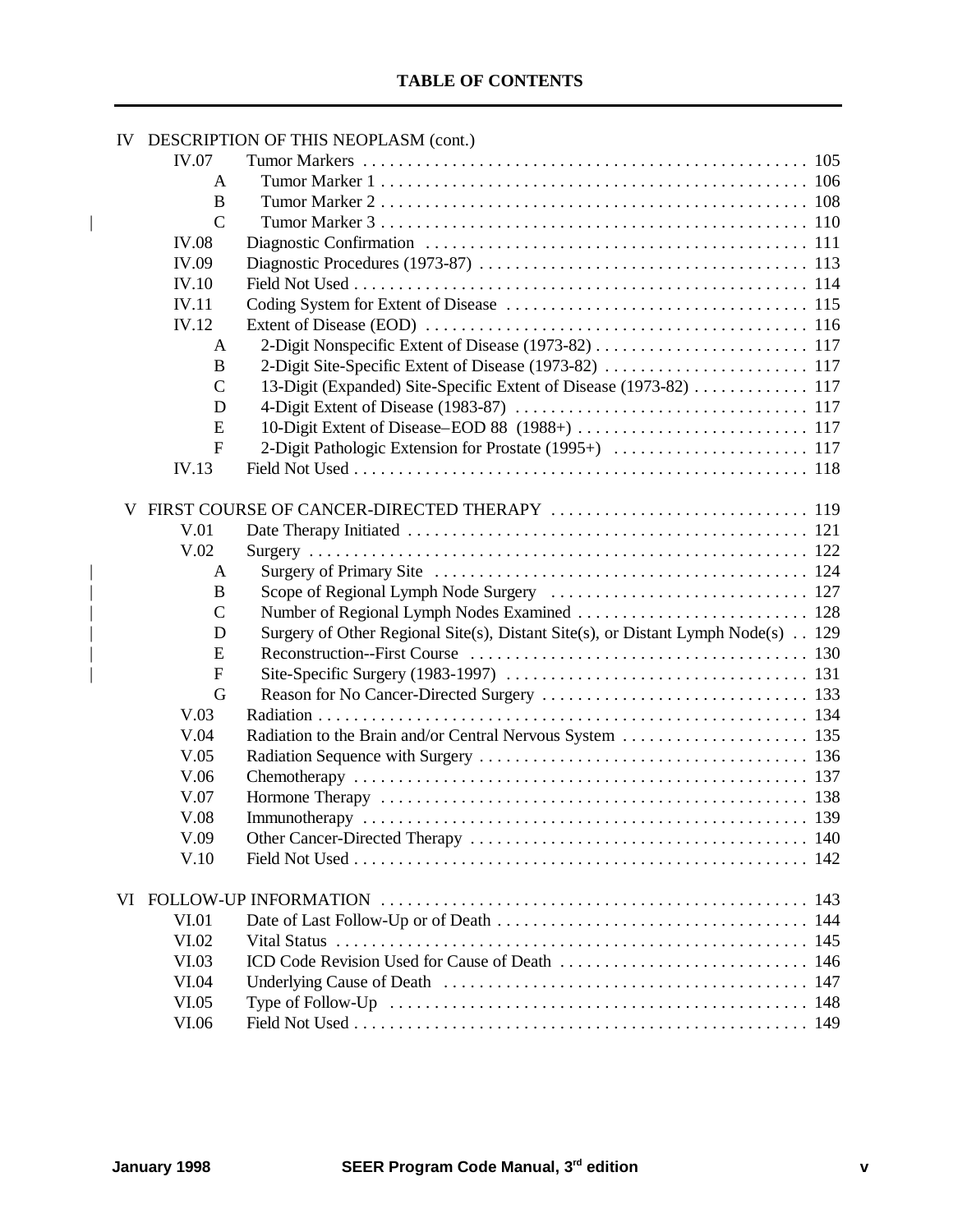## TABLE OF CONTENTS

IV DESCRIPTION OF THIS NEOPLASM (cont.)

| | | | |
|---|---|---|---|
| IV.07 | | Tumor Markers | 105 |
| | A | Tumor Marker 1 | 106 |
| | B | Tumor Marker 2 | 108 |
| | C | Tumor Marker 3 | 110 |
| IV.08 | | Diagnostic Confirmation | 111 |
| IV.09 | | Diagnostic Procedures (1973-87) | 113 |
| IV.10 | | Field Not Used | 114 |
| IV.11 | | Coding System for Extent of Disease | 115 |
| IV.12 | | Extent of Disease (EOD) | 116 |
| | A | 2-Digit Nonspecific Extent of Disease (1973-82) | 117 |
| | B | 2-Digit Site-Specific Extent of Disease (1973-82) | 117 |
| | C | 13-Digit (Expanded) Site-Specific Extent of Disease (1973-82) | 117 |
| | D | 4-Digit Extent of Disease (1983-87) | 117 |
| | E | 10-Digit Extent of Disease–EOD 88 (1988+) | 117 |
| | F | 2-Digit Pathologic Extension for Prostate (1995+) | 117 |
| IV.13 | | Field Not Used | 118 |

V FIRST COURSE OF CANCER-DIRECTED THERAPY ... 119

| | | | |
|---|---|---|---|
| V.01 | | Date Therapy Initiated | 121 |
| V.02 | | Surgery | 122 |
| | A | Surgery of Primary Site | 124 |
| | B | Scope of Regional Lymph Node Surgery | 127 |
| | C | Number of Regional Lymph Nodes Examined | 128 |
| | D | Surgery of Other Regional Site(s), Distant Site(s), or Distant Lymph Node(s) | 129 |
| | E | Reconstruction--First Course | 130 |
| | F | Site-Specific Surgery (1983-1997) | 131 |
| | G | Reason for No Cancer-Directed Surgery | 133 |
| V.03 | | Radiation | 134 |
| V.04 | | Radiation to the Brain and/or Central Nervous System | 135 |
| V.05 | | Radiation Sequence with Surgery | 136 |
| V.06 | | Chemotherapy | 137 |
| V.07 | | Hormone Therapy | 138 |
| V.08 | | Immunotherapy | 139 |
| V.09 | | Other Cancer-Directed Therapy | 140 |
| V.10 | | Field Not Used | 142 |

VI FOLLOW-UP INFORMATION ... 143

| | | |
|---|---|---|
| VI.01 | Date of Last Follow-Up or of Death | 144 |
| VI.02 | Vital Status | 145 |
| VI.03 | ICD Code Revision Used for Cause of Death | 146 |
| VI.04 | Underlying Cause of Death | 147 |
| VI.05 | Type of Follow-Up | 148 |
| VI.06 | Field Not Used | 149 |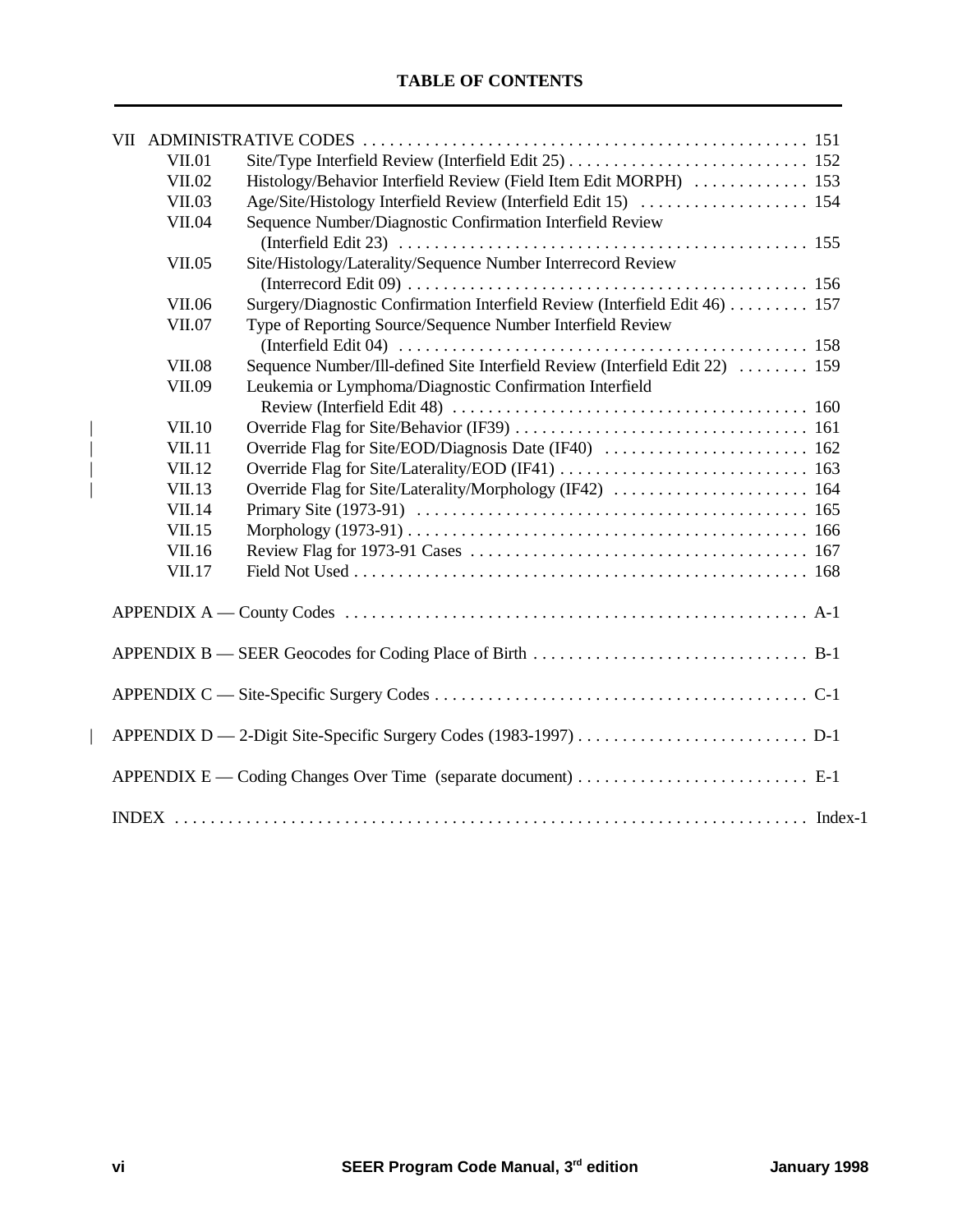**TABLE OF CONTENTS**

VII ADMINISTRATIVE CODES . . . . . . . . . . . . . . . . . . . . . . . . . . . . . . . . . . . . . . . . . . . . . . . . . 151

- VII.01 Site/Type Interfield Review (Interfield Edit 25) . . . . . . . . . . . . . . . . . . . . . . . . . . 152
- VII.02 Histology/Behavior Interfield Review (Field Item Edit MORPH) . . . . . . . . . . . . 153
- VII.03 Age/Site/Histology Interfield Review (Interfield Edit 15) . . . . . . . . . . . . . . . . . . . 154
- VII.04 Sequence Number/Diagnostic Confirmation Interfield Review (Interfield Edit 23) . . . . . . . . . . . . . . . . . . . . . . . . . . . . . . . . . . . . . . . . . . . . . 155
- VII.05 Site/Histology/Laterality/Sequence Number Interrecord Review (Interrecord Edit 09) . . . . . . . . . . . . . . . . . . . . . . . . . . . . . . . . . . . . . . . . . . . . 156
- VII.06 Surgery/Diagnostic Confirmation Interfield Review (Interfield Edit 46) . . . . . . . . . 157
- VII.07 Type of Reporting Source/Sequence Number Interfield Review (Interfield Edit 04) . . . . . . . . . . . . . . . . . . . . . . . . . . . . . . . . . . . . . . . . . . . . . 158
- VII.08 Sequence Number/Ill-defined Site Interfield Review (Interfield Edit 22) . . . . . . . . 159
- VII.09 Leukemia or Lymphoma/Diagnostic Confirmation Interfield Review (Interfield Edit 48) . . . . . . . . . . . . . . . . . . . . . . . . . . . . . . . . . . . . . . . 160
- VII.10 Override Flag for Site/Behavior (IF39) . . . . . . . . . . . . . . . . . . . . . . . . . . . . . . . . 161
- VII.11 Override Flag for Site/EOD/Diagnosis Date (IF40) . . . . . . . . . . . . . . . . . . . . . . . 162
- VII.12 Override Flag for Site/Laterality/EOD (IF41) . . . . . . . . . . . . . . . . . . . . . . . . . . . . 163
- VII.13 Override Flag for Site/Laterality/Morphology (IF42) . . . . . . . . . . . . . . . . . . . . . . 164
- VII.14 Primary Site (1973-91) . . . . . . . . . . . . . . . . . . . . . . . . . . . . . . . . . . . . . . . . . . . 165
- VII.15 Morphology (1973-91) . . . . . . . . . . . . . . . . . . . . . . . . . . . . . . . . . . . . . . . . . . . . 166
- VII.16 Review Flag for 1973-91 Cases . . . . . . . . . . . . . . . . . . . . . . . . . . . . . . . . . . . . . . 167
- VII.17 Field Not Used . . . . . . . . . . . . . . . . . . . . . . . . . . . . . . . . . . . . . . . . . . . . . . . . . . . 168

APPENDIX A — County Codes . . . . . . . . . . . . . . . . . . . . . . . . . . . . . . . . . . . . . . . . . . . . . . . . . . . A-1

APPENDIX B — SEER Geocodes for Coding Place of Birth . . . . . . . . . . . . . . . . . . . . . . . . . . . . . . . B-1

APPENDIX C — Site-Specific Surgery Codes . . . . . . . . . . . . . . . . . . . . . . . . . . . . . . . . . . . . . . . . . . C-1

APPENDIX D — 2-Digit Site-Specific Surgery Codes (1983-1997) . . . . . . . . . . . . . . . . . . . . . . . . . . D-1

APPENDIX E — Coding Changes Over Time (separate document) . . . . . . . . . . . . . . . . . . . . . . . . . . E-1

INDEX . . . . . . . . . . . . . . . . . . . . . . . . . . . . . . . . . . . . . . . . . . . . . . . . . . . . . . . . . . . . . . . . . . . . Index-1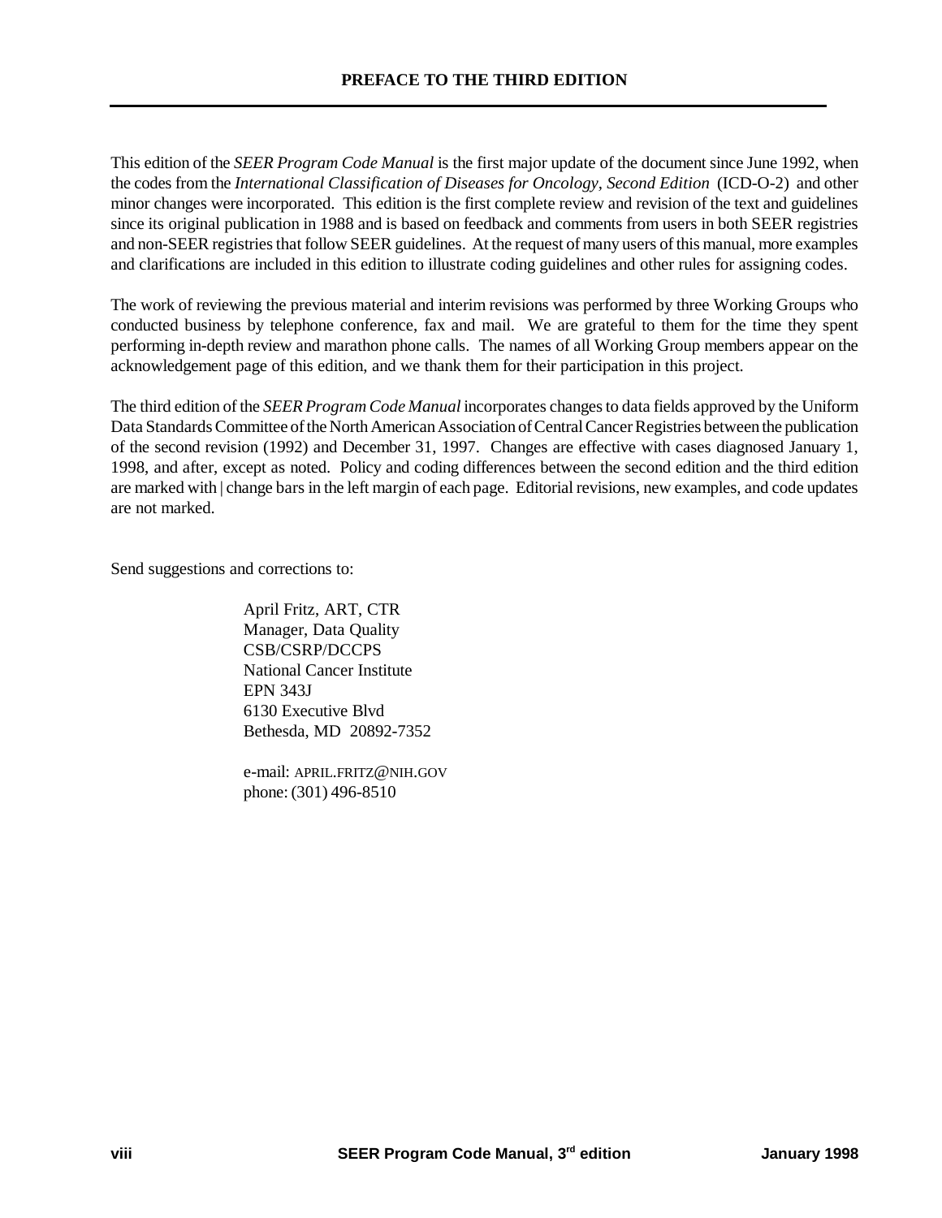# PREFACE TO THE THIRD EDITION

This edition of the *SEER Program Code Manual* is the first major update of the document since June 1992, when the codes from the *International Classification of Diseases for Oncology, Second Edition* (ICD-O-2) and other minor changes were incorporated. This edition is the first complete review and revision of the text and guidelines since its original publication in 1988 and is based on feedback and comments from users in both SEER registries and non-SEER registries that follow SEER guidelines. At the request of many users of this manual, more examples and clarifications are included in this edition to illustrate coding guidelines and other rules for assigning codes.

The work of reviewing the previous material and interim revisions was performed by three Working Groups who conducted business by telephone conference, fax and mail. We are grateful to them for the time they spent performing in-depth review and marathon phone calls. The names of all Working Group members appear on the acknowledgement page of this edition, and we thank them for their participation in this project.

The third edition of the *SEER Program Code Manual* incorporates changes to data fields approved by the Uniform Data Standards Committee of the North American Association of Central Cancer Registries between the publication of the second revision (1992) and December 31, 1997. Changes are effective with cases diagnosed January 1, 1998, and after, except as noted. Policy and coding differences between the second edition and the third edition are marked with | change bars in the left margin of each page. Editorial revisions, new examples, and code updates are not marked.

Send suggestions and corrections to:

April Fritz, ART, CTR
Manager, Data Quality
CSB/CSRP/DCCPS
National Cancer Institute
EPN 343J
6130 Executive Blvd
Bethesda, MD 20892-7352

e-mail: APRIL.FRITZ@NIH.GOV
phone: (301) 496-8510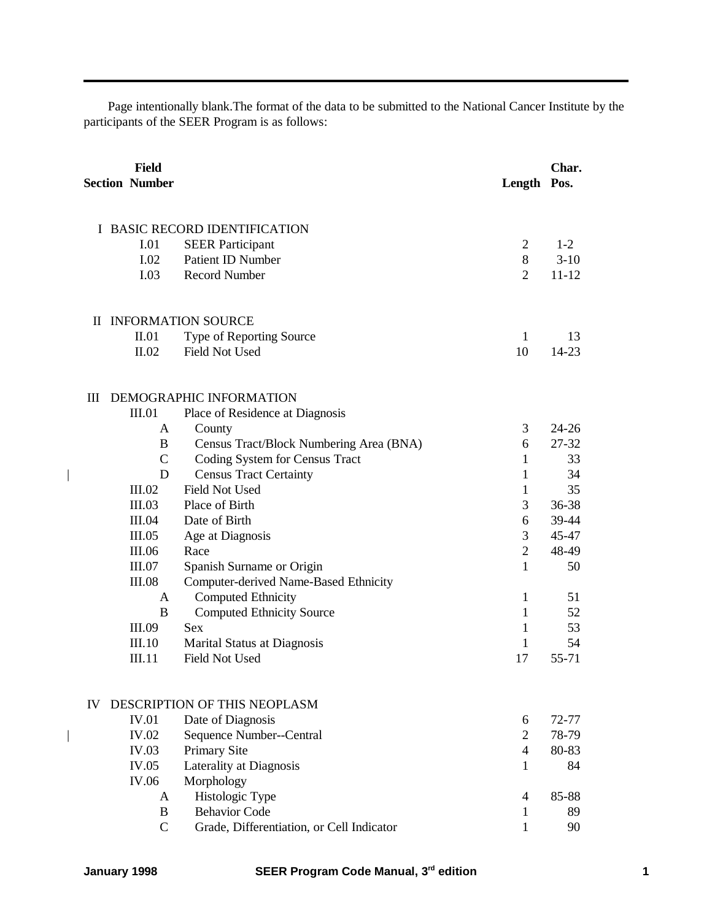Page intentionally blank.The format of the data to be submitted to the National Cancer Institute by the participants of the SEER Program is as follows:

| Section | Field Number | | Length | Char. Pos. |
|---|---|---|---|---|
| I | | BASIC RECORD IDENTIFICATION | | |
| | I.01 | SEER Participant | 2 | 1-2 |
| | I.02 | Patient ID Number | 8 | 3-10 |
| | I.03 | Record Number | 2 | 11-12 |
| II | | INFORMATION SOURCE | | |
| | II.01 | Type of Reporting Source | 1 | 13 |
| | II.02 | Field Not Used | 10 | 14-23 |
| III | | DEMOGRAPHIC INFORMATION | | |
| | III.01 | Place of Residence at Diagnosis | | |
| | A | County | 3 | 24-26 |
| | B | Census Tract/Block Numbering Area (BNA) | 6 | 27-32 |
| | C | Coding System for Census Tract | 1 | 33 |
| | D | Census Tract Certainty | 1 | 34 |
| | III.02 | Field Not Used | 1 | 35 |
| | III.03 | Place of Birth | 3 | 36-38 |
| | III.04 | Date of Birth | 6 | 39-44 |
| | III.05 | Age at Diagnosis | 3 | 45-47 |
| | III.06 | Race | 2 | 48-49 |
| | III.07 | Spanish Surname or Origin | 1 | 50 |
| | III.08 | Computer-derived Name-Based Ethnicity | | |
| | A | Computed Ethnicity | 1 | 51 |
| | B | Computed Ethnicity Source | 1 | 52 |
| | III.09 | Sex | 1 | 53 |
| | III.10 | Marital Status at Diagnosis | 1 | 54 |
| | III.11 | Field Not Used | 17 | 55-71 |
| IV | | DESCRIPTION OF THIS NEOPLASM | | |
| | IV.01 | Date of Diagnosis | 6 | 72-77 |
| | IV.02 | Sequence Number--Central | 2 | 78-79 |
| | IV.03 | Primary Site | 4 | 80-83 |
| | IV.05 | Laterality at Diagnosis | 1 | 84 |
| | IV.06 | Morphology | | |
| | A | Histologic Type | 4 | 85-88 |
| | B | Behavior Code | 1 | 89 |
| | C | Grade, Differentiation, or Cell Indicator | 1 | 90 |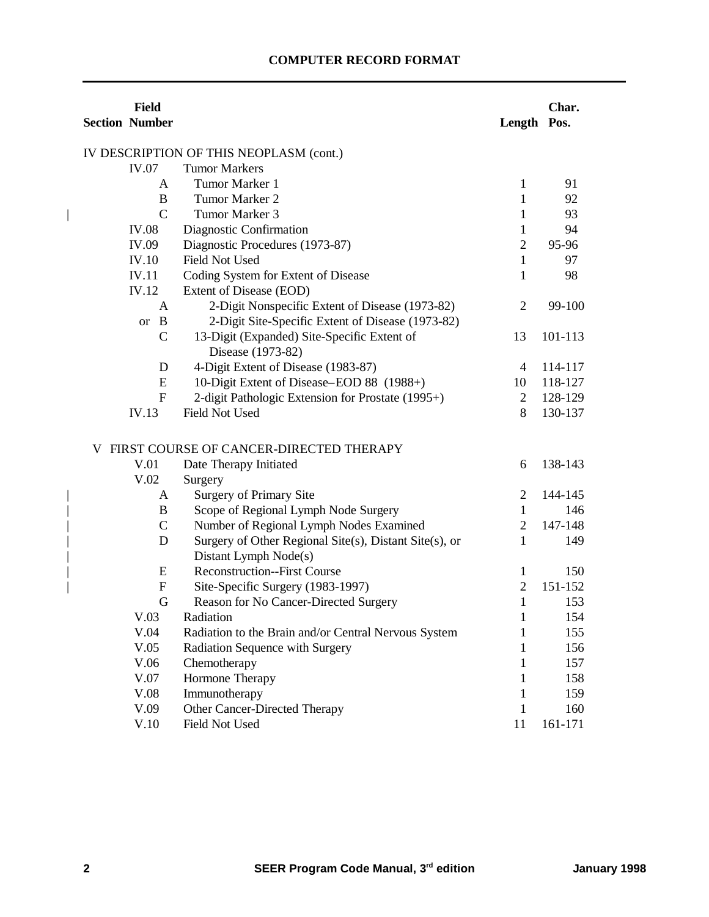## COMPUTER RECORD FORMAT

| Section | Field Number | | Length | Char. Pos. |
|---|---|---|---|---|
| IV DESCRIPTION OF THIS NEOPLASM (cont.) | | | | |
| | IV.07 | Tumor Markers | | |
| | A | Tumor Marker 1 | 1 | 91 |
| | B | Tumor Marker 2 | 1 | 92 |
| | C | Tumor Marker 3 | 1 | 93 |
| | IV.08 | Diagnostic Confirmation | 1 | 94 |
| | IV.09 | Diagnostic Procedures (1973-87) | 2 | 95-96 |
| | IV.10 | Field Not Used | 1 | 97 |
| | IV.11 | Coding System for Extent of Disease | 1 | 98 |
| | IV.12 | Extent of Disease (EOD) | | |
| | A | 2-Digit Nonspecific Extent of Disease (1973-82) | 2 | 99-100 |
| | or B | 2-Digit Site-Specific Extent of Disease (1973-82) | | |
| | C | 13-Digit (Expanded) Site-Specific Extent of Disease (1973-82) | 13 | 101-113 |
| | D | 4-Digit Extent of Disease (1983-87) | 4 | 114-117 |
| | E | 10-Digit Extent of Disease–EOD 88 (1988+) | 10 | 118-127 |
| | F | 2-digit Pathologic Extension for Prostate (1995+) | 2 | 128-129 |
| | IV.13 | Field Not Used | 8 | 130-137 |
| V FIRST COURSE OF CANCER-DIRECTED THERAPY | | | | |
| | V.01 | Date Therapy Initiated | 6 | 138-143 |
| | V.02 | Surgery | | |
| | A | Surgery of Primary Site | 2 | 144-145 |
| | B | Scope of Regional Lymph Node Surgery | 1 | 146 |
| | C | Number of Regional Lymph Nodes Examined | 2 | 147-148 |
| | D | Surgery of Other Regional Site(s), Distant Site(s), or Distant Lymph Node(s) | 1 | 149 |
| | E | Reconstruction--First Course | 1 | 150 |
| | F | Site-Specific Surgery (1983-1997) | 2 | 151-152 |
| | G | Reason for No Cancer-Directed Surgery | 1 | 153 |
| | V.03 | Radiation | 1 | 154 |
| | V.04 | Radiation to the Brain and/or Central Nervous System | 1 | 155 |
| | V.05 | Radiation Sequence with Surgery | 1 | 156 |
| | V.06 | Chemotherapy | 1 | 157 |
| | V.07 | Hormone Therapy | 1 | 158 |
| | V.08 | Immunotherapy | 1 | 159 |
| | V.09 | Other Cancer-Directed Therapy | 1 | 160 |
| | V.10 | Field Not Used | 11 | 161-171 |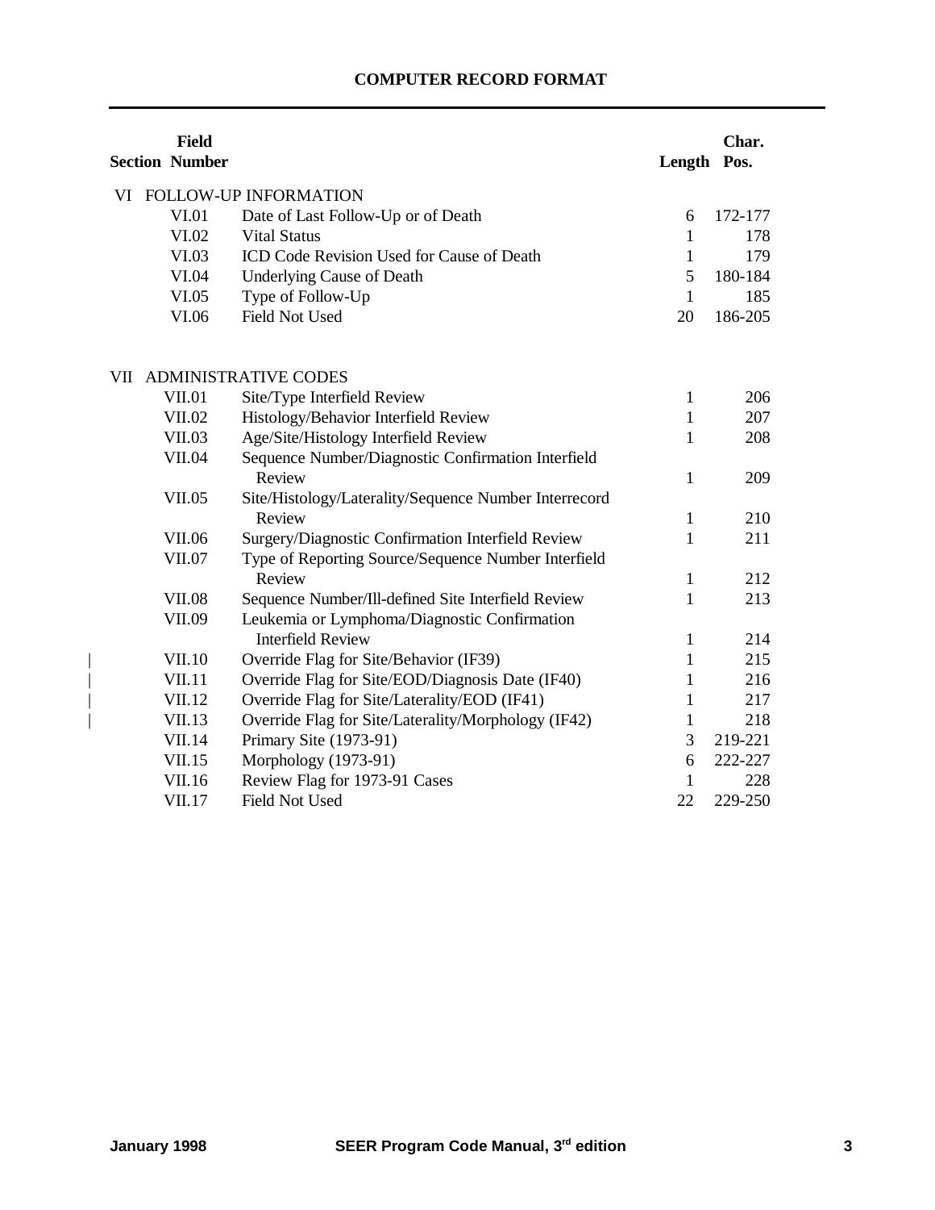## COMPUTER RECORD FORMAT

| Section | Field Number | | Length | Char. Pos. |
|---|---|---|---|---|
| VI | FOLLOW-UP INFORMATION | | | |
| | VI.01 | Date of Last Follow-Up or of Death | 6 | 172-177 |
| | VI.02 | Vital Status | 1 | 178 |
| | VI.03 | ICD Code Revision Used for Cause of Death | 1 | 179 |
| | VI.04 | Underlying Cause of Death | 5 | 180-184 |
| | VI.05 | Type of Follow-Up | 1 | 185 |
| | VI.06 | Field Not Used | 20 | 186-205 |
| VII | ADMINISTRATIVE CODES | | | |
| | VII.01 | Site/Type Interfield Review | 1 | 206 |
| | VII.02 | Histology/Behavior Interfield Review | 1 | 207 |
| | VII.03 | Age/Site/Histology Interfield Review | 1 | 208 |
| | VII.04 | Sequence Number/Diagnostic Confirmation Interfield Review | 1 | 209 |
| | VII.05 | Site/Histology/Laterality/Sequence Number Interrecord Review | 1 | 210 |
| | VII.06 | Surgery/Diagnostic Confirmation Interfield Review | 1 | 211 |
| | VII.07 | Type of Reporting Source/Sequence Number Interfield Review | 1 | 212 |
| | VII.08 | Sequence Number/Ill-defined Site Interfield Review | 1 | 213 |
| | VII.09 | Leukemia or Lymphoma/Diagnostic Confirmation Interfield Review | 1 | 214 |
| | VII.10 | Override Flag for Site/Behavior (IF39) | 1 | 215 |
| | VII.11 | Override Flag for Site/EOD/Diagnosis Date (IF40) | 1 | 216 |
| | VII.12 | Override Flag for Site/Laterality/EOD (IF41) | 1 | 217 |
| | VII.13 | Override Flag for Site/Laterality/Morphology (IF42) | 1 | 218 |
| | VII.14 | Primary Site (1973-91) | 3 | 219-221 |
| | VII.15 | Morphology (1973-91) | 6 | 222-227 |
| | VII.16 | Review Flag for 1973-91 Cases | 1 | 228 |
| | VII.17 | Field Not Used | 22 | 229-250 |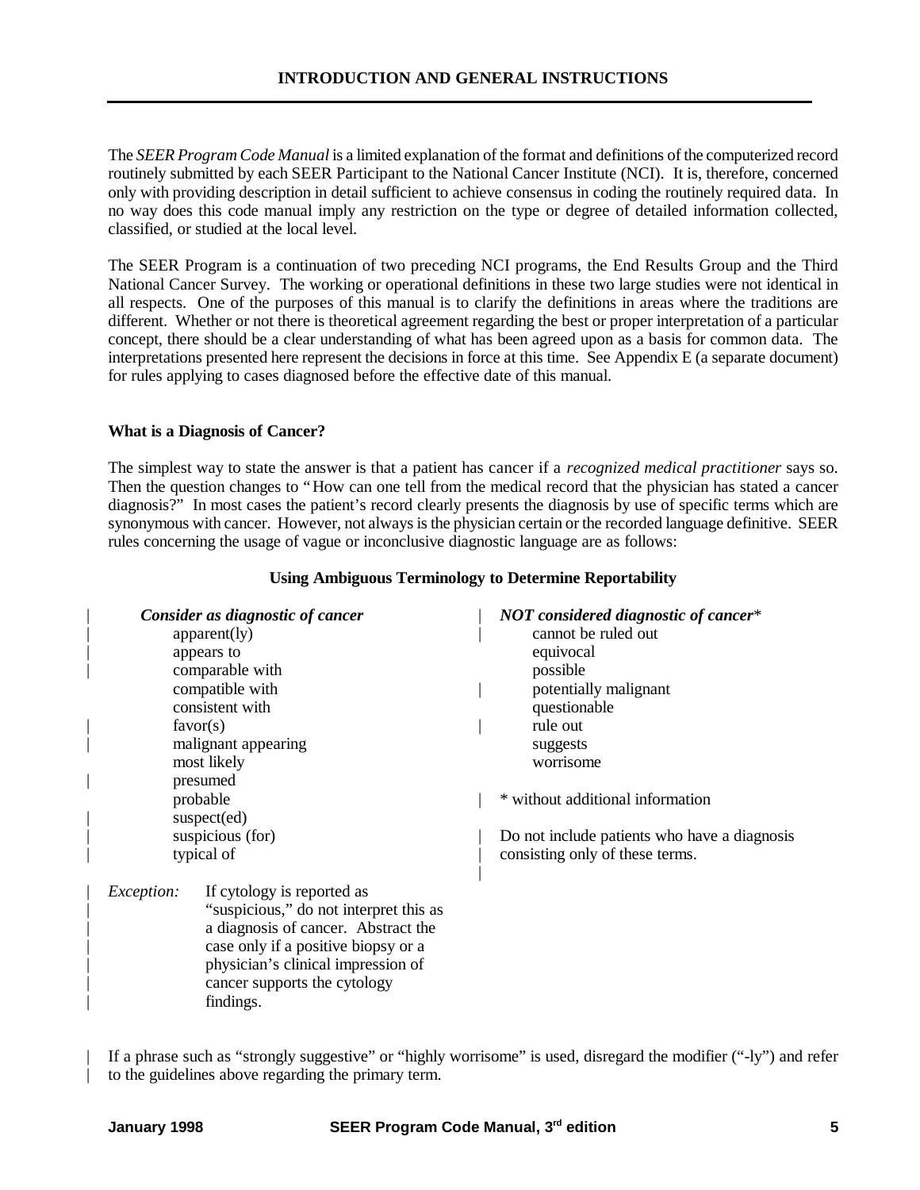## INTRODUCTION AND GENERAL INSTRUCTIONS

The *SEER Program Code Manual* is a limited explanation of the format and definitions of the computerized record routinely submitted by each SEER Participant to the National Cancer Institute (NCI). It is, therefore, concerned only with providing description in detail sufficient to achieve consensus in coding the routinely required data. In no way does this code manual imply any restriction on the type or degree of detailed information collected, classified, or studied at the local level.

The SEER Program is a continuation of two preceding NCI programs, the End Results Group and the Third National Cancer Survey. The working or operational definitions in these two large studies were not identical in all respects. One of the purposes of this manual is to clarify the definitions in areas where the traditions are different. Whether or not there is theoretical agreement regarding the best or proper interpretation of a particular concept, there should be a clear understanding of what has been agreed upon as a basis for common data. The interpretations presented here represent the decisions in force at this time. See Appendix E (a separate document) for rules applying to cases diagnosed before the effective date of this manual.

### What is a Diagnosis of Cancer?

The simplest way to state the answer is that a patient has cancer if a *recognized medical practitioner* says so. Then the question changes to "How can one tell from the medical record that the physician has stated a cancer diagnosis?" In most cases the patient's record clearly presents the diagnosis by use of specific terms which are synonymous with cancer. However, not always is the physician certain or the recorded language definitive. SEER rules concerning the usage of vague or inconclusive diagnostic language are as follows:

#### Using Ambiguous Terminology to Determine Reportability

| ***Consider as diagnostic of cancer*** | ***NOT considered diagnostic of cancer**** |
|---|---|
| apparent(ly) | cannot be ruled out |
| appears to | equivocal |
| comparable with | possible |
| compatible with | potentially malignant |
| consistent with | questionable |
| favor(s) | rule out |
| malignant appearing | suggests |
| most likely | worrisome |
| presumed | |
| probable | * without additional information |
| suspect(ed) | |
| suspicious (for) | Do not include patients who have a diagnosis consisting only of these terms. |
| typical of | |

*Exception:* If cytology is reported as "suspicious," do not interpret this as a diagnosis of cancer. Abstract the case only if a positive biopsy or a physician's clinical impression of cancer supports the cytology findings.

If a phrase such as "strongly suggestive" or "highly worrisome" is used, disregard the modifier ("-ly") and refer to the guidelines above regarding the primary term.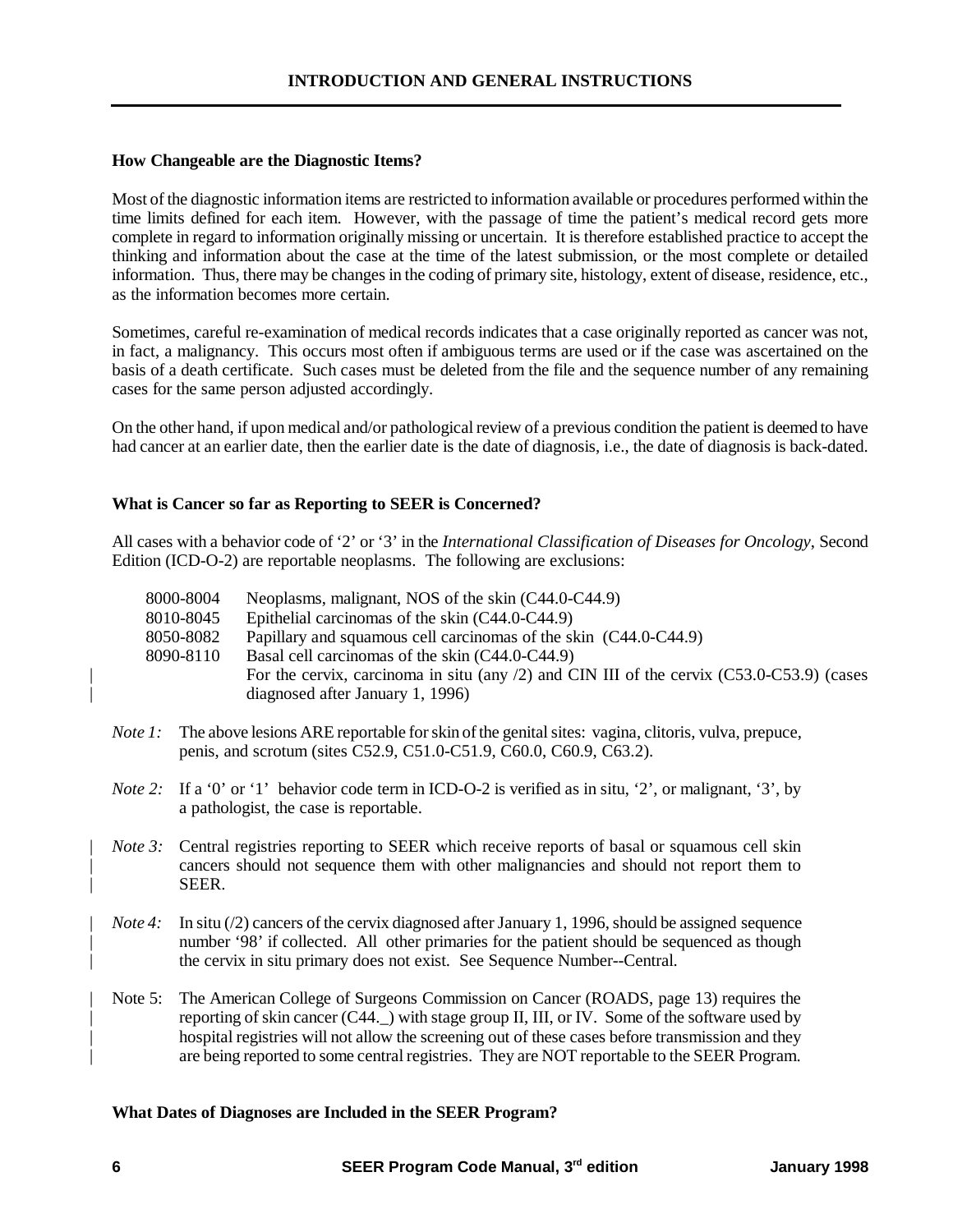### How Changeable are the Diagnostic Items?

Most of the diagnostic information items are restricted to information available or procedures performed within the time limits defined for each item. However, with the passage of time the patient's medical record gets more complete in regard to information originally missing or uncertain. It is therefore established practice to accept the thinking and information about the case at the time of the latest submission, or the most complete or detailed information. Thus, there may be changes in the coding of primary site, histology, extent of disease, residence, etc., as the information becomes more certain.

Sometimes, careful re-examination of medical records indicates that a case originally reported as cancer was not, in fact, a malignancy. This occurs most often if ambiguous terms are used or if the case was ascertained on the basis of a death certificate. Such cases must be deleted from the file and the sequence number of any remaining cases for the same person adjusted accordingly.

On the other hand, if upon medical and/or pathological review of a previous condition the patient is deemed to have had cancer at an earlier date, then the earlier date is the date of diagnosis, i.e., the date of diagnosis is back-dated.

### What is Cancer so far as Reporting to SEER is Concerned?

All cases with a behavior code of '2' or '3' in the *International Classification of Diseases for Oncology*, Second Edition (ICD-O-2) are reportable neoplasms. The following are exclusions:

| | |
|---|---|
| 8000-8004 | Neoplasms, malignant, NOS of the skin (C44.0-C44.9) |
| 8010-8045 | Epithelial carcinomas of the skin (C44.0-C44.9) |
| 8050-8082 | Papillary and squamous cell carcinomas of the skin (C44.0-C44.9) |
| 8090-8110 | Basal cell carcinomas of the skin (C44.0-C44.9) |
| | For the cervix, carcinoma in situ (any /2) and CIN III of the cervix (C53.0-C53.9) (cases diagnosed after January 1, 1996) |

*Note 1:* The above lesions ARE reportable for skin of the genital sites: vagina, clitoris, vulva, prepuce, penis, and scrotum (sites C52.9, C51.0-C51.9, C60.0, C60.9, C63.2).

*Note 2:* If a '0' or '1' behavior code term in ICD-O-2 is verified as in situ, '2', or malignant, '3', by a pathologist, the case is reportable.

*Note 3:* Central registries reporting to SEER which receive reports of basal or squamous cell skin cancers should not sequence them with other malignancies and should not report them to SEER.

*Note 4:* In situ (/2) cancers of the cervix diagnosed after January 1, 1996, should be assigned sequence number '98' if collected. All other primaries for the patient should be sequenced as though the cervix in situ primary does not exist. See Sequence Number--Central.

Note 5: The American College of Surgeons Commission on Cancer (ROADS, page 13) requires the reporting of skin cancer (C44._) with stage group II, III, or IV. Some of the software used by hospital registries will not allow the screening out of these cases before transmission and they are being reported to some central registries. They are NOT reportable to the SEER Program.

### What Dates of Diagnoses are Included in the SEER Program?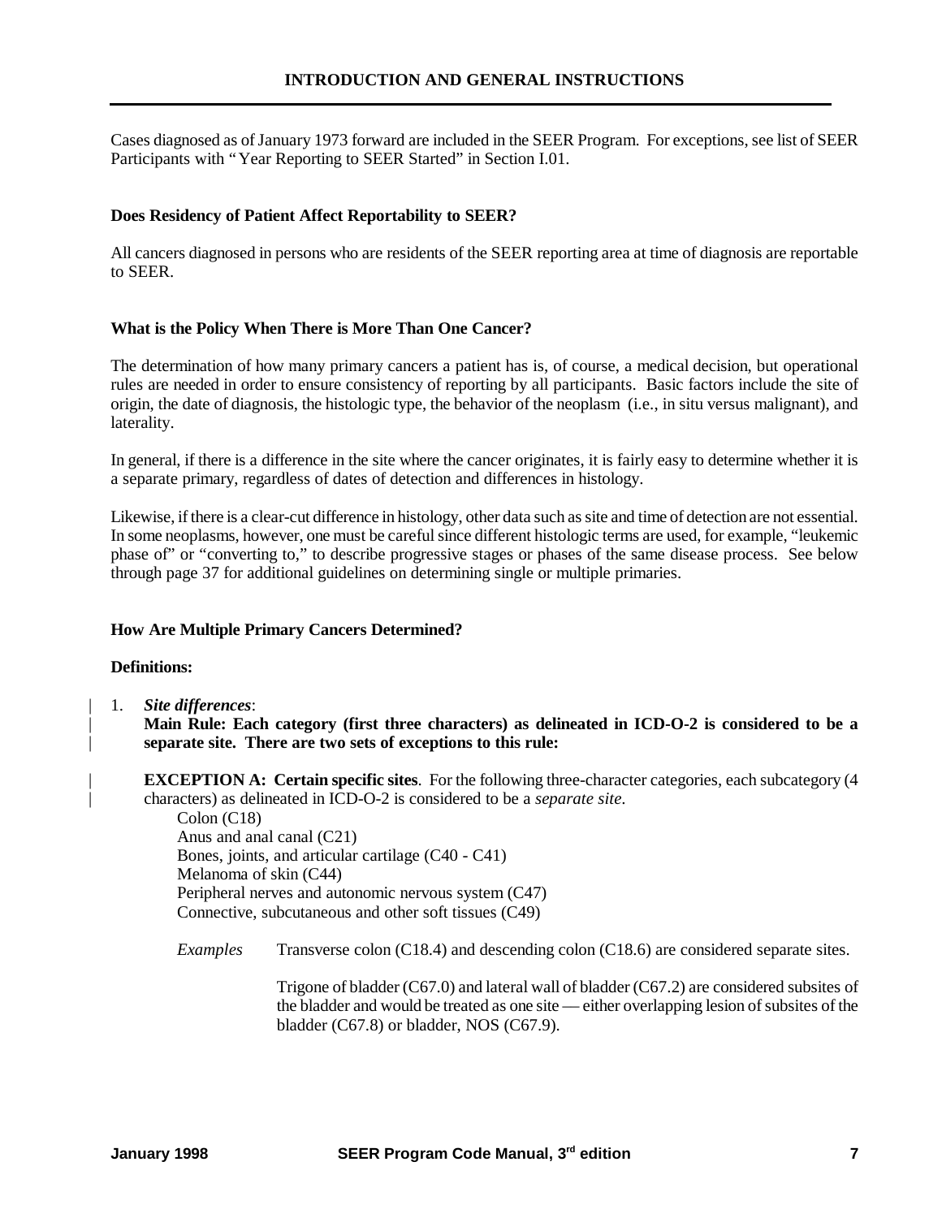Cases diagnosed as of January 1973 forward are included in the SEER Program. For exceptions, see list of SEER Participants with "Year Reporting to SEER Started" in Section I.01.

### Does Residency of Patient Affect Reportability to SEER?

All cancers diagnosed in persons who are residents of the SEER reporting area at time of diagnosis are reportable to SEER.

### What is the Policy When There is More Than One Cancer?

The determination of how many primary cancers a patient has is, of course, a medical decision, but operational rules are needed in order to ensure consistency of reporting by all participants. Basic factors include the site of origin, the date of diagnosis, the histologic type, the behavior of the neoplasm (i.e., in situ versus malignant), and laterality.

In general, if there is a difference in the site where the cancer originates, it is fairly easy to determine whether it is a separate primary, regardless of dates of detection and differences in histology.

Likewise, if there is a clear-cut difference in histology, other data such as site and time of detection are not essential. In some neoplasms, however, one must be careful since different histologic terms are used, for example, "leukemic phase of" or "converting to," to describe progressive stages or phases of the same disease process. See below through page 37 for additional guidelines on determining single or multiple primaries.

### How Are Multiple Primary Cancers Determined?

**Definitions:**

1. ***Site differences***:
   **Main Rule: Each category (first three characters) as delineated in ICD-O-2 is considered to be a separate site. There are two sets of exceptions to this rule:**

   **EXCEPTION A: Certain specific sites**. For the following three-character categories, each subcategory (4 characters) as delineated in ICD-O-2 is considered to be a *separate site*.

   Colon (C18)
   Anus and anal canal (C21)
   Bones, joints, and articular cartilage (C40 - C41)
   Melanoma of skin (C44)
   Peripheral nerves and autonomic nervous system (C47)
   Connective, subcutaneous and other soft tissues (C49)

   *Examples* Transverse colon (C18.4) and descending colon (C18.6) are considered separate sites.

   Trigone of bladder (C67.0) and lateral wall of bladder (C67.2) are considered subsites of the bladder and would be treated as one site — either overlapping lesion of subsites of the bladder (C67.8) or bladder, NOS (C67.9).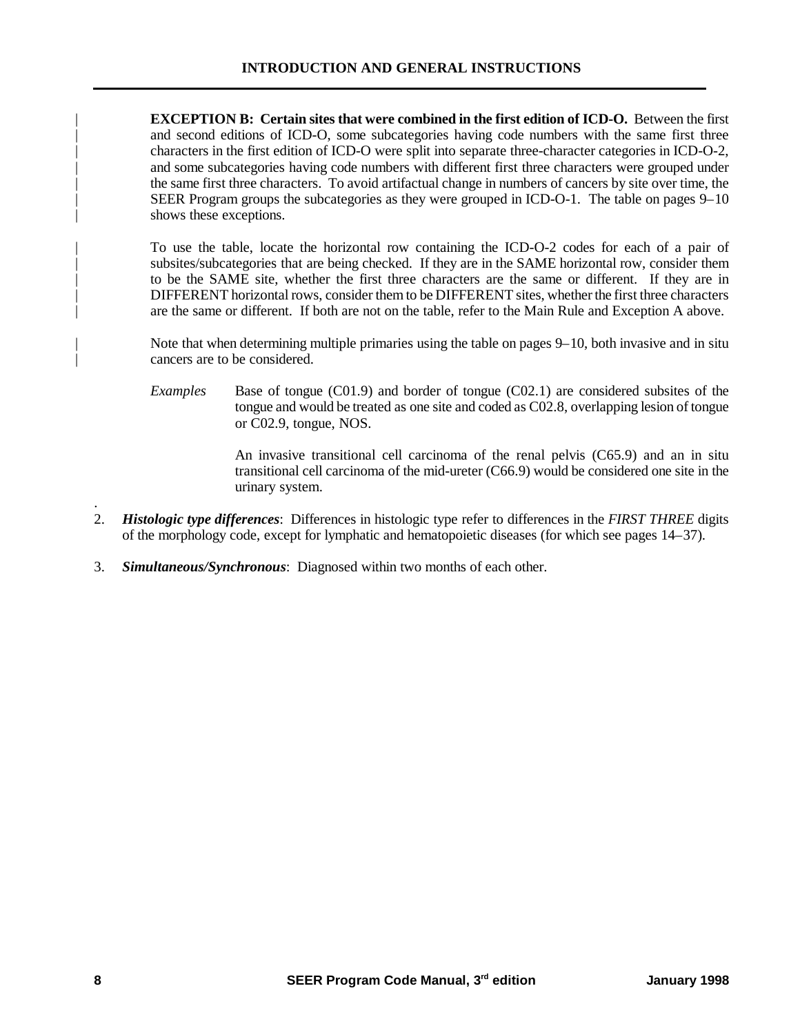**EXCEPTION B: Certain sites that were combined in the first edition of ICD-O.** Between the first and second editions of ICD-O, some subcategories having code numbers with the same first three characters in the first edition of ICD-O were split into separate three-character categories in ICD-O-2, and some subcategories having code numbers with different first three characters were grouped under the same first three characters. To avoid artifactual change in numbers of cancers by site over time, the SEER Program groups the subcategories as they were grouped in ICD-O-1. The table on pages 9–10 shows these exceptions.

To use the table, locate the horizontal row containing the ICD-O-2 codes for each of a pair of subsites/subcategories that are being checked. If they are in the SAME horizontal row, consider them to be the SAME site, whether the first three characters are the same or different. If they are in DIFFERENT horizontal rows, consider them to be DIFFERENT sites, whether the first three characters are the same or different. If both are not on the table, refer to the Main Rule and Exception A above.

Note that when determining multiple primaries using the table on pages 9–10, both invasive and in situ cancers are to be considered.

*Examples* Base of tongue (C01.9) and border of tongue (C02.1) are considered subsites of the tongue and would be treated as one site and coded as C02.8, overlapping lesion of tongue or C02.9, tongue, NOS.

An invasive transitional cell carcinoma of the renal pelvis (C65.9) and an in situ transitional cell carcinoma of the mid-ureter (C66.9) would be considered one site in the urinary system.

2. ***Histologic type differences***: Differences in histologic type refer to differences in the *FIRST THREE* digits of the morphology code, except for lymphatic and hematopoietic diseases (for which see pages 14–37).

3. ***Simultaneous/Synchronous***: Diagnosed within two months of each other.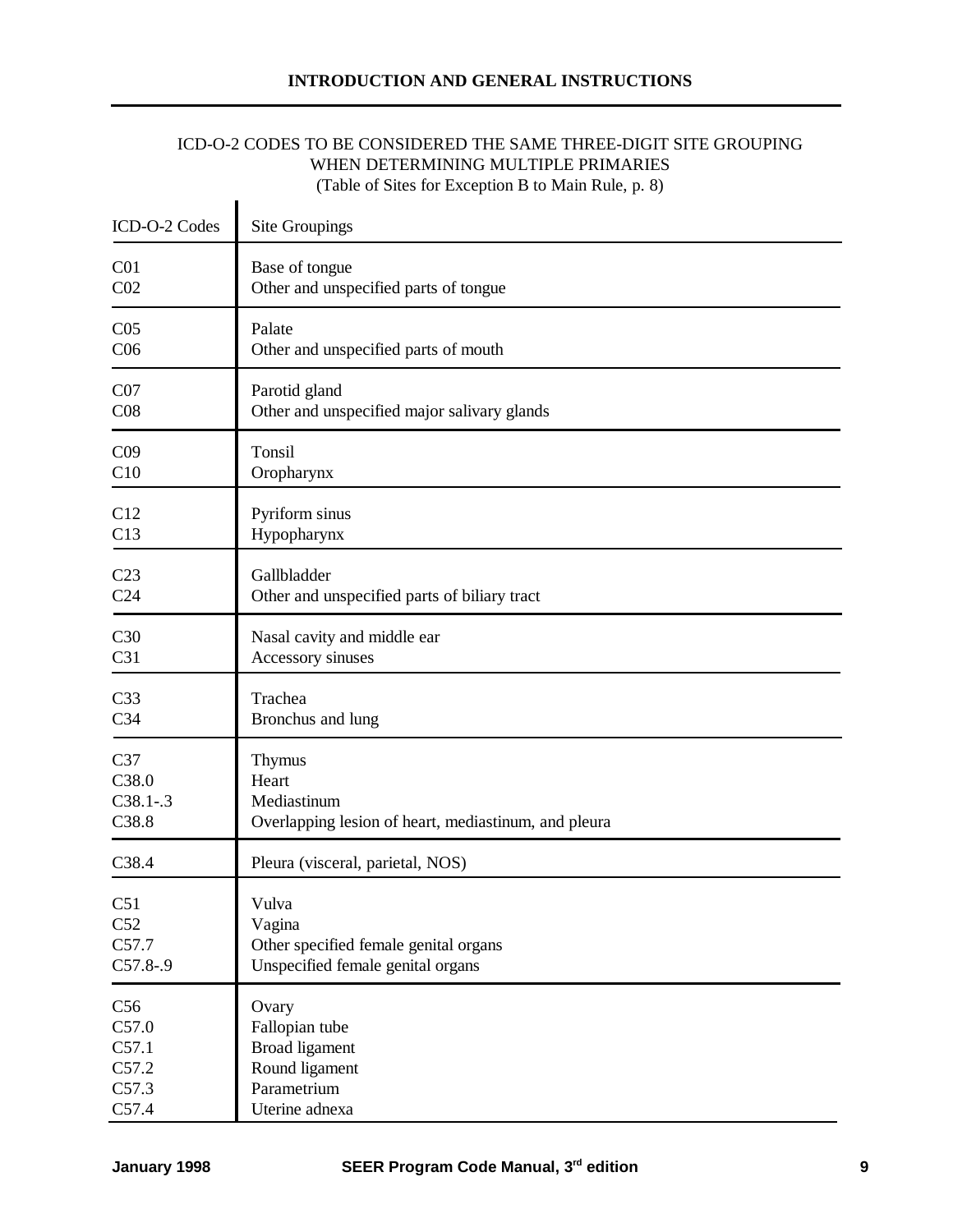ICD-O-2 CODES TO BE CONSIDERED THE SAME THREE-DIGIT SITE GROUPING WHEN DETERMINING MULTIPLE PRIMARIES
(Table of Sites for Exception B to Main Rule, p. 8)

| ICD-O-2 Codes | Site Groupings |
|---|---|
| C01<br>C02 | Base of tongue<br>Other and unspecified parts of tongue |
| C05<br>C06 | Palate<br>Other and unspecified parts of mouth |
| C07<br>C08 | Parotid gland<br>Other and unspecified major salivary glands |
| C09<br>C10 | Tonsil<br>Oropharynx |
| C12<br>C13 | Pyriform sinus<br>Hypopharynx |
| C23<br>C24 | Gallbladder<br>Other and unspecified parts of biliary tract |
| C30<br>C31 | Nasal cavity and middle ear<br>Accessory sinuses |
| C33<br>C34 | Trachea<br>Bronchus and lung |
| C37<br>C38.0<br>C38.1-.3<br>C38.8 | Thymus<br>Heart<br>Mediastinum<br>Overlapping lesion of heart, mediastinum, and pleura |
| C38.4 | Pleura (visceral, parietal, NOS) |
| C51<br>C52<br>C57.7<br>C57.8-.9 | Vulva<br>Vagina<br>Other specified female genital organs<br>Unspecified female genital organs |
| C56<br>C57.0<br>C57.1<br>C57.2<br>C57.3<br>C57.4 | Ovary<br>Fallopian tube<br>Broad ligament<br>Round ligament<br>Parametrium<br>Uterine adnexa |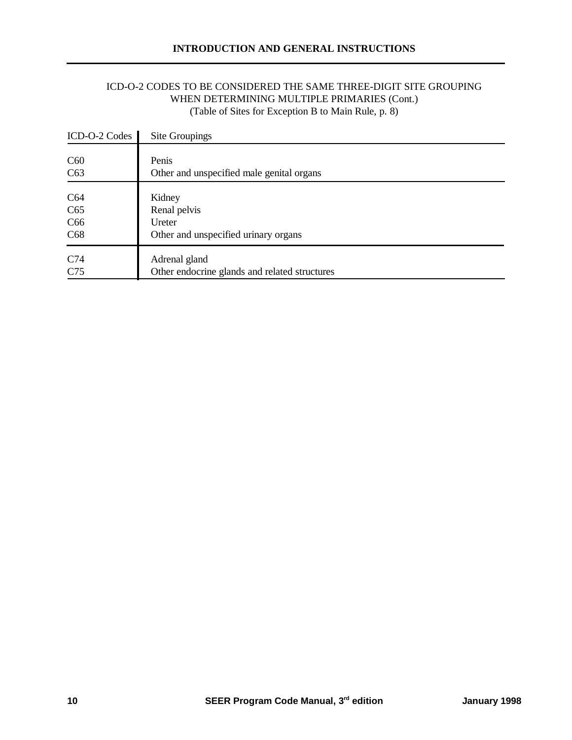ICD-O-2 CODES TO BE CONSIDERED THE SAME THREE-DIGIT SITE GROUPING WHEN DETERMINING MULTIPLE PRIMARIES (Cont.)
(Table of Sites for Exception B to Main Rule, p. 8)

| ICD-O-2 Codes | Site Groupings |
|---|---|
| C60 | Penis |
| C63 | Other and unspecified male genital organs |
| C64 | Kidney |
| C65 | Renal pelvis |
| C66 | Ureter |
| C68 | Other and unspecified urinary organs |
| C74 | Adrenal gland |
| C75 | Other endocrine glands and related structures |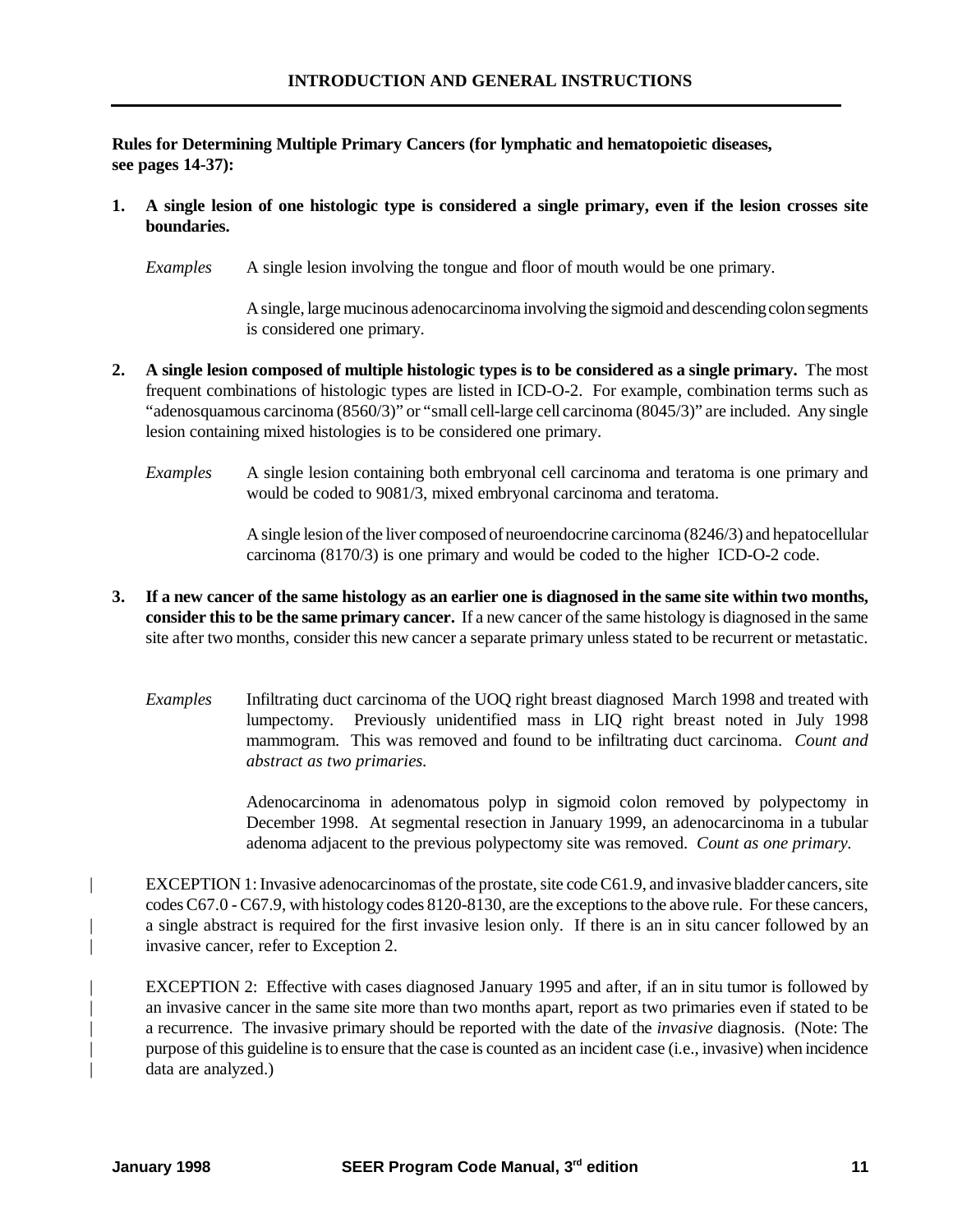**Rules for Determining Multiple Primary Cancers (for lymphatic and hematopoietic diseases, see pages 14-37):**

1. **A single lesion of one histologic type is considered a single primary, even if the lesion crosses site boundaries.**

   *Examples* A single lesion involving the tongue and floor of mouth would be one primary.

   A single, large mucinous adenocarcinoma involving the sigmoid and descending colon segments is considered one primary.

2. **A single lesion composed of multiple histologic types is to be considered as a single primary.** The most frequent combinations of histologic types are listed in ICD-O-2. For example, combination terms such as "adenosquamous carcinoma (8560/3)" or "small cell-large cell carcinoma (8045/3)" are included. Any single lesion containing mixed histologies is to be considered one primary.

   *Examples* A single lesion containing both embryonal cell carcinoma and teratoma is one primary and would be coded to 9081/3, mixed embryonal carcinoma and teratoma.

   A single lesion of the liver composed of neuroendocrine carcinoma (8246/3) and hepatocellular carcinoma (8170/3) is one primary and would be coded to the higher ICD-O-2 code.

3. **If a new cancer of the same histology as an earlier one is diagnosed in the same site within two months, consider this to be the same primary cancer.** If a new cancer of the same histology is diagnosed in the same site after two months, consider this new cancer a separate primary unless stated to be recurrent or metastatic.

   *Examples* Infiltrating duct carcinoma of the UOQ right breast diagnosed March 1998 and treated with lumpectomy. Previously unidentified mass in LIQ right breast noted in July 1998 mammogram. This was removed and found to be infiltrating duct carcinoma. *Count and abstract as two primaries.*

   Adenocarcinoma in adenomatous polyp in sigmoid colon removed by polypectomy in December 1998. At segmental resection in January 1999, an adenocarcinoma in a tubular adenoma adjacent to the previous polypectomy site was removed. *Count as one primary.*

   EXCEPTION 1: Invasive adenocarcinomas of the prostate, site code C61.9, and invasive bladder cancers, site codes C67.0 - C67.9, with histology codes 8120-8130, are the exceptions to the above rule. For these cancers, a single abstract is required for the first invasive lesion only. If there is an in situ cancer followed by an invasive cancer, refer to Exception 2.

   EXCEPTION 2: Effective with cases diagnosed January 1995 and after, if an in situ tumor is followed by an invasive cancer in the same site more than two months apart, report as two primaries even if stated to be a recurrence. The invasive primary should be reported with the date of the *invasive* diagnosis. (Note: The purpose of this guideline is to ensure that the case is counted as an incident case (i.e., invasive) when incidence data are analyzed.)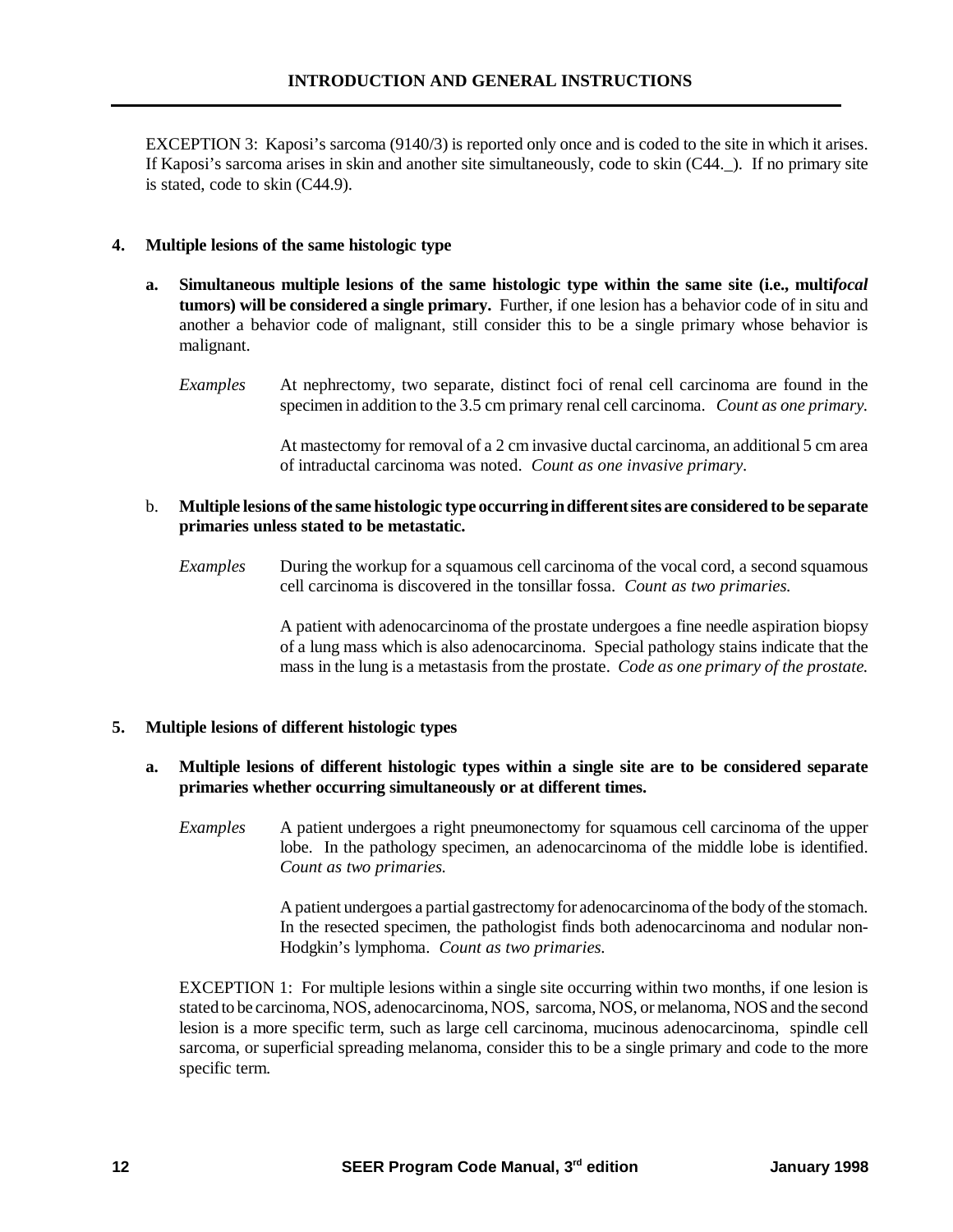EXCEPTION 3: Kaposi's sarcoma (9140/3) is reported only once and is coded to the site in which it arises. If Kaposi's sarcoma arises in skin and another site simultaneously, code to skin (C44._). If no primary site is stated, code to skin (C44.9).

**4. Multiple lesions of the same histologic type**

**a. Simultaneous multiple lesions of the same histologic type within the same site (i.e., multi*focal* tumors) will be considered a single primary.** Further, if one lesion has a behavior code of in situ and another a behavior code of malignant, still consider this to be a single primary whose behavior is malignant.

*Examples* At nephrectomy, two separate, distinct foci of renal cell carcinoma are found in the specimen in addition to the 3.5 cm primary renal cell carcinoma. *Count as one primary.*

At mastectomy for removal of a 2 cm invasive ductal carcinoma, an additional 5 cm area of intraductal carcinoma was noted. *Count as one invasive primary*.

b. **Multiple lesions of the same histologic type occurring in different sites are considered to be separate primaries unless stated to be metastatic.**

*Examples* During the workup for a squamous cell carcinoma of the vocal cord, a second squamous cell carcinoma is discovered in the tonsillar fossa. *Count as two primaries.*

A patient with adenocarcinoma of the prostate undergoes a fine needle aspiration biopsy of a lung mass which is also adenocarcinoma. Special pathology stains indicate that the mass in the lung is a metastasis from the prostate. *Code as one primary of the prostate.*

**5. Multiple lesions of different histologic types**

**a. Multiple lesions of different histologic types within a single site are to be considered separate primaries whether occurring simultaneously or at different times.**

*Examples* A patient undergoes a right pneumonectomy for squamous cell carcinoma of the upper lobe. In the pathology specimen, an adenocarcinoma of the middle lobe is identified. *Count as two primaries.*

A patient undergoes a partial gastrectomy for adenocarcinoma of the body of the stomach. In the resected specimen, the pathologist finds both adenocarcinoma and nodular non-Hodgkin's lymphoma. *Count as two primaries.*

EXCEPTION 1: For multiple lesions within a single site occurring within two months, if one lesion is stated to be carcinoma, NOS, adenocarcinoma, NOS, sarcoma, NOS, or melanoma, NOS and the second lesion is a more specific term, such as large cell carcinoma, mucinous adenocarcinoma, spindle cell sarcoma, or superficial spreading melanoma, consider this to be a single primary and code to the more specific term.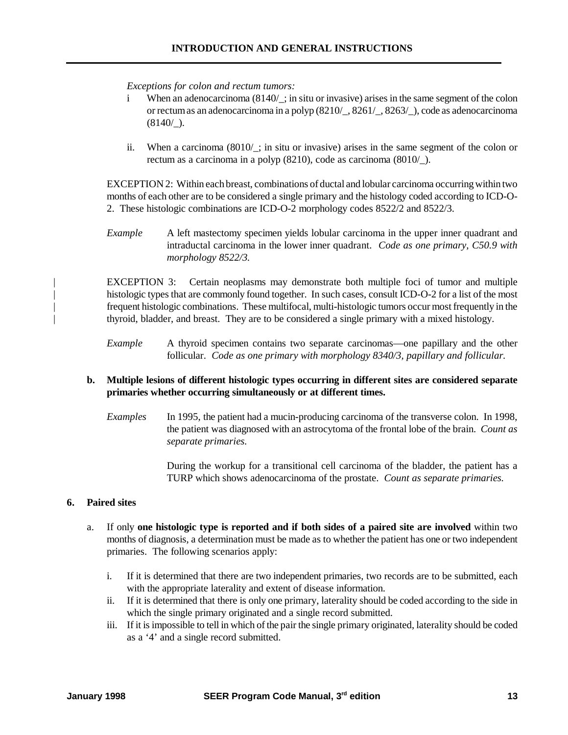*Exceptions for colon and rectum tumors:*

i When an adenocarcinoma (8140/_; in situ or invasive) arises in the same segment of the colon or rectum as an adenocarcinoma in a polyp (8210/_, 8261/_, 8263/_), code as adenocarcinoma (8140/_).

ii. When a carcinoma (8010/_; in situ or invasive) arises in the same segment of the colon or rectum as a carcinoma in a polyp (8210), code as carcinoma (8010/_).

EXCEPTION 2: Within each breast, combinations of ductal and lobular carcinoma occurring within two months of each other are to be considered a single primary and the histology coded according to ICD-O-2. These histologic combinations are ICD-O-2 morphology codes 8522/2 and 8522/3.

*Example* A left mastectomy specimen yields lobular carcinoma in the upper inner quadrant and intraductal carcinoma in the lower inner quadrant. *Code as one primary, C50.9 with morphology 8522/3.*

EXCEPTION 3: Certain neoplasms may demonstrate both multiple foci of tumor and multiple histologic types that are commonly found together. In such cases, consult ICD-O-2 for a list of the most frequent histologic combinations. These multifocal, multi-histologic tumors occur most frequently in the thyroid, bladder, and breast. They are to be considered a single primary with a mixed histology.

*Example* A thyroid specimen contains two separate carcinomas—one papillary and the other follicular. *Code as one primary with morphology 8340/3, papillary and follicular.*

**b. Multiple lesions of different histologic types occurring in different sites are considered separate primaries whether occurring simultaneously or at different times.**

*Examples* In 1995, the patient had a mucin-producing carcinoma of the transverse colon. In 1998, the patient was diagnosed with an astrocytoma of the frontal lobe of the brain. *Count as separate primaries.*

During the workup for a transitional cell carcinoma of the bladder, the patient has a TURP which shows adenocarcinoma of the prostate. *Count as separate primaries.*

**6. Paired sites**

a. If only **one histologic type is reported and if both sides of a paired site are involved** within two months of diagnosis, a determination must be made as to whether the patient has one or two independent primaries. The following scenarios apply:

i. If it is determined that there are two independent primaries, two records are to be submitted, each with the appropriate laterality and extent of disease information.

ii. If it is determined that there is only one primary, laterality should be coded according to the side in which the single primary originated and a single record submitted.

iii. If it is impossible to tell in which of the pair the single primary originated, laterality should be coded as a '4' and a single record submitted.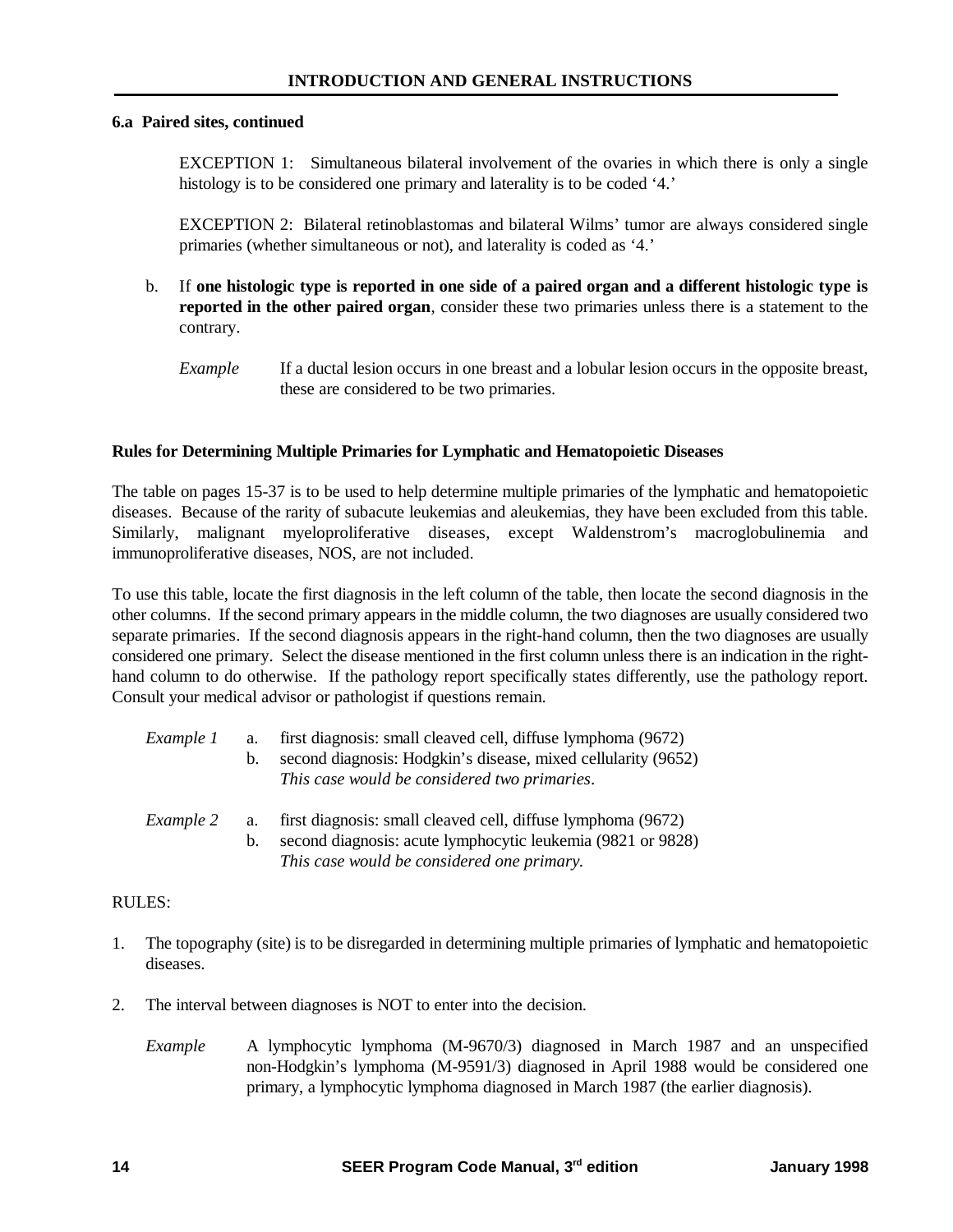### 6.a Paired sites, continued

EXCEPTION 1: Simultaneous bilateral involvement of the ovaries in which there is only a single histology is to be considered one primary and laterality is to be coded '4.'

EXCEPTION 2: Bilateral retinoblastomas and bilateral Wilms' tumor are always considered single primaries (whether simultaneous or not), and laterality is coded as '4.'

b. If **one histologic type is reported in one side of a paired organ and a different histologic type is reported in the other paired organ**, consider these two primaries unless there is a statement to the contrary.

*Example* If a ductal lesion occurs in one breast and a lobular lesion occurs in the opposite breast, these are considered to be two primaries.

### Rules for Determining Multiple Primaries for Lymphatic and Hematopoietic Diseases

The table on pages 15-37 is to be used to help determine multiple primaries of the lymphatic and hematopoietic diseases. Because of the rarity of subacute leukemias and aleukemias, they have been excluded from this table. Similarly, malignant myeloproliferative diseases, except Waldenstrom's macroglobulinemia and immunoproliferative diseases, NOS, are not included.

To use this table, locate the first diagnosis in the left column of the table, then locate the second diagnosis in the other columns. If the second primary appears in the middle column, the two diagnoses are usually considered two separate primaries. If the second diagnosis appears in the right-hand column, then the two diagnoses are usually considered one primary. Select the disease mentioned in the first column unless there is an indication in the right-hand column to do otherwise. If the pathology report specifically states differently, use the pathology report. Consult your medical advisor or pathologist if questions remain.

*Example 1*
a. first diagnosis: small cleaved cell, diffuse lymphoma (9672)
b. second diagnosis: Hodgkin's disease, mixed cellularity (9652)
*This case would be considered two primaries*.

*Example 2*
a. first diagnosis: small cleaved cell, diffuse lymphoma (9672)
b. second diagnosis: acute lymphocytic leukemia (9821 or 9828)
*This case would be considered one primary.*

RULES:

1. The topography (site) is to be disregarded in determining multiple primaries of lymphatic and hematopoietic diseases.

2. The interval between diagnoses is NOT to enter into the decision.

   *Example* A lymphocytic lymphoma (M-9670/3) diagnosed in March 1987 and an unspecified non-Hodgkin's lymphoma (M-9591/3) diagnosed in April 1988 would be considered one primary, a lymphocytic lymphoma diagnosed in March 1987 (the earlier diagnosis).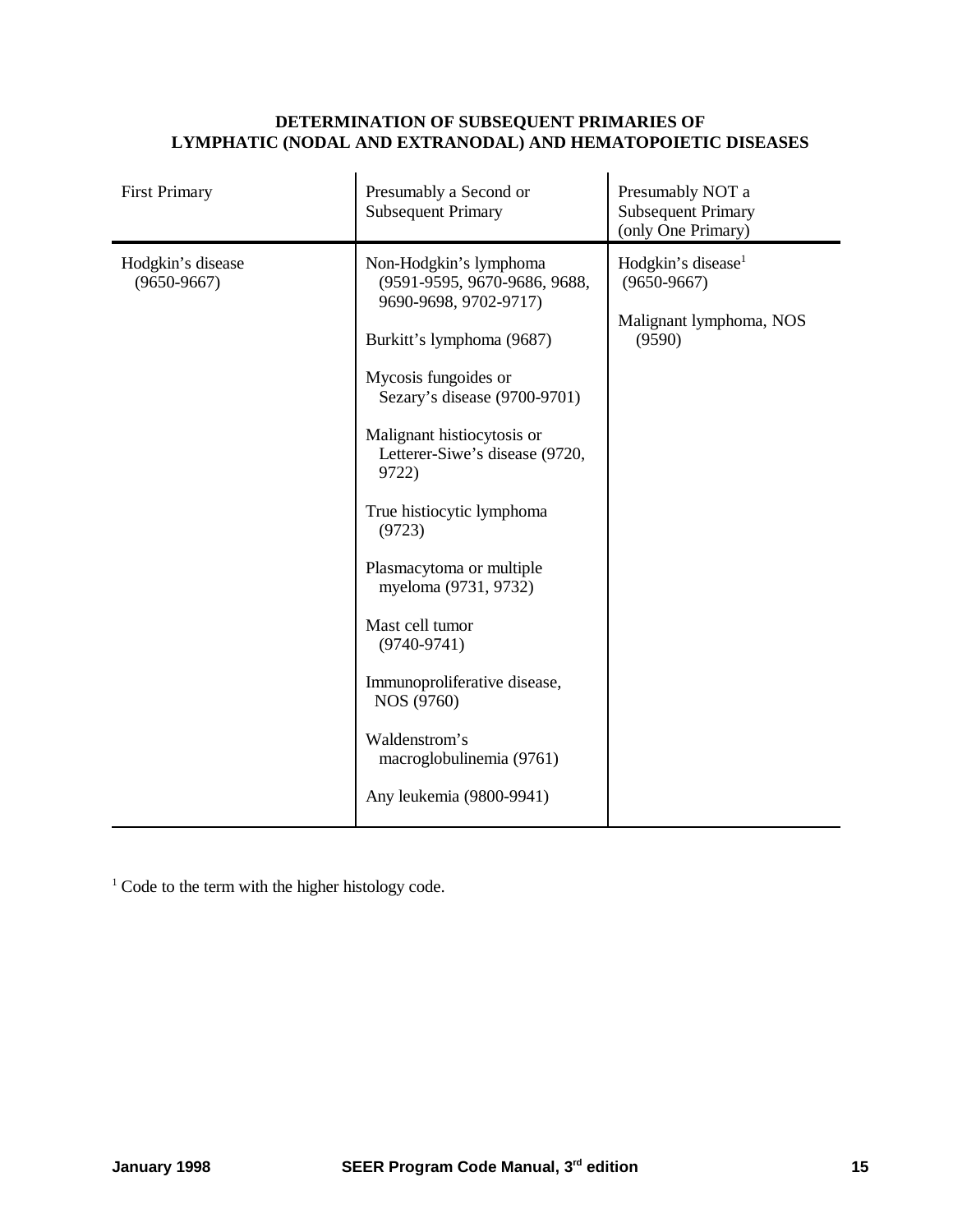**DETERMINATION OF SUBSEQUENT PRIMARIES OF LYMPHATIC (NODAL AND EXTRANODAL) AND HEMATOPOIETIC DISEASES**

| First Primary | Presumably a Second or Subsequent Primary | Presumably NOT a Subsequent Primary (only One Primary) |
|---|---|---|
| Hodgkin's disease (9650-9667) | Non-Hodgkin's lymphoma (9591-9595, 9670-9686, 9688, 9690-9698, 9702-9717)<br><br>Burkitt's lymphoma (9687)<br><br>Mycosis fungoides or Sezary's disease (9700-9701)<br><br>Malignant histiocytosis or Letterer-Siwe's disease (9720, 9722)<br><br>True histiocytic lymphoma (9723)<br><br>Plasmacytoma or multiple myeloma (9731, 9732)<br><br>Mast cell tumor (9740-9741)<br><br>Immunoproliferative disease, NOS (9760)<br><br>Waldenstrom's macroglobulinemia (9761)<br><br>Any leukemia (9800-9941) | Hodgkin's disease[1] (9650-9667)<br><br>Malignant lymphoma, NOS (9590) |

[1] Code to the term with the higher histology code.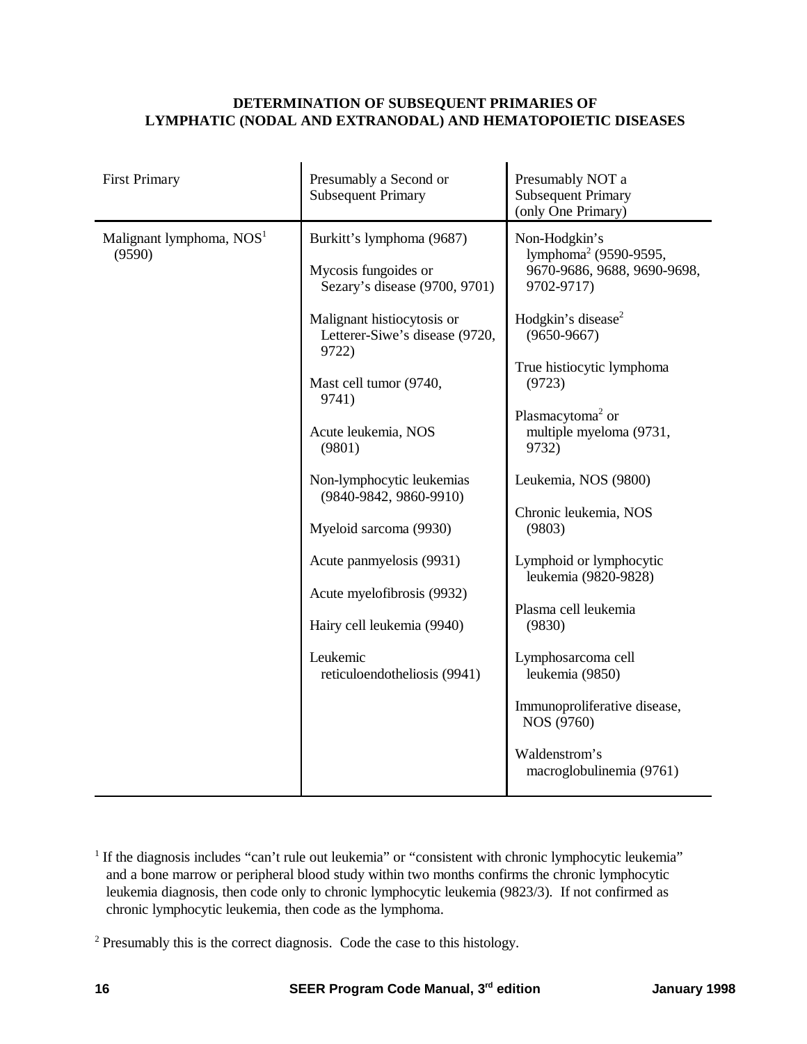**DETERMINATION OF SUBSEQUENT PRIMARIES OF LYMPHATIC (NODAL AND EXTRANODAL) AND HEMATOPOIETIC DISEASES**

| First Primary | Presumably a Second or Subsequent Primary | Presumably NOT a Subsequent Primary (only One Primary) |
|---|---|---|
| Malignant lymphoma, NOS[1] (9590) | Burkitt's lymphoma (9687) | Non-Hodgkin's lymphoma[2] (9590-9595, 9670-9686, 9688, 9690-9698, 9702-9717) |
| | Mycosis fungoides or Sezary's disease (9700, 9701) | Hodgkin's disease[2] (9650-9667) |
| | Malignant histiocytosis or Letterer-Siwe's disease (9720, 9722) | True histiocytic lymphoma (9723) |
| | Mast cell tumor (9740, 9741) | Plasmacytoma[2] or multiple myeloma (9731, 9732) |
| | Acute leukemia, NOS (9801) | Leukemia, NOS (9800) |
| | Non-lymphocytic leukemias (9840-9842, 9860-9910) | Chronic leukemia, NOS (9803) |
| | Myeloid sarcoma (9930) | Lymphoid or lymphocytic leukemia (9820-9828) |
| | Acute panmyelosis (9931) | Plasma cell leukemia (9830) |
| | Acute myelofibrosis (9932) | Lymphosarcoma cell leukemia (9850) |
| | Hairy cell leukemia (9940) | Immunoproliferative disease, NOS (9760) |
| | Leukemic reticuloendotheliosis (9941) | Waldenstrom's macroglobulinemia (9761) |

[1] If the diagnosis includes "can't rule out leukemia" or "consistent with chronic lymphocytic leukemia" and a bone marrow or peripheral blood study within two months confirms the chronic lymphocytic leukemia diagnosis, then code only to chronic lymphocytic leukemia (9823/3). If not confirmed as chronic lymphocytic leukemia, then code as the lymphoma.

[2] Presumably this is the correct diagnosis. Code the case to this histology.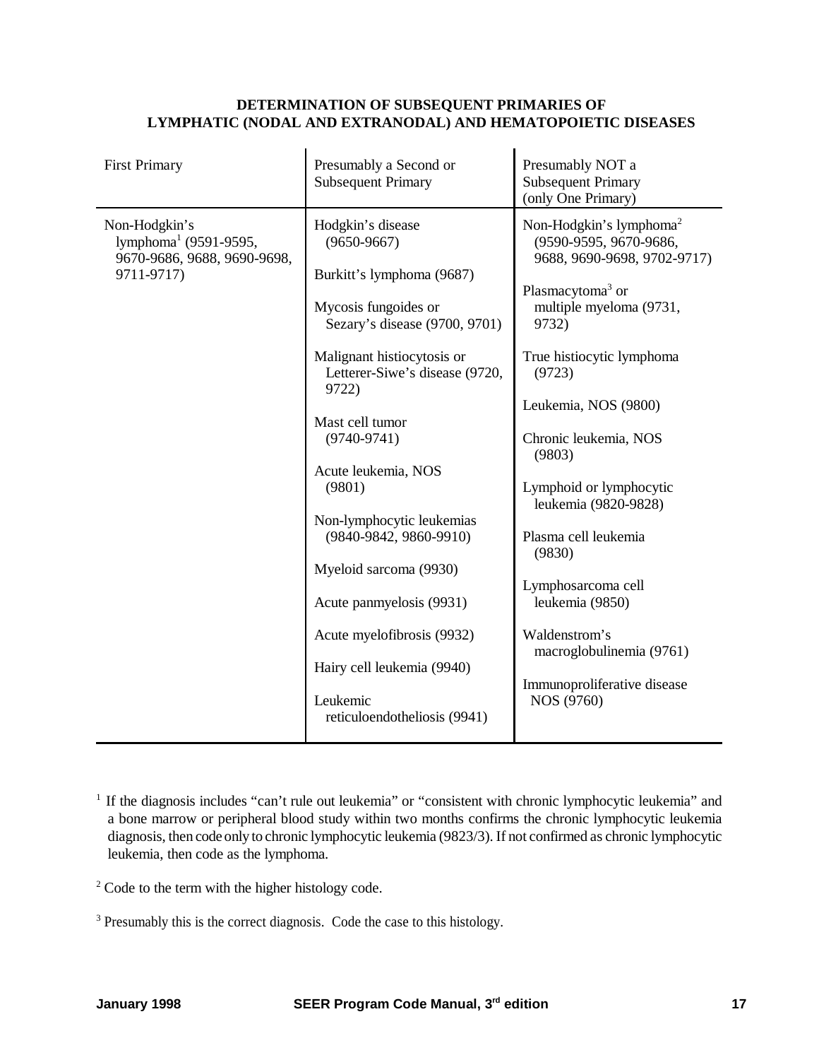## DETERMINATION OF SUBSEQUENT PRIMARIES OF LYMPHATIC (NODAL AND EXTRANODAL) AND HEMATOPOIETIC DISEASES

| First Primary | Presumably a Second or Subsequent Primary | Presumably NOT a Subsequent Primary (only One Primary) |
|---|---|---|
| Non-Hodgkin's lymphoma[1] (9591-9595, 9670-9686, 9688, 9690-9698, 9711-9717) | Hodgkin's disease (9650-9667) | Non-Hodgkin's lymphoma[2] (9590-9595, 9670-9686, 9688, 9690-9698, 9702-9717) |
| | Burkitt's lymphoma (9687) | Plasmacytoma[3] or multiple myeloma (9731, 9732) |
| | Mycosis fungoides or Sezary's disease (9700, 9701) | True histiocytic lymphoma (9723) |
| | Malignant histiocytosis or Letterer-Siwe's disease (9720, 9722) | Leukemia, NOS (9800) |
| | Mast cell tumor (9740-9741) | Chronic leukemia, NOS (9803) |
| | Acute leukemia, NOS (9801) | Lymphoid or lymphocytic leukemia (9820-9828) |
| | Non-lymphocytic leukemias (9840-9842, 9860-9910) | Plasma cell leukemia (9830) |
| | Myeloid sarcoma (9930) | Lymphosarcoma cell leukemia (9850) |
| | Acute panmyelosis (9931) | Waldenstrom's macroglobulinemia (9761) |
| | Acute myelofibrosis (9932) | Immunoproliferative disease NOS (9760) |
| | Hairy cell leukemia (9940) | |
| | Leukemic reticuloendotheliosis (9941) | |

[1] If the diagnosis includes "can't rule out leukemia" or "consistent with chronic lymphocytic leukemia" and a bone marrow or peripheral blood study within two months confirms the chronic lymphocytic leukemia diagnosis, then code only to chronic lymphocytic leukemia (9823/3). If not confirmed as chronic lymphocytic leukemia, then code as the lymphoma.

[2] Code to the term with the higher histology code.

[3] Presumably this is the correct diagnosis. Code the case to this histology.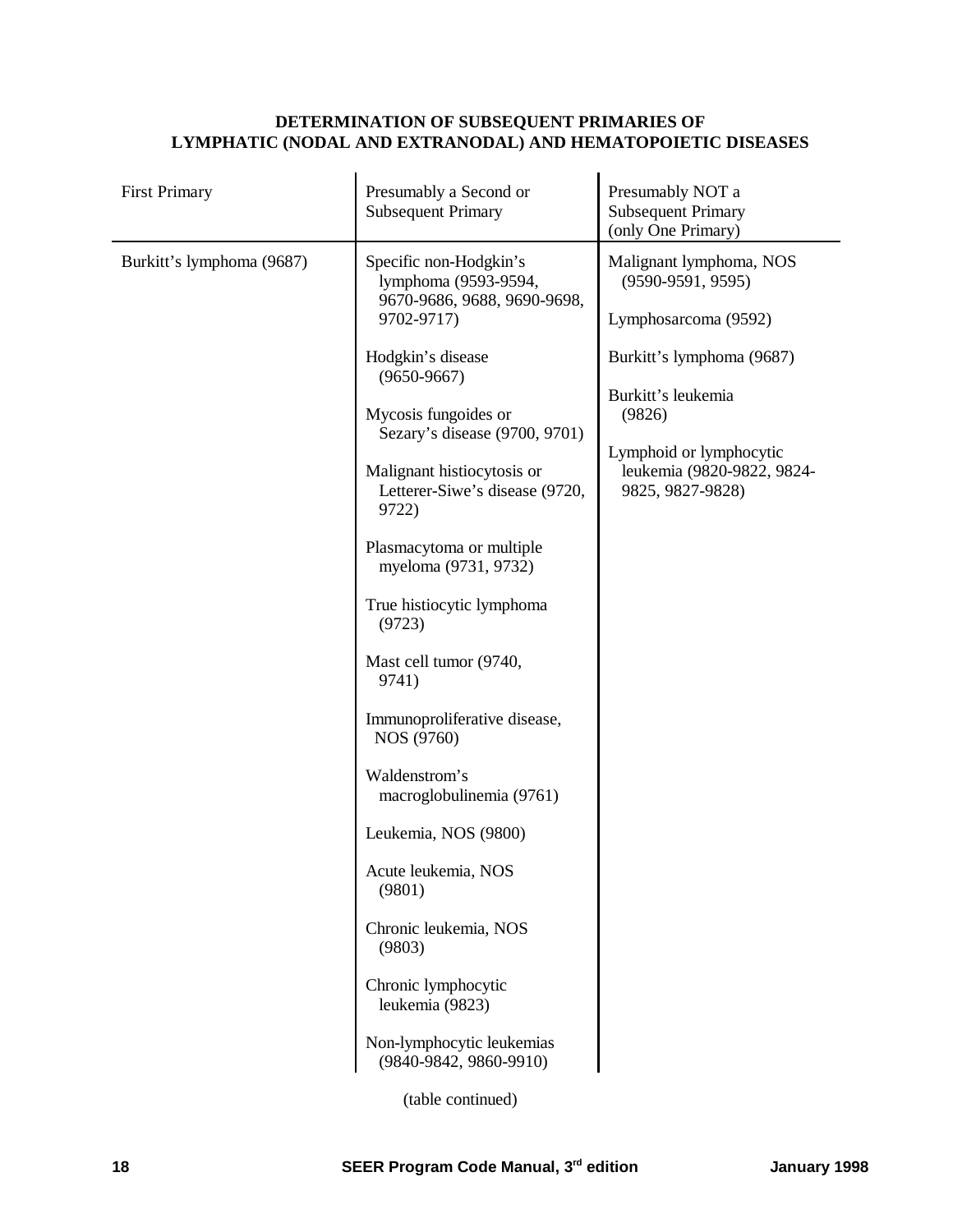**DETERMINATION OF SUBSEQUENT PRIMARIES OF LYMPHATIC (NODAL AND EXTRANODAL) AND HEMATOPOIETIC DISEASES**

| First Primary | Presumably a Second or Subsequent Primary | Presumably NOT a Subsequent Primary (only One Primary) |
|---|---|---|
| Burkitt's lymphoma (9687) | Specific non-Hodgkin's lymphoma (9593-9594, 9670-9686, 9688, 9690-9698, 9702-9717) | Malignant lymphoma, NOS (9590-9591, 9595) |
| | Hodgkin's disease (9650-9667) | Lymphosarcoma (9592) |
| | Mycosis fungoides or Sezary's disease (9700, 9701) | Burkitt's lymphoma (9687) |
| | Malignant histiocytosis or Letterer-Siwe's disease (9720, 9722) | Burkitt's leukemia (9826) |
| | Plasmacytoma or multiple myeloma (9731, 9732) | Lymphoid or lymphocytic leukemia (9820-9822, 9824-9825, 9827-9828) |
| | True histiocytic lymphoma (9723) | |
| | Mast cell tumor (9740, 9741) | |
| | Immunoproliferative disease, NOS (9760) | |
| | Waldenstrom's macroglobulinemia (9761) | |
| | Leukemia, NOS (9800) | |
| | Acute leukemia, NOS (9801) | |
| | Chronic leukemia, NOS (9803) | |
| | Chronic lymphocytic leukemia (9823) | |
| | Non-lymphocytic leukemias (9840-9842, 9860-9910) | |

(table continued)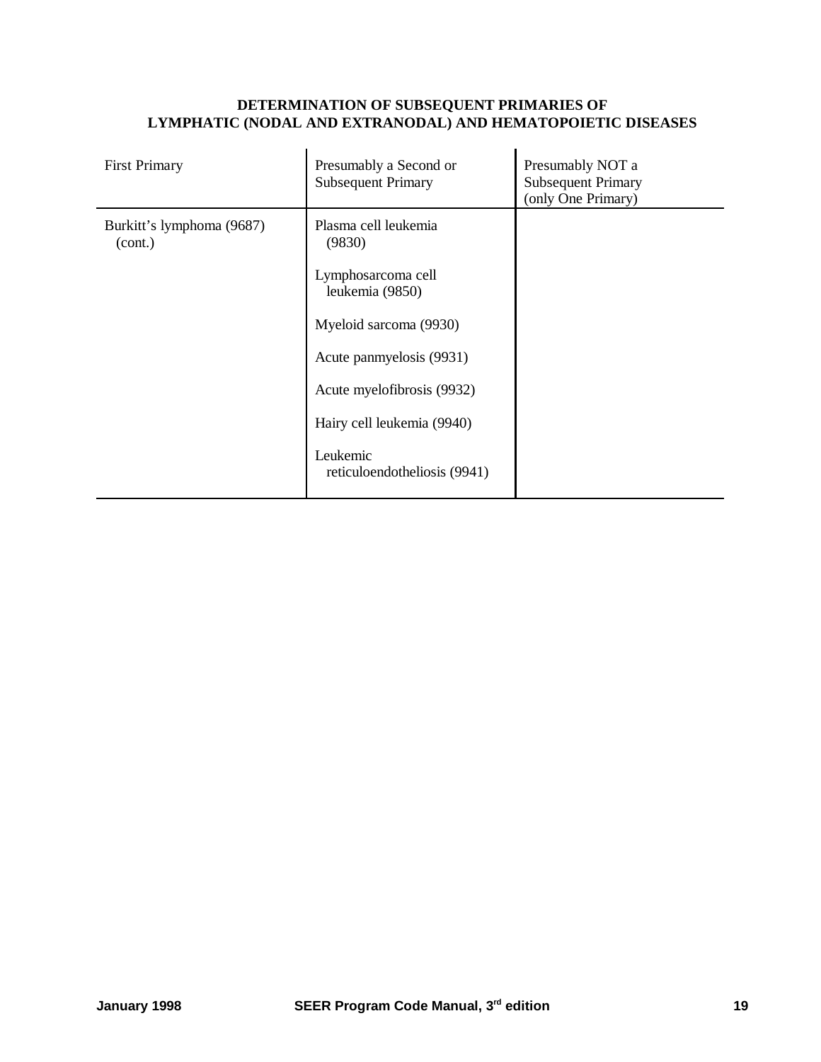**DETERMINATION OF SUBSEQUENT PRIMARIES OF LYMPHATIC (NODAL AND EXTRANODAL) AND HEMATOPOIETIC DISEASES**

| First Primary | Presumably a Second or Subsequent Primary | Presumably NOT a Subsequent Primary (only One Primary) |
|---|---|---|
| Burkitt's lymphoma (9687) (cont.) | Plasma cell leukemia (9830) | |
| | Lymphosarcoma cell leukemia (9850) | |
| | Myeloid sarcoma (9930) | |
| | Acute panmyelosis (9931) | |
| | Acute myelofibrosis (9932) | |
| | Hairy cell leukemia (9940) | |
| | Leukemic reticuloendotheliosis (9941) | |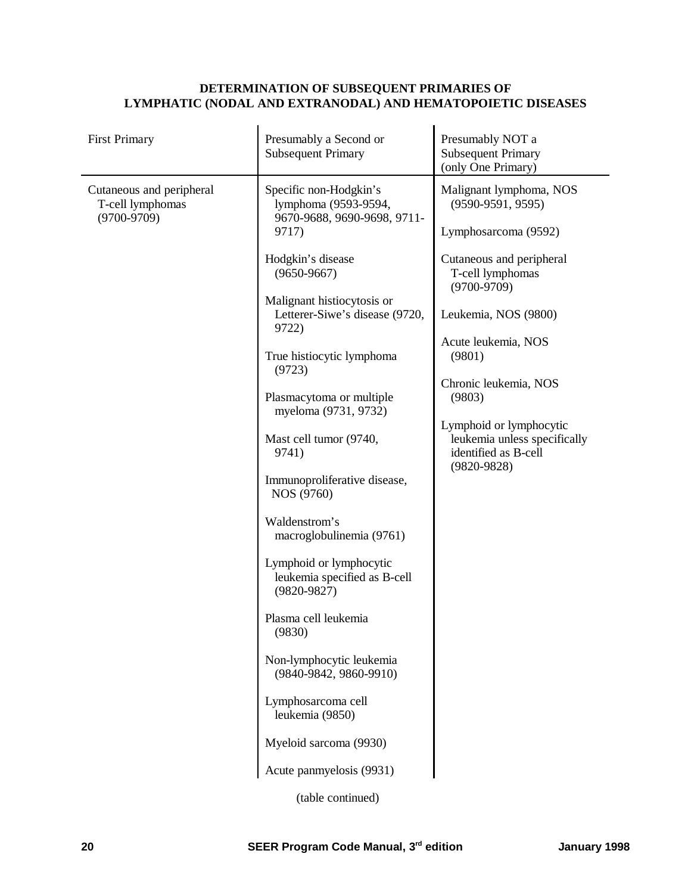**DETERMINATION OF SUBSEQUENT PRIMARIES OF LYMPHATIC (NODAL AND EXTRANODAL) AND HEMATOPOIETIC DISEASES**

| First Primary | Presumably a Second or Subsequent Primary | Presumably NOT a Subsequent Primary (only One Primary) |
|---|---|---|
| Cutaneous and peripheral T-cell lymphomas (9700-9709) | Specific non-Hodgkin's lymphoma (9593-9594, 9670-9688, 9690-9698, 9711-9717) | Malignant lymphoma, NOS (9590-9591, 9595) |
| | Hodgkin's disease (9650-9667) | Lymphosarcoma (9592) |
| | Malignant histiocytosis or Letterer-Siwe's disease (9720, 9722) | Cutaneous and peripheral T-cell lymphomas (9700-9709) |
| | True histiocytic lymphoma (9723) | Leukemia, NOS (9800) |
| | Plasmacytoma or multiple myeloma (9731, 9732) | Acute leukemia, NOS (9801) |
| | Mast cell tumor (9740, 9741) | Chronic leukemia, NOS (9803) |
| | Immunoproliferative disease, NOS (9760) | Lymphoid or lymphocytic leukemia unless specifically identified as B-cell (9820-9828) |
| | Waldenstrom's macroglobulinemia (9761) | |
| | Lymphoid or lymphocytic leukemia specified as B-cell (9820-9827) | |
| | Plasma cell leukemia (9830) | |
| | Non-lymphocytic leukemia (9840-9842, 9860-9910) | |
| | Lymphosarcoma cell leukemia (9850) | |
| | Myeloid sarcoma (9930) | |
| | Acute panmyelosis (9931) | |

(table continued)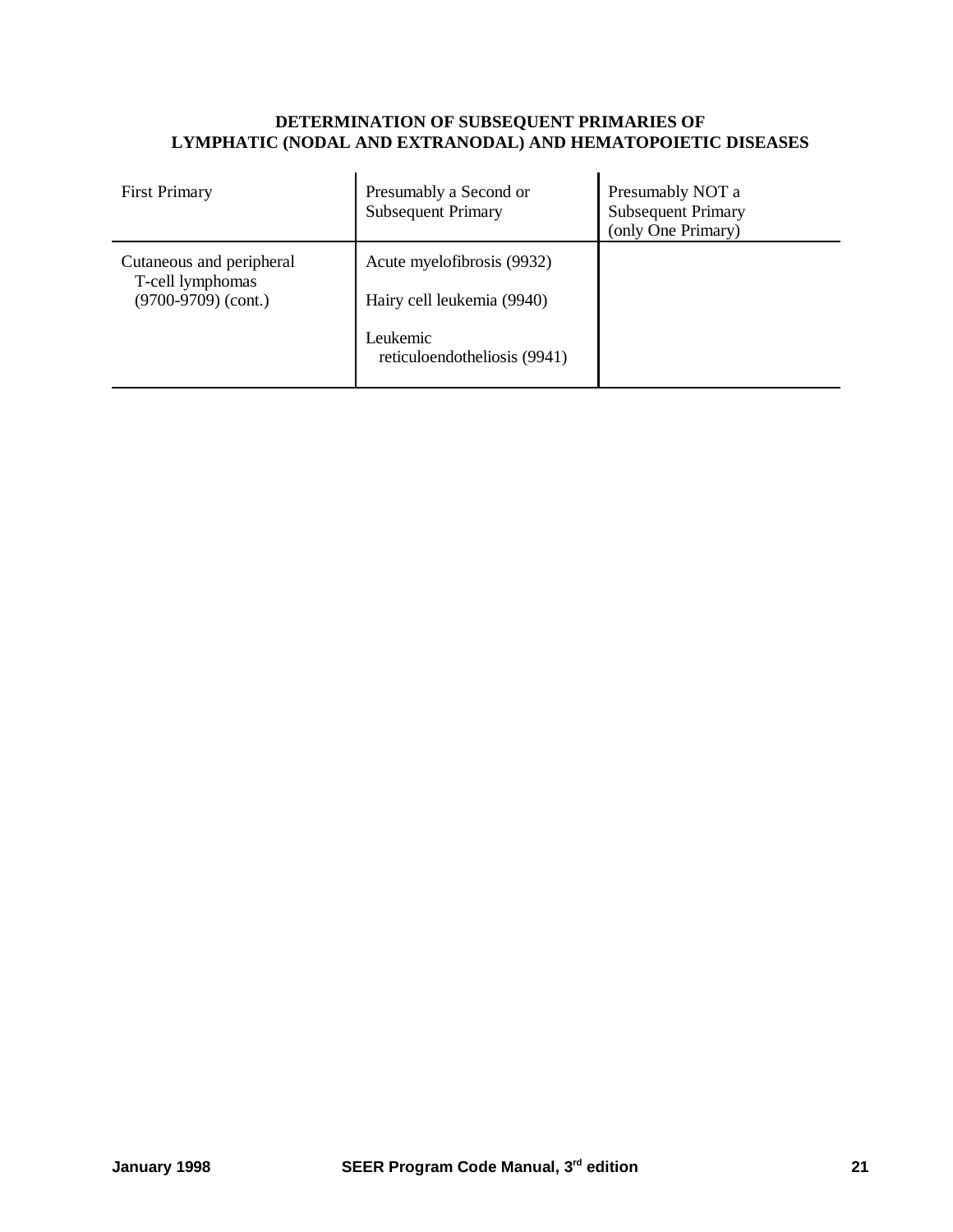**DETERMINATION OF SUBSEQUENT PRIMARIES OF LYMPHATIC (NODAL AND EXTRANODAL) AND HEMATOPOIETIC DISEASES**

| First Primary | Presumably a Second or Subsequent Primary | Presumably NOT a Subsequent Primary (only One Primary) |
|---|---|---|
| Cutaneous and peripheral T-cell lymphomas (9700-9709) (cont.) | Acute myelofibrosis (9932) | |
| | Hairy cell leukemia (9940) | |
| | Leukemic reticuloendotheliosis (9941) | |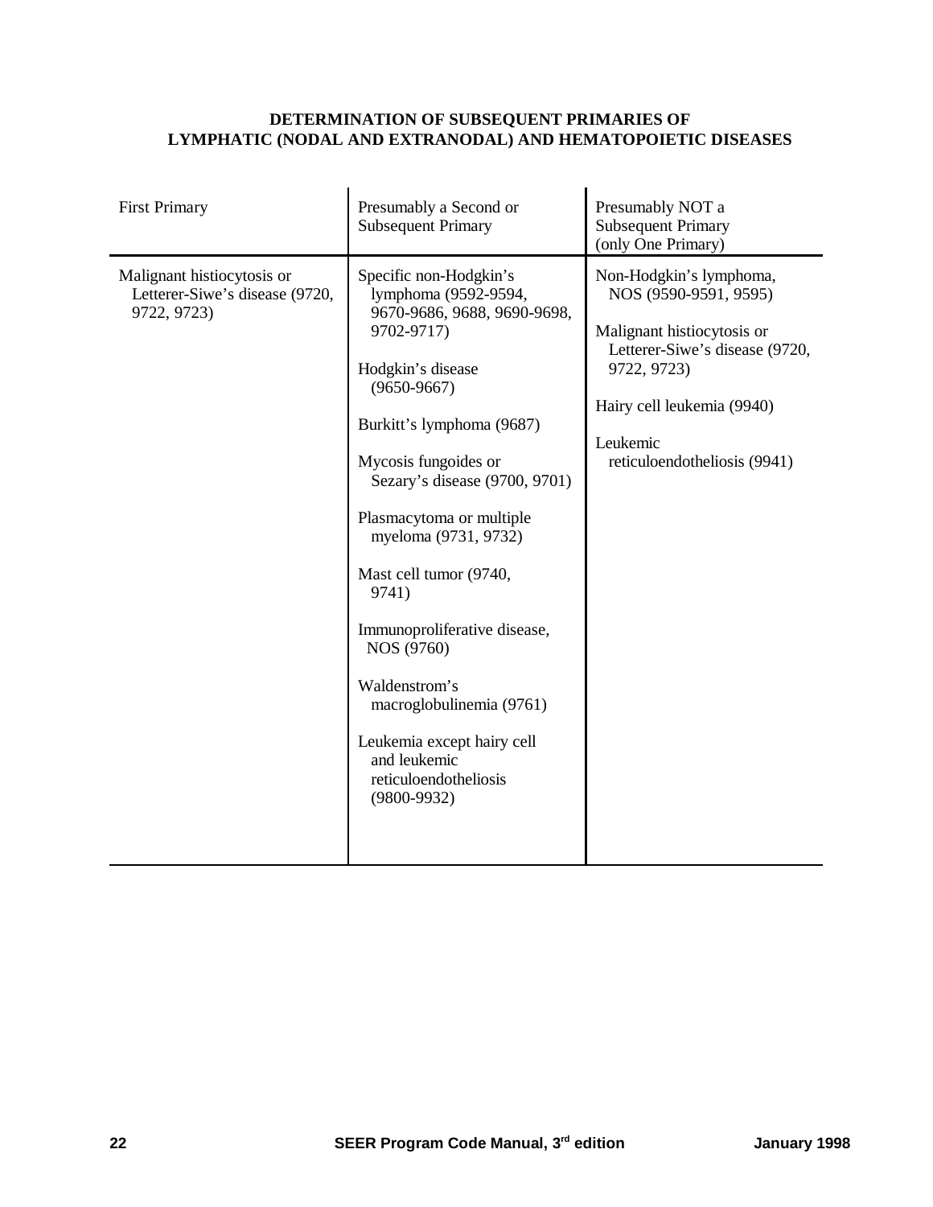**DETERMINATION OF SUBSEQUENT PRIMARIES OF LYMPHATIC (NODAL AND EXTRANODAL) AND HEMATOPOIETIC DISEASES**

| First Primary | Presumably a Second or Subsequent Primary | Presumably NOT a Subsequent Primary (only One Primary) |
|---|---|---|
| Malignant histiocytosis or Letterer-Siwe's disease (9720, 9722, 9723) | Specific non-Hodgkin's lymphoma (9592-9594, 9670-9686, 9688, 9690-9698, 9702-9717)<br><br>Hodgkin's disease (9650-9667)<br><br>Burkitt's lymphoma (9687)<br><br>Mycosis fungoides or Sezary's disease (9700, 9701)<br><br>Plasmacytoma or multiple myeloma (9731, 9732)<br><br>Mast cell tumor (9740, 9741)<br><br>Immunoproliferative disease, NOS (9760)<br><br>Waldenstrom's macroglobulinemia (9761)<br><br>Leukemia except hairy cell and leukemic reticuloendotheliosis (9800-9932) | Non-Hodgkin's lymphoma, NOS (9590-9591, 9595)<br><br>Malignant histiocytosis or Letterer-Siwe's disease (9720, 9722, 9723)<br><br>Hairy cell leukemia (9940)<br><br>Leukemic reticuloendotheliosis (9941) |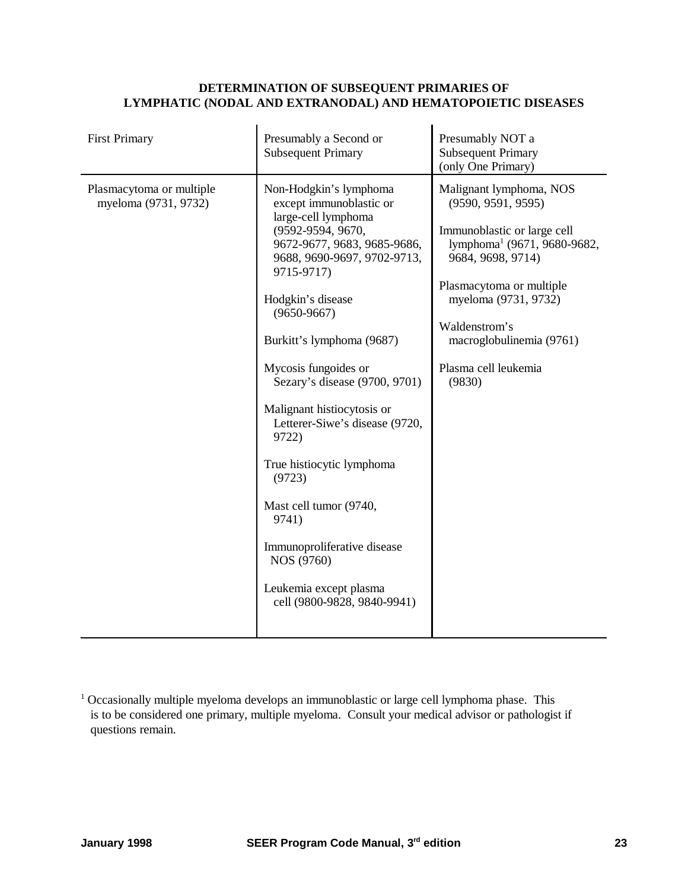**DETERMINATION OF SUBSEQUENT PRIMARIES OF LYMPHATIC (NODAL AND EXTRANODAL) AND HEMATOPOIETIC DISEASES**

| First Primary | Presumably a Second or Subsequent Primary | Presumably NOT a Subsequent Primary (only One Primary) |
|---|---|---|
| Plasmacytoma or multiple myeloma (9731, 9732) | Non-Hodgkin's lymphoma except immunoblastic or large-cell lymphoma (9592-9594, 9670, 9672-9677, 9683, 9685-9686, 9688, 9690-9697, 9702-9713, 9715-9717)<br><br>Hodgkin's disease (9650-9667)<br><br>Burkitt's lymphoma (9687)<br><br>Mycosis fungoides or Sezary's disease (9700, 9701)<br><br>Malignant histiocytosis or Letterer-Siwe's disease (9720, 9722)<br><br>True histiocytic lymphoma (9723)<br><br>Mast cell tumor (9740, 9741)<br><br>Immunoproliferative disease NOS (9760)<br><br>Leukemia except plasma cell (9800-9828, 9840-9941) | Malignant lymphoma, NOS (9590, 9591, 9595)<br><br>Immunoblastic or large cell lymphoma[1] (9671, 9680-9682, 9684, 9698, 9714)<br><br>Plasmacytoma or multiple myeloma (9731, 9732)<br><br>Waldenstrom's macroglobulinemia (9761)<br><br>Plasma cell leukemia (9830) |

[1] Occasionally multiple myeloma develops an immunoblastic or large cell lymphoma phase. This is to be considered one primary, multiple myeloma. Consult your medical advisor or pathologist if questions remain.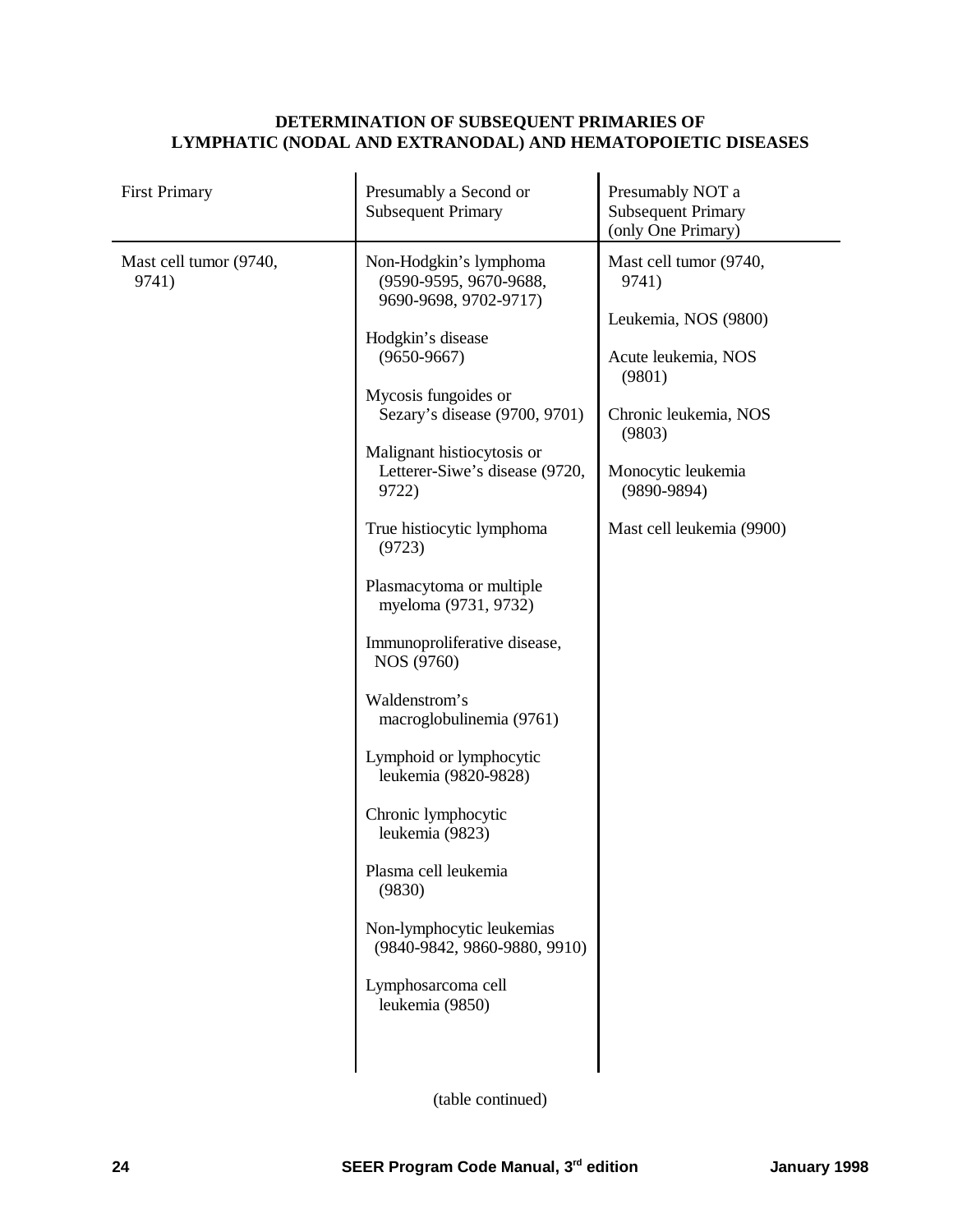**DETERMINATION OF SUBSEQUENT PRIMARIES OF LYMPHATIC (NODAL AND EXTRANODAL) AND HEMATOPOIETIC DISEASES**

| First Primary | Presumably a Second or Subsequent Primary | Presumably NOT a Subsequent Primary (only One Primary) |
|---|---|---|
| Mast cell tumor (9740, 9741) | Non-Hodgkin's lymphoma (9590-9595, 9670-9688, 9690-9698, 9702-9717) | Mast cell tumor (9740, 9741) |
| | Hodgkin's disease (9650-9667) | Leukemia, NOS (9800) |
| | Mycosis fungoides or Sezary's disease (9700, 9701) | Acute leukemia, NOS (9801) |
| | Malignant histiocytosis or Letterer-Siwe's disease (9720, 9722) | Chronic leukemia, NOS (9803) |
| | True histiocytic lymphoma (9723) | Monocytic leukemia (9890-9894) |
| | Plasmacytoma or multiple myeloma (9731, 9732) | Mast cell leukemia (9900) |
| | Immunoproliferative disease, NOS (9760) | |
| | Waldenstrom's macroglobulinemia (9761) | |
| | Lymphoid or lymphocytic leukemia (9820-9828) | |
| | Chronic lymphocytic leukemia (9823) | |
| | Plasma cell leukemia (9830) | |
| | Non-lymphocytic leukemias (9840-9842, 9860-9880, 9910) | |
| | Lymphosarcoma cell leukemia (9850) | |

(table continued)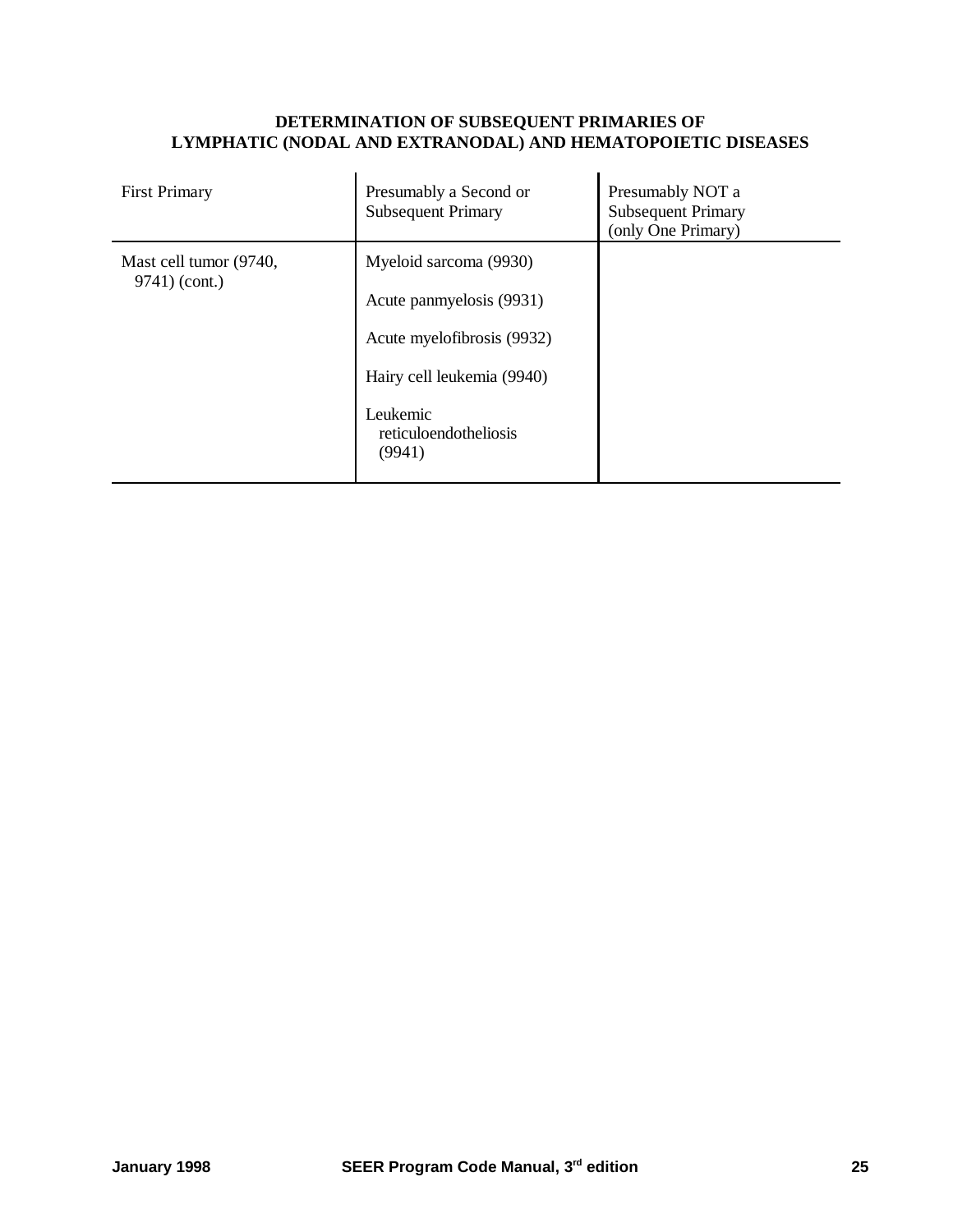**DETERMINATION OF SUBSEQUENT PRIMARIES OF LYMPHATIC (NODAL AND EXTRANODAL) AND HEMATOPOIETIC DISEASES**

| First Primary | Presumably a Second or Subsequent Primary | Presumably NOT a Subsequent Primary (only One Primary) |
|---|---|---|
| Mast cell tumor (9740, 9741) (cont.) | Myeloid sarcoma (9930)<br><br>Acute panmyelosis (9931)<br><br>Acute myelofibrosis (9932)<br><br>Hairy cell leukemia (9940)<br><br>Leukemic reticuloendotheliosis (9941) | |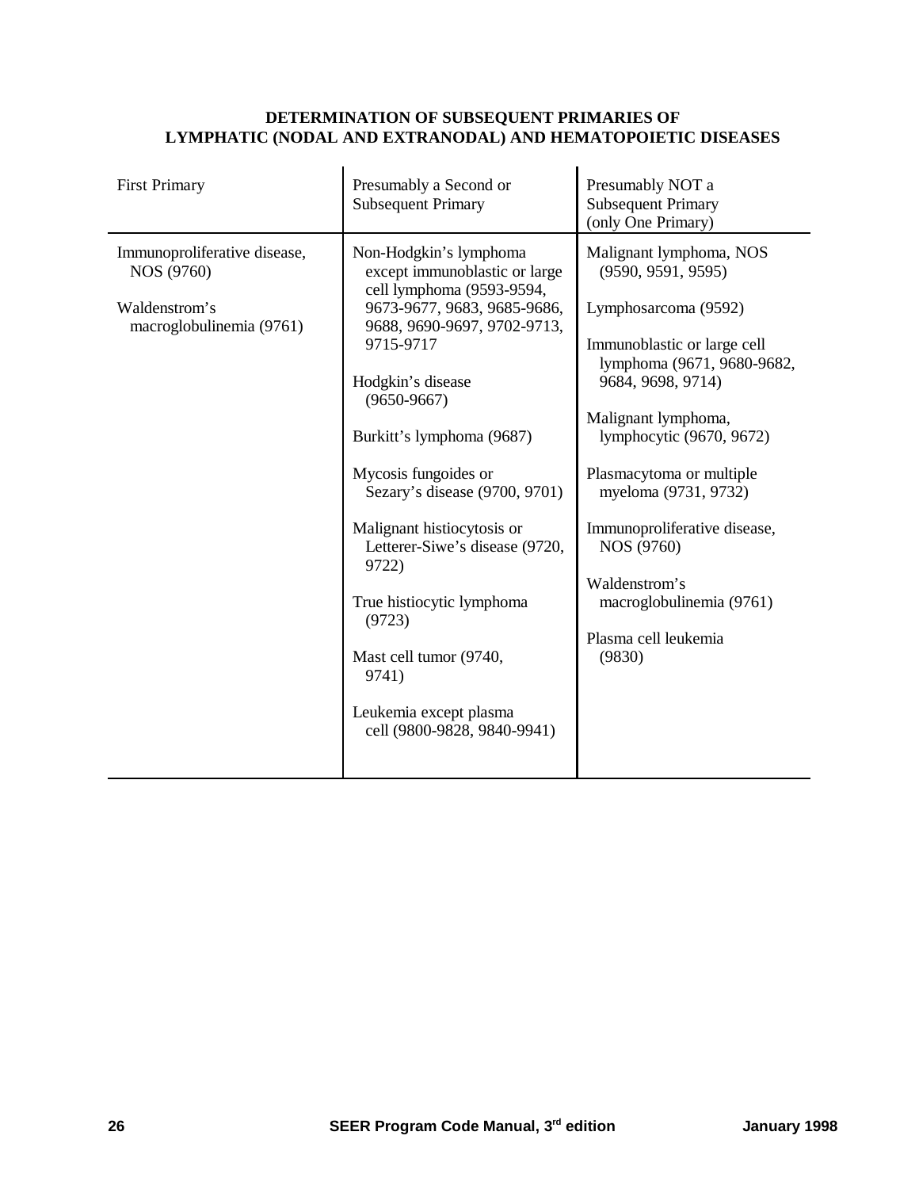## DETERMINATION OF SUBSEQUENT PRIMARIES OF LYMPHATIC (NODAL AND EXTRANODAL) AND HEMATOPOIETIC DISEASES

| First Primary | Presumably a Second or Subsequent Primary | Presumably NOT a Subsequent Primary (only One Primary) |
|---|---|---|
| Immunoproliferative disease, NOS (9760)<br><br>Waldenstrom's macroglobulinemia (9761) | Non-Hodgkin's lymphoma except immunoblastic or large cell lymphoma (9593-9594, 9673-9677, 9683, 9685-9686, 9688, 9690-9697, 9702-9713, 9715-9717<br><br>Hodgkin's disease (9650-9667)<br><br>Burkitt's lymphoma (9687)<br><br>Mycosis fungoides or Sezary's disease (9700, 9701)<br><br>Malignant histiocytosis or Letterer-Siwe's disease (9720, 9722)<br><br>True histiocytic lymphoma (9723)<br><br>Mast cell tumor (9740, 9741)<br><br>Leukemia except plasma cell (9800-9828, 9840-9941) | Malignant lymphoma, NOS (9590, 9591, 9595)<br><br>Lymphosarcoma (9592)<br><br>Immunoblastic or large cell lymphoma (9671, 9680-9682, 9684, 9698, 9714)<br><br>Malignant lymphoma, lymphocytic (9670, 9672)<br><br>Plasmacytoma or multiple myeloma (9731, 9732)<br><br>Immunoproliferative disease, NOS (9760)<br><br>Waldenstrom's macroglobulinemia (9761)<br><br>Plasma cell leukemia (9830) |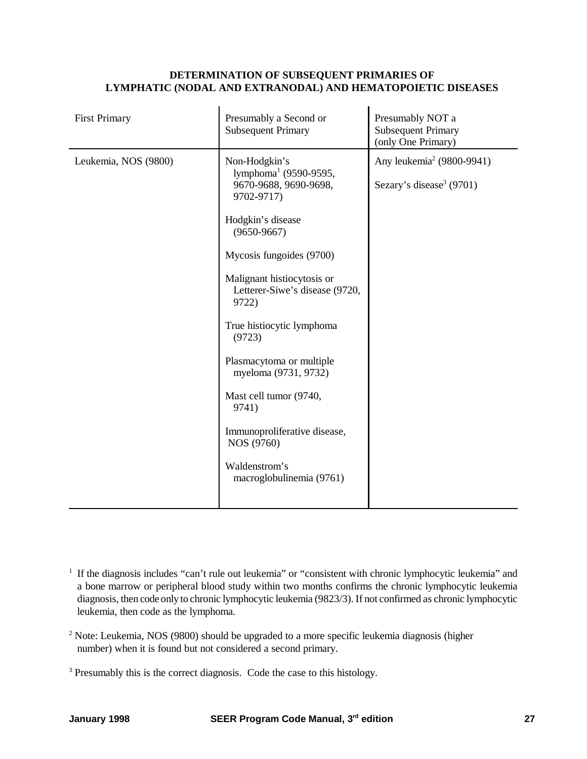## DETERMINATION OF SUBSEQUENT PRIMARIES OF LYMPHATIC (NODAL AND EXTRANODAL) AND HEMATOPOIETIC DISEASES

| First Primary | Presumably a Second or Subsequent Primary | Presumably NOT a Subsequent Primary (only One Primary) |
|---|---|---|
| Leukemia, NOS (9800) | Non-Hodgkin's lymphoma[1] (9590-9595, 9670-9688, 9690-9698, 9702-9717)<br><br>Hodgkin's disease (9650-9667)<br><br>Mycosis fungoides (9700)<br><br>Malignant histiocytosis or Letterer-Siwe's disease (9720, 9722)<br><br>True histiocytic lymphoma (9723)<br><br>Plasmacytoma or multiple myeloma (9731, 9732)<br><br>Mast cell tumor (9740, 9741)<br><br>Immunoproliferative disease, NOS (9760)<br><br>Waldenstrom's macroglobulinemia (9761) | Any leukemia[2] (9800-9941)<br><br>Sezary's disease[3] (9701) |

[1] If the diagnosis includes "can't rule out leukemia" or "consistent with chronic lymphocytic leukemia" and a bone marrow or peripheral blood study within two months confirms the chronic lymphocytic leukemia diagnosis, then code only to chronic lymphocytic leukemia (9823/3). If not confirmed as chronic lymphocytic leukemia, then code as the lymphoma.

[2] Note: Leukemia, NOS (9800) should be upgraded to a more specific leukemia diagnosis (higher number) when it is found but not considered a second primary.

[3] Presumably this is the correct diagnosis. Code the case to this histology.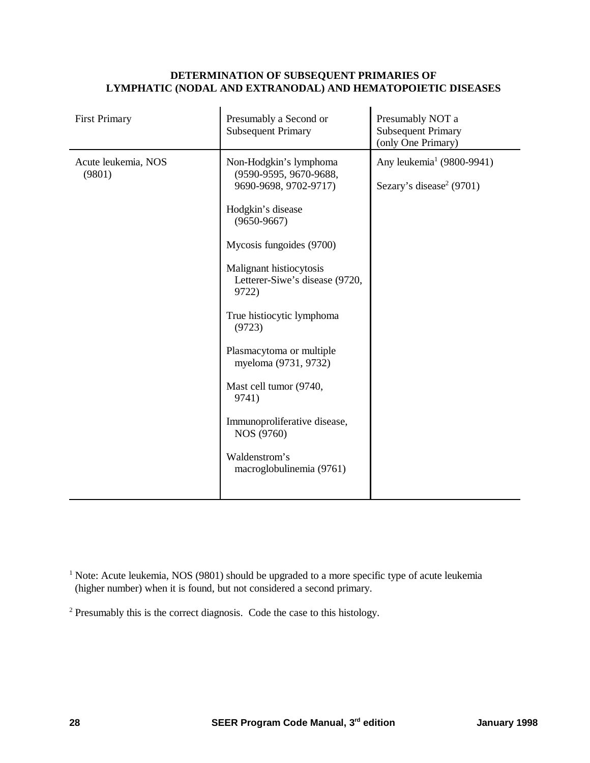## DETERMINATION OF SUBSEQUENT PRIMARIES OF LYMPHATIC (NODAL AND EXTRANODAL) AND HEMATOPOIETIC DISEASES

| First Primary | Presumably a Second or Subsequent Primary | Presumably NOT a Subsequent Primary (only One Primary) |
|---|---|---|
| Acute leukemia, NOS (9801) | Non-Hodgkin's lymphoma (9590-9595, 9670-9688, 9690-9698, 9702-9717) | Any leukemia[1] (9800-9941) |
| | Hodgkin's disease (9650-9667) | Sezary's disease[2] (9701) |
| | Mycosis fungoides (9700) | |
| | Malignant histiocytosis Letterer-Siwe's disease (9720, 9722) | |
| | True histiocytic lymphoma (9723) | |
| | Plasmacytoma or multiple myeloma (9731, 9732) | |
| | Mast cell tumor (9740, 9741) | |
| | Immunoproliferative disease, NOS (9760) | |
| | Waldenstrom's macroglobulinemia (9761) | |

[1] Note: Acute leukemia, NOS (9801) should be upgraded to a more specific type of acute leukemia (higher number) when it is found, but not considered a second primary.

[2] Presumably this is the correct diagnosis. Code the case to this histology.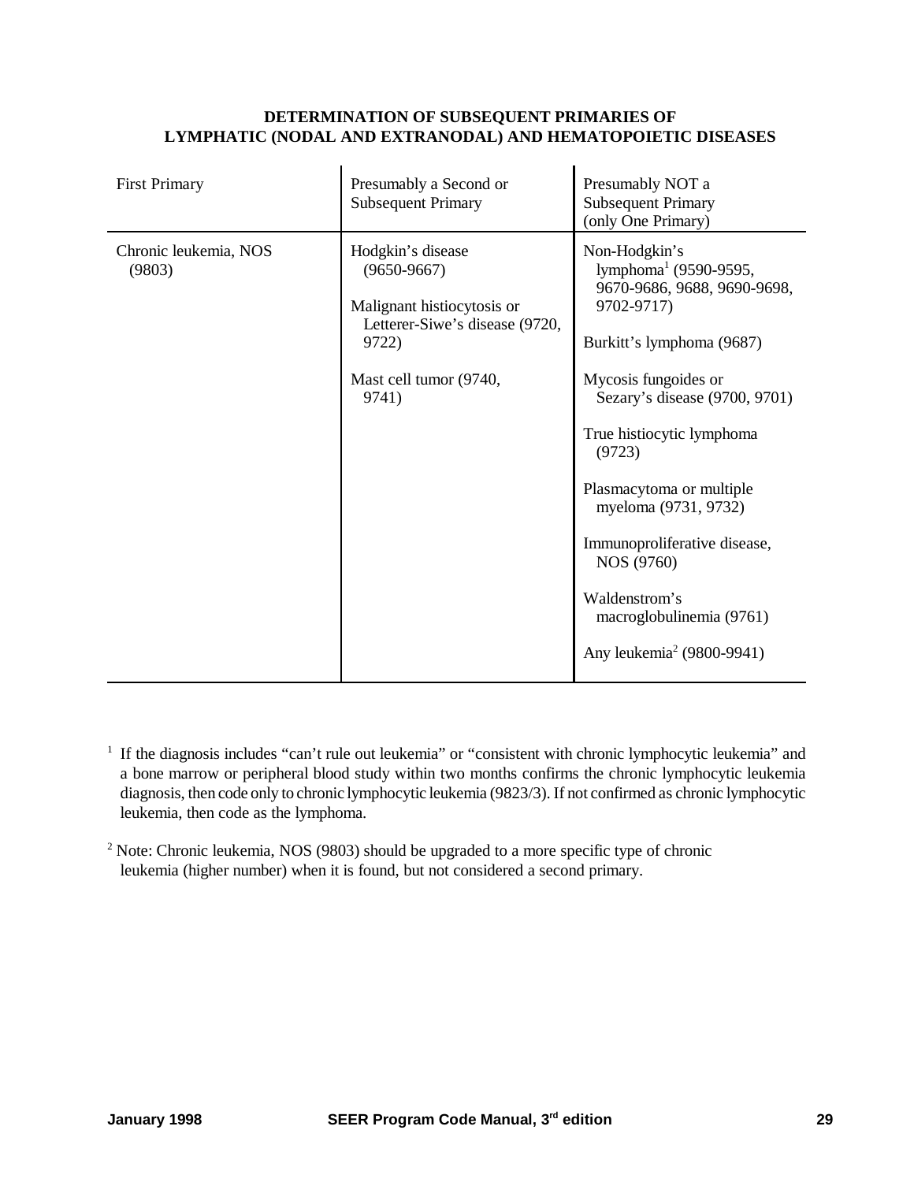**DETERMINATION OF SUBSEQUENT PRIMARIES OF LYMPHATIC (NODAL AND EXTRANODAL) AND HEMATOPOIETIC DISEASES**

| First Primary | Presumably a Second or Subsequent Primary | Presumably NOT a Subsequent Primary (only One Primary) |
|---|---|---|
| Chronic leukemia, NOS (9803) | Hodgkin's disease (9650-9667)<br><br>Malignant histiocytosis or Letterer-Siwe's disease (9720, 9722)<br><br>Mast cell tumor (9740, 9741) | Non-Hodgkin's lymphoma[1] (9590-9595, 9670-9686, 9688, 9690-9698, 9702-9717)<br><br>Burkitt's lymphoma (9687)<br><br>Mycosis fungoides or Sezary's disease (9700, 9701)<br><br>True histiocytic lymphoma (9723)<br><br>Plasmacytoma or multiple myeloma (9731, 9732)<br><br>Immunoproliferative disease, NOS (9760)<br><br>Waldenstrom's macroglobulinemia (9761)<br><br>Any leukemia[2] (9800-9941) |

[1] If the diagnosis includes "can't rule out leukemia" or "consistent with chronic lymphocytic leukemia" and a bone marrow or peripheral blood study within two months confirms the chronic lymphocytic leukemia diagnosis, then code only to chronic lymphocytic leukemia (9823/3). If not confirmed as chronic lymphocytic leukemia, then code as the lymphoma.

[2] Note: Chronic leukemia, NOS (9803) should be upgraded to a more specific type of chronic leukemia (higher number) when it is found, but not considered a second primary.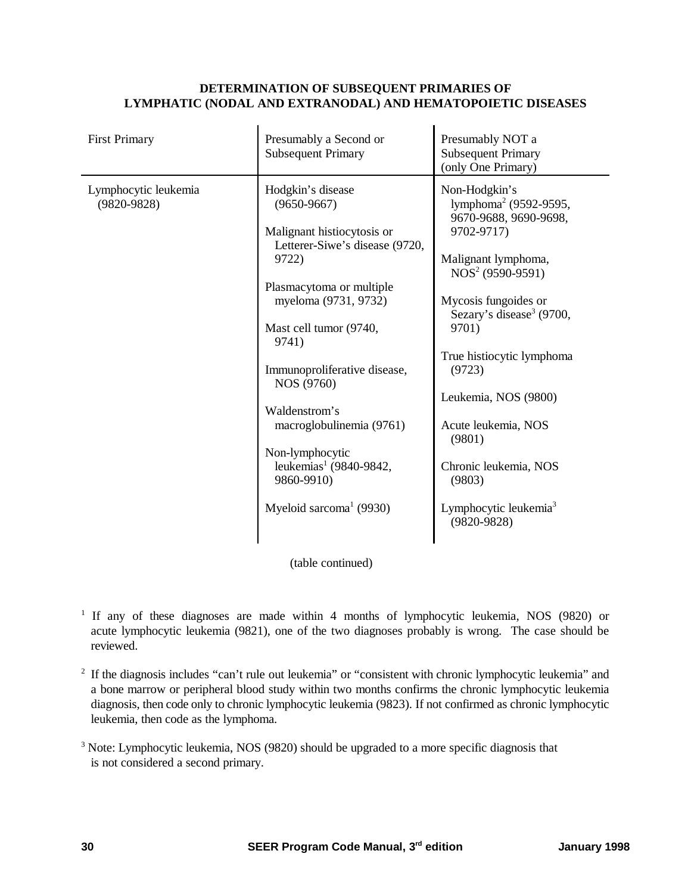**DETERMINATION OF SUBSEQUENT PRIMARIES OF LYMPHATIC (NODAL AND EXTRANODAL) AND HEMATOPOIETIC DISEASES**

| First Primary | Presumably a Second or Subsequent Primary | Presumably NOT a Subsequent Primary (only One Primary) |
|---|---|---|
| Lymphocytic leukemia (9820-9828) | Hodgkin's disease (9650-9667) | Non-Hodgkin's lymphoma[2] (9592-9595, 9670-9688, 9690-9698, 9702-9717) |
| | Malignant histiocytosis or Letterer-Siwe's disease (9720, 9722) | Malignant lymphoma, NOS[2] (9590-9591) |
| | Plasmacytoma or multiple myeloma (9731, 9732) | Mycosis fungoides or Sezary's disease[3] (9700, 9701) |
| | Mast cell tumor (9740, 9741) | True histiocytic lymphoma (9723) |
| | Immunoproliferative disease, NOS (9760) | Leukemia, NOS (9800) |
| | Waldenstrom's macroglobulinemia (9761) | Acute leukemia, NOS (9801) |
| | Non-lymphocytic leukemias[1] (9840-9842, 9860-9910) | Chronic leukemia, NOS (9803) |
| | Myeloid sarcoma[1] (9930) | Lymphocytic leukemia[3] (9820-9828) |

(table continued)

[1] If any of these diagnoses are made within 4 months of lymphocytic leukemia, NOS (9820) or acute lymphocytic leukemia (9821), one of the two diagnoses probably is wrong. The case should be reviewed.

[2] If the diagnosis includes "can't rule out leukemia" or "consistent with chronic lymphocytic leukemia" and a bone marrow or peripheral blood study within two months confirms the chronic lymphocytic leukemia diagnosis, then code only to chronic lymphocytic leukemia (9823). If not confirmed as chronic lymphocytic leukemia, then code as the lymphoma.

[3] Note: Lymphocytic leukemia, NOS (9820) should be upgraded to a more specific diagnosis that is not considered a second primary.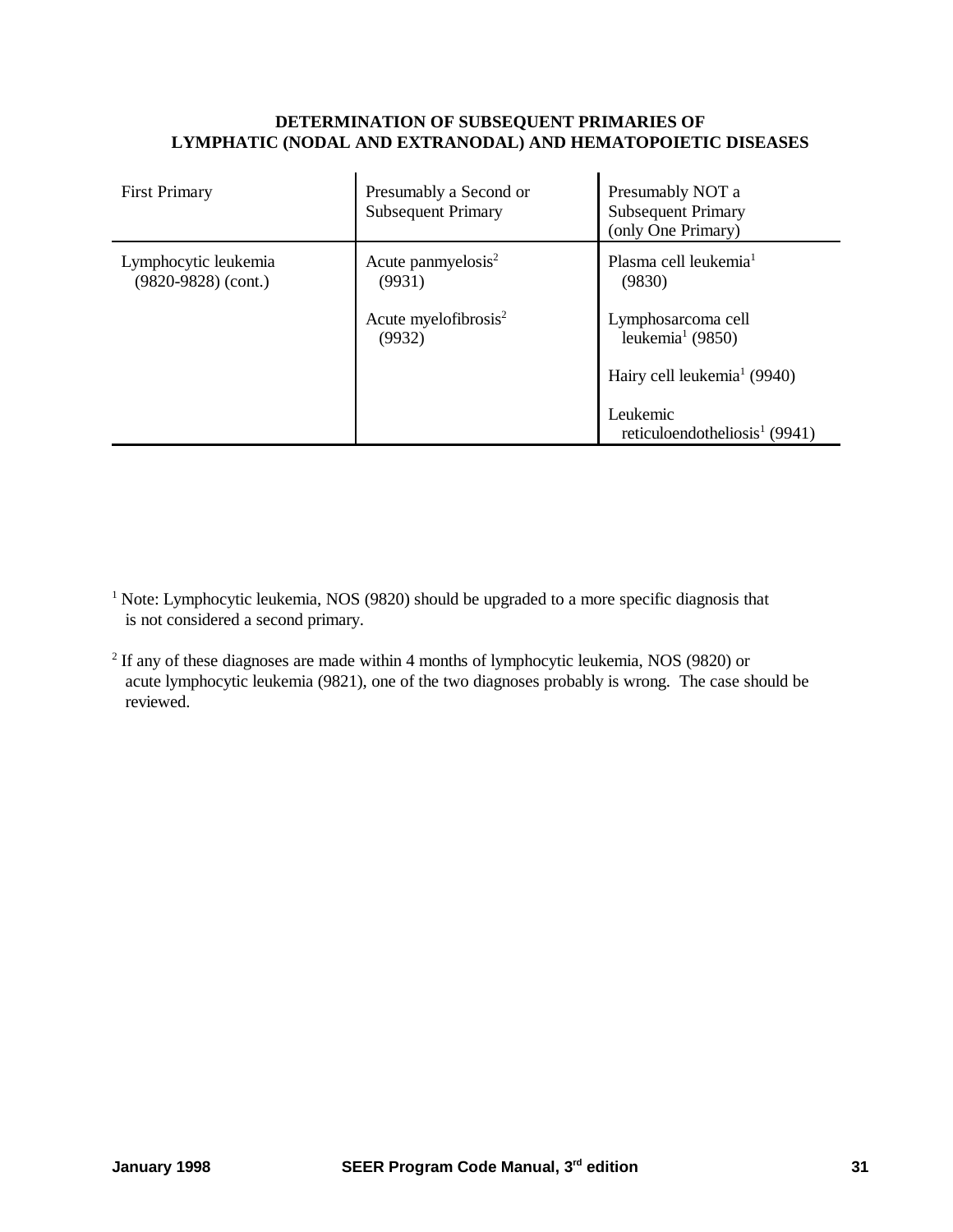**DETERMINATION OF SUBSEQUENT PRIMARIES OF LYMPHATIC (NODAL AND EXTRANODAL) AND HEMATOPOIETIC DISEASES**

| First Primary | Presumably a Second or Subsequent Primary | Presumably NOT a Subsequent Primary (only One Primary) |
|---|---|---|
| Lymphocytic leukemia (9820-9828) (cont.) | Acute panmyelosis[2] (9931)<br><br>Acute myelofibrosis[2] (9932) | Plasma cell leukemia[1] (9830)<br><br>Lymphosarcoma cell leukemia[1] (9850)<br><br>Hairy cell leukemia[1] (9940)<br><br>Leukemic reticuloendotheliosis[1] (9941) |

[1] Note: Lymphocytic leukemia, NOS (9820) should be upgraded to a more specific diagnosis that is not considered a second primary.

[2] If any of these diagnoses are made within 4 months of lymphocytic leukemia, NOS (9820) or acute lymphocytic leukemia (9821), one of the two diagnoses probably is wrong. The case should be reviewed.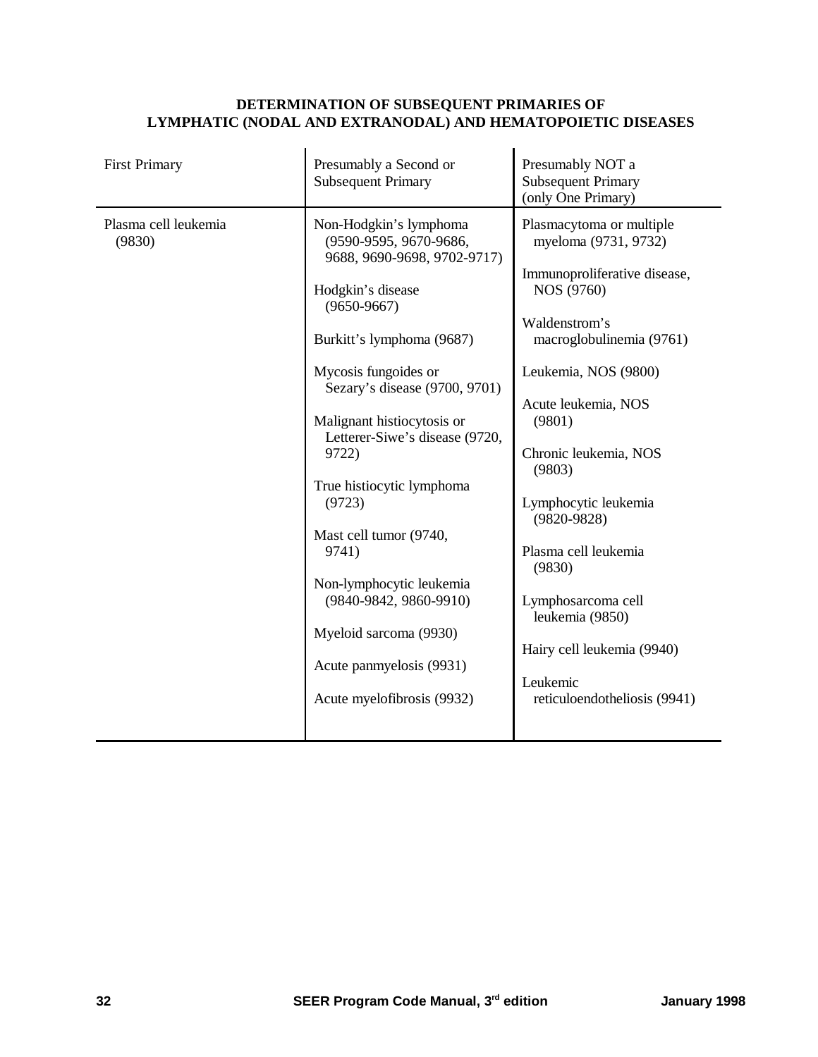**DETERMINATION OF SUBSEQUENT PRIMARIES OF LYMPHATIC (NODAL AND EXTRANODAL) AND HEMATOPOIETIC DISEASES**

| First Primary | Presumably a Second or Subsequent Primary | Presumably NOT a Subsequent Primary (only One Primary) |
|---|---|---|
| Plasma cell leukemia (9830) | Non-Hodgkin's lymphoma (9590-9595, 9670-9686, 9688, 9690-9698, 9702-9717) | Plasmacytoma or multiple myeloma (9731, 9732) |
| | Hodgkin's disease (9650-9667) | Immunoproliferative disease, NOS (9760) |
| | Burkitt's lymphoma (9687) | Waldenstrom's macroglobulinemia (9761) |
| | Mycosis fungoides or Sezary's disease (9700, 9701) | Leukemia, NOS (9800) |
| | Malignant histiocytosis or Letterer-Siwe's disease (9720, 9722) | Acute leukemia, NOS (9801) |
| | True histiocytic lymphoma (9723) | Chronic leukemia, NOS (9803) |
| | Mast cell tumor (9740, 9741) | Lymphocytic leukemia (9820-9828) |
| | Non-lymphocytic leukemia (9840-9842, 9860-9910) | Plasma cell leukemia (9830) |
| | Myeloid sarcoma (9930) | Lymphosarcoma cell leukemia (9850) |
| | Acute panmyelosis (9931) | Hairy cell leukemia (9940) |
| | Acute myelofibrosis (9932) | Leukemic reticuloendotheliosis (9941) |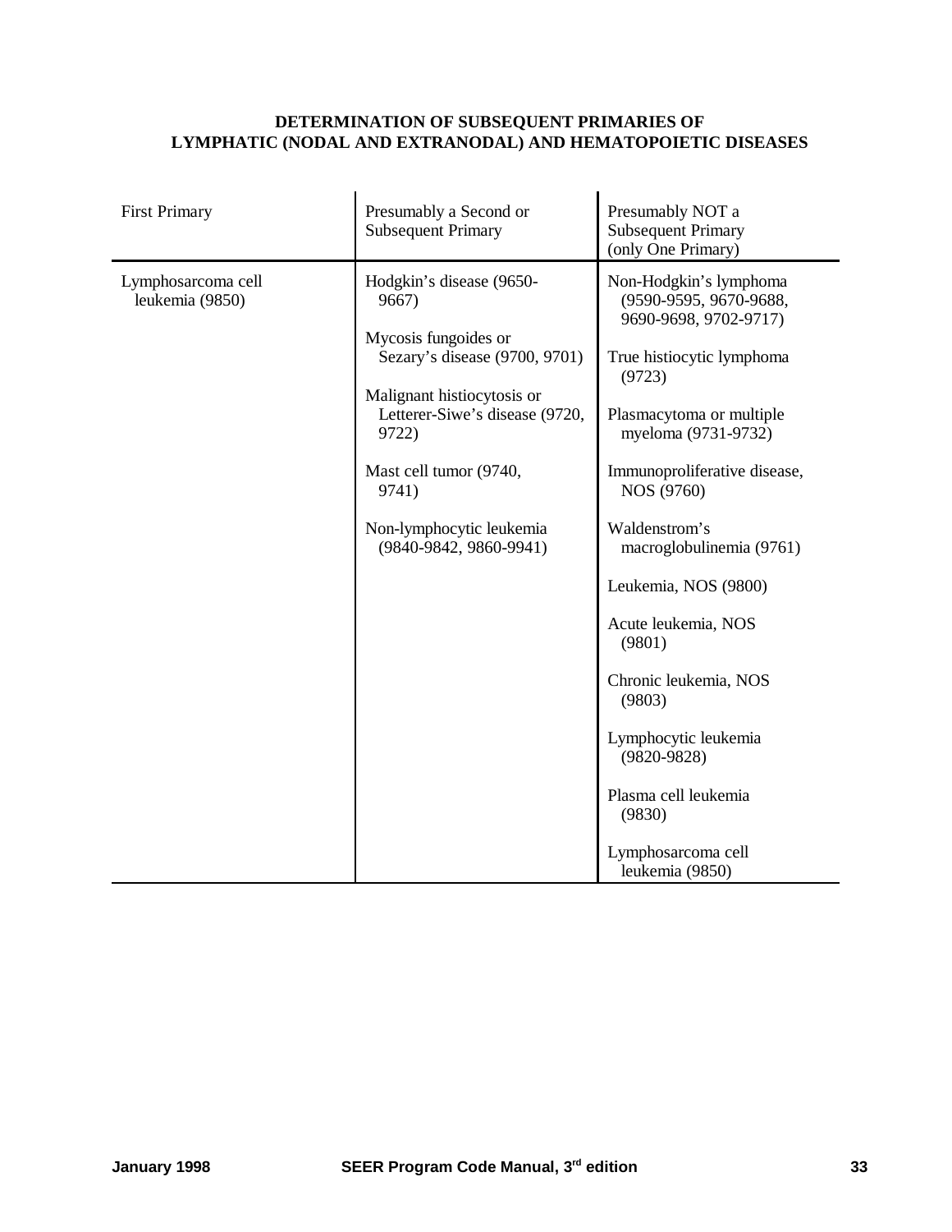**DETERMINATION OF SUBSEQUENT PRIMARIES OF LYMPHATIC (NODAL AND EXTRANODAL) AND HEMATOPOIETIC DISEASES**

| First Primary | Presumably a Second or Subsequent Primary | Presumably NOT a Subsequent Primary (only One Primary) |
|---|---|---|
| Lymphosarcoma cell leukemia (9850) | Hodgkin's disease (9650-9667) | Non-Hodgkin's lymphoma (9590-9595, 9670-9688, 9690-9698, 9702-9717) |
| | Mycosis fungoides or Sezary's disease (9700, 9701) | True histiocytic lymphoma (9723) |
| | Malignant histiocytosis or Letterer-Siwe's disease (9720, 9722) | Plasmacytoma or multiple myeloma (9731-9732) |
| | Mast cell tumor (9740, 9741) | Immunoproliferative disease, NOS (9760) |
| | Non-lymphocytic leukemia (9840-9842, 9860-9941) | Waldenstrom's macroglobulinemia (9761) |
| | | Leukemia, NOS (9800) |
| | | Acute leukemia, NOS (9801) |
| | | Chronic leukemia, NOS (9803) |
| | | Lymphocytic leukemia (9820-9828) |
| | | Plasma cell leukemia (9830) |
| | | Lymphosarcoma cell leukemia (9850) |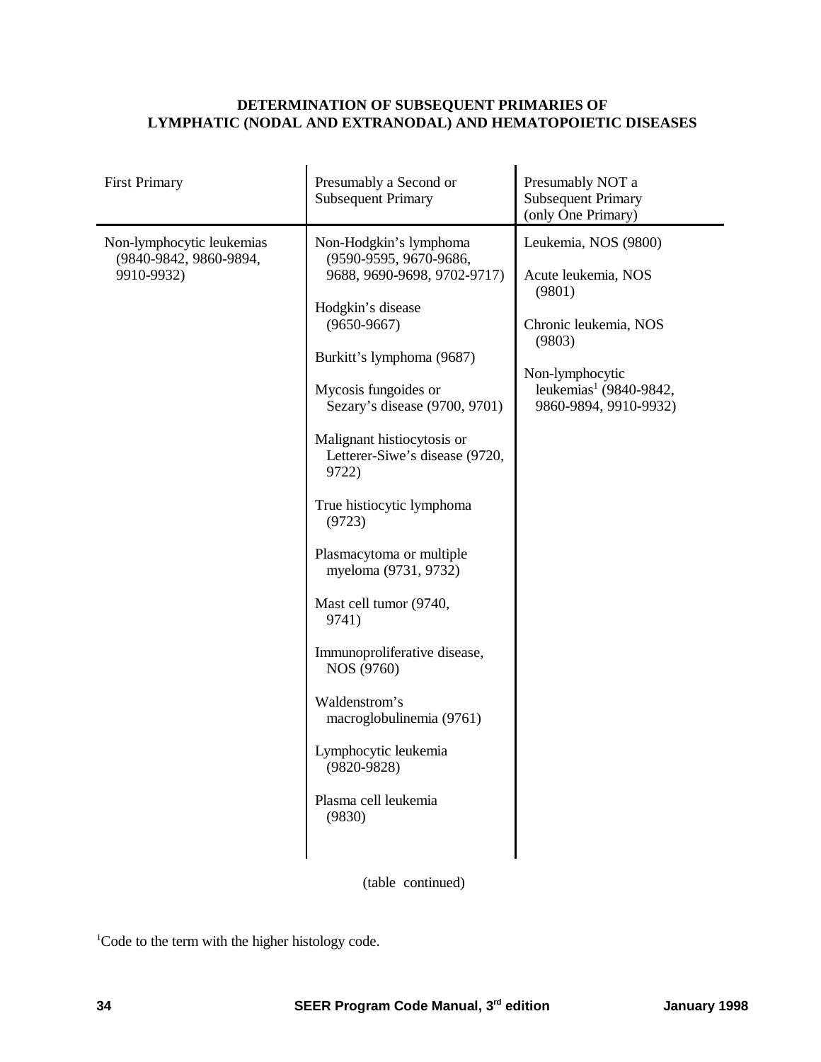**DETERMINATION OF SUBSEQUENT PRIMARIES OF LYMPHATIC (NODAL AND EXTRANODAL) AND HEMATOPOIETIC DISEASES**

| First Primary | Presumably a Second or Subsequent Primary | Presumably NOT a Subsequent Primary (only One Primary) |
|---|---|---|
| Non-lymphocytic leukemias (9840-9842, 9860-9894, 9910-9932) | Non-Hodgkin's lymphoma (9590-9595, 9670-9686, 9688, 9690-9698, 9702-9717) | Leukemia, NOS (9800) |
| | Hodgkin's disease (9650-9667) | Acute leukemia, NOS (9801) |
| | Burkitt's lymphoma (9687) | Chronic leukemia, NOS (9803) |
| | Mycosis fungoides or Sezary's disease (9700, 9701) | Non-lymphocytic leukemias[1] (9840-9842, 9860-9894, 9910-9932) |
| | Malignant histiocytosis or Letterer-Siwe's disease (9720, 9722) | |
| | True histiocytic lymphoma (9723) | |
| | Plasmacytoma or multiple myeloma (9731, 9732) | |
| | Mast cell tumor (9740, 9741) | |
| | Immunoproliferative disease, NOS (9760) | |
| | Waldenstrom's macroglobulinemia (9761) | |
| | Lymphocytic leukemia (9820-9828) | |
| | Plasma cell leukemia (9830) | |

(table continued)

[1]Code to the term with the higher histology code.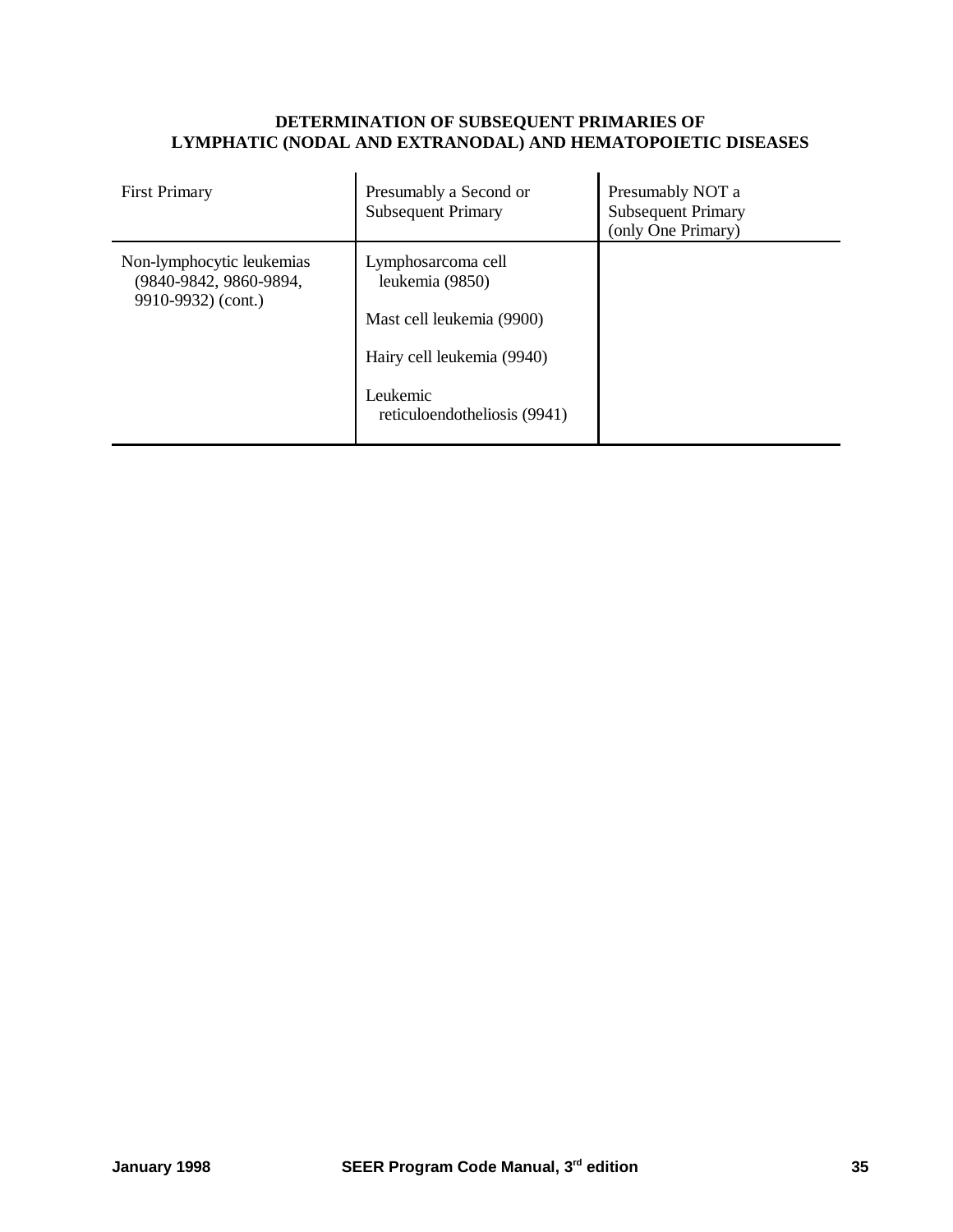**DETERMINATION OF SUBSEQUENT PRIMARIES OF LYMPHATIC (NODAL AND EXTRANODAL) AND HEMATOPOIETIC DISEASES**

| First Primary | Presumably a Second or Subsequent Primary | Presumably NOT a Subsequent Primary (only One Primary) |
|---|---|---|
| Non-lymphocytic leukemias (9840-9842, 9860-9894, 9910-9932) (cont.) | Lymphosarcoma cell leukemia (9850)<br><br>Mast cell leukemia (9900)<br><br>Hairy cell leukemia (9940)<br><br>Leukemic reticuloendotheliosis (9941) | |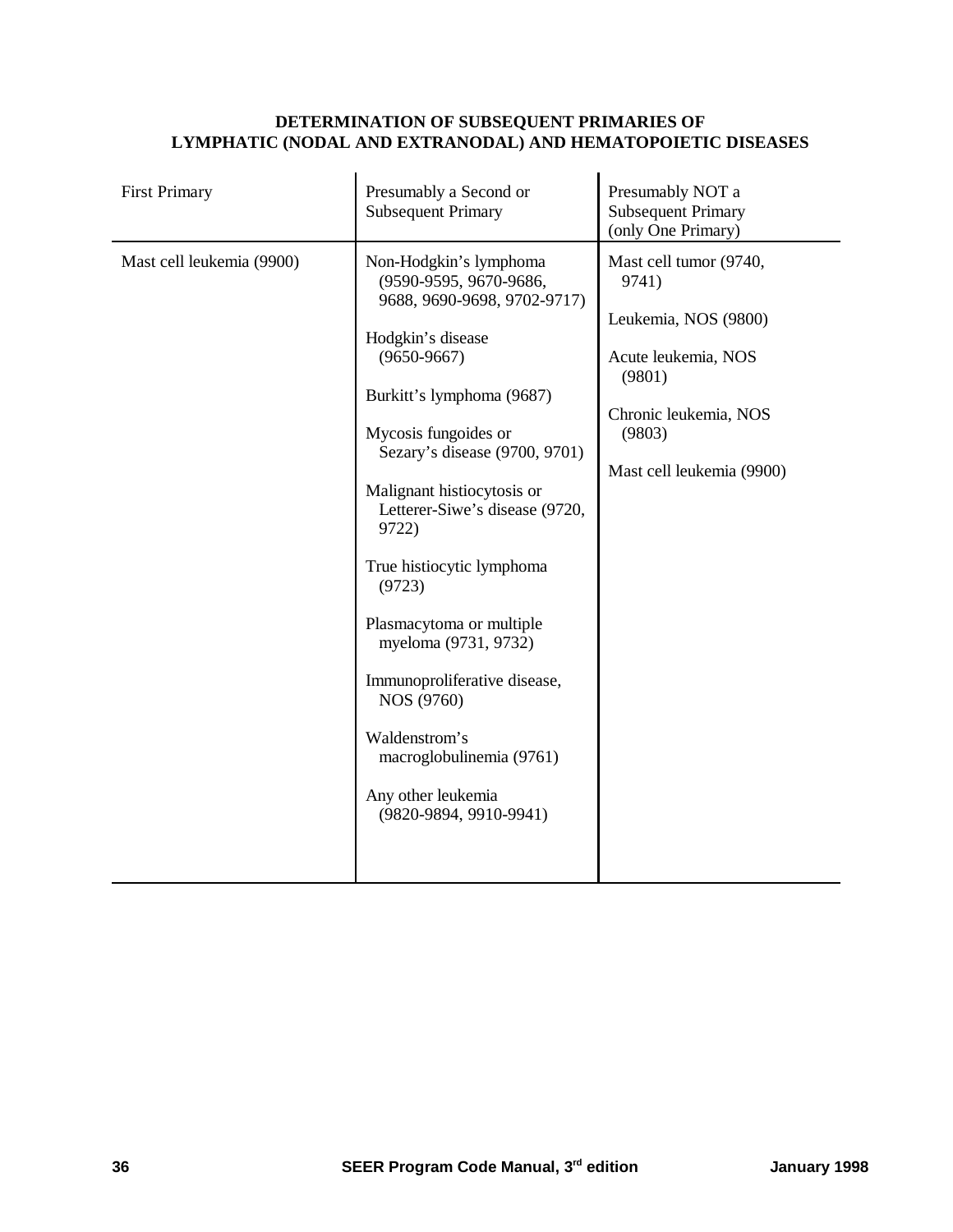**DETERMINATION OF SUBSEQUENT PRIMARIES OF LYMPHATIC (NODAL AND EXTRANODAL) AND HEMATOPOIETIC DISEASES**

| First Primary | Presumably a Second or Subsequent Primary | Presumably NOT a Subsequent Primary (only One Primary) |
|---|---|---|
| Mast cell leukemia (9900) | Non-Hodgkin's lymphoma (9590-9595, 9670-9686, 9688, 9690-9698, 9702-9717)<br><br>Hodgkin's disease (9650-9667)<br><br>Burkitt's lymphoma (9687)<br><br>Mycosis fungoides or Sezary's disease (9700, 9701)<br><br>Malignant histiocytosis or Letterer-Siwe's disease (9720, 9722)<br><br>True histiocytic lymphoma (9723)<br><br>Plasmacytoma or multiple myeloma (9731, 9732)<br><br>Immunoproliferative disease, NOS (9760)<br><br>Waldenstrom's macroglobulinemia (9761)<br><br>Any other leukemia (9820-9894, 9910-9941) | Mast cell tumor (9740, 9741)<br><br>Leukemia, NOS (9800)<br><br>Acute leukemia, NOS (9801)<br><br>Chronic leukemia, NOS (9803)<br><br>Mast cell leukemia (9900) |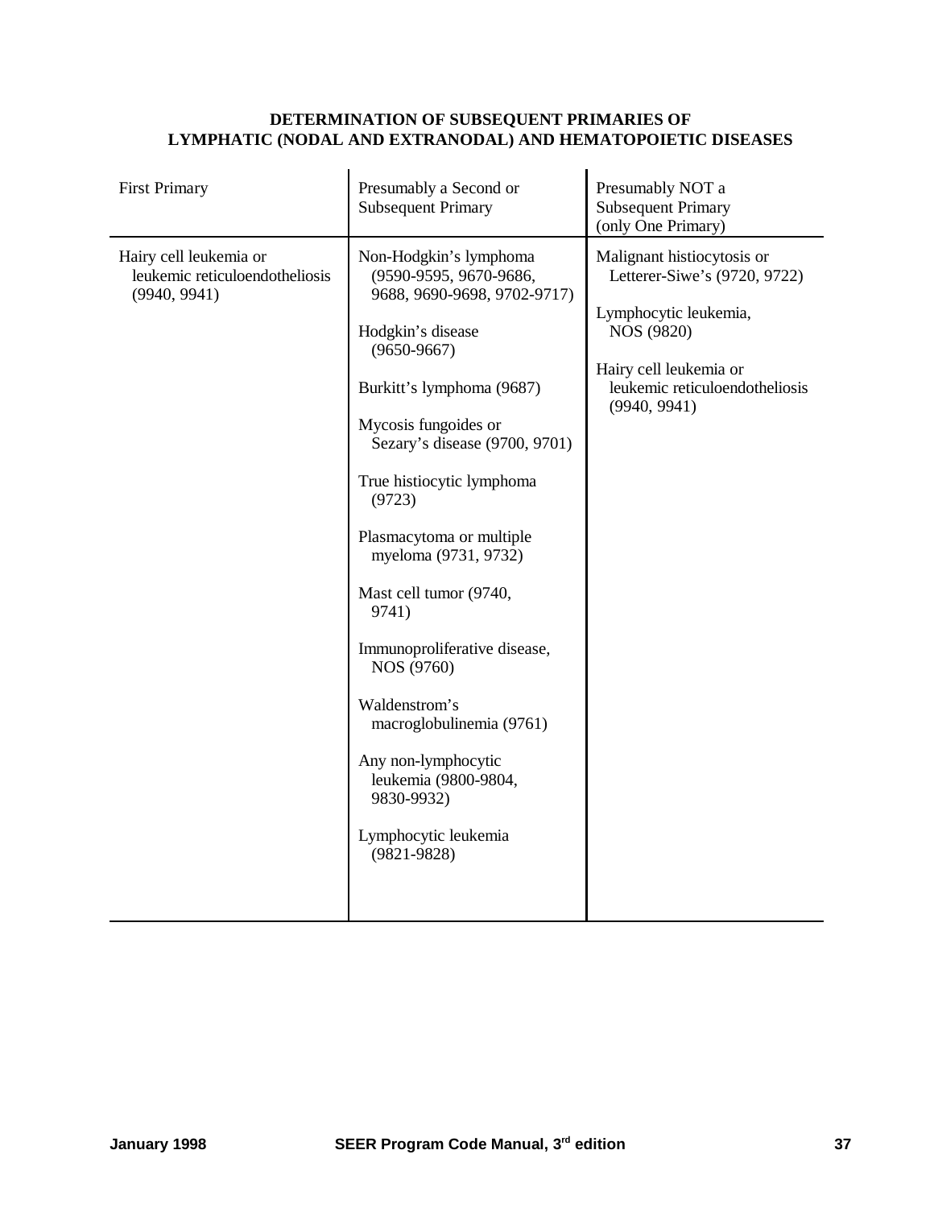**DETERMINATION OF SUBSEQUENT PRIMARIES OF LYMPHATIC (NODAL AND EXTRANODAL) AND HEMATOPOIETIC DISEASES**

| First Primary | Presumably a Second or Subsequent Primary | Presumably NOT a Subsequent Primary (only One Primary) |
|---|---|---|
| Hairy cell leukemia or leukemic reticuloendotheliosis (9940, 9941) | Non-Hodgkin's lymphoma (9590-9595, 9670-9686, 9688, 9690-9698, 9702-9717)<br><br>Hodgkin's disease (9650-9667)<br><br>Burkitt's lymphoma (9687)<br><br>Mycosis fungoides or Sezary's disease (9700, 9701)<br><br>True histiocytic lymphoma (9723)<br><br>Plasmacytoma or multiple myeloma (9731, 9732)<br><br>Mast cell tumor (9740, 9741)<br><br>Immunoproliferative disease, NOS (9760)<br><br>Waldenstrom's macroglobulinemia (9761)<br><br>Any non-lymphocytic leukemia (9800-9804, 9830-9932)<br><br>Lymphocytic leukemia (9821-9828) | Malignant histiocytosis or Letterer-Siwe's (9720, 9722)<br><br>Lymphocytic leukemia, NOS (9820)<br><br>Hairy cell leukemia or leukemic reticuloendotheliosis (9940, 9941) |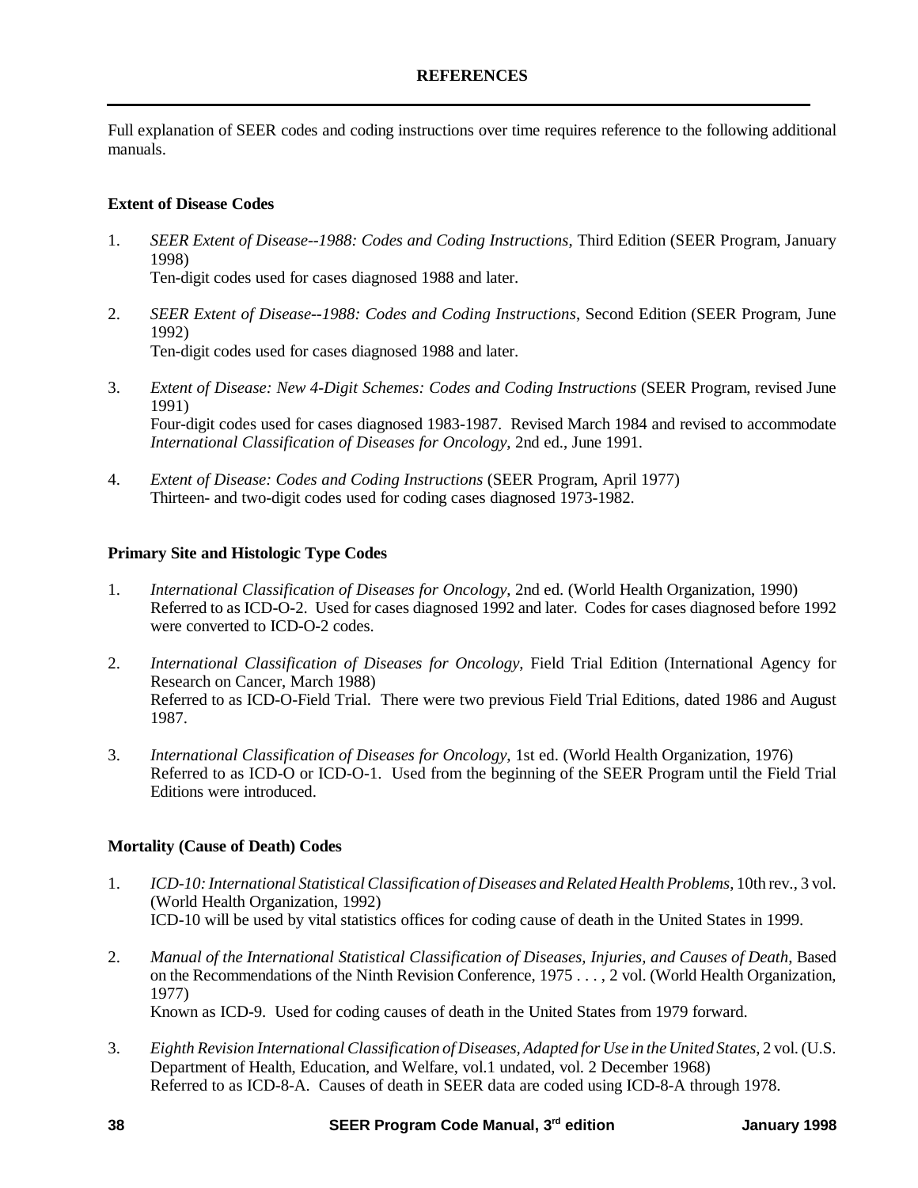# REFERENCES

Full explanation of SEER codes and coding instructions over time requires reference to the following additional manuals.

### Extent of Disease Codes

1. *SEER Extent of Disease--1988: Codes and Coding Instructions*, Third Edition (SEER Program, January 1998)
   Ten-digit codes used for cases diagnosed 1988 and later.

2. *SEER Extent of Disease--1988: Codes and Coding Instructions*, Second Edition (SEER Program, June 1992)
   Ten-digit codes used for cases diagnosed 1988 and later.

3. *Extent of Disease: New 4-Digit Schemes: Codes and Coding Instructions* (SEER Program, revised June 1991)
   Four-digit codes used for cases diagnosed 1983-1987. Revised March 1984 and revised to accommodate *International Classification of Diseases for Oncology*, 2nd ed., June 1991.

4. *Extent of Disease: Codes and Coding Instructions* (SEER Program, April 1977)
   Thirteen- and two-digit codes used for coding cases diagnosed 1973-1982.

### Primary Site and Histologic Type Codes

1. *International Classification of Diseases for Oncology*, 2nd ed. (World Health Organization, 1990)
   Referred to as ICD-O-2. Used for cases diagnosed 1992 and later. Codes for cases diagnosed before 1992 were converted to ICD-O-2 codes.

2. *International Classification of Diseases for Oncology*, Field Trial Edition (International Agency for Research on Cancer, March 1988)
   Referred to as ICD-O-Field Trial. There were two previous Field Trial Editions, dated 1986 and August 1987.

3. *International Classification of Diseases for Oncology*, 1st ed. (World Health Organization, 1976)
   Referred to as ICD-O or ICD-O-1. Used from the beginning of the SEER Program until the Field Trial Editions were introduced.

### Mortality (Cause of Death) Codes

1. *ICD-10: International Statistical Classification of Diseases and Related Health Problems*, 10th rev., 3 vol. (World Health Organization, 1992)
   ICD-10 will be used by vital statistics offices for coding cause of death in the United States in 1999.

2. *Manual of the International Statistical Classification of Diseases, Injuries, and Causes of Death*, Based on the Recommendations of the Ninth Revision Conference, 1975 . . . , 2 vol. (World Health Organization, 1977)
   Known as ICD-9. Used for coding causes of death in the United States from 1979 forward.

3. *Eighth Revision International Classification of Diseases, Adapted for Use in the United States*, 2 vol. (U.S. Department of Health, Education, and Welfare, vol.1 undated, vol. 2 December 1968)
   Referred to as ICD-8-A. Causes of death in SEER data are coded using ICD-8-A through 1978.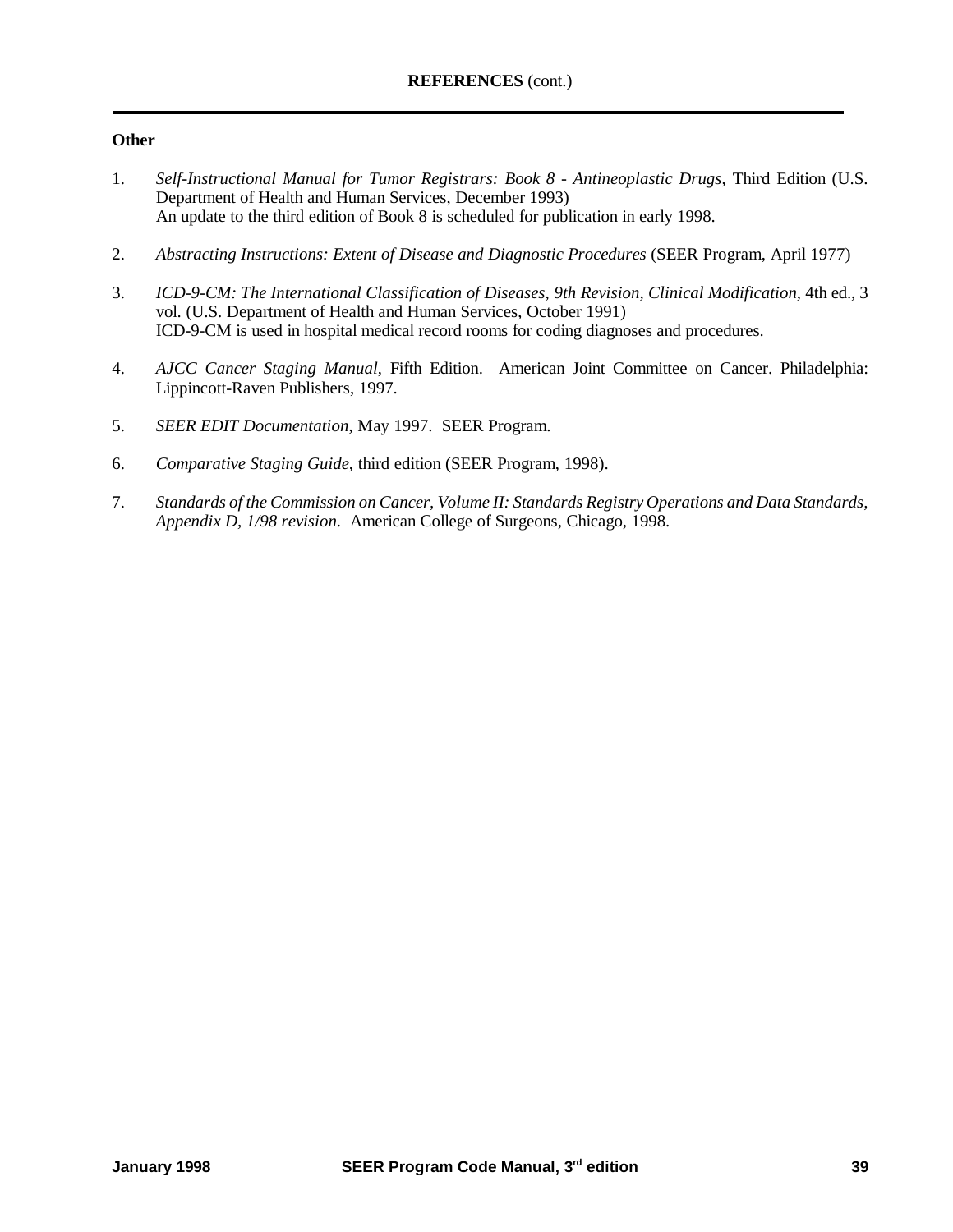## REFERENCES (cont.)

### Other

1. *Self-Instructional Manual for Tumor Registrars: Book 8 - Antineoplastic Drugs*, Third Edition (U.S. Department of Health and Human Services, December 1993)
   An update to the third edition of Book 8 is scheduled for publication in early 1998.

2. *Abstracting Instructions: Extent of Disease and Diagnostic Procedures* (SEER Program, April 1977)

3. *ICD-9-CM: The International Classification of Diseases, 9th Revision, Clinical Modification*, 4th ed., 3 vol. (U.S. Department of Health and Human Services, October 1991)
   ICD-9-CM is used in hospital medical record rooms for coding diagnoses and procedures.

4. *AJCC Cancer Staging Manual*, Fifth Edition. American Joint Committee on Cancer. Philadelphia: Lippincott-Raven Publishers, 1997.

5. *SEER EDIT Documentation*, May 1997. SEER Program.

6. *Comparative Staging Guide*, third edition (SEER Program, 1998).

7. *Standards of the Commission on Cancer, Volume II: Standards Registry Operations and Data Standards, Appendix D, 1/98 revision*. American College of Surgeons, Chicago, 1998.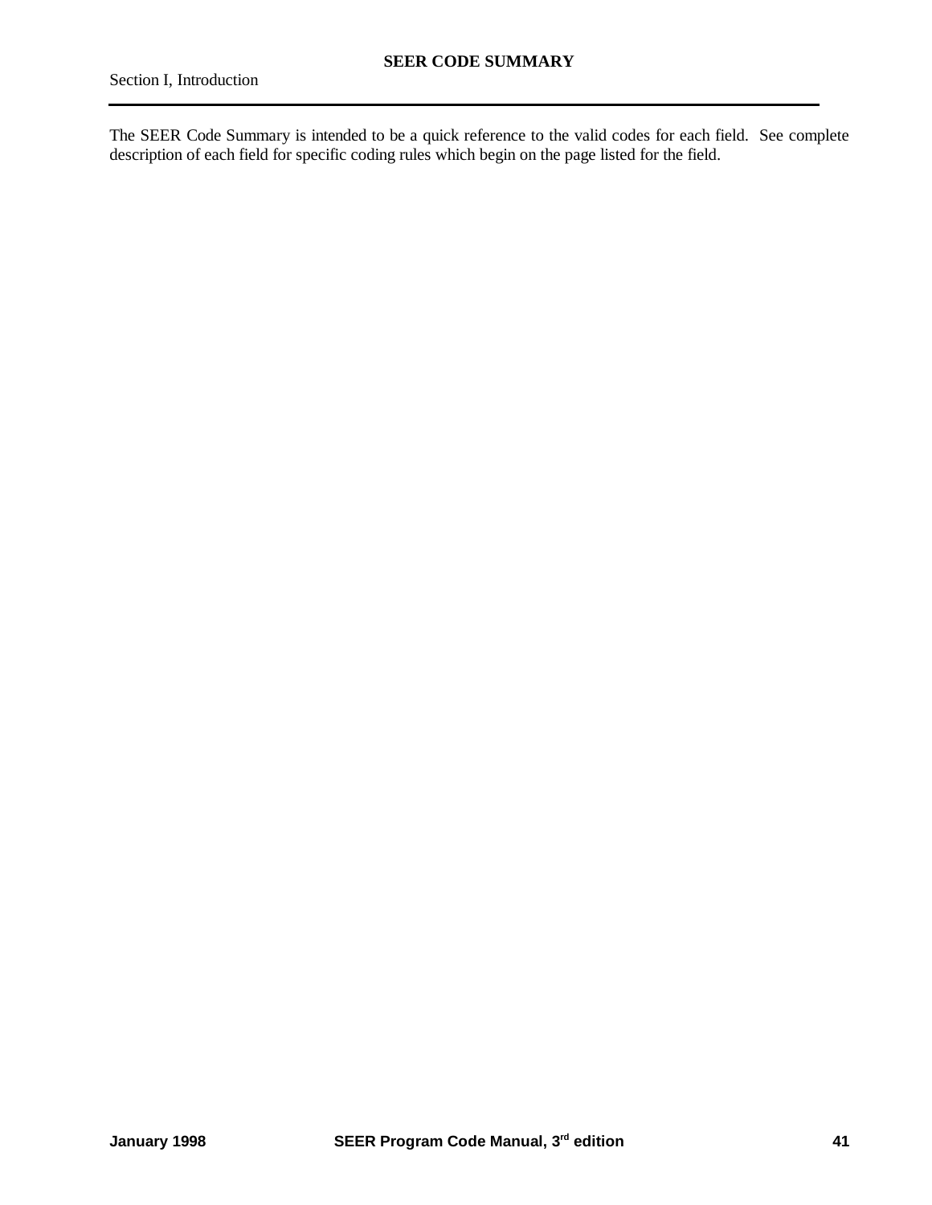# SEER CODE SUMMARY

Section I, Introduction

The SEER Code Summary is intended to be a quick reference to the valid codes for each field. See complete description of each field for specific coding rules which begin on the page listed for the field.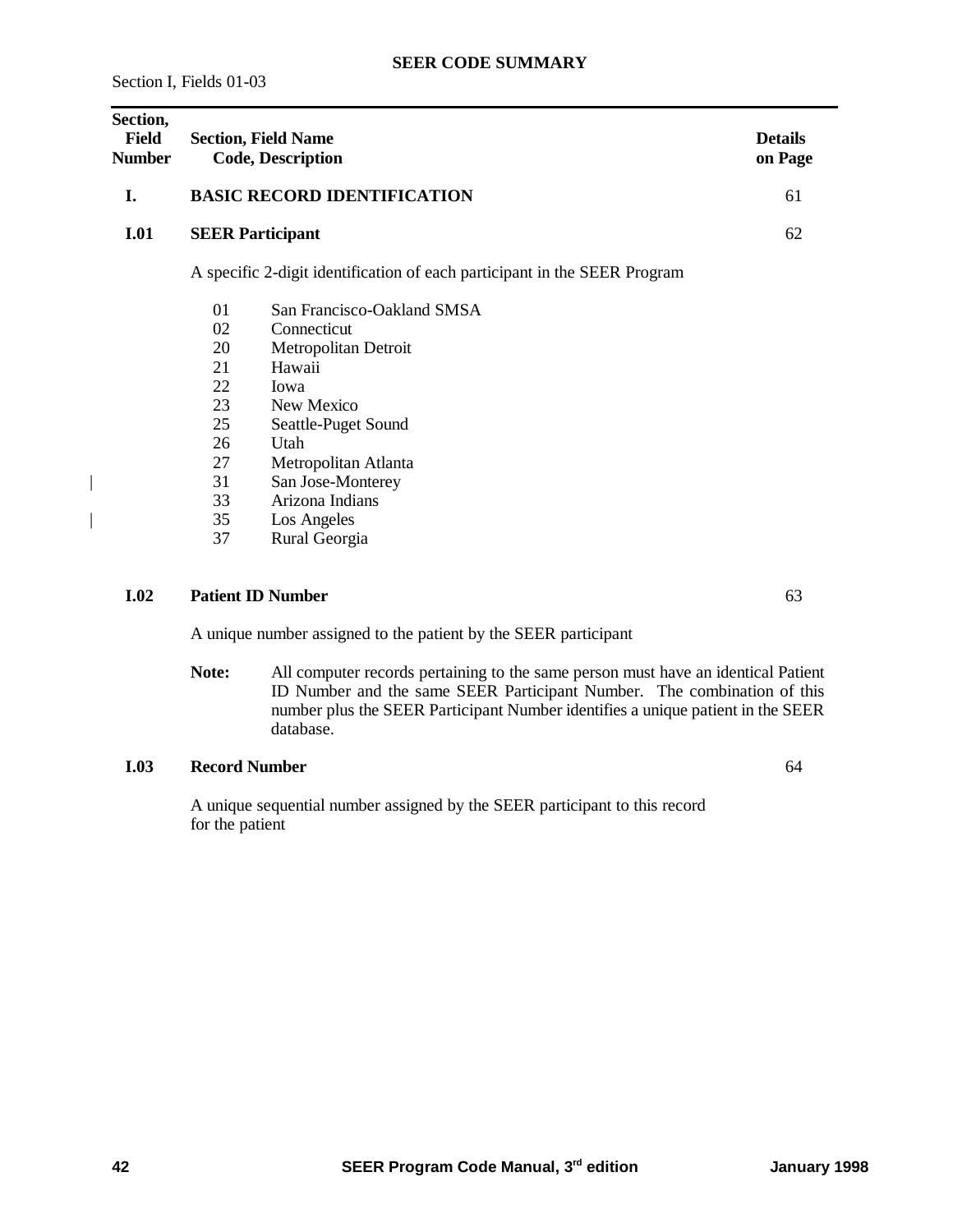# SEER CODE SUMMARY

Section I, Fields 01-03

| Section, Field Number | Section, Field Name Code, Description | Details on Page |
|---|---|---|
| **I.** | **BASIC RECORD IDENTIFICATION** | 61 |
| **I.01** | **SEER Participant** | 62 |

A specific 2-digit identification of each participant in the SEER Program

| Code | Description |
|---|---|
| 01 | San Francisco-Oakland SMSA |
| 02 | Connecticut |
| 20 | Metropolitan Detroit |
| 21 | Hawaii |
| 22 | Iowa |
| 23 | New Mexico |
| 25 | Seattle-Puget Sound |
| 26 | Utah |
| 27 | Metropolitan Atlanta |
| 31 | San Jose-Monterey |
| 33 | Arizona Indians |
| 35 | Los Angeles |
| 37 | Rural Georgia |

**I.02 Patient ID Number** — 63

A unique number assigned to the patient by the SEER participant

**Note:** All computer records pertaining to the same person must have an identical Patient ID Number and the same SEER Participant Number. The combination of this number plus the SEER Participant Number identifies a unique patient in the SEER database.

**I.03 Record Number** — 64

A unique sequential number assigned by the SEER participant to this record for the patient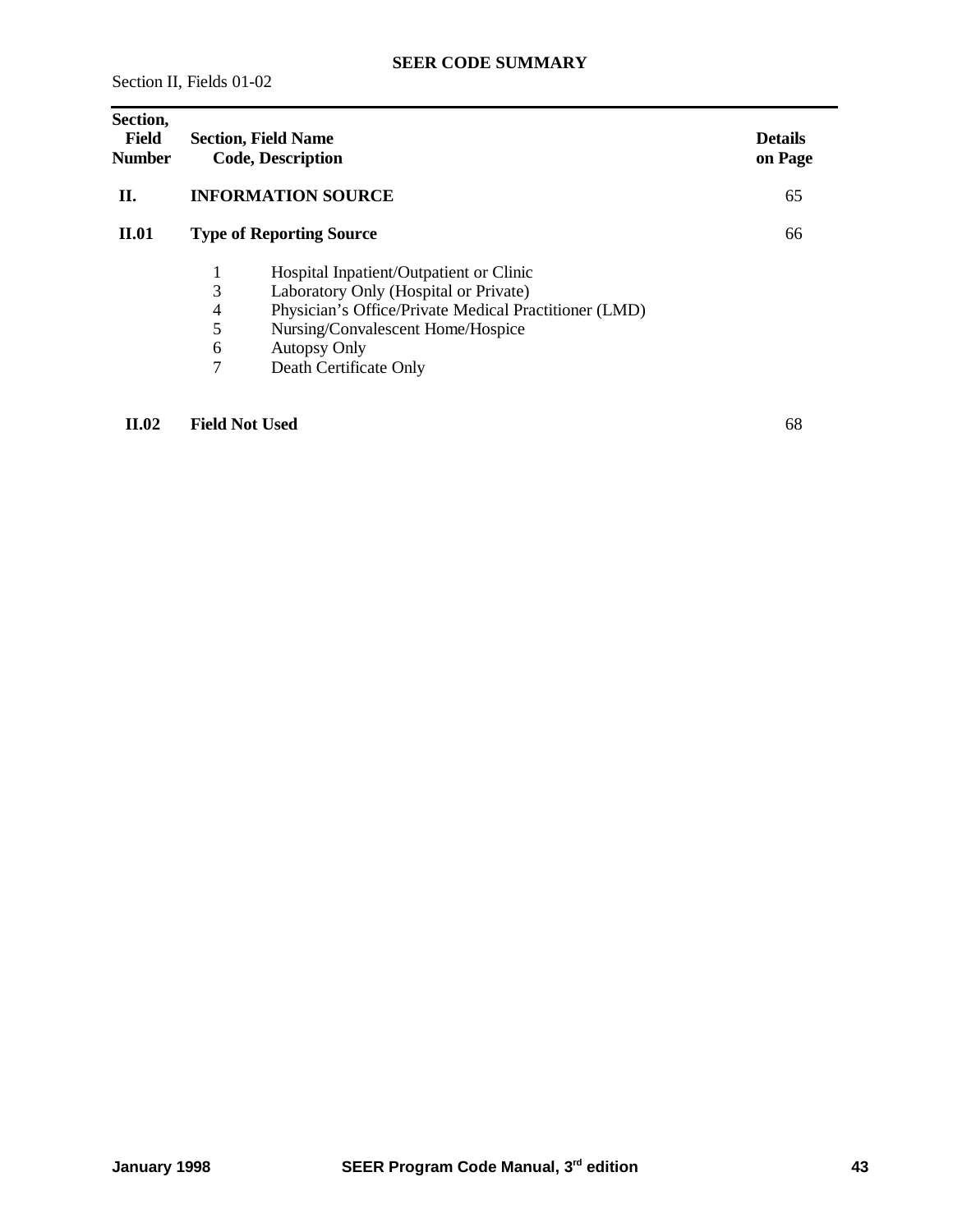# SEER CODE SUMMARY

Section II, Fields 01-02

| Section, Field Number | Section, Field Name<br>Code, Description | Details on Page |
|---|---|---|
| **II.** | **INFORMATION SOURCE** | 65 |
| **II.01** | **Type of Reporting Source** | 66 |
| | 1 Hospital Inpatient/Outpatient or Clinic<br>3 Laboratory Only (Hospital or Private)<br>4 Physician's Office/Private Medical Practitioner (LMD)<br>5 Nursing/Convalescent Home/Hospice<br>6 Autopsy Only<br>7 Death Certificate Only | |
| **II.02** | **Field Not Used** | 68 |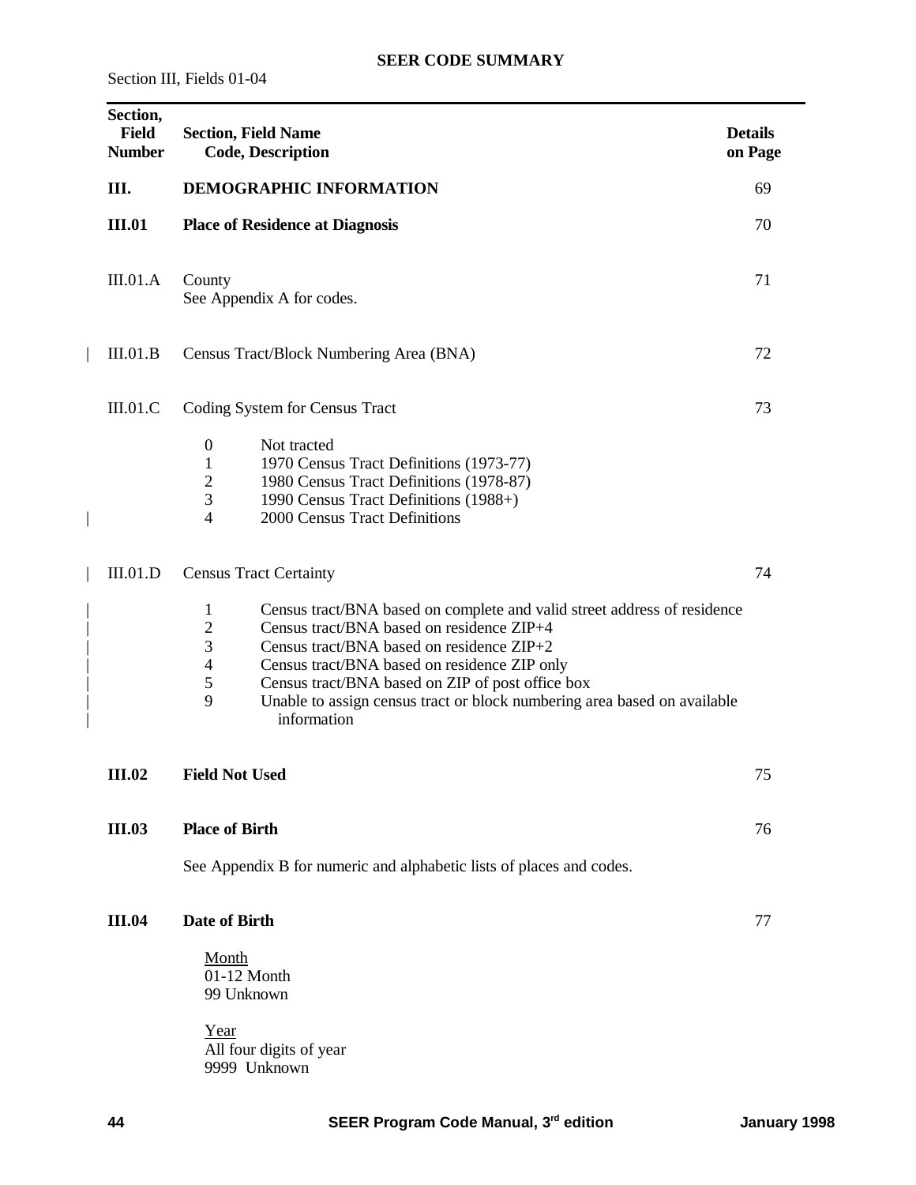## SEER CODE SUMMARY

Section III, Fields 01-04

| Section, Field Number | Section, Field Name<br>Code, Description | Details on Page |
|---|---|---|
| **III.** | **DEMOGRAPHIC INFORMATION** | 69 |
| **III.01** | **Place of Residence at Diagnosis** | 70 |
| III.01.A | County<br>See Appendix A for codes. | 71 |
| III.01.B | Census Tract/Block Numbering Area (BNA) | 72 |
| III.01.C | Coding System for Census Tract<br>0 Not tracted<br>1 1970 Census Tract Definitions (1973-77)<br>2 1980 Census Tract Definitions (1978-87)<br>3 1990 Census Tract Definitions (1988+)<br>4 2000 Census Tract Definitions | 73 |
| III.01.D | Census Tract Certainty<br>1 Census tract/BNA based on complete and valid street address of residence<br>2 Census tract/BNA based on residence ZIP+4<br>3 Census tract/BNA based on residence ZIP+2<br>4 Census tract/BNA based on residence ZIP only<br>5 Census tract/BNA based on ZIP of post office box<br>9 Unable to assign census tract or block numbering area based on available information | 74 |
| **III.02** | **Field Not Used** | 75 |
| **III.03** | **Place of Birth**<br>See Appendix B for numeric and alphabetic lists of places and codes. | 76 |
| **III.04** | **Date of Birth**<br>Month<br>01-12 Month<br>99 Unknown<br>Year<br>All four digits of year<br>9999 Unknown | 77 |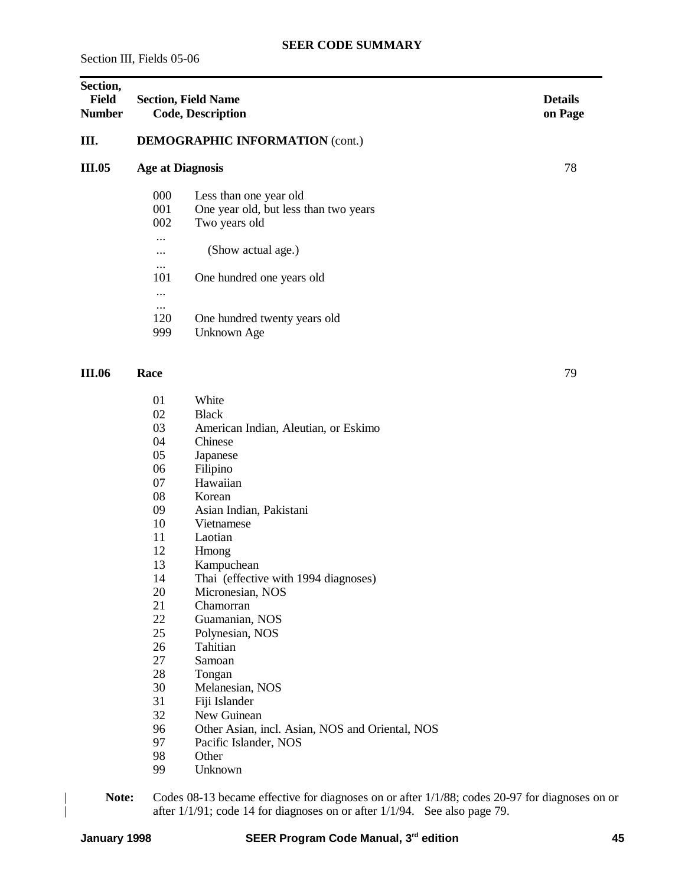## SEER CODE SUMMARY

Section III, Fields 05-06

| Section, Field Number | Section, Field Name Code, Description | Details on Page |
|---|---|---|
| **III.** | **DEMOGRAPHIC INFORMATION** (cont.) | |
| **III.05** | **Age at Diagnosis** | 78 |

| Code | Description |
|---|---|
| 000 | Less than one year old |
| 001 | One year old, but less than two years |
| 002 | Two years old |
| ... | |
| ... | (Show actual age.) |
| ... | |
| 101 | One hundred one years old |
| ... | |
| ... | |
| 120 | One hundred twenty years old |
| 999 | Unknown Age |

| Section, Field Number | Section, Field Name | Details on Page |
|---|---|---|
| **III.06** | **Race** | 79 |

| Code | Description |
|---|---|
| 01 | White |
| 02 | Black |
| 03 | American Indian, Aleutian, or Eskimo |
| 04 | Chinese |
| 05 | Japanese |
| 06 | Filipino |
| 07 | Hawaiian |
| 08 | Korean |
| 09 | Asian Indian, Pakistani |
| 10 | Vietnamese |
| 11 | Laotian |
| 12 | Hmong |
| 13 | Kampuchean |
| 14 | Thai (effective with 1994 diagnoses) |
| 20 | Micronesian, NOS |
| 21 | Chamorran |
| 22 | Guamanian, NOS |
| 25 | Polynesian, NOS |
| 26 | Tahitian |
| 27 | Samoan |
| 28 | Tongan |
| 30 | Melanesian, NOS |
| 31 | Fiji Islander |
| 32 | New Guinean |
| 96 | Other Asian, incl. Asian, NOS and Oriental, NOS |
| 97 | Pacific Islander, NOS |
| 98 | Other |
| 99 | Unknown |

**Note:** Codes 08-13 became effective for diagnoses on or after 1/1/88; codes 20-97 for diagnoses on or after 1/1/91; code 14 for diagnoses on or after 1/1/94. See also page 79.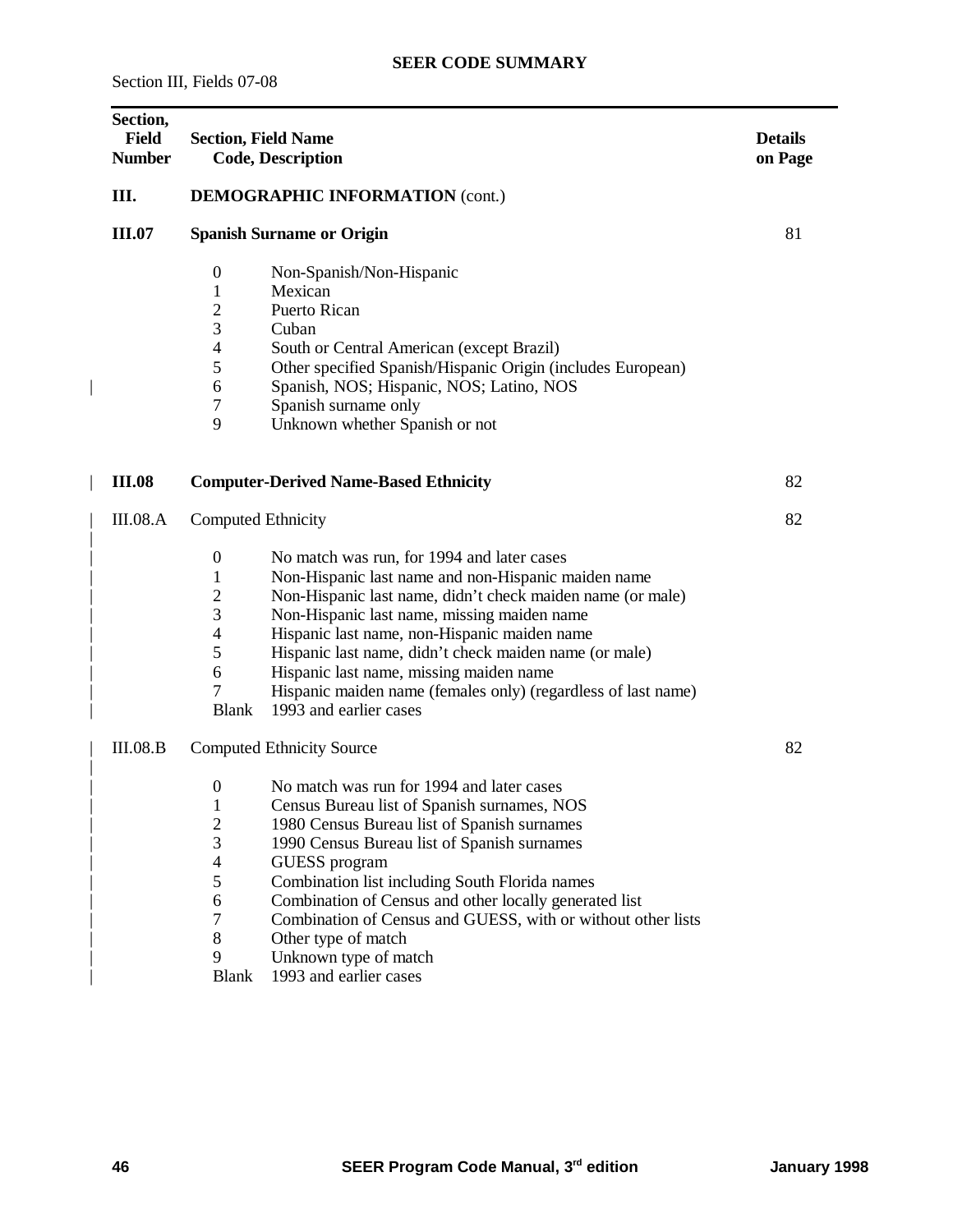## SEER CODE SUMMARY

Section III, Fields 07-08

| Section, Field Number | Section, Field Name Code, Description | | Details on Page |
|---|---|---|---|
| **III.** | **DEMOGRAPHIC INFORMATION** (cont.) | | |
| **III.07** | **Spanish Surname or Origin** | | 81 |
| | 0 | Non-Spanish/Non-Hispanic | |
| | 1 | Mexican | |
| | 2 | Puerto Rican | |
| | 3 | Cuban | |
| | 4 | South or Central American (except Brazil) | |
| | 5 | Other specified Spanish/Hispanic Origin (includes European) | |
| | 6 | Spanish, NOS; Hispanic, NOS; Latino, NOS | |
| | 7 | Spanish surname only | |
| | 9 | Unknown whether Spanish or not | |
| **III.08** | **Computer-Derived Name-Based Ethnicity** | | 82 |
| III.08.A | Computed Ethnicity | | 82 |
| | 0 | No match was run, for 1994 and later cases | |
| | 1 | Non-Hispanic last name and non-Hispanic maiden name | |
| | 2 | Non-Hispanic last name, didn't check maiden name (or male) | |
| | 3 | Non-Hispanic last name, missing maiden name | |
| | 4 | Hispanic last name, non-Hispanic maiden name | |
| | 5 | Hispanic last name, didn't check maiden name (or male) | |
| | 6 | Hispanic last name, missing maiden name | |
| | 7 | Hispanic maiden name (females only) (regardless of last name) | |
| | Blank | 1993 and earlier cases | |
| III.08.B | Computed Ethnicity Source | | 82 |
| | 0 | No match was run for 1994 and later cases | |
| | 1 | Census Bureau list of Spanish surnames, NOS | |
| | 2 | 1980 Census Bureau list of Spanish surnames | |
| | 3 | 1990 Census Bureau list of Spanish surnames | |
| | 4 | GUESS program | |
| | 5 | Combination list including South Florida names | |
| | 6 | Combination of Census and other locally generated list | |
| | 7 | Combination of Census and GUESS, with or without other lists | |
| | 8 | Other type of match | |
| | 9 | Unknown type of match | |
| | Blank | 1993 and earlier cases | |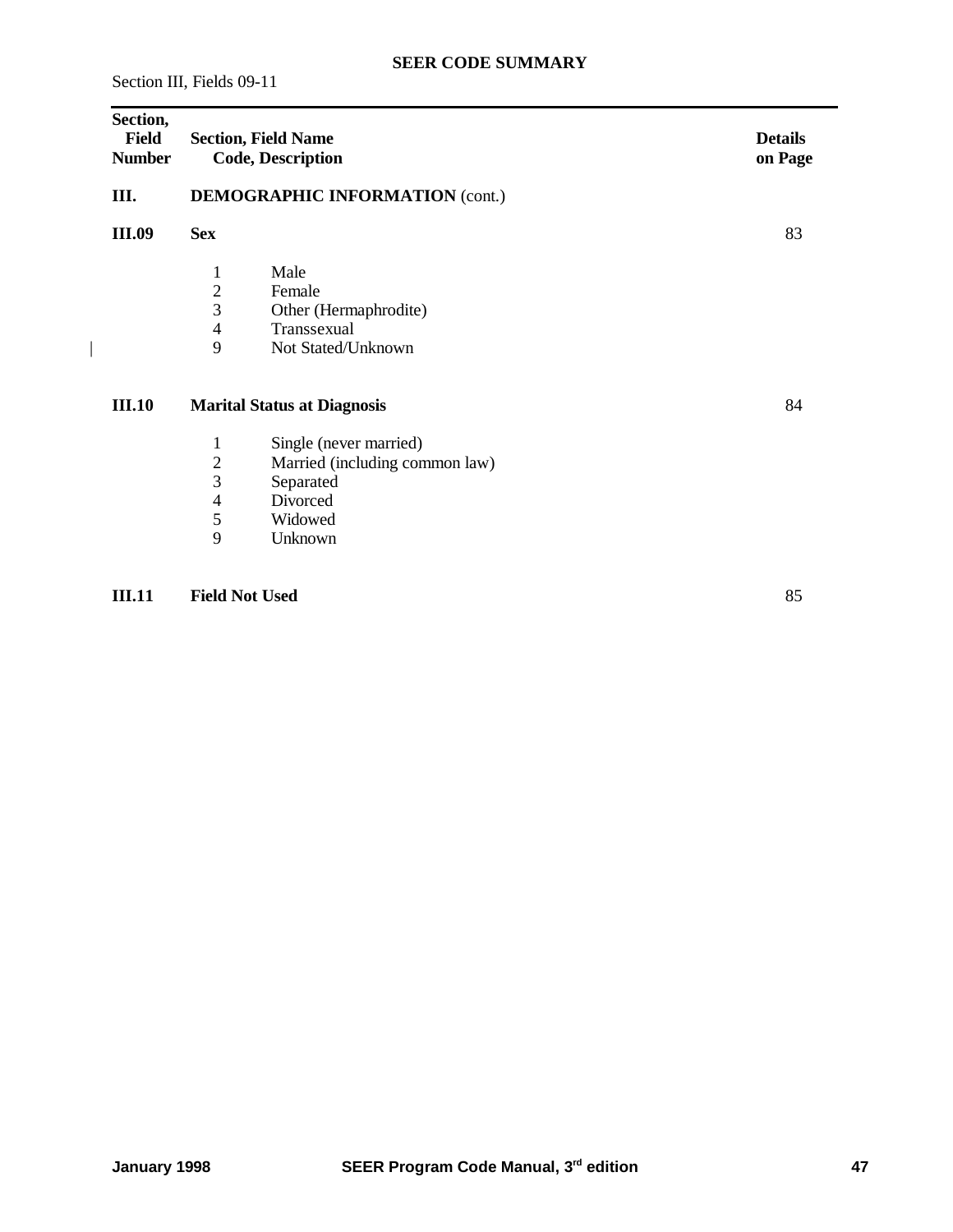# SEER CODE SUMMARY

Section III, Fields 09-11

| Section, Field Number | Section, Field Name<br>Code, Description | Details on Page |
|---|---|---|
| **III.** | **DEMOGRAPHIC INFORMATION** (cont.) | |
| **III.09** | **Sex** | 83 |
| | 1 Male<br>2 Female<br>3 Other (Hermaphrodite)<br>4 Transsexual<br>9 Not Stated/Unknown | |
| **III.10** | **Marital Status at Diagnosis** | 84 |
| | 1 Single (never married)<br>2 Married (including common law)<br>3 Separated<br>4 Divorced<br>5 Widowed<br>9 Unknown | |
| **III.11** | **Field Not Used** | 85 |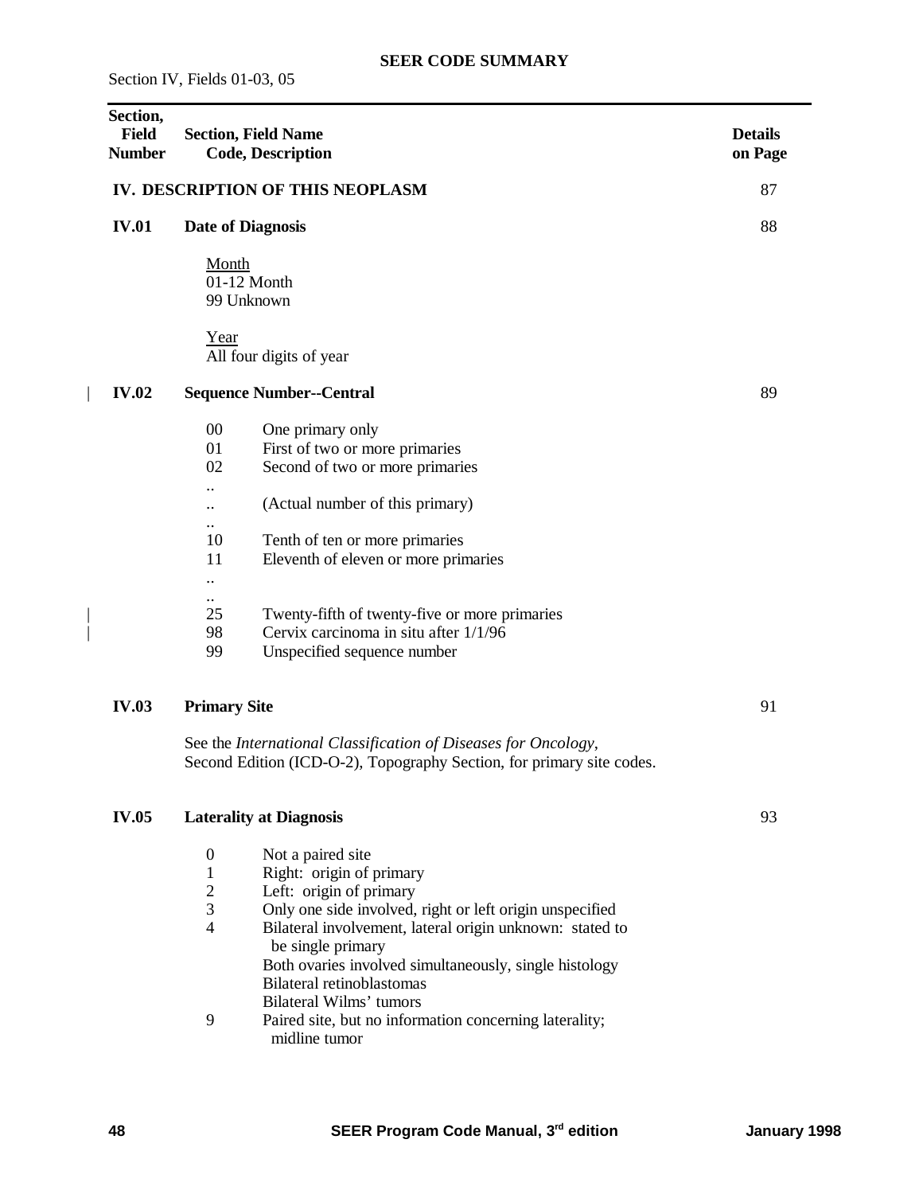## SEER CODE SUMMARY

Section IV, Fields 01-03, 05

| Section, Field Number | Section, Field Name Code, Description | Details on Page |
|---|---|---|
| | **IV. DESCRIPTION OF THIS NEOPLASM** | 87 |
| **IV.01** | **Date of Diagnosis** | 88 |

Month
01-12 Month
99 Unknown

Year
All four digits of year

| | | |
|---|---|---|
| **IV.02** | **Sequence Number--Central** | 89 |

| Code | Description |
|---|---|
| 00 | One primary only |
| 01 | First of two or more primaries |
| 02 | Second of two or more primaries |
| .. | |
| .. | (Actual number of this primary) |
| .. | |
| 10 | Tenth of ten or more primaries |
| 11 | Eleventh of eleven or more primaries |
| .. | |
| .. | |
| 25 | Twenty-fifth of twenty-five or more primaries |
| 98 | Cervix carcinoma in situ after 1/1/96 |
| 99 | Unspecified sequence number |

| | | |
|---|---|---|
| **IV.03** | **Primary Site** | 91 |

See the *International Classification of Diseases for Oncology*, Second Edition (ICD-O-2), Topography Section, for primary site codes.

| | | |
|---|---|---|
| **IV.05** | **Laterality at Diagnosis** | 93 |

| Code | Description |
|---|---|
| 0 | Not a paired site |
| 1 | Right: origin of primary |
| 2 | Left: origin of primary |
| 3 | Only one side involved, right or left origin unspecified |
| 4 | Bilateral involvement, lateral origin unknown: stated to be single primary<br>Both ovaries involved simultaneously, single histology<br>Bilateral retinoblastomas<br>Bilateral Wilms' tumors |
| 9 | Paired site, but no information concerning laterality; midline tumor |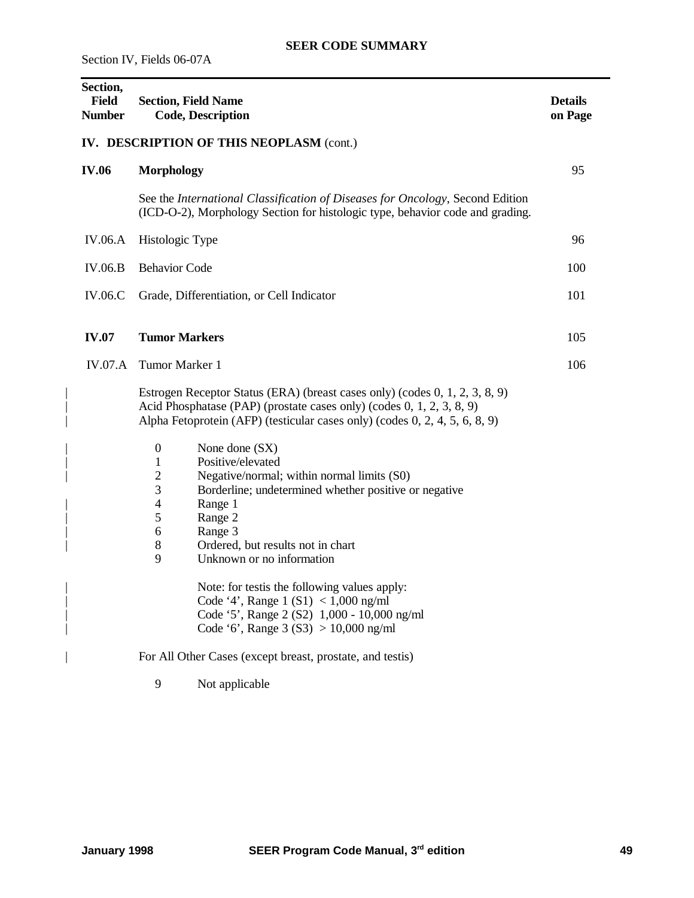## SEER CODE SUMMARY

Section IV, Fields 06-07A

| Section, Field Number | Section, Field Name Code, Description | Details on Page |
|---|---|---|

### IV. DESCRIPTION OF THIS NEOPLASM (cont.)

| | | |
|---|---|---|
| **IV.06** | **Morphology** | 95 |
| | See the *International Classification of Diseases for Oncology*, Second Edition (ICD-O-2), Morphology Section for histologic type, behavior code and grading. | |
| IV.06.A | Histologic Type | 96 |
| IV.06.B | Behavior Code | 100 |
| IV.06.C | Grade, Differentiation, or Cell Indicator | 101 |
| **IV.07** | **Tumor Markers** | 105 |
| IV.07.A | Tumor Marker 1 | 106 |

Estrogen Receptor Status (ERA) (breast cases only) (codes 0, 1, 2, 3, 8, 9)
Acid Phosphatase (PAP) (prostate cases only) (codes 0, 1, 2, 3, 8, 9)
Alpha Fetoprotein (AFP) (testicular cases only) (codes 0, 2, 4, 5, 6, 8, 9)

| Code | Description |
|---|---|
| 0 | None done (SX) |
| 1 | Positive/elevated |
| 2 | Negative/normal; within normal limits (S0) |
| 3 | Borderline; undetermined whether positive or negative |
| 4 | Range 1 |
| 5 | Range 2 |
| 6 | Range 3 |
| 8 | Ordered, but results not in chart |
| 9 | Unknown or no information |

Note: for testis the following values apply:
Code '4', Range 1 (S1) < 1,000 ng/ml
Code '5', Range 2 (S2) 1,000 - 10,000 ng/ml
Code '6', Range 3 (S3) > 10,000 ng/ml

For All Other Cases (except breast, prostate, and testis)

| Code | Description |
|---|---|
| 9 | Not applicable |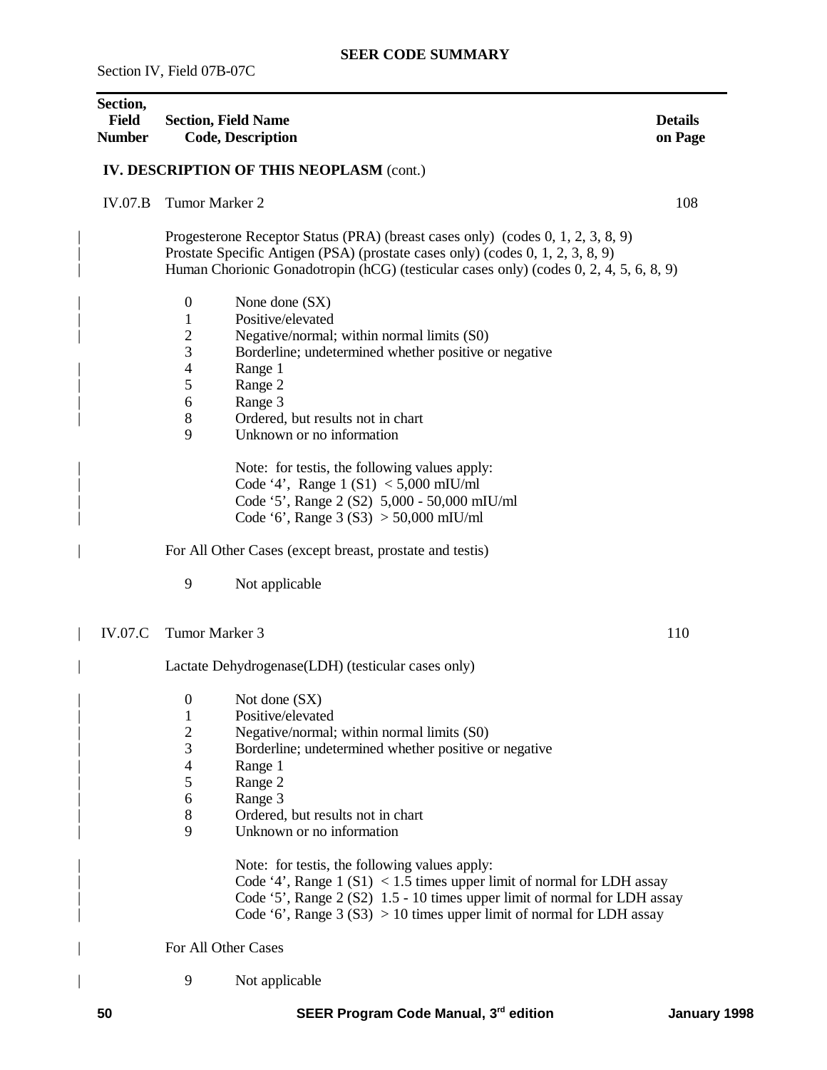**SEER CODE SUMMARY**

Section IV, Field 07B-07C

| Section, Field Number | Section, Field Name Code, Description | Details on Page |
|---|---|---|

**IV. DESCRIPTION OF THIS NEOPLASM** (cont.)

IV.07.B Tumor Marker 2 — 108

Progesterone Receptor Status (PRA) (breast cases only) (codes 0, 1, 2, 3, 8, 9)
Prostate Specific Antigen (PSA) (prostate cases only) (codes 0, 1, 2, 3, 8, 9)
Human Chorionic Gonadotropin (hCG) (testicular cases only) (codes 0, 2, 4, 5, 6, 8, 9)

- 0 None done (SX)
- 1 Positive/elevated
- 2 Negative/normal; within normal limits (S0)
- 3 Borderline; undetermined whether positive or negative
- 4 Range 1
- 5 Range 2
- 6 Range 3
- 8 Ordered, but results not in chart
- 9 Unknown or no information

Note: for testis, the following values apply:
Code '4', Range 1 (S1) < 5,000 mIU/ml
Code '5', Range 2 (S2) 5,000 - 50,000 mIU/ml
Code '6', Range 3 (S3) > 50,000 mIU/ml

For All Other Cases (except breast, prostate and testis)

- 9 Not applicable

IV.07.C Tumor Marker 3 — 110

Lactate Dehydrogenase(LDH) (testicular cases only)

- 0 Not done (SX)
- 1 Positive/elevated
- 2 Negative/normal; within normal limits (S0)
- 3 Borderline; undetermined whether positive or negative
- 4 Range 1
- 5 Range 2
- 6 Range 3
- 8 Ordered, but results not in chart
- 9 Unknown or no information

Note: for testis, the following values apply:
Code '4', Range 1 (S1) < 1.5 times upper limit of normal for LDH assay
Code '5', Range 2 (S2) 1.5 - 10 times upper limit of normal for LDH assay
Code '6', Range 3 (S3) > 10 times upper limit of normal for LDH assay

For All Other Cases

- 9 Not applicable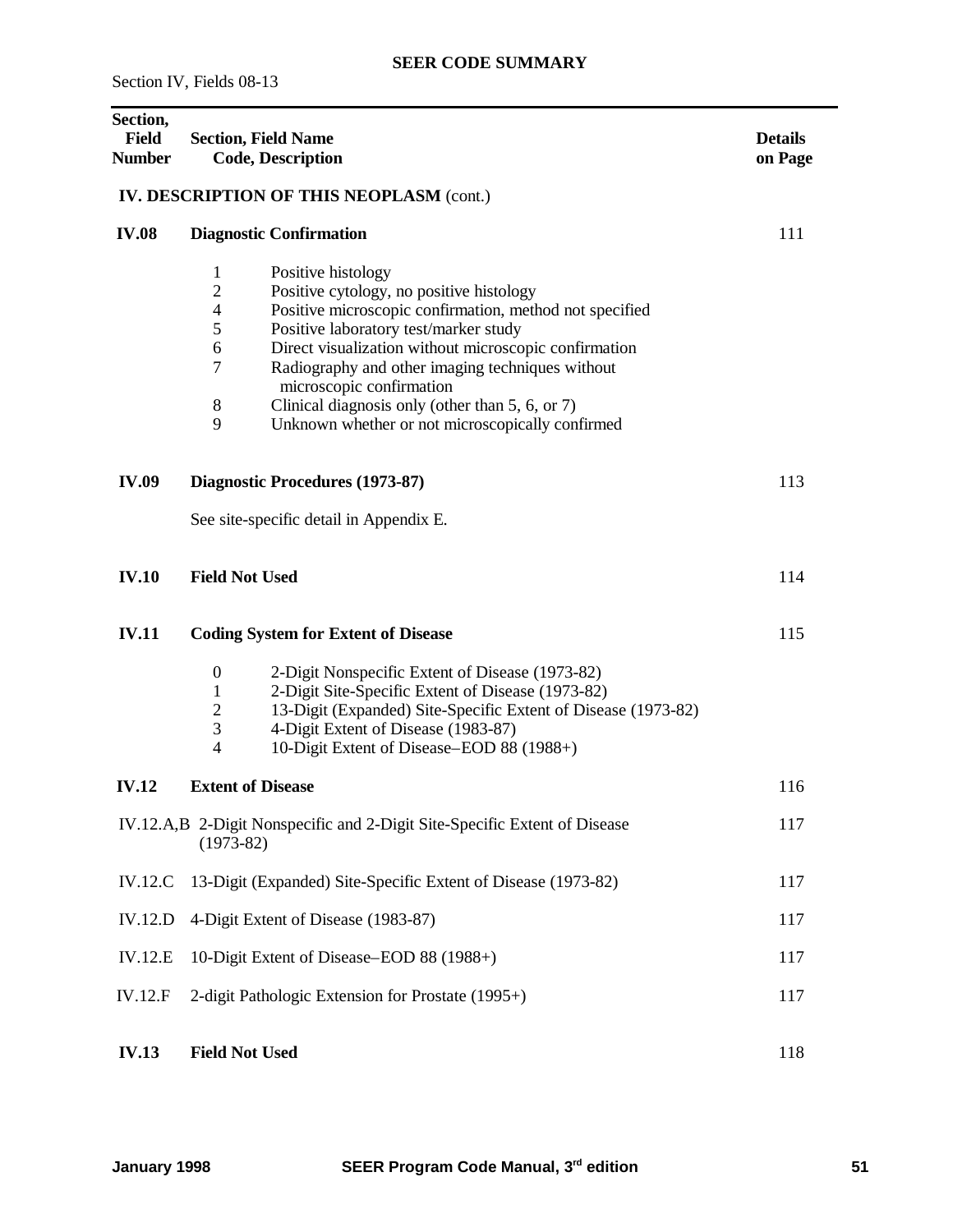## SEER CODE SUMMARY

Section IV, Fields 08-13

| Section, Field Number | Section, Field Name Code, Description | Details on Page |
|---|---|---|
| | **IV. DESCRIPTION OF THIS NEOPLASM** (cont.) | |
| **IV.08** | **Diagnostic Confirmation** | 111 |
| | 1 Positive histology | |
| | 2 Positive cytology, no positive histology | |
| | 4 Positive microscopic confirmation, method not specified | |
| | 5 Positive laboratory test/marker study | |
| | 6 Direct visualization without microscopic confirmation | |
| | 7 Radiography and other imaging techniques without microscopic confirmation | |
| | 8 Clinical diagnosis only (other than 5, 6, or 7) | |
| | 9 Unknown whether or not microscopically confirmed | |
| **IV.09** | **Diagnostic Procedures (1973-87)** | 113 |
| | See site-specific detail in Appendix E. | |
| **IV.10** | **Field Not Used** | 114 |
| **IV.11** | **Coding System for Extent of Disease** | 115 |
| | 0 2-Digit Nonspecific Extent of Disease (1973-82) | |
| | 1 2-Digit Site-Specific Extent of Disease (1973-82) | |
| | 2 13-Digit (Expanded) Site-Specific Extent of Disease (1973-82) | |
| | 3 4-Digit Extent of Disease (1983-87) | |
| | 4 10-Digit Extent of Disease–EOD 88 (1988+) | |
| **IV.12** | **Extent of Disease** | 116 |
| IV.12.A,B | 2-Digit Nonspecific and 2-Digit Site-Specific Extent of Disease (1973-82) | 117 |
| IV.12.C | 13-Digit (Expanded) Site-Specific Extent of Disease (1973-82) | 117 |
| IV.12.D | 4-Digit Extent of Disease (1983-87) | 117 |
| IV.12.E | 10-Digit Extent of Disease–EOD 88 (1988+) | 117 |
| IV.12.F | 2-digit Pathologic Extension for Prostate (1995+) | 117 |
| **IV.13** | **Field Not Used** | 118 |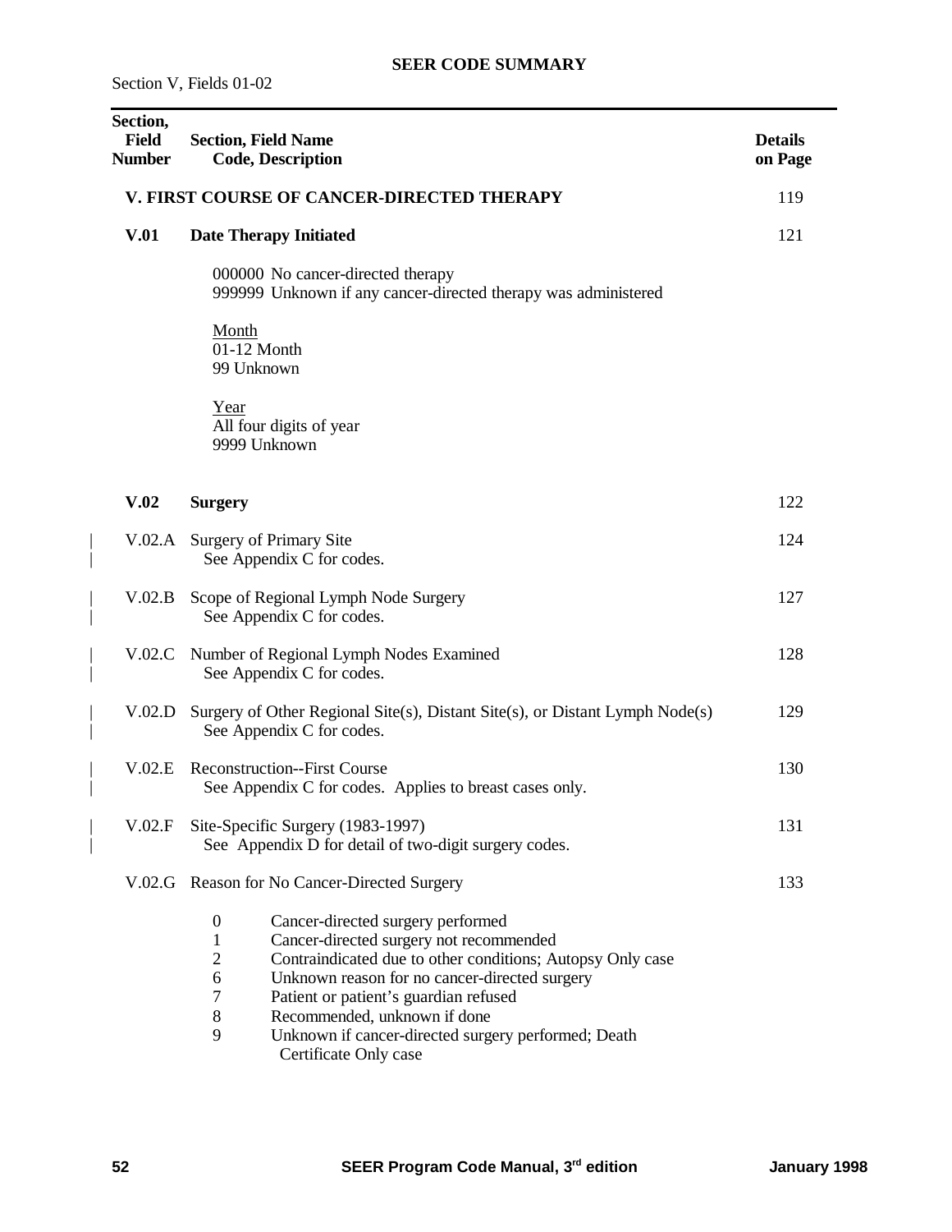# SEER CODE SUMMARY

Section V, Fields 01-02

| Section, Field Number | Section, Field Name<br>Code, Description | Details on Page |
|---|---|---|
| | **V. FIRST COURSE OF CANCER-DIRECTED THERAPY** | 119 |
| **V.01** | **Date Therapy Initiated** | 121 |
| | 000000 No cancer-directed therapy<br>999999 Unknown if any cancer-directed therapy was administered<br><br>Month<br>01-12 Month<br>99 Unknown<br><br>Year<br>All four digits of year<br>9999 Unknown | |
| **V.02** | **Surgery** | 122 |
| V.02.A | Surgery of Primary Site<br>See Appendix C for codes. | 124 |
| V.02.B | Scope of Regional Lymph Node Surgery<br>See Appendix C for codes. | 127 |
| V.02.C | Number of Regional Lymph Nodes Examined<br>See Appendix C for codes. | 128 |
| V.02.D | Surgery of Other Regional Site(s), Distant Site(s), or Distant Lymph Node(s)<br>See Appendix C for codes. | 129 |
| V.02.E | Reconstruction--First Course<br>See Appendix C for codes. Applies to breast cases only. | 130 |
| V.02.F | Site-Specific Surgery (1983-1997)<br>See Appendix D for detail of two-digit surgery codes. | 131 |
| V.02.G | Reason for No Cancer-Directed Surgery | 133 |
| | 0 Cancer-directed surgery performed<br>1 Cancer-directed surgery not recommended<br>2 Contraindicated due to other conditions; Autopsy Only case<br>6 Unknown reason for no cancer-directed surgery<br>7 Patient or patient's guardian refused<br>8 Recommended, unknown if done<br>9 Unknown if cancer-directed surgery performed; Death Certificate Only case | |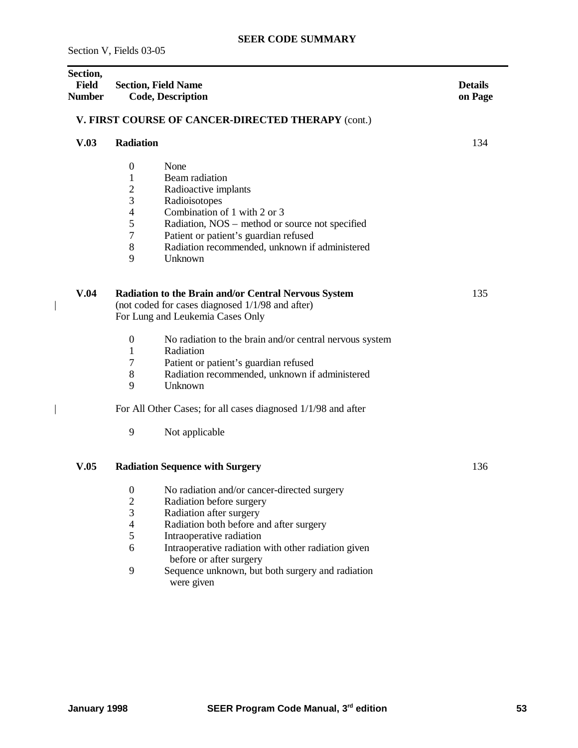**SEER CODE SUMMARY**

Section V, Fields 03-05

| Section, Field Number | Section, Field Name<br>Code, Description | Details on Page |
|---|---|---|

## V. FIRST COURSE OF CANCER-DIRECTED THERAPY (cont.)

### V.03 Radiation — Details on Page 134

| Code | Description |
|---|---|
| 0 | None |
| 1 | Beam radiation |
| 2 | Radioactive implants |
| 3 | Radioisotopes |
| 4 | Combination of 1 with 2 or 3 |
| 5 | Radiation, NOS – method or source not specified |
| 7 | Patient or patient's guardian refused |
| 8 | Radiation recommended, unknown if administered |
| 9 | Unknown |

### V.04 Radiation to the Brain and/or Central Nervous System — Details on Page 135

(not coded for cases diagnosed 1/1/98 and after)
For Lung and Leukemia Cases Only

| Code | Description |
|---|---|
| 0 | No radiation to the brain and/or central nervous system |
| 1 | Radiation |
| 7 | Patient or patient's guardian refused |
| 8 | Radiation recommended, unknown if administered |
| 9 | Unknown |

For All Other Cases; for all cases diagnosed 1/1/98 and after

| Code | Description |
|---|---|
| 9 | Not applicable |

### V.05 Radiation Sequence with Surgery — Details on Page 136

| Code | Description |
|---|---|
| 0 | No radiation and/or cancer-directed surgery |
| 2 | Radiation before surgery |
| 3 | Radiation after surgery |
| 4 | Radiation both before and after surgery |
| 5 | Intraoperative radiation |
| 6 | Intraoperative radiation with other radiation given before or after surgery |
| 9 | Sequence unknown, but both surgery and radiation were given |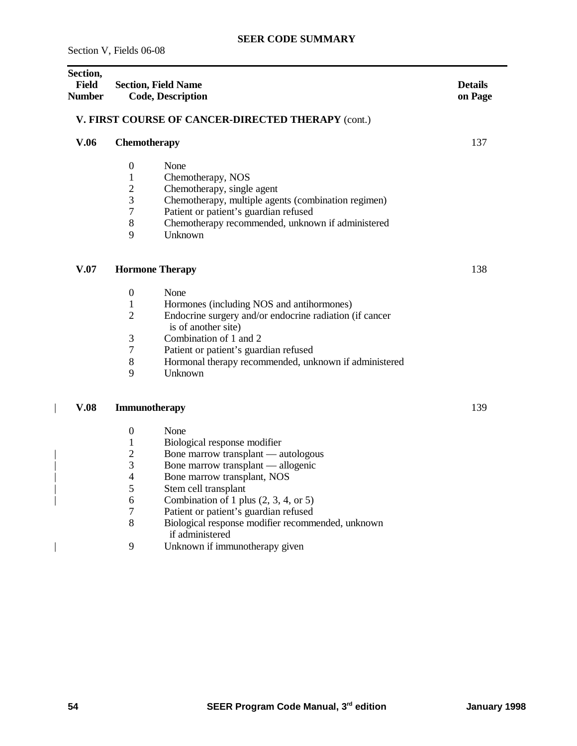## SEER CODE SUMMARY

Section V, Fields 06-08

| Section, Field Number | Section, Field Name / Code, Description | Details on Page |
|---|---|---|

### V. FIRST COURSE OF CANCER-DIRECTED THERAPY (cont.)

**V.06 Chemotherapy** — Details on page 137

- 0 None
- 1 Chemotherapy, NOS
- 2 Chemotherapy, single agent
- 3 Chemotherapy, multiple agents (combination regimen)
- 7 Patient or patient's guardian refused
- 8 Chemotherapy recommended, unknown if administered
- 9 Unknown

**V.07 Hormone Therapy** — Details on page 138

- 0 None
- 1 Hormones (including NOS and antihormones)
- 2 Endocrine surgery and/or endocrine radiation (if cancer is of another site)
- 3 Combination of 1 and 2
- 7 Patient or patient's guardian refused
- 8 Hormonal therapy recommended, unknown if administered
- 9 Unknown

| **V.08 Immunotherapy** — Details on page 139

- 0 None
- 1 Biological response modifier
- | 2 Bone marrow transplant — autologous
- | 3 Bone marrow transplant — allogenic
- | 4 Bone marrow transplant, NOS
- | 5 Stem cell transplant
- | 6 Combination of 1 plus (2, 3, 4, or 5)
- 7 Patient or patient's guardian refused
- 8 Biological response modifier recommended, unknown if administered
- | 9 Unknown if immunotherapy given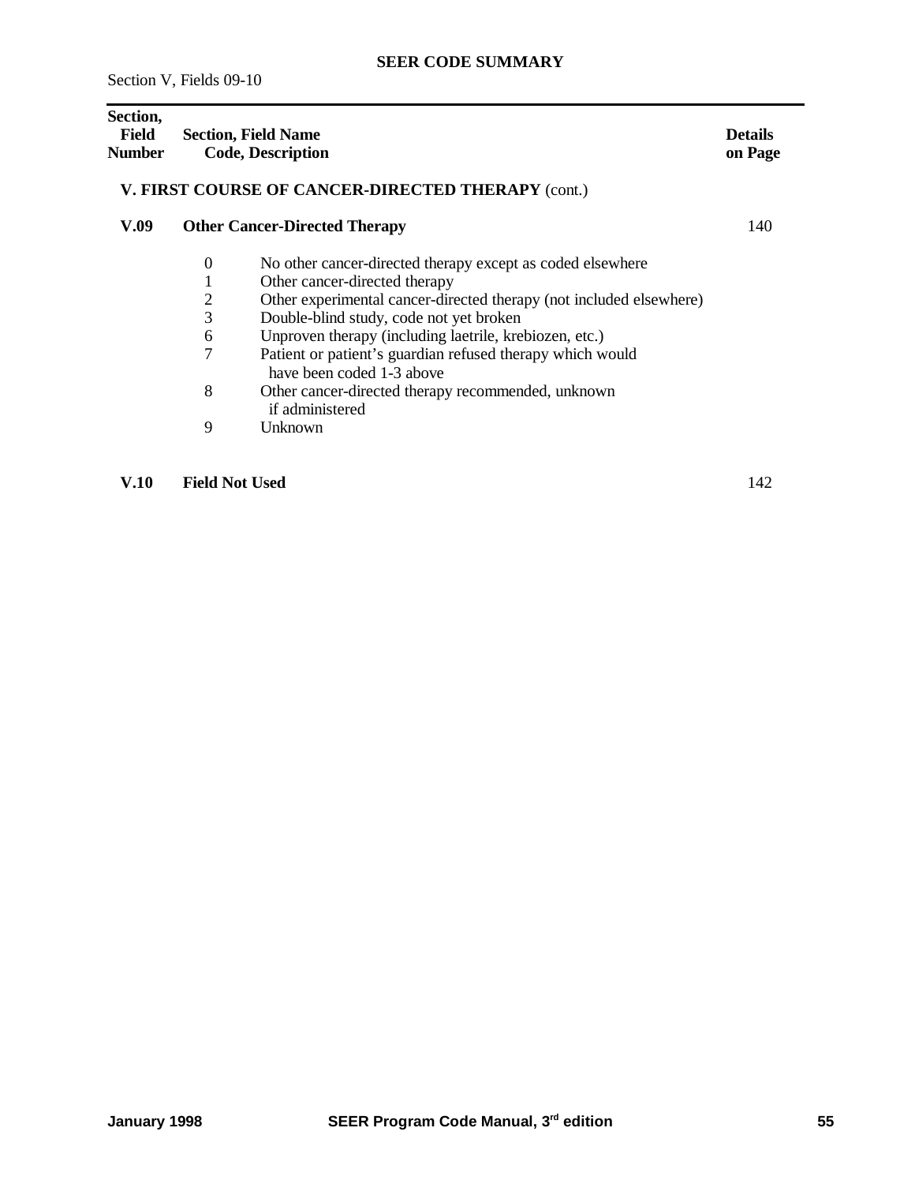## SEER CODE SUMMARY

Section V, Fields 09-10

| Section, Field Number | Section, Field Name Code, Description | Details on Page |
|---|---|---|

### V. FIRST COURSE OF CANCER-DIRECTED THERAPY (cont.)

**V.09 Other Cancer-Directed Therapy** — 140

| Code | Description |
|---|---|
| 0 | No other cancer-directed therapy except as coded elsewhere |
| 1 | Other cancer-directed therapy |
| 2 | Other experimental cancer-directed therapy (not included elsewhere) |
| 3 | Double-blind study, code not yet broken |
| 6 | Unproven therapy (including laetrile, krebiozen, etc.) |
| 7 | Patient or patient's guardian refused therapy which would have been coded 1-3 above |
| 8 | Other cancer-directed therapy recommended, unknown if administered |
| 9 | Unknown |

**V.10 Field Not Used** — 142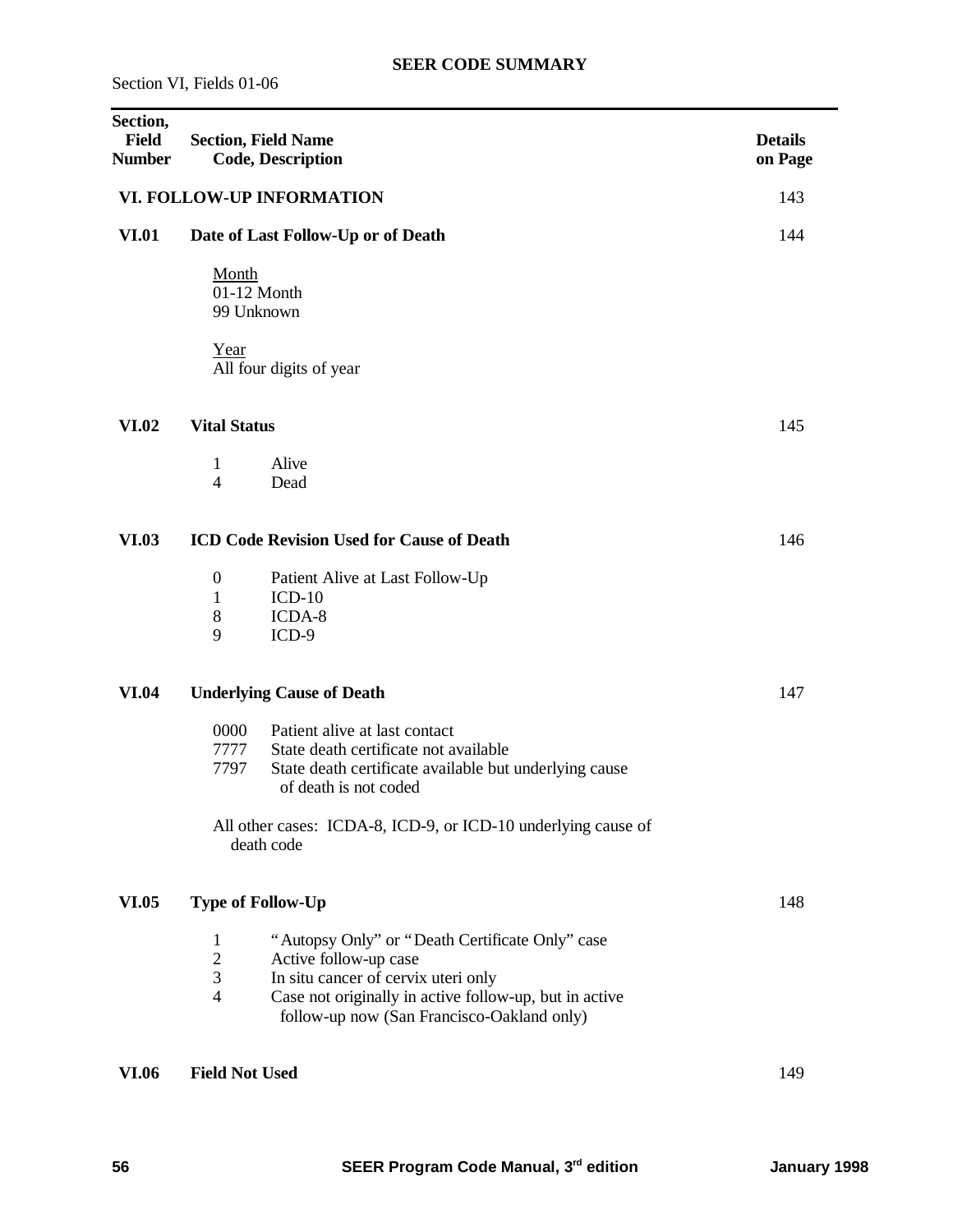# SEER CODE SUMMARY

Section VI, Fields 01-06

| Section, Field Number | Section, Field Name Code, Description | Details on Page |
|---|---|---|
| | **VI. FOLLOW-UP INFORMATION** | 143 |
| **VI.01** | **Date of Last Follow-Up or of Death** | 144 |
| | Month<br>01-12 Month<br>99 Unknown | |
| | Year<br>All four digits of year | |
| **VI.02** | **Vital Status** | 145 |
| | 1 Alive<br>4 Dead | |
| **VI.03** | **ICD Code Revision Used for Cause of Death** | 146 |
| | 0 Patient Alive at Last Follow-Up<br>1 ICD-10<br>8 ICDA-8<br>9 ICD-9 | |
| **VI.04** | **Underlying Cause of Death** | 147 |
| | 0000 Patient alive at last contact<br>7777 State death certificate not available<br>7797 State death certificate available but underlying cause of death is not coded | |
| | All other cases: ICDA-8, ICD-9, or ICD-10 underlying cause of death code | |
| **VI.05** | **Type of Follow-Up** | 148 |
| | 1 "Autopsy Only" or "Death Certificate Only" case<br>2 Active follow-up case<br>3 In situ cancer of cervix uteri only<br>4 Case not originally in active follow-up, but in active follow-up now (San Francisco-Oakland only) | |
| **VI.06** | **Field Not Used** | 149 |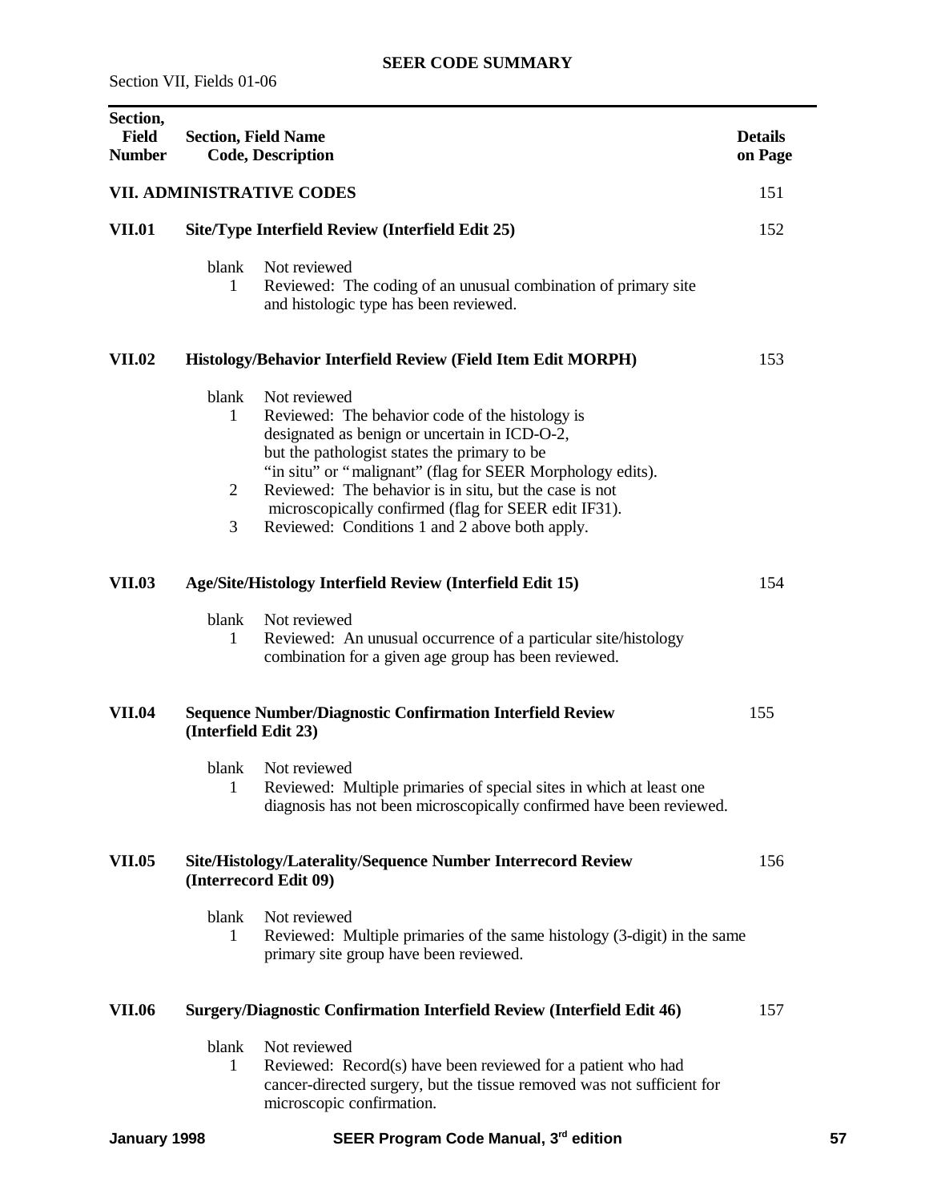## SEER CODE SUMMARY

Section VII, Fields 01-06

| Section, Field Number | Section, Field Name / Code, Description | Details on Page |
|---|---|---|
| | **VII. ADMINISTRATIVE CODES** | 151 |
| **VII.01** | **Site/Type Interfield Review (Interfield Edit 25)** | 152 |
| | blank — Not reviewed | |
| | 1 — Reviewed: The coding of an unusual combination of primary site and histologic type has been reviewed. | |
| **VII.02** | **Histology/Behavior Interfield Review (Field Item Edit MORPH)** | 153 |
| | blank — Not reviewed | |
| | 1 — Reviewed: The behavior code of the histology is designated as benign or uncertain in ICD-O-2, but the pathologist states the primary to be "in situ" or "malignant" (flag for SEER Morphology edits). | |
| | 2 — Reviewed: The behavior is in situ, but the case is not microscopically confirmed (flag for SEER edit IF31). | |
| | 3 — Reviewed: Conditions 1 and 2 above both apply. | |
| **VII.03** | **Age/Site/Histology Interfield Review (Interfield Edit 15)** | 154 |
| | blank — Not reviewed | |
| | 1 — Reviewed: An unusual occurrence of a particular site/histology combination for a given age group has been reviewed. | |
| **VII.04** | **Sequence Number/Diagnostic Confirmation Interfield Review (Interfield Edit 23)** | 155 |
| | blank — Not reviewed | |
| | 1 — Reviewed: Multiple primaries of special sites in which at least one diagnosis has not been microscopically confirmed have been reviewed. | |
| **VII.05** | **Site/Histology/Laterality/Sequence Number Interrecord Review (Interrecord Edit 09)** | 156 |
| | blank — Not reviewed | |
| | 1 — Reviewed: Multiple primaries of the same histology (3-digit) in the same primary site group have been reviewed. | |
| **VII.06** | **Surgery/Diagnostic Confirmation Interfield Review (Interfield Edit 46)** | 157 |
| | blank — Not reviewed | |
| | 1 — Reviewed: Record(s) have been reviewed for a patient who had cancer-directed surgery, but the tissue removed was not sufficient for microscopic confirmation. | |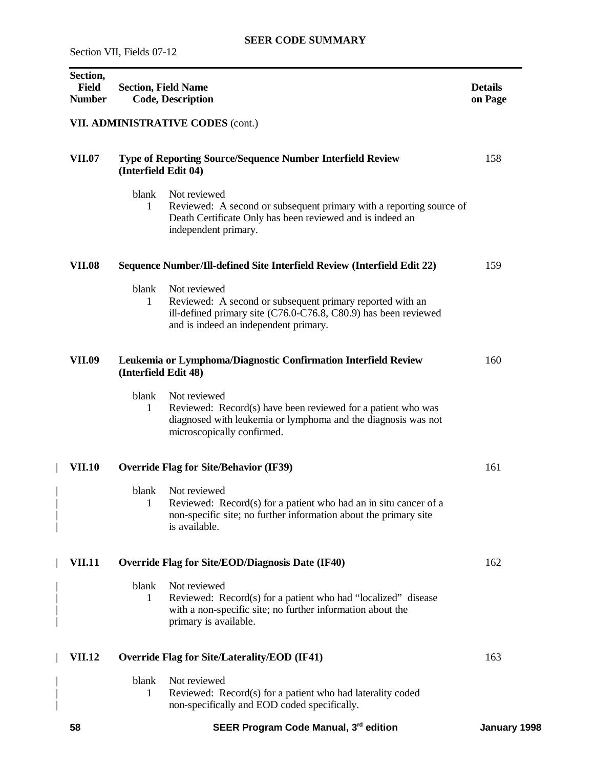## SEER CODE SUMMARY

Section VII, Fields 07-12

| Section, Field Number | Section, Field Name<br>Code, Description | | Details on Page |
|---|---|---|---|
| | **VII. ADMINISTRATIVE CODES** (cont.) | | |
| **VII.07** | **Type of Reporting Source/Sequence Number Interfield Review (Interfield Edit 04)** | | 158 |
| | blank | Not reviewed | |
| | 1 | Reviewed: A second or subsequent primary with a reporting source of Death Certificate Only has been reviewed and is indeed an independent primary. | |
| **VII.08** | **Sequence Number/Ill-defined Site Interfield Review (Interfield Edit 22)** | | 159 |
| | blank | Not reviewed | |
| | 1 | Reviewed: A second or subsequent primary reported with an ill-defined primary site (C76.0-C76.8, C80.9) has been reviewed and is indeed an independent primary. | |
| **VII.09** | **Leukemia or Lymphoma/Diagnostic Confirmation Interfield Review (Interfield Edit 48)** | | 160 |
| | blank | Not reviewed | |
| | 1 | Reviewed: Record(s) have been reviewed for a patient who was diagnosed with leukemia or lymphoma and the diagnosis was not microscopically confirmed. | |
| **VII.10** | **Override Flag for Site/Behavior (IF39)** | | 161 |
| | blank | Not reviewed | |
| | 1 | Reviewed: Record(s) for a patient who had an in situ cancer of a non-specific site; no further information about the primary site is available. | |
| **VII.11** | **Override Flag for Site/EOD/Diagnosis Date (IF40)** | | 162 |
| | blank | Not reviewed | |
| | 1 | Reviewed: Record(s) for a patient who had "localized" disease with a non-specific site; no further information about the primary is available. | |
| **VII.12** | **Override Flag for Site/Laterality/EOD (IF41)** | | 163 |
| | blank | Not reviewed | |
| | 1 | Reviewed: Record(s) for a patient who had laterality coded non-specifically and EOD coded specifically. | |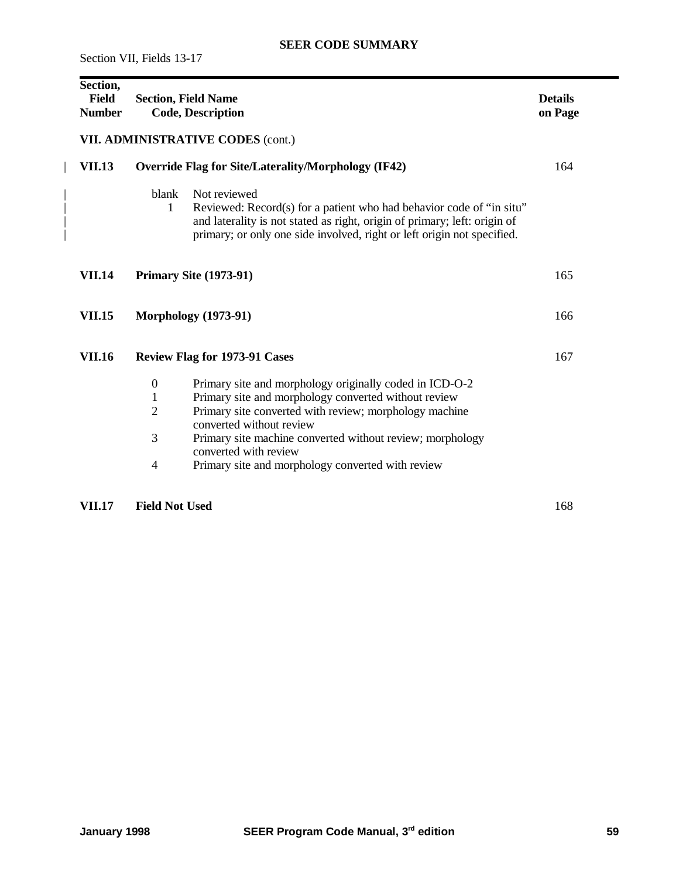## SEER CODE SUMMARY

Section VII, Fields 13-17

| Section, Field Number | Section, Field Name / Code, Description | | Details on Page |
|---|---|---|---|
| | **VII. ADMINISTRATIVE CODES** (cont.) | | |
| **VII.13** | **Override Flag for Site/Laterality/Morphology (IF42)** | | 164 |
| | blank | Not reviewed | |
| | 1 | Reviewed: Record(s) for a patient who had behavior code of "in situ" and laterality is not stated as right, origin of primary; left: origin of primary; or only one side involved, right or left origin not specified. | |
| **VII.14** | **Primary Site (1973-91)** | | 165 |
| **VII.15** | **Morphology (1973-91)** | | 166 |
| **VII.16** | **Review Flag for 1973-91 Cases** | | 167 |
| | 0 | Primary site and morphology originally coded in ICD-O-2 | |
| | 1 | Primary site and morphology converted without review | |
| | 2 | Primary site converted with review; morphology machine converted without review | |
| | 3 | Primary site machine converted without review; morphology converted with review | |
| | 4 | Primary site and morphology converted with review | |
| **VII.17** | **Field Not Used** | | 168 |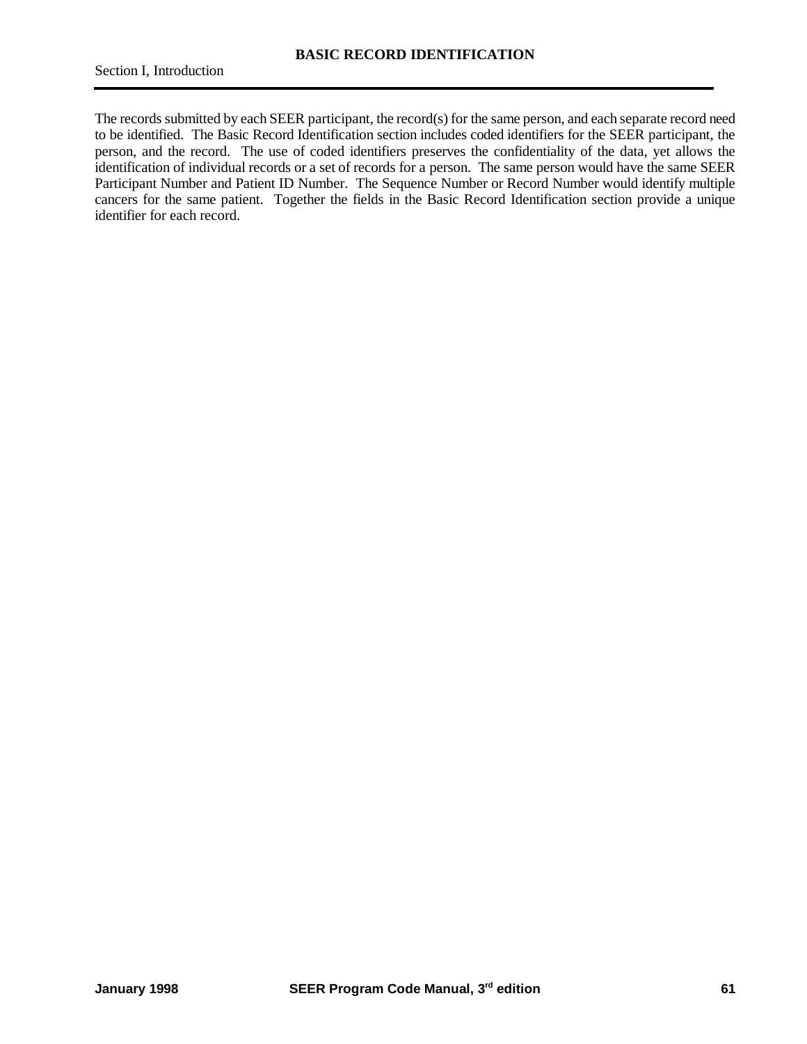# BASIC RECORD IDENTIFICATION

Section I, Introduction

The records submitted by each SEER participant, the record(s) for the same person, and each separate record need to be identified. The Basic Record Identification section includes coded identifiers for the SEER participant, the person, and the record. The use of coded identifiers preserves the confidentiality of the data, yet allows the identification of individual records or a set of records for a person. The same person would have the same SEER Participant Number and Patient ID Number. The Sequence Number or Record Number would identify multiple cancers for the same patient. Together the fields in the Basic Record Identification section provide a unique identifier for each record.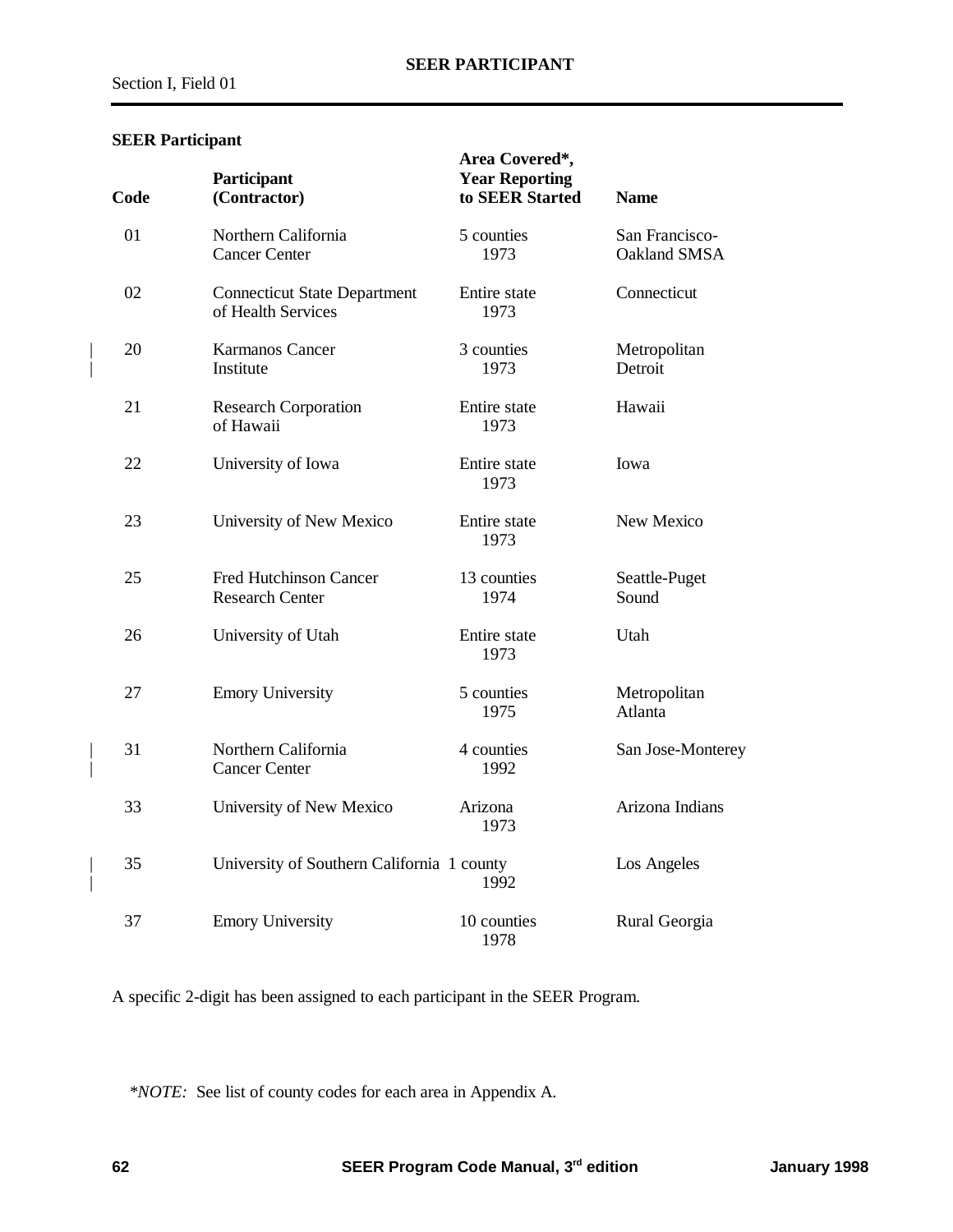## SEER Participant

| Code | Participant (Contractor) | Area Covered*, Year Reporting to SEER Started | Name |
|---|---|---|---|
| 01 | Northern California Cancer Center | 5 counties 1973 | San Francisco-Oakland SMSA |
| 02 | Connecticut State Department of Health Services | Entire state 1973 | Connecticut |
| 20 | Karmanos Cancer Institute | 3 counties 1973 | Metropolitan Detroit |
| 21 | Research Corporation of Hawaii | Entire state 1973 | Hawaii |
| 22 | University of Iowa | Entire state 1973 | Iowa |
| 23 | University of New Mexico | Entire state 1973 | New Mexico |
| 25 | Fred Hutchinson Cancer Research Center | 13 counties 1974 | Seattle-Puget Sound |
| 26 | University of Utah | Entire state 1973 | Utah |
| 27 | Emory University | 5 counties 1975 | Metropolitan Atlanta |
| 31 | Northern California Cancer Center | 4 counties 1992 | San Jose-Monterey |
| 33 | University of New Mexico | Arizona 1973 | Arizona Indians |
| 35 | University of Southern California | 1 county 1992 | Los Angeles |
| 37 | Emory University | 10 counties 1978 | Rural Georgia |

A specific 2-digit has been assigned to each participant in the SEER Program.

**NOTE:* See list of county codes for each area in Appendix A.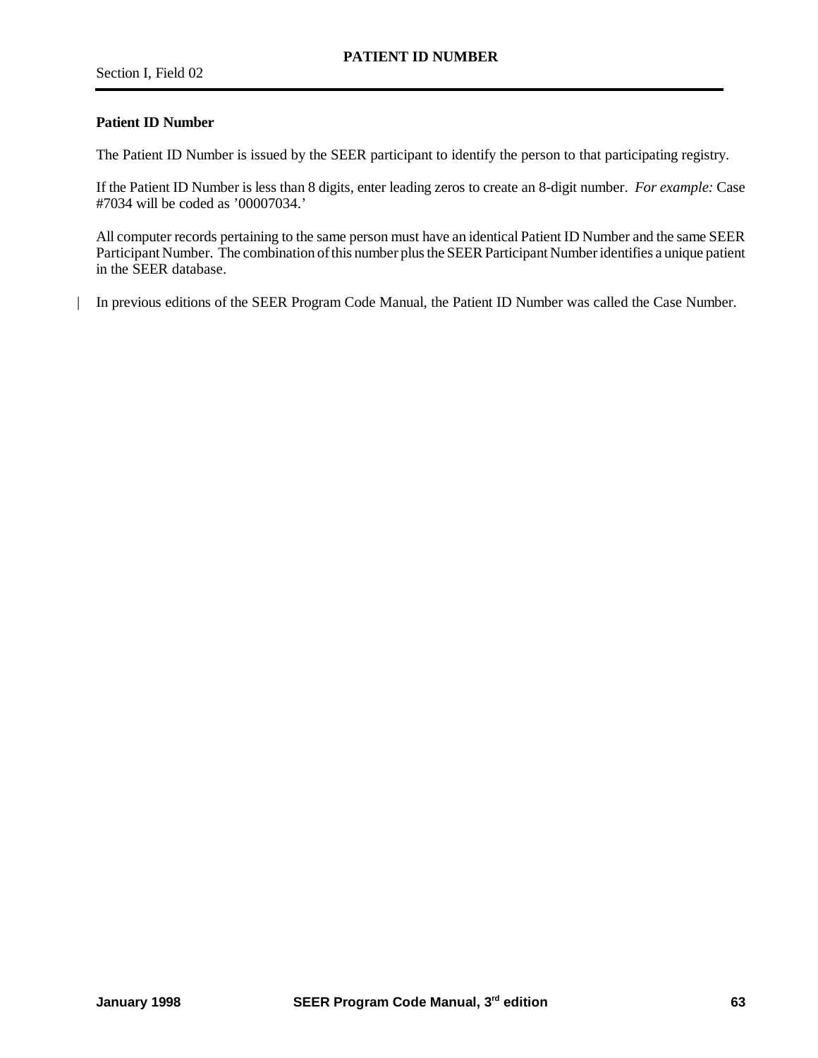# PATIENT ID NUMBER

Section I, Field 02

**Patient ID Number**

The Patient ID Number is issued by the SEER participant to identify the person to that participating registry.

If the Patient ID Number is less than 8 digits, enter leading zeros to create an 8-digit number. *For example:* Case #7034 will be coded as '00007034.'

All computer records pertaining to the same person must have an identical Patient ID Number and the same SEER Participant Number. The combination of this number plus the SEER Participant Number identifies a unique patient in the SEER database.

In previous editions of the SEER Program Code Manual, the Patient ID Number was called the Case Number.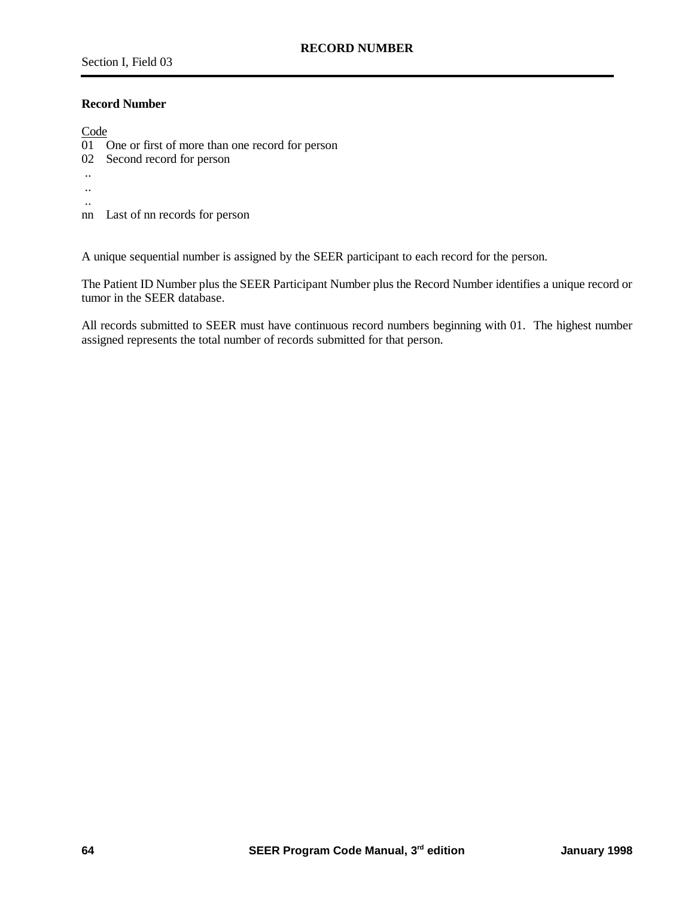# RECORD NUMBER

Section I, Field 03

**Record Number**

Code

01 One or first of more than one record for person
02 Second record for person
..
..
..
nn Last of nn records for person

A unique sequential number is assigned by the SEER participant to each record for the person.

The Patient ID Number plus the SEER Participant Number plus the Record Number identifies a unique record or tumor in the SEER database.

All records submitted to SEER must have continuous record numbers beginning with 01. The highest number assigned represents the total number of records submitted for that person.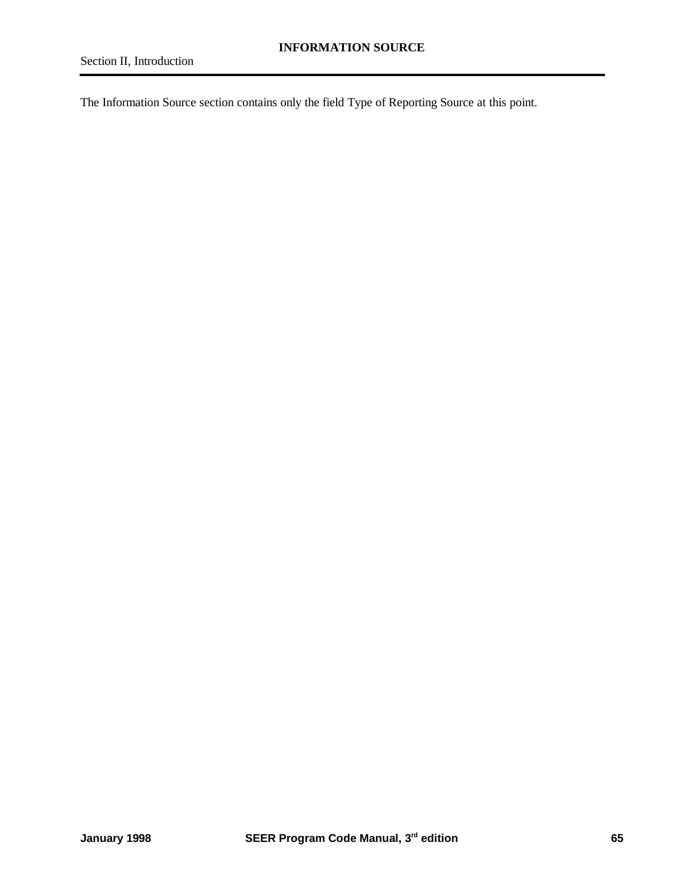# INFORMATION SOURCE

Section II, Introduction

The Information Source section contains only the field Type of Reporting Source at this point.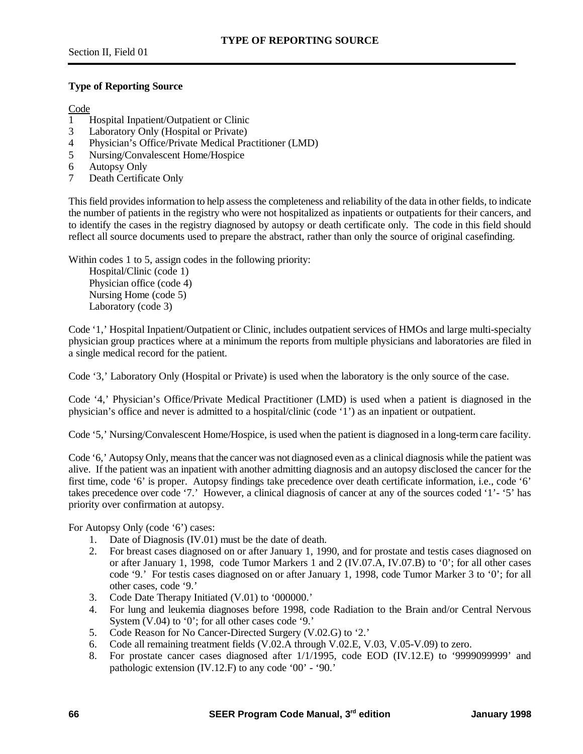## TYPE OF REPORTING SOURCE

Section II, Field 01

**Type of Reporting Source**

Code

1 Hospital Inpatient/Outpatient or Clinic
3 Laboratory Only (Hospital or Private)
4 Physician's Office/Private Medical Practitioner (LMD)
5 Nursing/Convalescent Home/Hospice
6 Autopsy Only
7 Death Certificate Only

This field provides information to help assess the completeness and reliability of the data in other fields, to indicate the number of patients in the registry who were not hospitalized as inpatients or outpatients for their cancers, and to identify the cases in the registry diagnosed by autopsy or death certificate only. The code in this field should reflect all source documents used to prepare the abstract, rather than only the source of original casefinding.

Within codes 1 to 5, assign codes in the following priority:

Hospital/Clinic (code 1)
Physician office (code 4)
Nursing Home (code 5)
Laboratory (code 3)

Code '1,' Hospital Inpatient/Outpatient or Clinic, includes outpatient services of HMOs and large multi-specialty physician group practices where at a minimum the reports from multiple physicians and laboratories are filed in a single medical record for the patient.

Code '3,' Laboratory Only (Hospital or Private) is used when the laboratory is the only source of the case.

Code '4,' Physician's Office/Private Medical Practitioner (LMD) is used when a patient is diagnosed in the physician's office and never is admitted to a hospital/clinic (code '1') as an inpatient or outpatient.

Code '5,' Nursing/Convalescent Home/Hospice, is used when the patient is diagnosed in a long-term care facility.

Code '6,' Autopsy Only, means that the cancer was not diagnosed even as a clinical diagnosis while the patient was alive. If the patient was an inpatient with another admitting diagnosis and an autopsy disclosed the cancer for the first time, code '6' is proper. Autopsy findings take precedence over death certificate information, i.e., code '6' takes precedence over code '7.' However, a clinical diagnosis of cancer at any of the sources coded '1'- '5' has priority over confirmation at autopsy.

For Autopsy Only (code '6') cases:

1. Date of Diagnosis (IV.01) must be the date of death.
2. For breast cases diagnosed on or after January 1, 1990, and for prostate and testis cases diagnosed on or after January 1, 1998, code Tumor Markers 1 and 2 (IV.07.A, IV.07.B) to '0'; for all other cases code '9.' For testis cases diagnosed on or after January 1, 1998, code Tumor Marker 3 to '0'; for all other cases, code '9.'
3. Code Date Therapy Initiated (V.01) to '000000.'
4. For lung and leukemia diagnoses before 1998, code Radiation to the Brain and/or Central Nervous System (V.04) to '0'; for all other cases code '9.'
5. Code Reason for No Cancer-Directed Surgery (V.02.G) to '2.'
6. Code all remaining treatment fields (V.02.A through V.02.E, V.03, V.05-V.09) to zero.
8. For prostate cancer cases diagnosed after 1/1/1995, code EOD (IV.12.E) to '9999099999' and pathologic extension (IV.12.F) to any code '00' - '90.'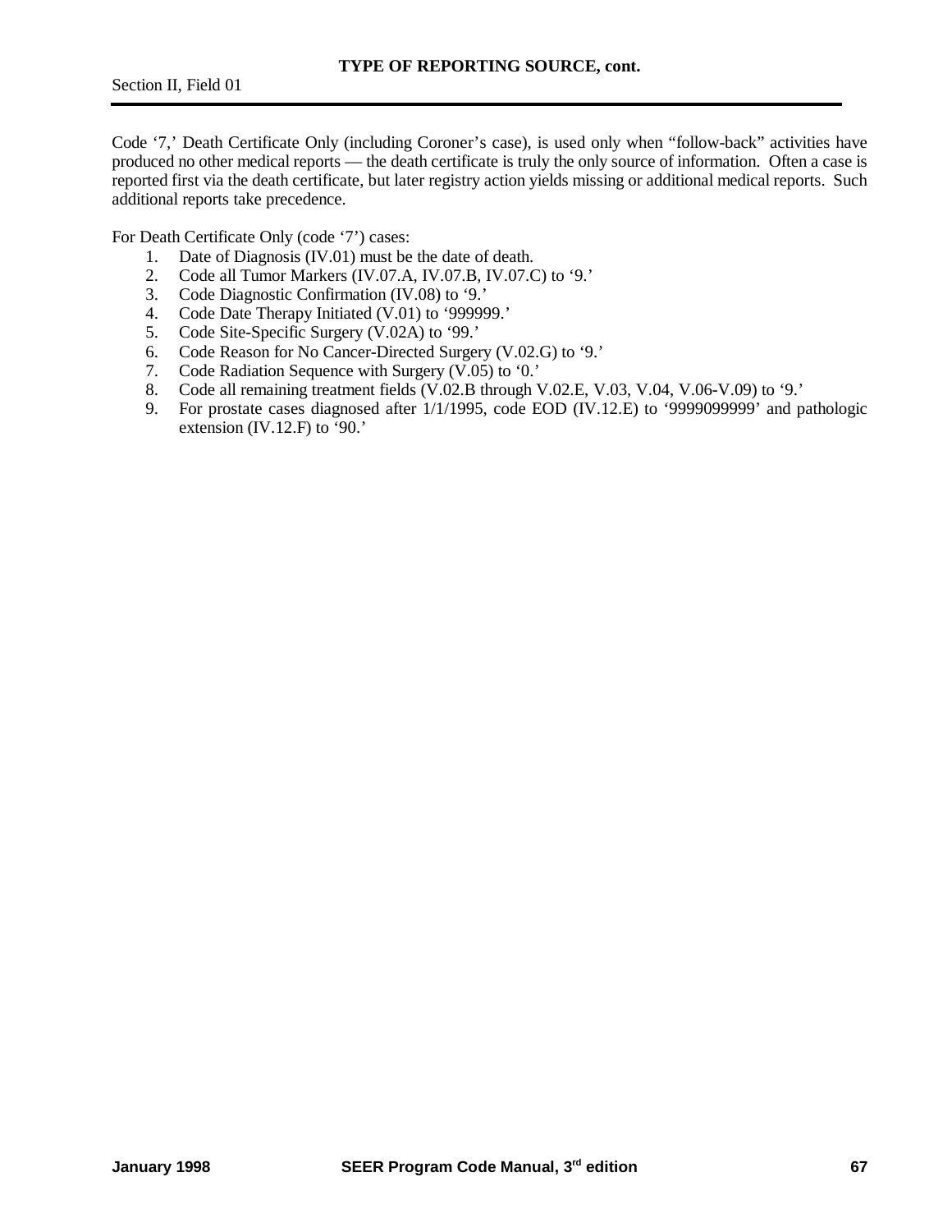Code '7,' Death Certificate Only (including Coroner's case), is used only when "follow-back" activities have produced no other medical reports — the death certificate is truly the only source of information. Often a case is reported first via the death certificate, but later registry action yields missing or additional medical reports. Such additional reports take precedence.

For Death Certificate Only (code '7') cases:

1. Date of Diagnosis (IV.01) must be the date of death.
2. Code all Tumor Markers (IV.07.A, IV.07.B, IV.07.C) to '9.'
3. Code Diagnostic Confirmation (IV.08) to '9.'
4. Code Date Therapy Initiated (V.01) to '999999.'
5. Code Site-Specific Surgery (V.02A) to '99.'
6. Code Reason for No Cancer-Directed Surgery (V.02.G) to '9.'
7. Code Radiation Sequence with Surgery (V.05) to '0.'
8. Code all remaining treatment fields (V.02.B through V.02.E, V.03, V.04, V.06-V.09) to '9.'
9. For prostate cases diagnosed after 1/1/1995, code EOD (IV.12.E) to '9999099999' and pathologic extension (IV.12.F) to '90.'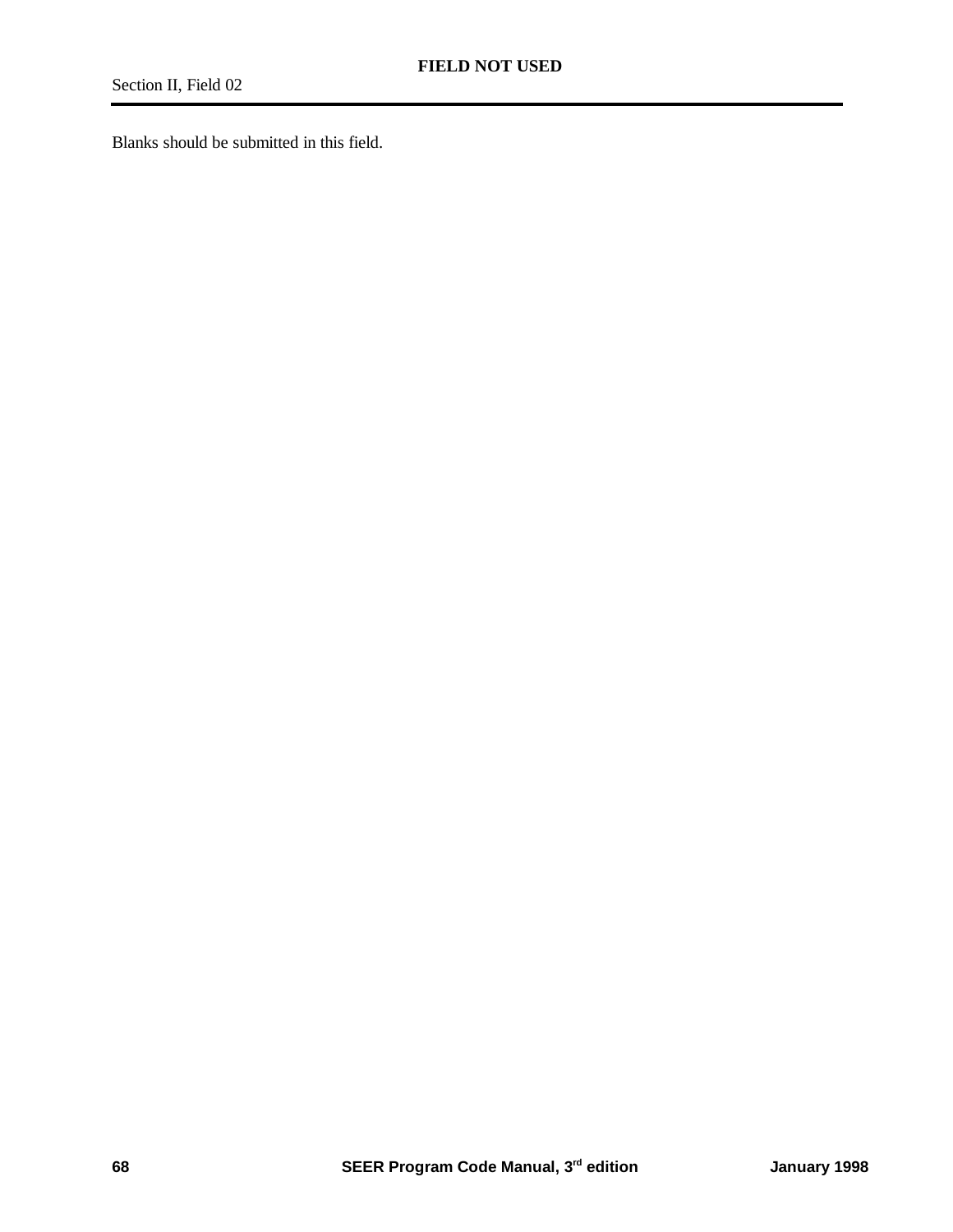# FIELD NOT USED

Section II, Field 02

Blanks should be submitted in this field.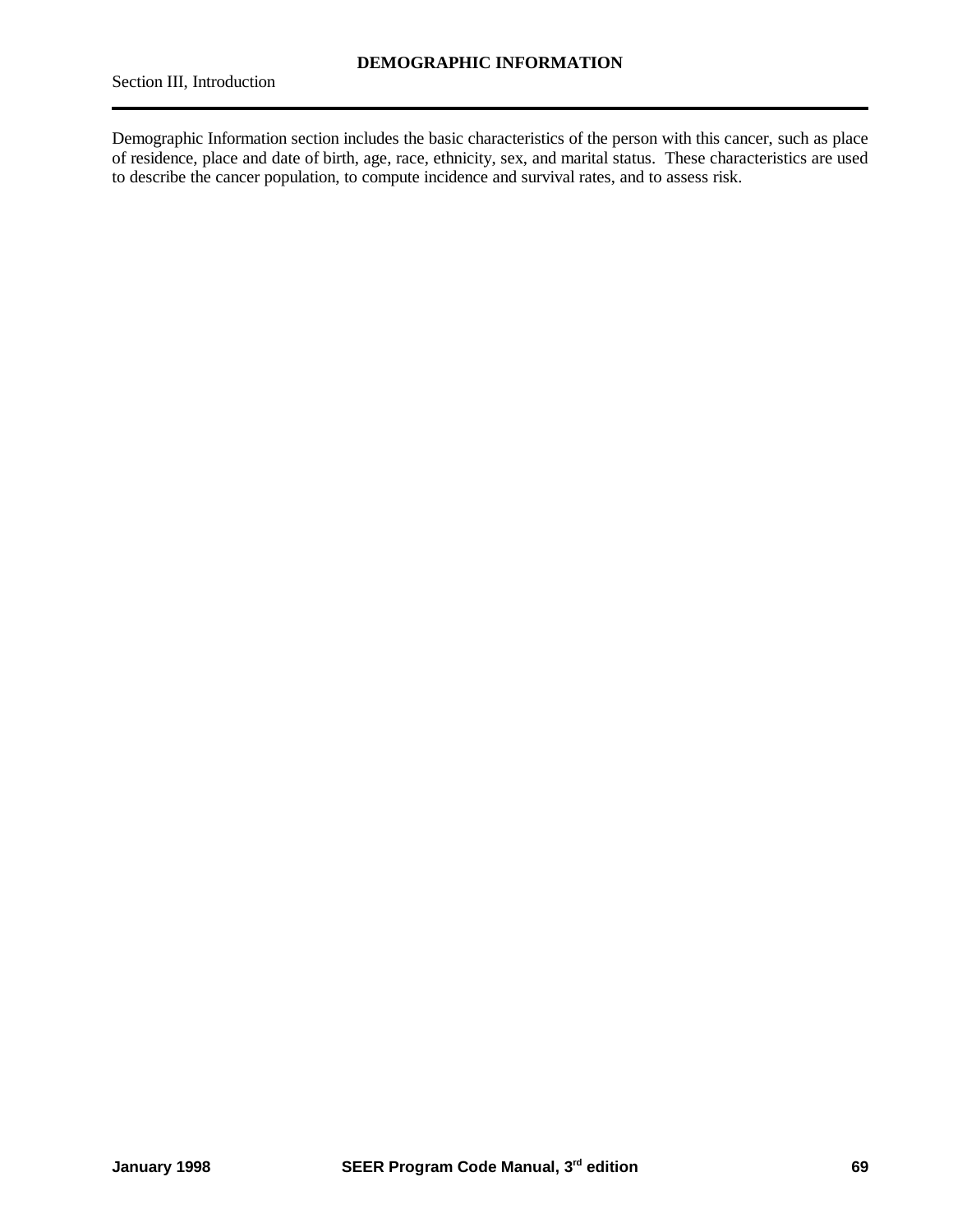# DEMOGRAPHIC INFORMATION

Section III, Introduction

Demographic Information section includes the basic characteristics of the person with this cancer, such as place of residence, place and date of birth, age, race, ethnicity, sex, and marital status. These characteristics are used to describe the cancer population, to compute incidence and survival rates, and to assess risk.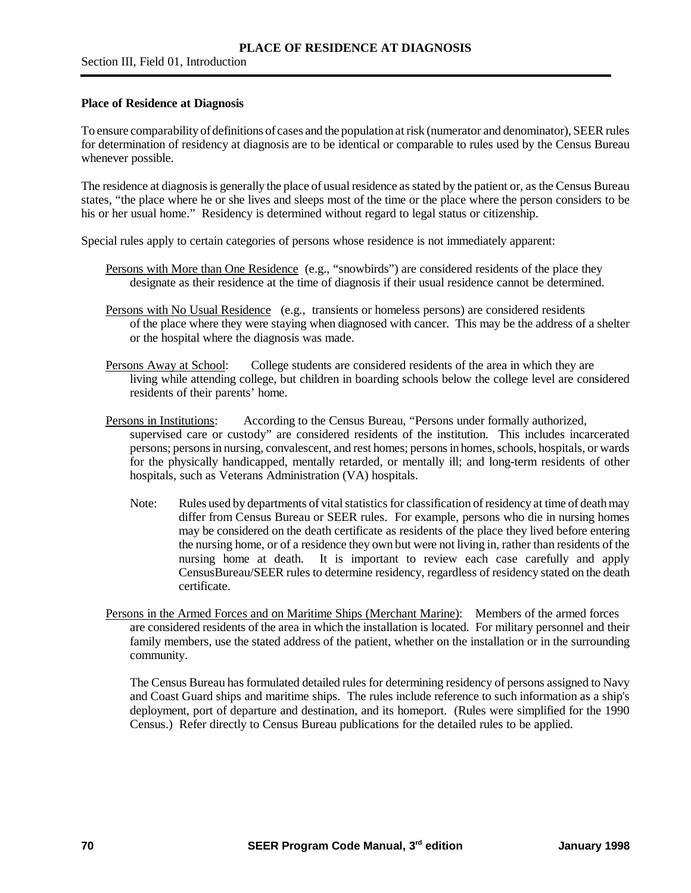**Place of Residence at Diagnosis**

To ensure comparability of definitions of cases and the population at risk (numerator and denominator), SEER rules for determination of residency at diagnosis are to be identical or comparable to rules used by the Census Bureau whenever possible.

The residence at diagnosis is generally the place of usual residence as stated by the patient or, as the Census Bureau states, "the place where he or she lives and sleeps most of the time or the place where the person considers to be his or her usual home." Residency is determined without regard to legal status or citizenship.

Special rules apply to certain categories of persons whose residence is not immediately apparent:

<u>Persons with More than One Residence</u> (e.g., "snowbirds") are considered residents of the place they designate as their residence at the time of diagnosis if their usual residence cannot be determined.

<u>Persons with No Usual Residence</u> (e.g., transients or homeless persons) are considered residents of the place where they were staying when diagnosed with cancer. This may be the address of a shelter or the hospital where the diagnosis was made.

<u>Persons Away at School</u>: College students are considered residents of the area in which they are living while attending college, but children in boarding schools below the college level are considered residents of their parents' home.

<u>Persons in Institutions</u>: According to the Census Bureau, "Persons under formally authorized, supervised care or custody" are considered residents of the institution. This includes incarcerated persons; persons in nursing, convalescent, and rest homes; persons in homes, schools, hospitals, or wards for the physically handicapped, mentally retarded, or mentally ill; and long-term residents of other hospitals, such as Veterans Administration (VA) hospitals.

Note: Rules used by departments of vital statistics for classification of residency at time of death may differ from Census Bureau or SEER rules. For example, persons who die in nursing homes may be considered on the death certificate as residents of the place they lived before entering the nursing home, or of a residence they own but were not living in, rather than residents of the nursing home at death. It is important to review each case carefully and apply CensusBureau/SEER rules to determine residency, regardless of residency stated on the death certificate.

<u>Persons in the Armed Forces and on Maritime Ships (Merchant Marine)</u>: Members of the armed forces are considered residents of the area in which the installation is located. For military personnel and their family members, use the stated address of the patient, whether on the installation or in the surrounding community.

The Census Bureau has formulated detailed rules for determining residency of persons assigned to Navy and Coast Guard ships and maritime ships. The rules include reference to such information as a ship's deployment, port of departure and destination, and its homeport. (Rules were simplified for the 1990 Census.) Refer directly to Census Bureau publications for the detailed rules to be applied.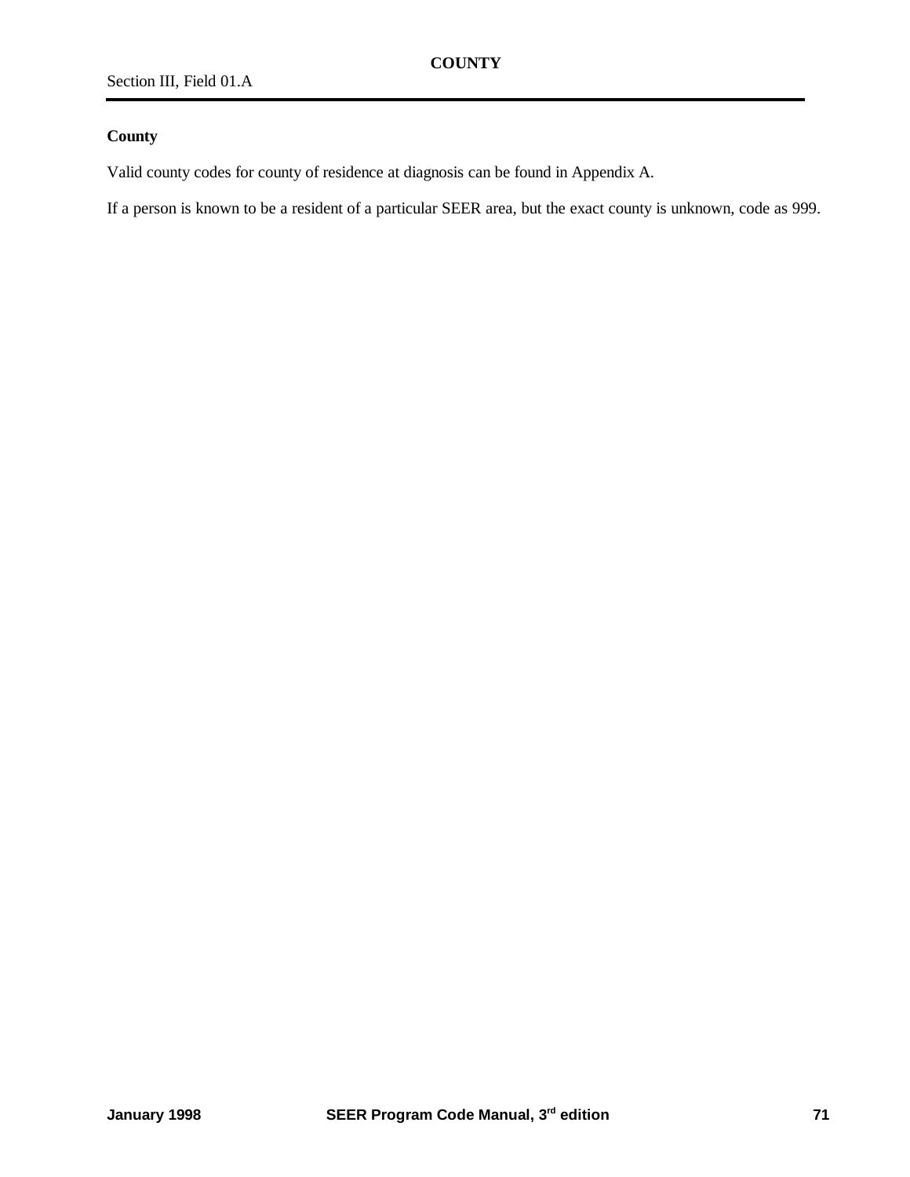# COUNTY

Section III, Field 01.A

**County**

Valid county codes for county of residence at diagnosis can be found in Appendix A.

If a person is known to be a resident of a particular SEER area, but the exact county is unknown, code as 999.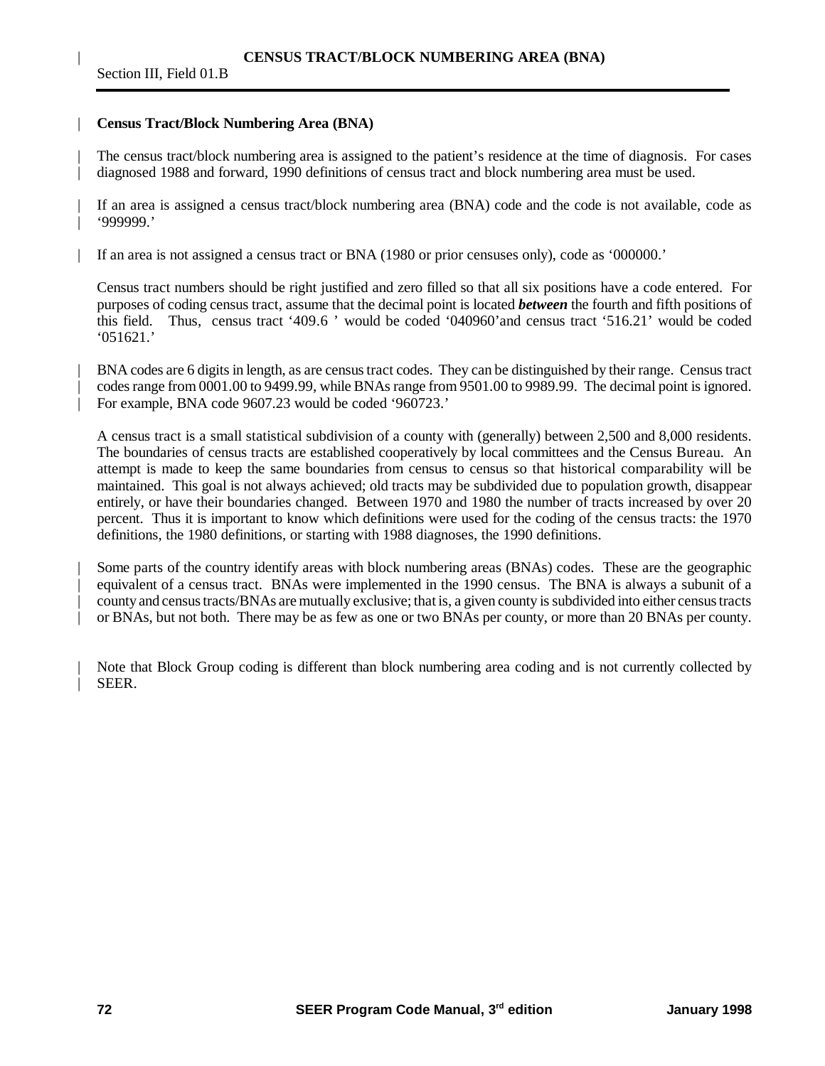# CENSUS TRACT/BLOCK NUMBERING AREA (BNA)

Section III, Field 01.B

**Census Tract/Block Numbering Area (BNA)**

The census tract/block numbering area is assigned to the patient's residence at the time of diagnosis. For cases diagnosed 1988 and forward, 1990 definitions of census tract and block numbering area must be used.

If an area is assigned a census tract/block numbering area (BNA) code and the code is not available, code as '999999.'

If an area is not assigned a census tract or BNA (1980 or prior censuses only), code as '000000.'

Census tract numbers should be right justified and zero filled so that all six positions have a code entered. For purposes of coding census tract, assume that the decimal point is located ***between*** the fourth and fifth positions of this field. Thus, census tract '409.6 ' would be coded '040960'and census tract '516.21' would be coded '051621.'

BNA codes are 6 digits in length, as are census tract codes. They can be distinguished by their range. Census tract codes range from 0001.00 to 9499.99, while BNAs range from 9501.00 to 9989.99. The decimal point is ignored. For example, BNA code 9607.23 would be coded '960723.'

A census tract is a small statistical subdivision of a county with (generally) between 2,500 and 8,000 residents. The boundaries of census tracts are established cooperatively by local committees and the Census Bureau. An attempt is made to keep the same boundaries from census to census so that historical comparability will be maintained. This goal is not always achieved; old tracts may be subdivided due to population growth, disappear entirely, or have their boundaries changed. Between 1970 and 1980 the number of tracts increased by over 20 percent. Thus it is important to know which definitions were used for the coding of the census tracts: the 1970 definitions, the 1980 definitions, or starting with 1988 diagnoses, the 1990 definitions.

Some parts of the country identify areas with block numbering areas (BNAs) codes. These are the geographic equivalent of a census tract. BNAs were implemented in the 1990 census. The BNA is always a subunit of a county and census tracts/BNAs are mutually exclusive; that is, a given county is subdivided into either census tracts or BNAs, but not both. There may be as few as one or two BNAs per county, or more than 20 BNAs per county.

Note that Block Group coding is different than block numbering area coding and is not currently collected by SEER.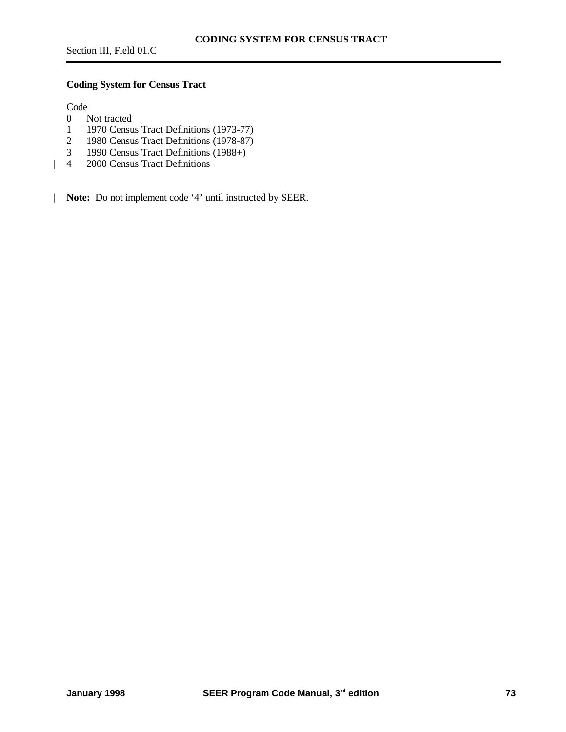## Coding System for Census Tract

<u>Code</u>

0 Not tracted
1 1970 Census Tract Definitions (1973-77)
2 1980 Census Tract Definitions (1978-87)
3 1990 Census Tract Definitions (1988+)
| 4 2000 Census Tract Definitions

| **Note:** Do not implement code '4' until instructed by SEER.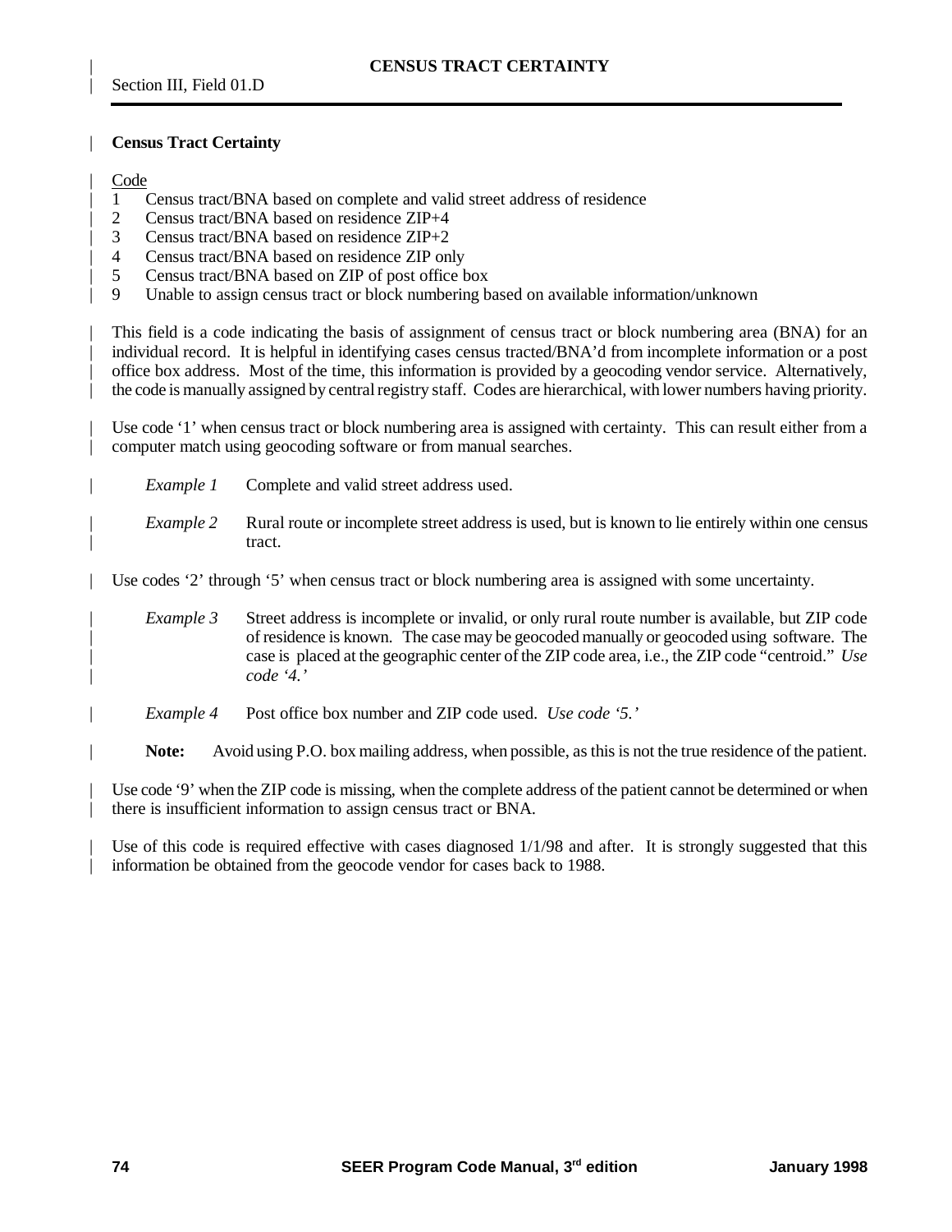# CENSUS TRACT CERTAINTY

Section III, Field 01.D

## Census Tract Certainty

Code

1 Census tract/BNA based on complete and valid street address of residence
2 Census tract/BNA based on residence ZIP+4
3 Census tract/BNA based on residence ZIP+2
4 Census tract/BNA based on residence ZIP only
5 Census tract/BNA based on ZIP of post office box
9 Unable to assign census tract or block numbering based on available information/unknown

This field is a code indicating the basis of assignment of census tract or block numbering area (BNA) for an individual record. It is helpful in identifying cases census tracted/BNA'd from incomplete information or a post office box address. Most of the time, this information is provided by a geocoding vendor service. Alternatively, the code is manually assigned by central registry staff. Codes are hierarchical, with lower numbers having priority.

Use code '1' when census tract or block numbering area is assigned with certainty. This can result either from a computer match using geocoding software or from manual searches.

*Example 1* Complete and valid street address used.

*Example 2* Rural route or incomplete street address is used, but is known to lie entirely within one census tract.

Use codes '2' through '5' when census tract or block numbering area is assigned with some uncertainty.

*Example 3* Street address is incomplete or invalid, or only rural route number is available, but ZIP code of residence is known. The case may be geocoded manually or geocoded using software. The case is placed at the geographic center of the ZIP code area, i.e., the ZIP code "centroid." *Use code '4.'*

*Example 4* Post office box number and ZIP code used. *Use code '5.'*

**Note:** Avoid using P.O. box mailing address, when possible, as this is not the true residence of the patient.

Use code '9' when the ZIP code is missing, when the complete address of the patient cannot be determined or when there is insufficient information to assign census tract or BNA.

Use of this code is required effective with cases diagnosed 1/1/98 and after. It is strongly suggested that this information be obtained from the geocode vendor for cases back to 1988.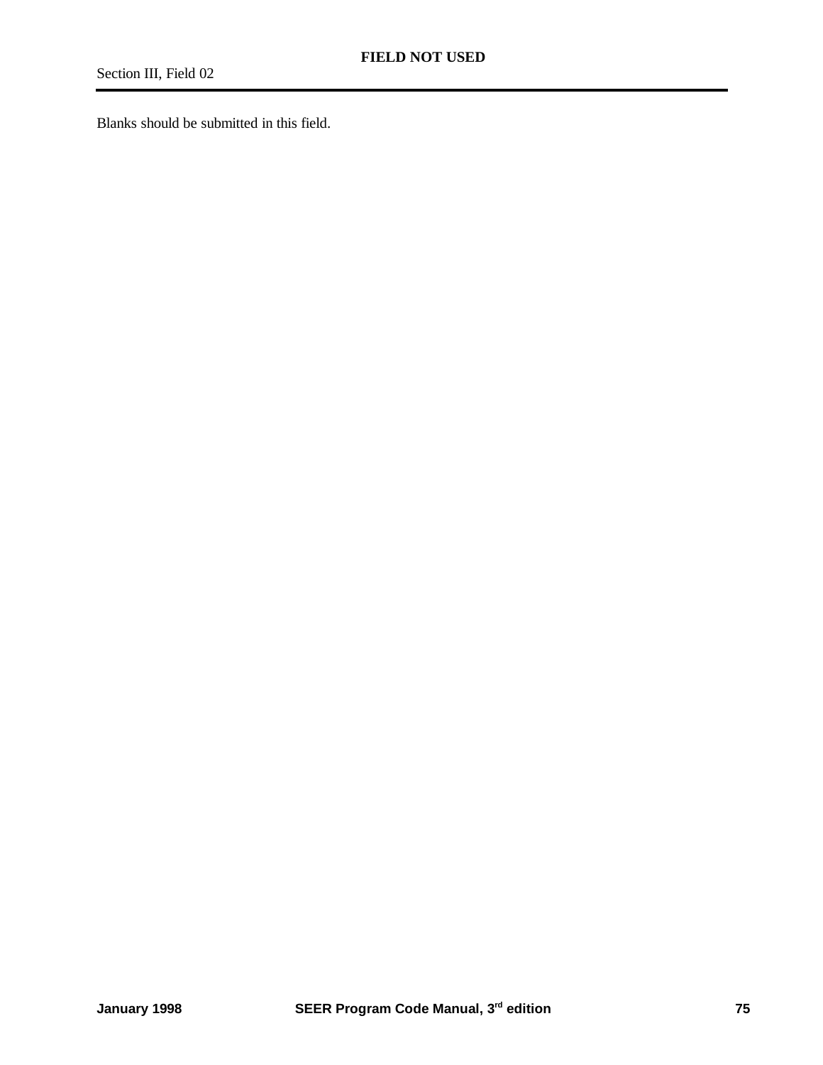# FIELD NOT USED

Section III, Field 02

Blanks should be submitted in this field.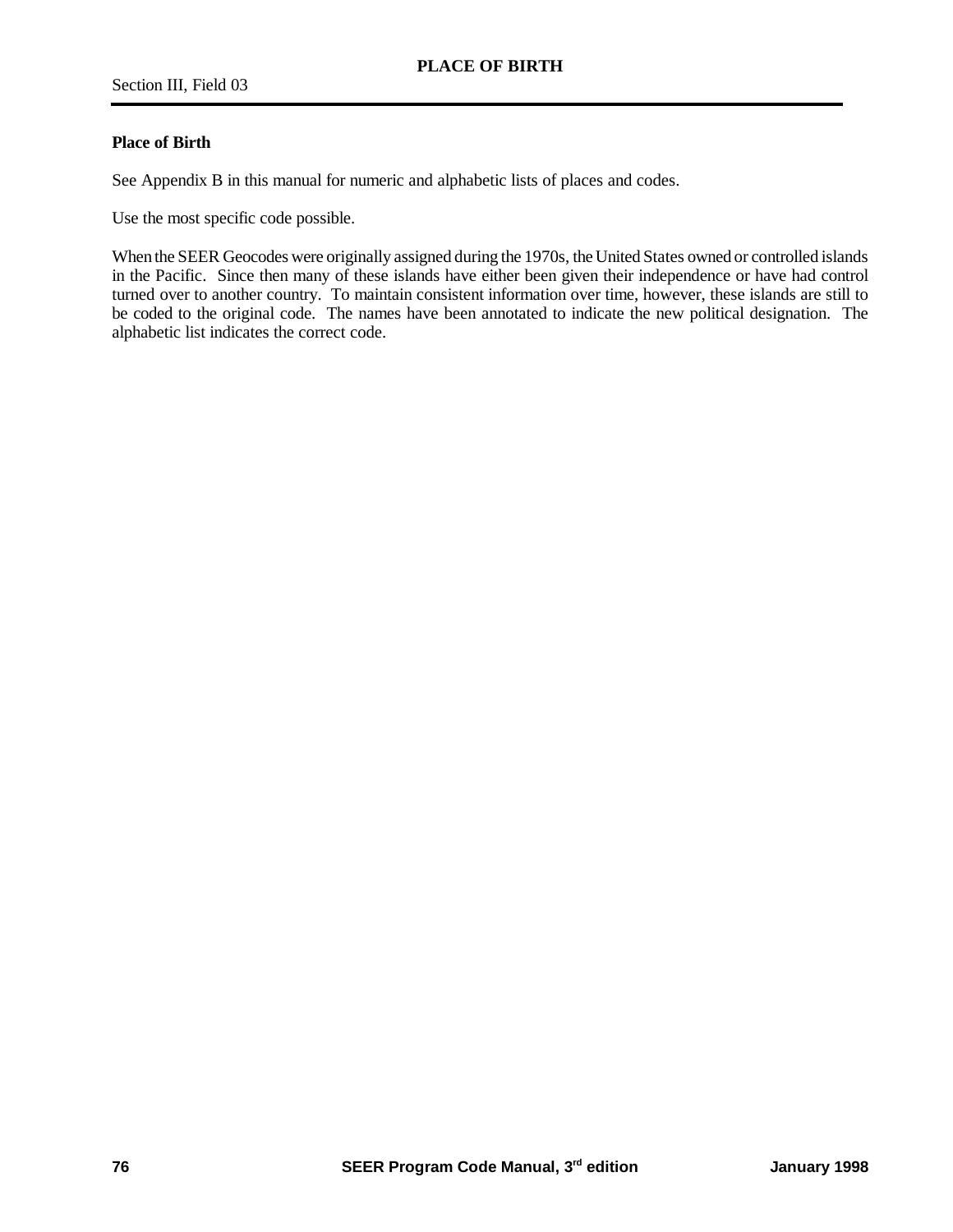# PLACE OF BIRTH

Section III, Field 03

**Place of Birth**

See Appendix B in this manual for numeric and alphabetic lists of places and codes.

Use the most specific code possible.

When the SEER Geocodes were originally assigned during the 1970s, the United States owned or controlled islands in the Pacific. Since then many of these islands have either been given their independence or have had control turned over to another country. To maintain consistent information over time, however, these islands are still to be coded to the original code. The names have been annotated to indicate the new political designation. The alphabetic list indicates the correct code.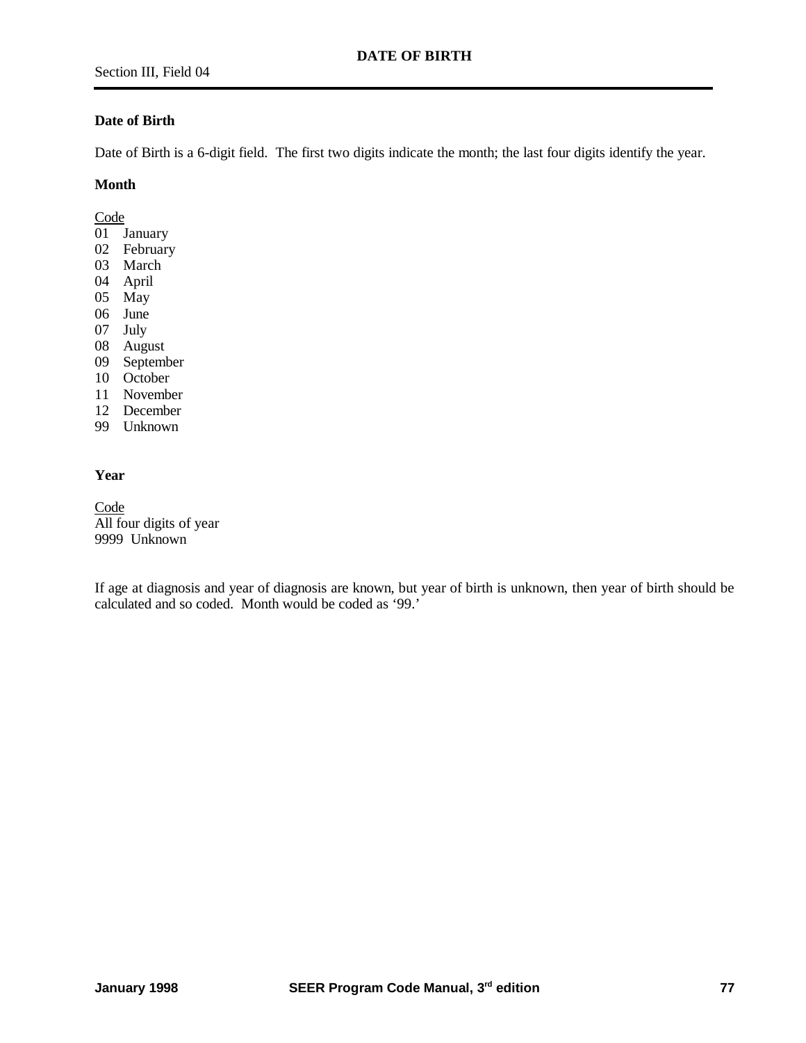# DATE OF BIRTH

Section III, Field 04

**Date of Birth**

Date of Birth is a 6-digit field. The first two digits indicate the month; the last four digits identify the year.

**Month**

<u>Code</u>
01 January
02 February
03 March
04 April
05 May
06 June
07 July
08 August
09 September
10 October
11 November
12 December
99 Unknown

**Year**

<u>Code</u>
All four digits of year
9999 Unknown

If age at diagnosis and year of diagnosis are known, but year of birth is unknown, then year of birth should be calculated and so coded. Month would be coded as '99.'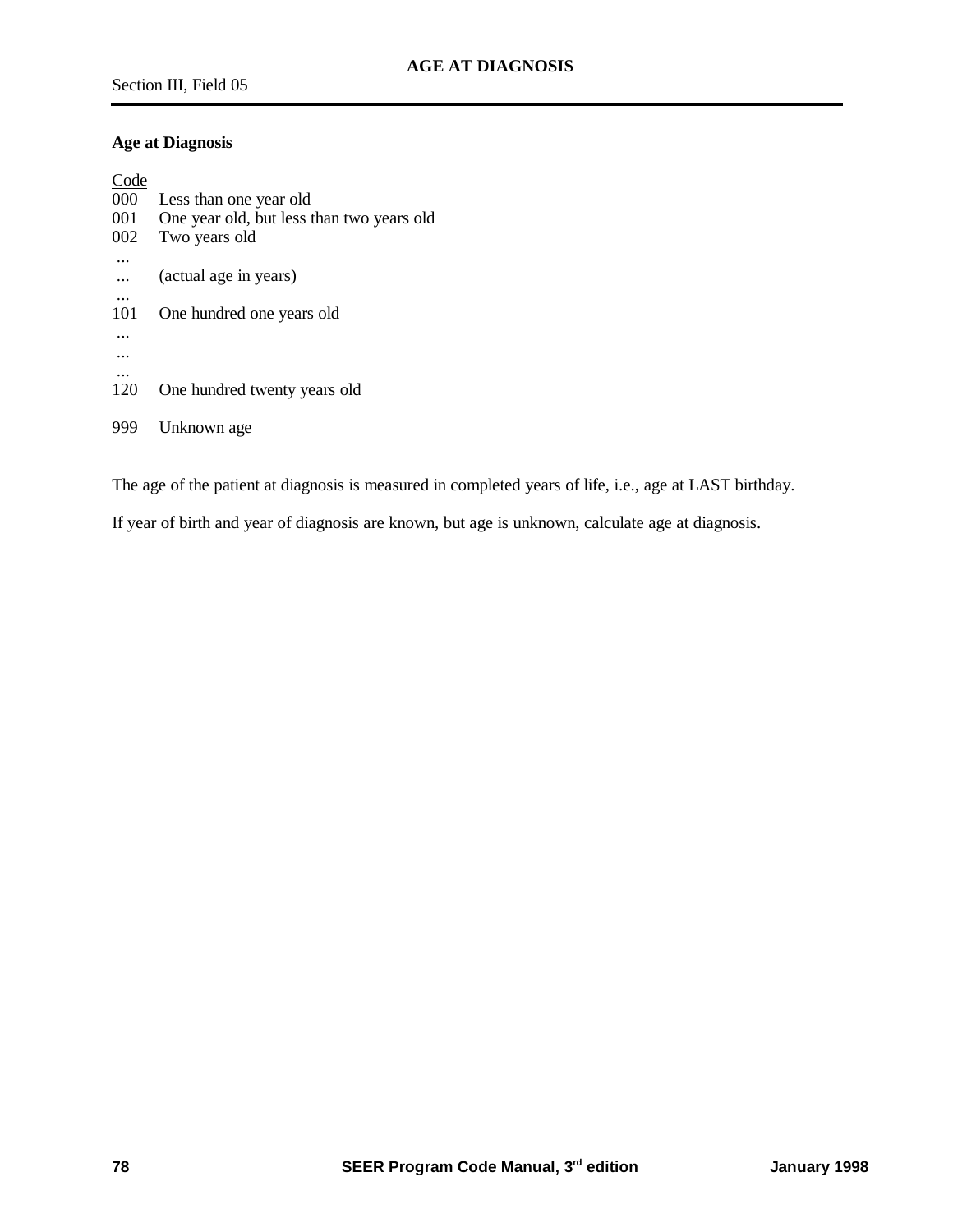# AGE AT DIAGNOSIS

Section III, Field 05

**Age at Diagnosis**

| Code | |
|---|---|
| 000 | Less than one year old |
| 001 | One year old, but less than two years old |
| 002 | Two years old |
| ... | |
| ... | (actual age in years) |
| ... | |
| 101 | One hundred one years old |
| ... | |
| ... | |
| ... | |
| 120 | One hundred twenty years old |
| | |
| 999 | Unknown age |

The age of the patient at diagnosis is measured in completed years of life, i.e., age at LAST birthday.

If year of birth and year of diagnosis are known, but age is unknown, calculate age at diagnosis.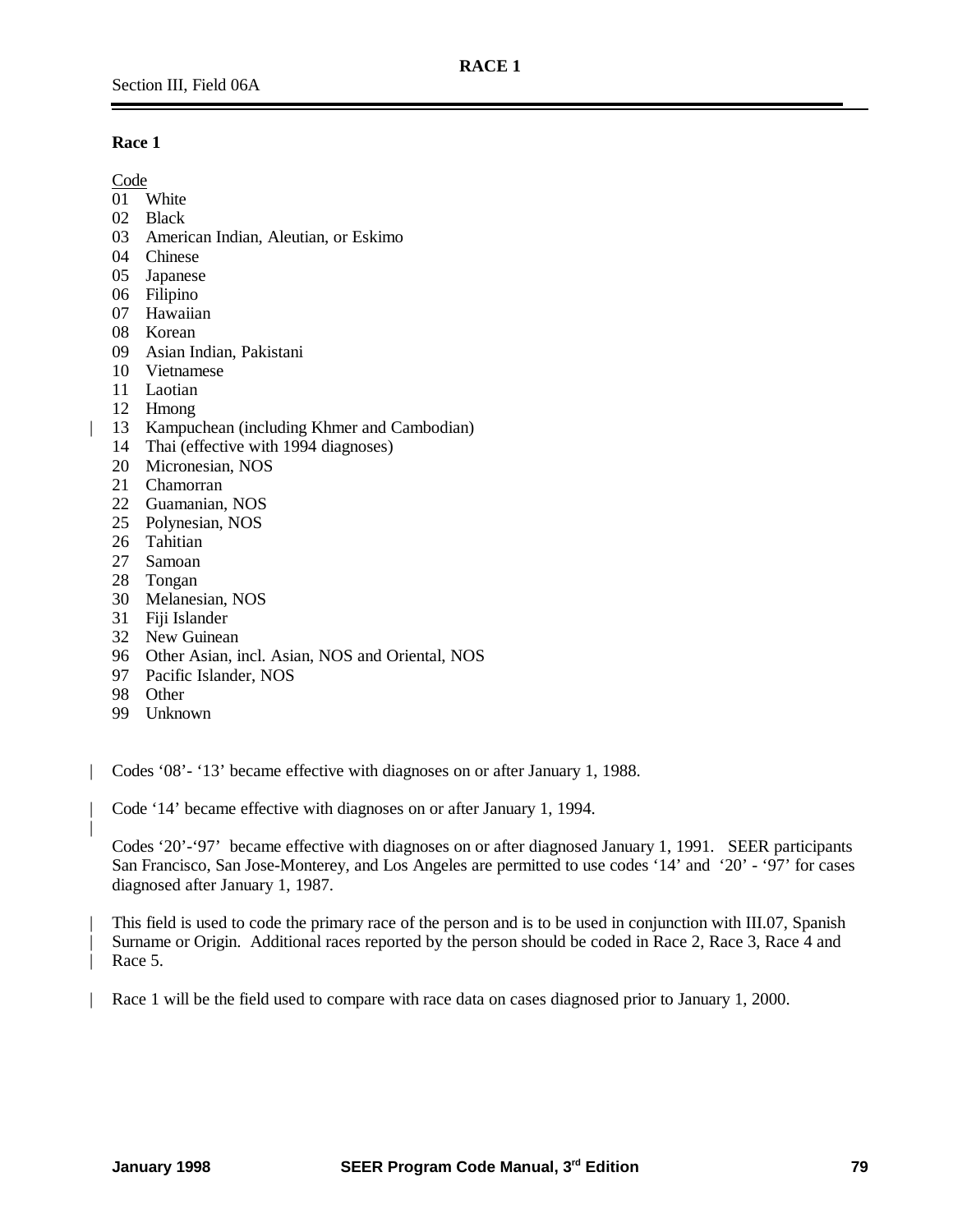# RACE 1

Section III, Field 06A

## Race 1

Code

01 White
02 Black
03 American Indian, Aleutian, or Eskimo
04 Chinese
05 Japanese
06 Filipino
07 Hawaiian
08 Korean
09 Asian Indian, Pakistani
10 Vietnamese
11 Laotian
12 Hmong
13 Kampuchean (including Khmer and Cambodian)
14 Thai (effective with 1994 diagnoses)
20 Micronesian, NOS
21 Chamorran
22 Guamanian, NOS
25 Polynesian, NOS
26 Tahitian
27 Samoan
28 Tongan
30 Melanesian, NOS
31 Fiji Islander
32 New Guinean
96 Other Asian, incl. Asian, NOS and Oriental, NOS
97 Pacific Islander, NOS
98 Other
99 Unknown

Codes '08'- '13' became effective with diagnoses on or after January 1, 1988.

Code '14' became effective with diagnoses on or after January 1, 1994.

Codes '20'-'97' became effective with diagnoses on or after diagnosed January 1, 1991. SEER participants San Francisco, San Jose-Monterey, and Los Angeles are permitted to use codes '14' and '20' - '97' for cases diagnosed after January 1, 1987.

This field is used to code the primary race of the person and is to be used in conjunction with III.07, Spanish Surname or Origin. Additional races reported by the person should be coded in Race 2, Race 3, Race 4 and Race 5.

Race 1 will be the field used to compare with race data on cases diagnosed prior to January 1, 2000.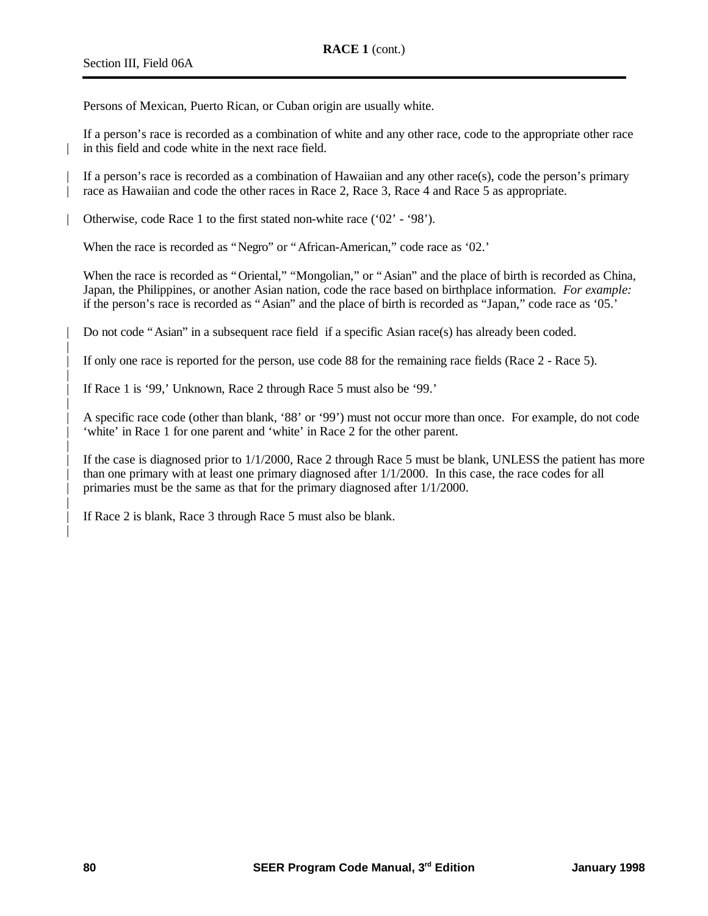Persons of Mexican, Puerto Rican, or Cuban origin are usually white.

If a person's race is recorded as a combination of white and any other race, code to the appropriate other race in this field and code white in the next race field.

If a person's race is recorded as a combination of Hawaiian and any other race(s), code the person's primary race as Hawaiian and code the other races in Race 2, Race 3, Race 4 and Race 5 as appropriate.

Otherwise, code Race 1 to the first stated non-white race ('02' - '98').

When the race is recorded as "Negro" or "African-American," code race as '02.'

When the race is recorded as "Oriental," "Mongolian," or "Asian" and the place of birth is recorded as China, Japan, the Philippines, or another Asian nation, code the race based on birthplace information. *For example:* if the person's race is recorded as "Asian" and the place of birth is recorded as "Japan," code race as '05.'

Do not code "Asian" in a subsequent race field if a specific Asian race(s) has already been coded.

If only one race is reported for the person, use code 88 for the remaining race fields (Race 2 - Race 5).

If Race 1 is '99,' Unknown, Race 2 through Race 5 must also be '99.'

A specific race code (other than blank, '88' or '99') must not occur more than once. For example, do not code 'white' in Race 1 for one parent and 'white' in Race 2 for the other parent.

If the case is diagnosed prior to 1/1/2000, Race 2 through Race 5 must be blank, UNLESS the patient has more than one primary with at least one primary diagnosed after 1/1/2000. In this case, the race codes for all primaries must be the same as that for the primary diagnosed after 1/1/2000.

If Race 2 is blank, Race 3 through Race 5 must also be blank.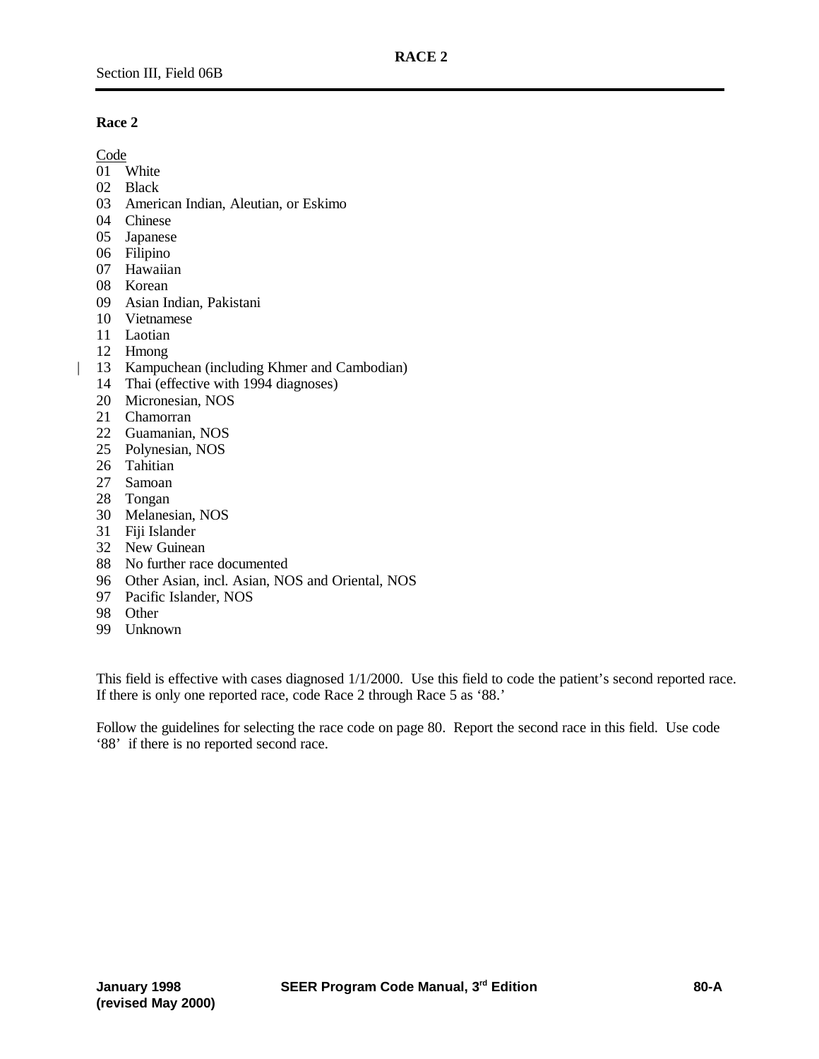# RACE 2

Section III, Field 06B

## Race 2

Code

01 White
02 Black
03 American Indian, Aleutian, or Eskimo
04 Chinese
05 Japanese
06 Filipino
07 Hawaiian
08 Korean
09 Asian Indian, Pakistani
10 Vietnamese
11 Laotian
12 Hmong
13 Kampuchean (including Khmer and Cambodian)
14 Thai (effective with 1994 diagnoses)
20 Micronesian, NOS
21 Chamorran
22 Guamanian, NOS
25 Polynesian, NOS
26 Tahitian
27 Samoan
28 Tongan
30 Melanesian, NOS
31 Fiji Islander
32 New Guinean
88 No further race documented
96 Other Asian, incl. Asian, NOS and Oriental, NOS
97 Pacific Islander, NOS
98 Other
99 Unknown

This field is effective with cases diagnosed 1/1/2000. Use this field to code the patient's second reported race. If there is only one reported race, code Race 2 through Race 5 as '88.'

Follow the guidelines for selecting the race code on page 80. Report the second race in this field. Use code '88' if there is no reported second race.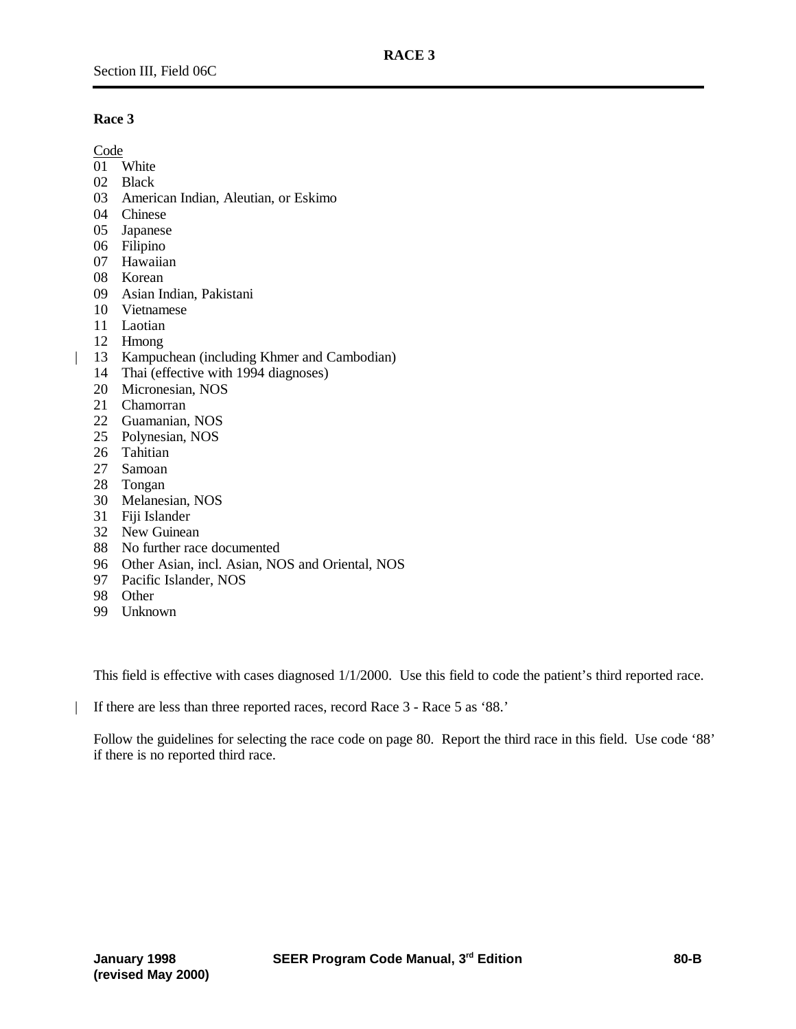# Race 3

Code
01 White
02 Black
03 American Indian, Aleutian, or Eskimo
04 Chinese
05 Japanese
06 Filipino
07 Hawaiian
08 Korean
09 Asian Indian, Pakistani
10 Vietnamese
11 Laotian
12 Hmong
13 Kampuchean (including Khmer and Cambodian)
14 Thai (effective with 1994 diagnoses)
20 Micronesian, NOS
21 Chamorran
22 Guamanian, NOS
25 Polynesian, NOS
26 Tahitian
27 Samoan
28 Tongan
30 Melanesian, NOS
31 Fiji Islander
32 New Guinean
88 No further race documented
96 Other Asian, incl. Asian, NOS and Oriental, NOS
97 Pacific Islander, NOS
98 Other
99 Unknown

This field is effective with cases diagnosed 1/1/2000. Use this field to code the patient's third reported race.

If there are less than three reported races, record Race 3 - Race 5 as '88.'

Follow the guidelines for selecting the race code on page 80. Report the third race in this field. Use code '88' if there is no reported third race.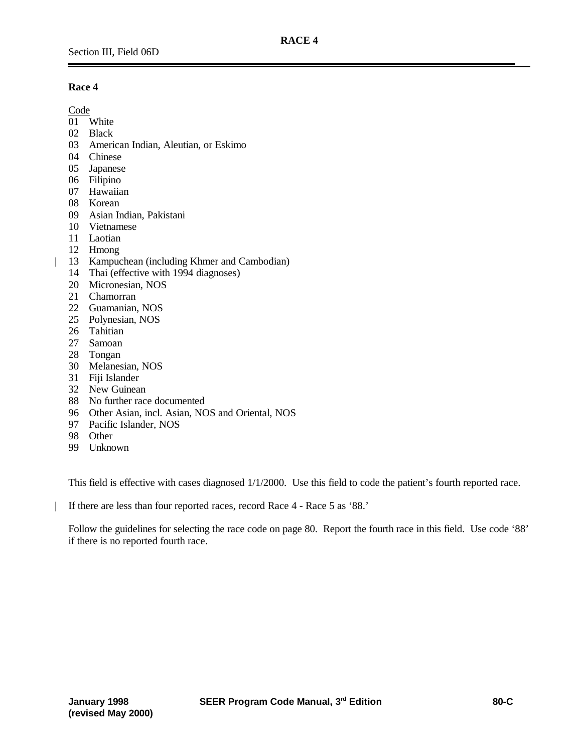# RACE 4

Section III, Field 06D

## Race 4

Code

01 White
02 Black
03 American Indian, Aleutian, or Eskimo
04 Chinese
05 Japanese
06 Filipino
07 Hawaiian
08 Korean
09 Asian Indian, Pakistani
10 Vietnamese
11 Laotian
12 Hmong
13 Kampuchean (including Khmer and Cambodian)
14 Thai (effective with 1994 diagnoses)
20 Micronesian, NOS
21 Chamorran
22 Guamanian, NOS
25 Polynesian, NOS
26 Tahitian
27 Samoan
28 Tongan
30 Melanesian, NOS
31 Fiji Islander
32 New Guinean
88 No further race documented
96 Other Asian, incl. Asian, NOS and Oriental, NOS
97 Pacific Islander, NOS
98 Other
99 Unknown

This field is effective with cases diagnosed 1/1/2000. Use this field to code the patient's fourth reported race.

If there are less than four reported races, record Race 4 - Race 5 as '88.'

Follow the guidelines for selecting the race code on page 80. Report the fourth race in this field. Use code '88' if there is no reported fourth race.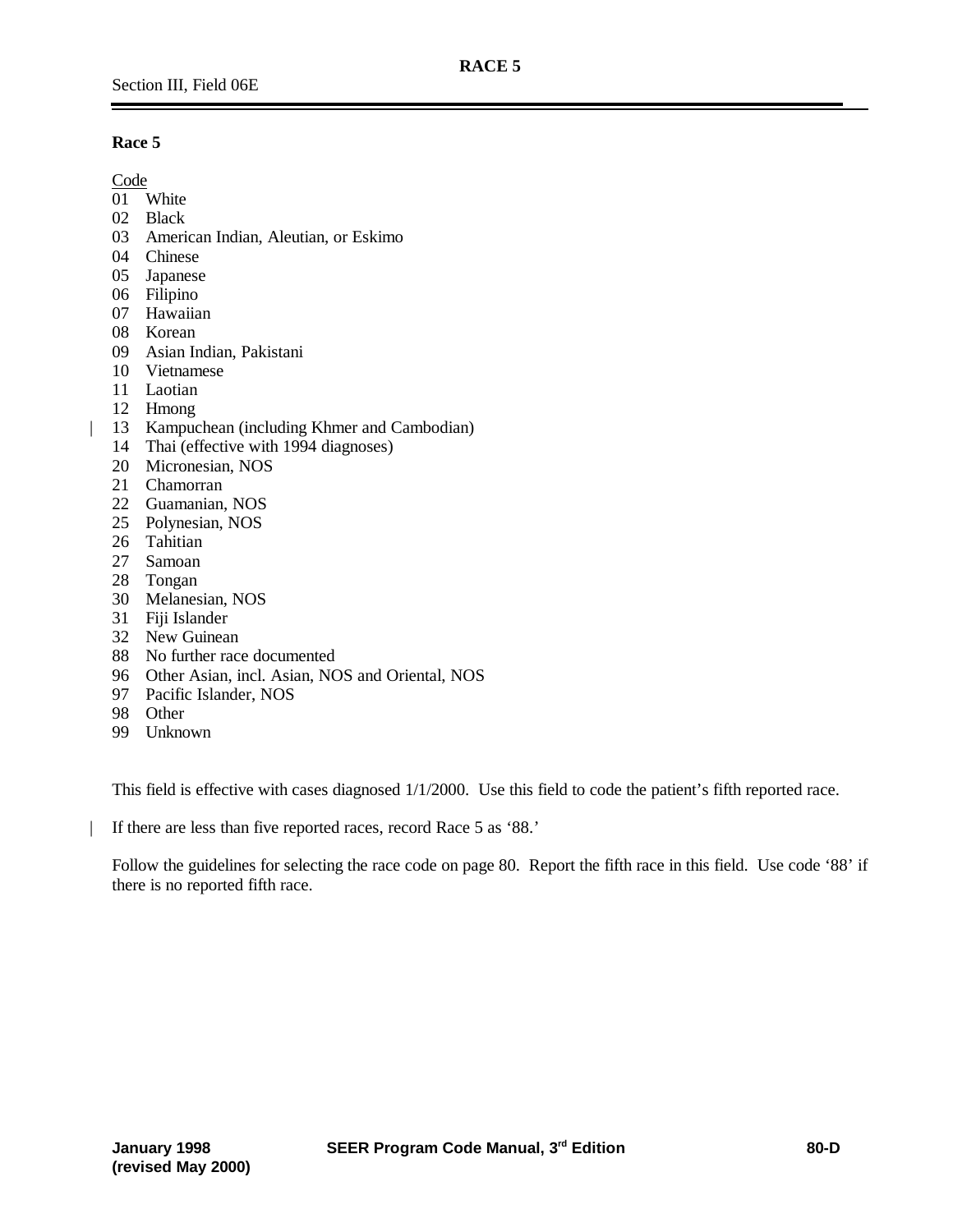# RACE 5

## Race 5

Code

- 01 White
- 02 Black
- 03 American Indian, Aleutian, or Eskimo
- 04 Chinese
- 05 Japanese
- 06 Filipino
- 07 Hawaiian
- 08 Korean
- 09 Asian Indian, Pakistani
- 10 Vietnamese
- 11 Laotian
- 12 Hmong
- 13 Kampuchean (including Khmer and Cambodian)
- 14 Thai (effective with 1994 diagnoses)
- 20 Micronesian, NOS
- 21 Chamorran
- 22 Guamanian, NOS
- 25 Polynesian, NOS
- 26 Tahitian
- 27 Samoan
- 28 Tongan
- 30 Melanesian, NOS
- 31 Fiji Islander
- 32 New Guinean
- 88 No further race documented
- 96 Other Asian, incl. Asian, NOS and Oriental, NOS
- 97 Pacific Islander, NOS
- 98 Other
- 99 Unknown

This field is effective with cases diagnosed 1/1/2000. Use this field to code the patient's fifth reported race.

If there are less than five reported races, record Race 5 as '88.'

Follow the guidelines for selecting the race code on page 80. Report the fifth race in this field. Use code '88' if there is no reported fifth race.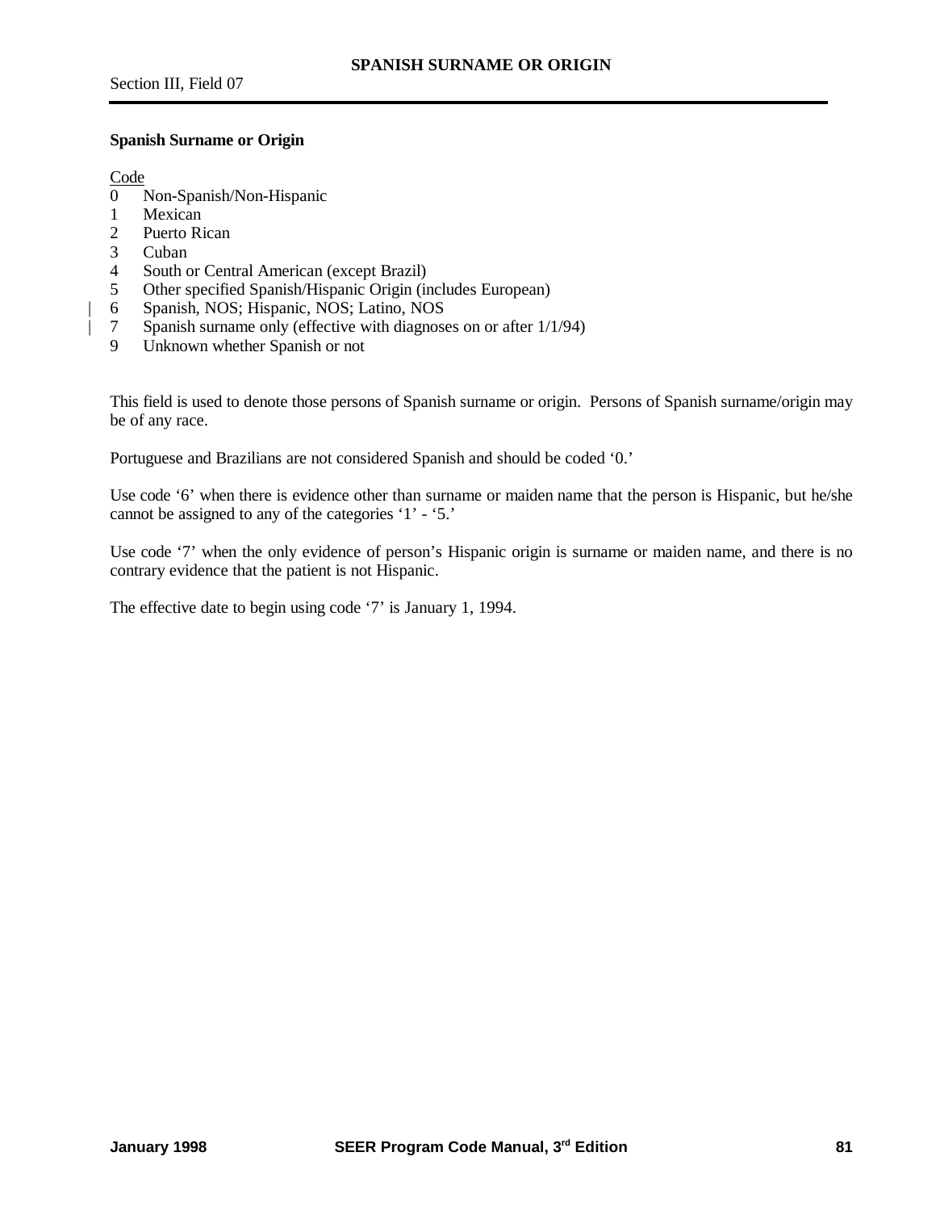# SPANISH SURNAME OR ORIGIN

Section III, Field 07

**Spanish Surname or Origin**

Code
0 Non-Spanish/Non-Hispanic
1 Mexican
2 Puerto Rican
3 Cuban
4 South or Central American (except Brazil)
5 Other specified Spanish/Hispanic Origin (includes European)
6 Spanish, NOS; Hispanic, NOS; Latino, NOS
7 Spanish surname only (effective with diagnoses on or after 1/1/94)
9 Unknown whether Spanish or not

This field is used to denote those persons of Spanish surname or origin. Persons of Spanish surname/origin may be of any race.

Portuguese and Brazilians are not considered Spanish and should be coded '0.'

Use code '6' when there is evidence other than surname or maiden name that the person is Hispanic, but he/she cannot be assigned to any of the categories '1' - '5.'

Use code '7' when the only evidence of person's Hispanic origin is surname or maiden name, and there is no contrary evidence that the patient is not Hispanic.

The effective date to begin using code '7' is January 1, 1994.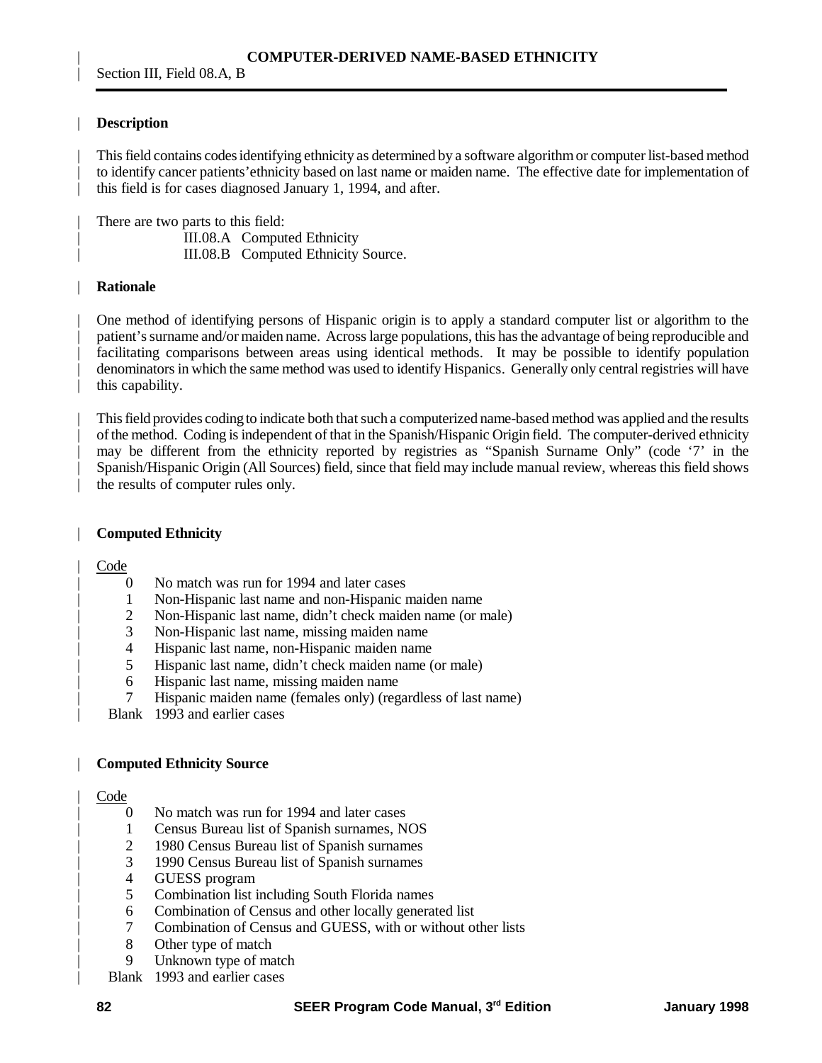# COMPUTER-DERIVED NAME-BASED ETHNICITY

Section III, Field 08.A, B

## Description

This field contains codes identifying ethnicity as determined by a software algorithm or computer list-based method to identify cancer patients' ethnicity based on last name or maiden name. The effective date for implementation of this field is for cases diagnosed January 1, 1994, and after.

There are two parts to this field:

- III.08.A Computed Ethnicity
- III.08.B Computed Ethnicity Source.

## Rationale

One method of identifying persons of Hispanic origin is to apply a standard computer list or algorithm to the patient's surname and/or maiden name. Across large populations, this has the advantage of being reproducible and facilitating comparisons between areas using identical methods. It may be possible to identify population denominators in which the same method was used to identify Hispanics. Generally only central registries will have this capability.

This field provides coding to indicate both that such a computerized name-based method was applied and the results of the method. Coding is independent of that in the Spanish/Hispanic Origin field. The computer-derived ethnicity may be different from the ethnicity reported by registries as "Spanish Surname Only" (code '7' in the Spanish/Hispanic Origin (All Sources) field, since that field may include manual review, whereas this field shows the results of computer rules only.

## Computed Ethnicity

| Code | |
|---|---|
| 0 | No match was run for 1994 and later cases |
| 1 | Non-Hispanic last name and non-Hispanic maiden name |
| 2 | Non-Hispanic last name, didn't check maiden name (or male) |
| 3 | Non-Hispanic last name, missing maiden name |
| 4 | Hispanic last name, non-Hispanic maiden name |
| 5 | Hispanic last name, didn't check maiden name (or male) |
| 6 | Hispanic last name, missing maiden name |
| 7 | Hispanic maiden name (females only) (regardless of last name) |
| Blank | 1993 and earlier cases |

## Computed Ethnicity Source

| Code | |
|---|---|
| 0 | No match was run for 1994 and later cases |
| 1 | Census Bureau list of Spanish surnames, NOS |
| 2 | 1980 Census Bureau list of Spanish surnames |
| 3 | 1990 Census Bureau list of Spanish surnames |
| 4 | GUESS program |
| 5 | Combination list including South Florida names |
| 6 | Combination of Census and other locally generated list |
| 7 | Combination of Census and GUESS, with or without other lists |
| 8 | Other type of match |
| 9 | Unknown type of match |
| Blank | 1993 and earlier cases |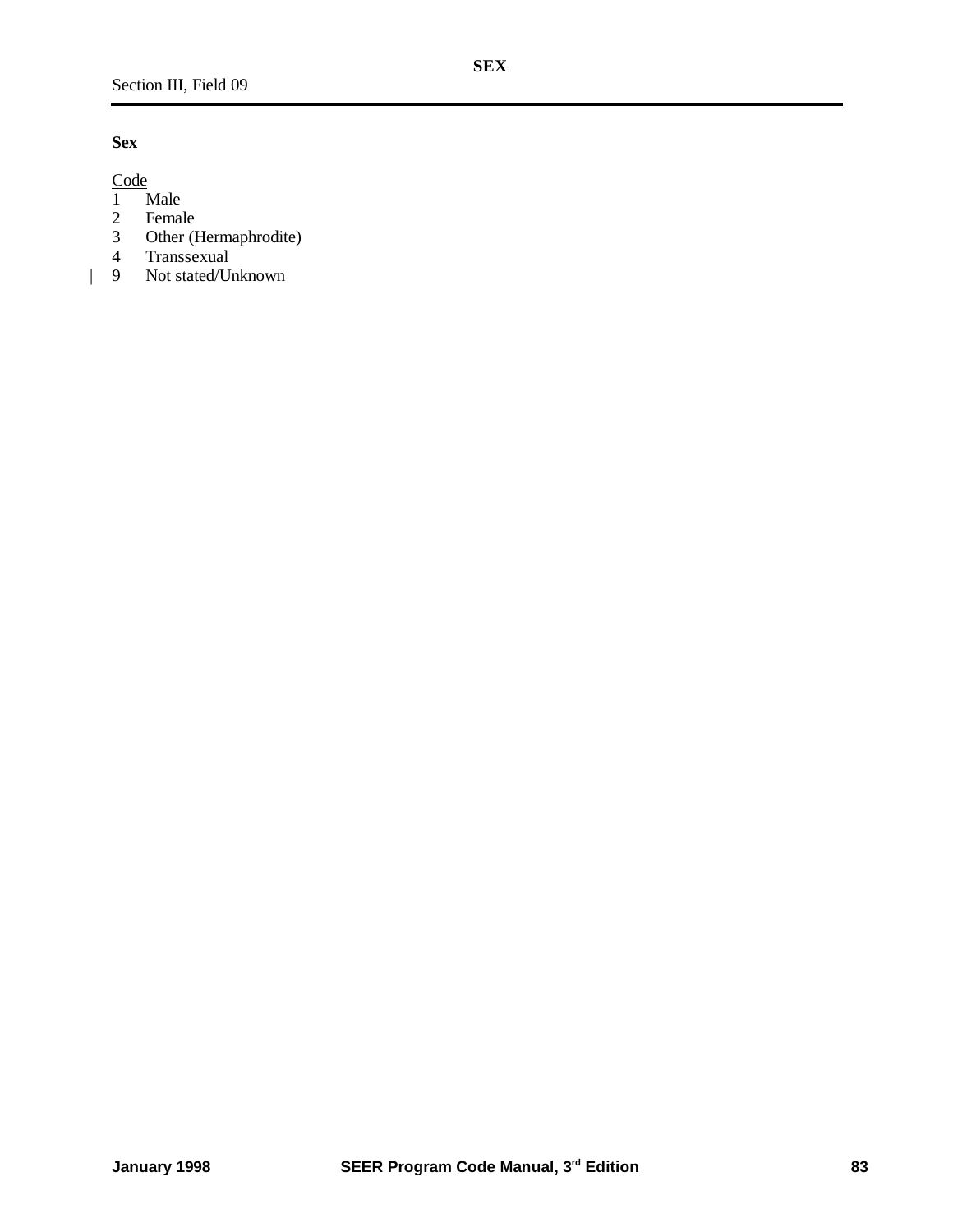# SEX

Section III, Field 09

**Sex**

<u>Code</u>

| Code | Description |
| --- | --- |
| 1 | Male |
| 2 | Female |
| 3 | Other (Hermaphrodite) |
| 4 | Transsexual |
| 9 | Not stated/Unknown |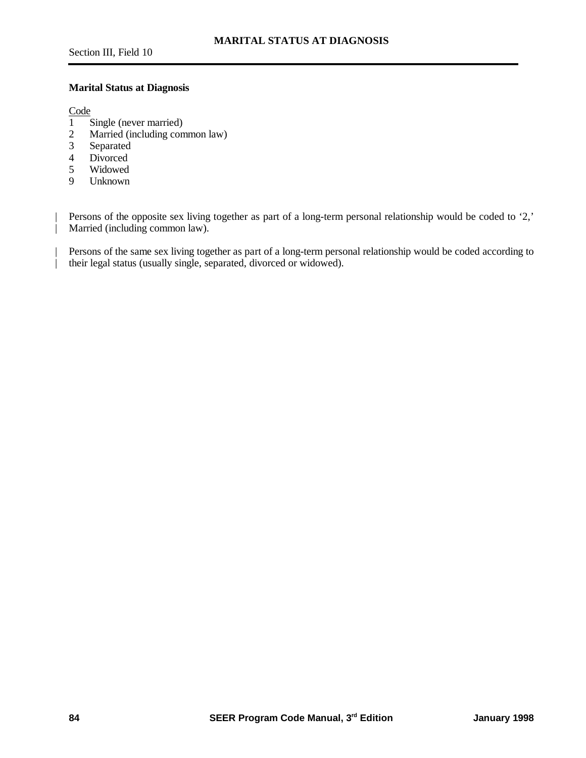# MARITAL STATUS AT DIAGNOSIS

Section III, Field 10

**Marital Status at Diagnosis**

Code

1 Single (never married)
2 Married (including common law)
3 Separated
4 Divorced
5 Widowed
9 Unknown

Persons of the opposite sex living together as part of a long-term personal relationship would be coded to '2,' Married (including common law).

Persons of the same sex living together as part of a long-term personal relationship would be coded according to their legal status (usually single, separated, divorced or widowed).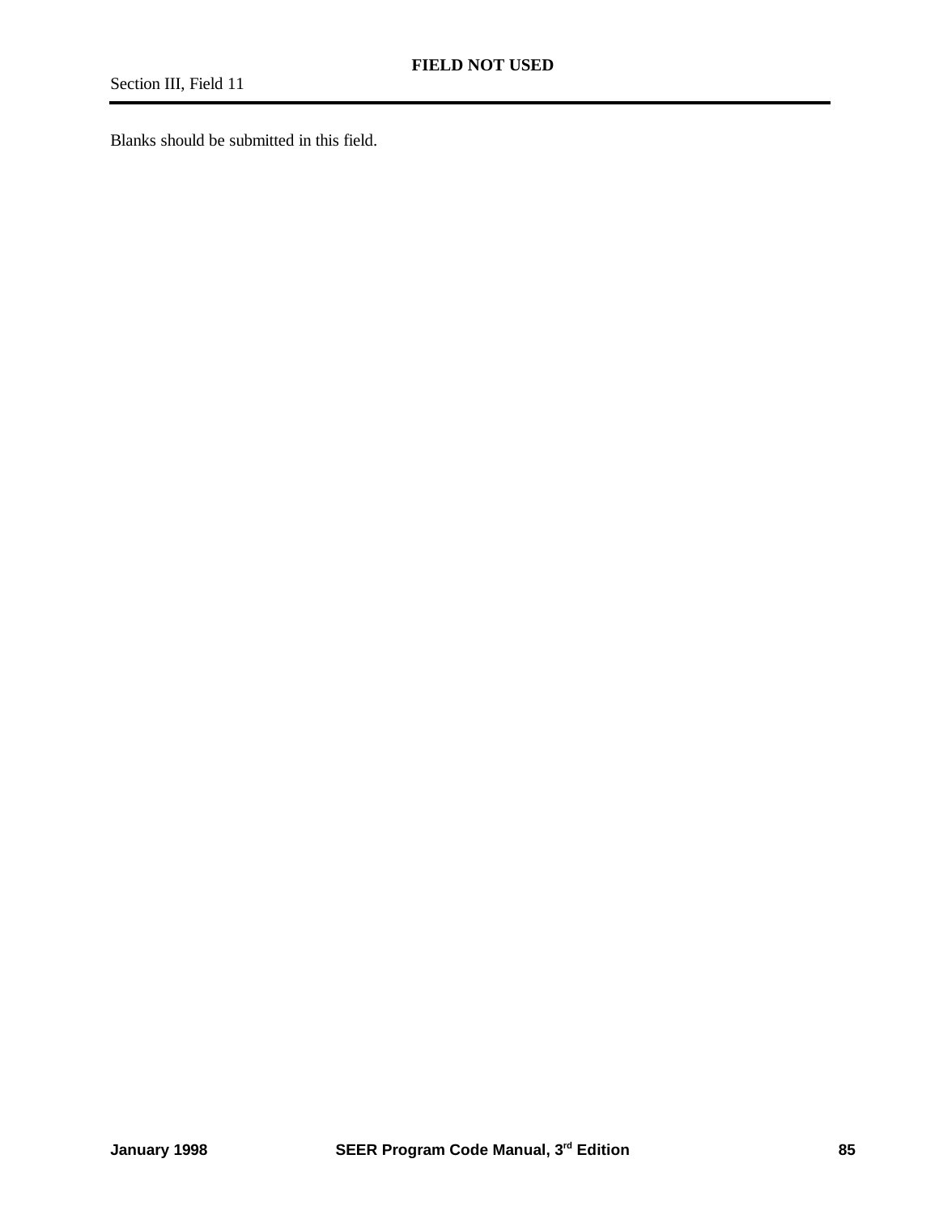## FIELD NOT USED

Section III, Field 11

Blanks should be submitted in this field.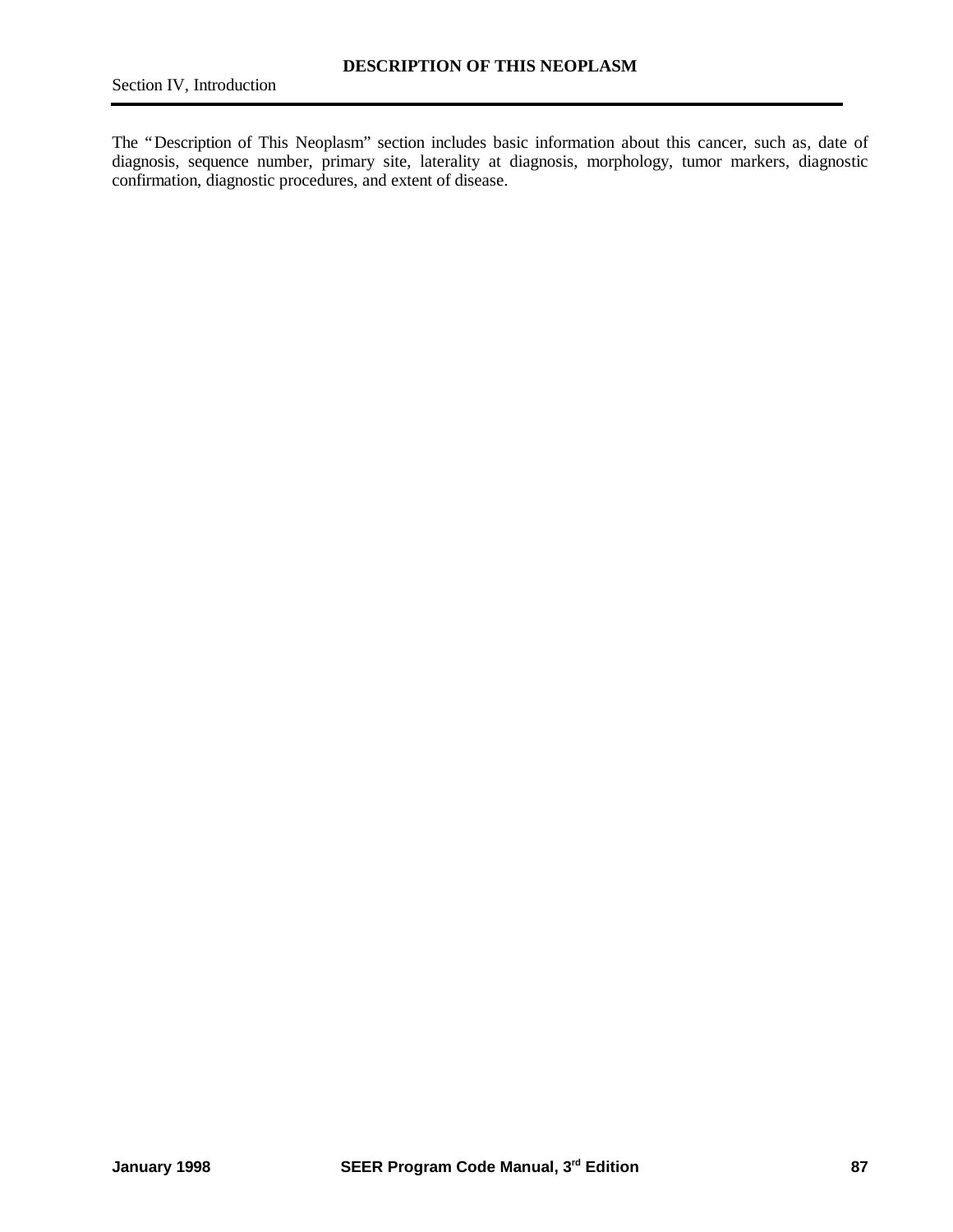# DESCRIPTION OF THIS NEOPLASM

Section IV, Introduction

The "Description of This Neoplasm" section includes basic information about this cancer, such as, date of diagnosis, sequence number, primary site, laterality at diagnosis, morphology, tumor markers, diagnostic confirmation, diagnostic procedures, and extent of disease.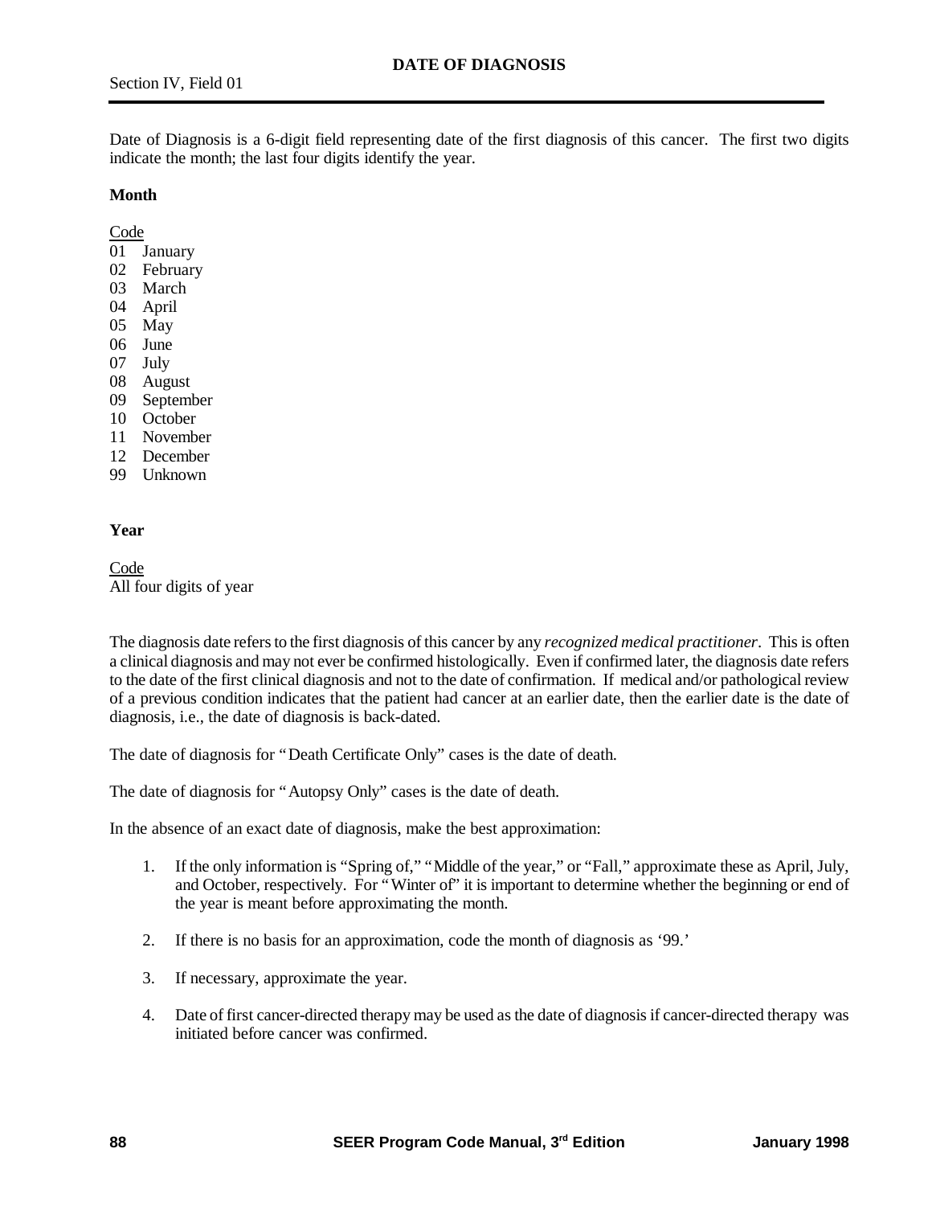# DATE OF DIAGNOSIS

Section IV, Field 01

Date of Diagnosis is a 6-digit field representing date of the first diagnosis of this cancer. The first two digits indicate the month; the last four digits identify the year.

**Month**

<u>Code</u>

01 January
02 February
03 March
04 April
05 May
06 June
07 July
08 August
09 September
10 October
11 November
12 December
99 Unknown

**Year**

<u>Code</u>

All four digits of year

The diagnosis date refers to the first diagnosis of this cancer by any *recognized medical practitioner*. This is often a clinical diagnosis and may not ever be confirmed histologically. Even if confirmed later, the diagnosis date refers to the date of the first clinical diagnosis and not to the date of confirmation. If medical and/or pathological review of a previous condition indicates that the patient had cancer at an earlier date, then the earlier date is the date of diagnosis, i.e., the date of diagnosis is back-dated.

The date of diagnosis for "Death Certificate Only" cases is the date of death.

The date of diagnosis for "Autopsy Only" cases is the date of death.

In the absence of an exact date of diagnosis, make the best approximation:

1. If the only information is "Spring of," "Middle of the year," or "Fall," approximate these as April, July, and October, respectively. For "Winter of" it is important to determine whether the beginning or end of the year is meant before approximating the month.

2. If there is no basis for an approximation, code the month of diagnosis as '99.'

3. If necessary, approximate the year.

4. Date of first cancer-directed therapy may be used as the date of diagnosis if cancer-directed therapy was initiated before cancer was confirmed.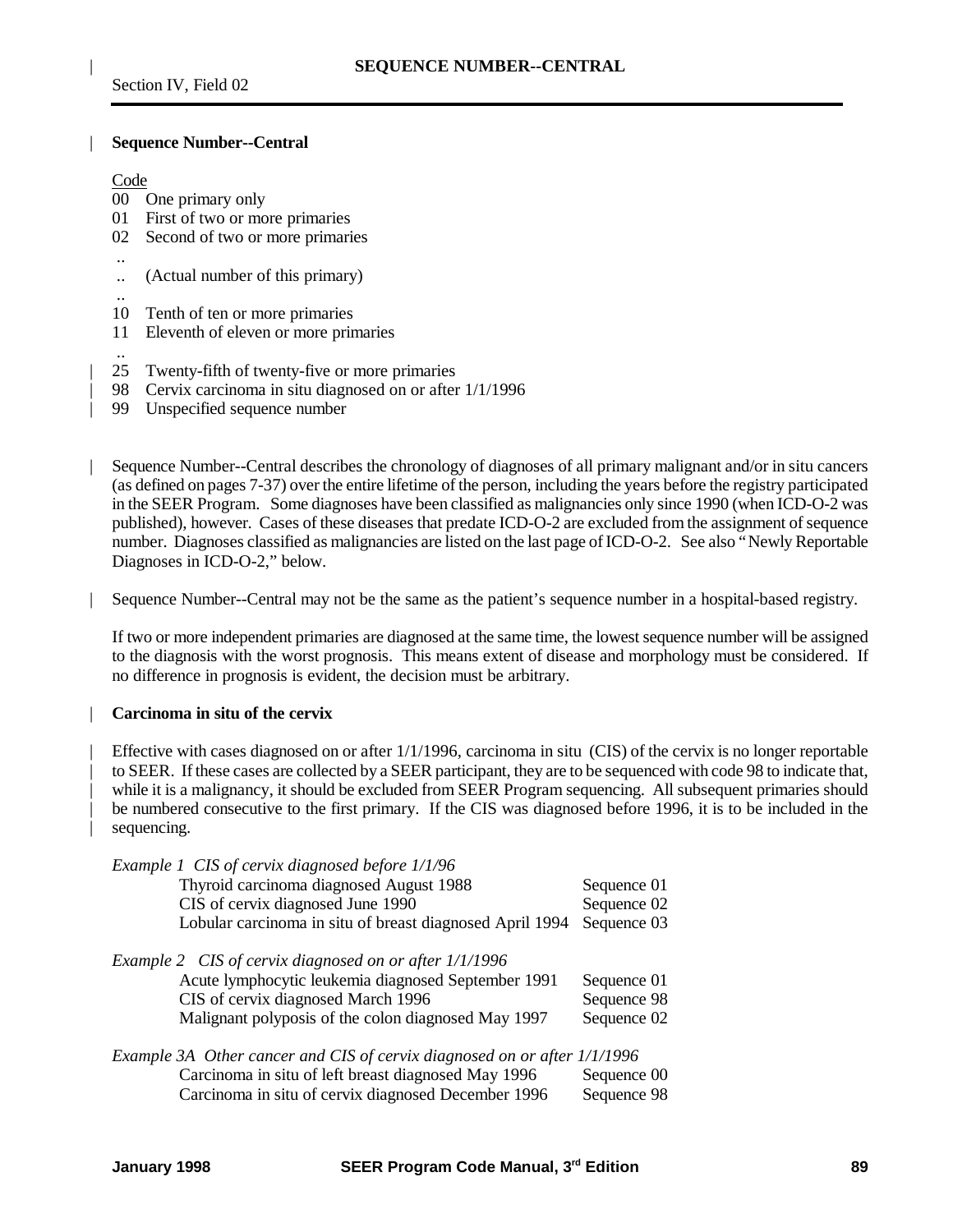## Sequence Number--Central

Code

00 One primary only
01 First of two or more primaries
02 Second of two or more primaries
..
.. (Actual number of this primary)
..
10 Tenth of ten or more primaries
11 Eleventh of eleven or more primaries
..
25 Twenty-fifth of twenty-five or more primaries
98 Cervix carcinoma in situ diagnosed on or after 1/1/1996
99 Unspecified sequence number

Sequence Number--Central describes the chronology of diagnoses of all primary malignant and/or in situ cancers (as defined on pages 7-37) over the entire lifetime of the person, including the years before the registry participated in the SEER Program. Some diagnoses have been classified as malignancies only since 1990 (when ICD-O-2 was published), however. Cases of these diseases that predate ICD-O-2 are excluded from the assignment of sequence number. Diagnoses classified as malignancies are listed on the last page of ICD-O-2. See also "Newly Reportable Diagnoses in ICD-O-2," below.

Sequence Number--Central may not be the same as the patient's sequence number in a hospital-based registry.

If two or more independent primaries are diagnosed at the same time, the lowest sequence number will be assigned to the diagnosis with the worst prognosis. This means extent of disease and morphology must be considered. If no difference in prognosis is evident, the decision must be arbitrary.

### Carcinoma in situ of the cervix

Effective with cases diagnosed on or after 1/1/1996, carcinoma in situ (CIS) of the cervix is no longer reportable to SEER. If these cases are collected by a SEER participant, they are to be sequenced with code 98 to indicate that, while it is a malignancy, it should be excluded from SEER Program sequencing. All subsequent primaries should be numbered consecutive to the first primary. If the CIS was diagnosed before 1996, it is to be included in the sequencing.

*Example 1 CIS of cervix diagnosed before 1/1/96*

| | |
|---|---|
| Thyroid carcinoma diagnosed August 1988 | Sequence 01 |
| CIS of cervix diagnosed June 1990 | Sequence 02 |
| Lobular carcinoma in situ of breast diagnosed April 1994 | Sequence 03 |

*Example 2 CIS of cervix diagnosed on or after 1/1/1996*

| | |
|---|---|
| Acute lymphocytic leukemia diagnosed September 1991 | Sequence 01 |
| CIS of cervix diagnosed March 1996 | Sequence 98 |
| Malignant polyposis of the colon diagnosed May 1997 | Sequence 02 |

*Example 3A Other cancer and CIS of cervix diagnosed on or after 1/1/1996*

| | |
|---|---|
| Carcinoma in situ of left breast diagnosed May 1996 | Sequence 00 |
| Carcinoma in situ of cervix diagnosed December 1996 | Sequence 98 |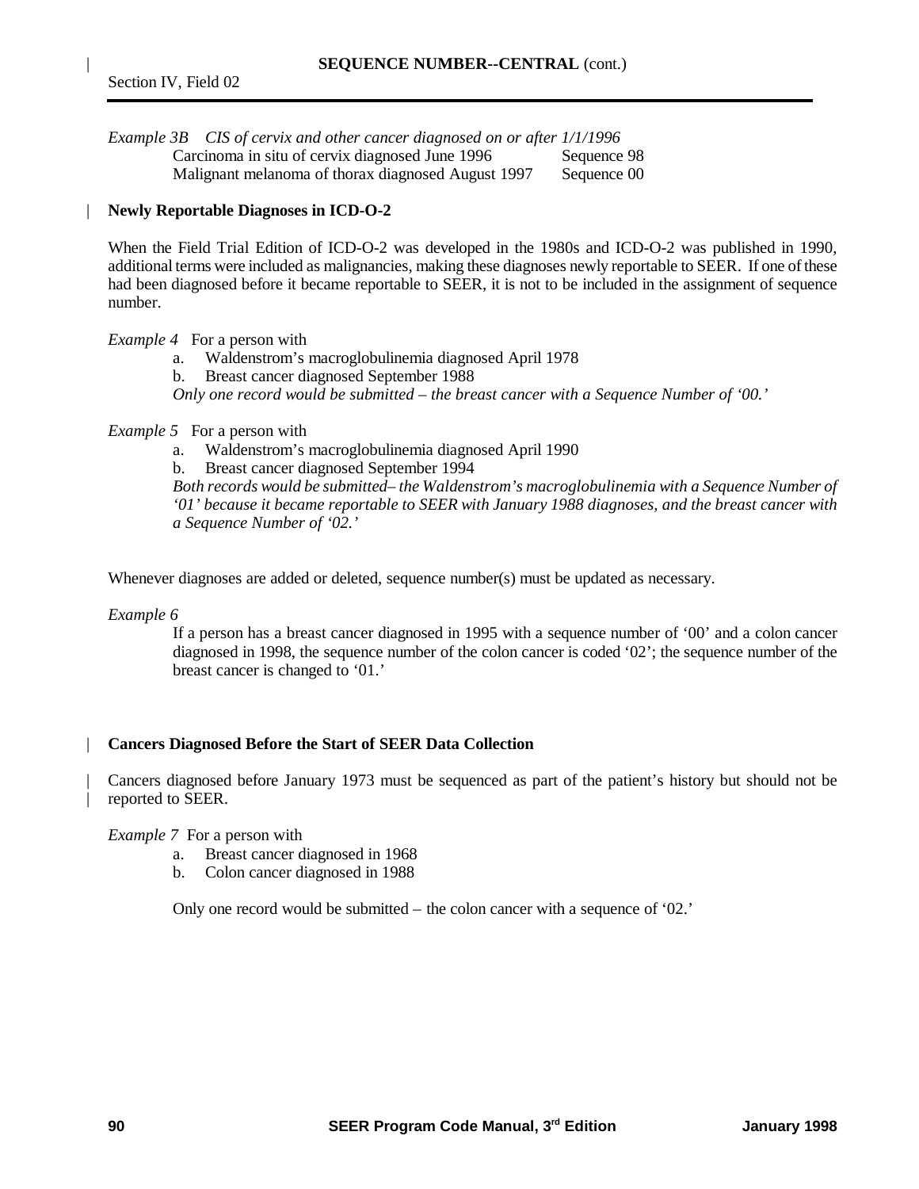*Example 3B CIS of cervix and other cancer diagnosed on or after 1/1/1996*

| | |
|---|---|
| Carcinoma in situ of cervix diagnosed June 1996 | Sequence 98 |
| Malignant melanoma of thorax diagnosed August 1997 | Sequence 00 |

**Newly Reportable Diagnoses in ICD-O-2**

When the Field Trial Edition of ICD-O-2 was developed in the 1980s and ICD-O-2 was published in 1990, additional terms were included as malignancies, making these diagnoses newly reportable to SEER. If one of these had been diagnosed before it became reportable to SEER, it is not to be included in the assignment of sequence number.

*Example 4* For a person with

a. Waldenstrom's macroglobulinemia diagnosed April 1978
b. Breast cancer diagnosed September 1988

*Only one record would be submitted – the breast cancer with a Sequence Number of '00.'*

*Example 5* For a person with

a. Waldenstrom's macroglobulinemia diagnosed April 1990
b. Breast cancer diagnosed September 1994

*Both records would be submitted– the Waldenstrom's macroglobulinemia with a Sequence Number of '01' because it became reportable to SEER with January 1988 diagnoses, and the breast cancer with a Sequence Number of '02.'*

Whenever diagnoses are added or deleted, sequence number(s) must be updated as necessary.

*Example 6*

If a person has a breast cancer diagnosed in 1995 with a sequence number of '00' and a colon cancer diagnosed in 1998, the sequence number of the colon cancer is coded '02'; the sequence number of the breast cancer is changed to '01.'

**Cancers Diagnosed Before the Start of SEER Data Collection**

Cancers diagnosed before January 1973 must be sequenced as part of the patient's history but should not be reported to SEER.

*Example 7* For a person with

a. Breast cancer diagnosed in 1968
b. Colon cancer diagnosed in 1988

Only one record would be submitted – the colon cancer with a sequence of '02.'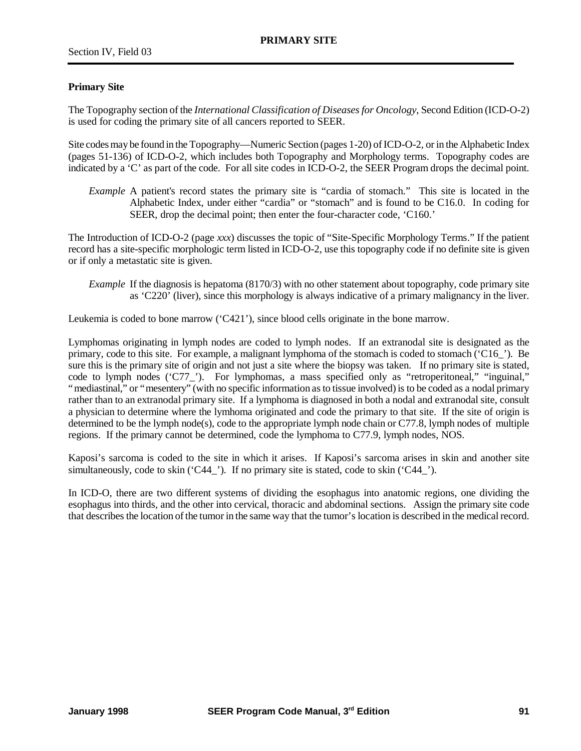## Primary Site

The Topography section of the *International Classification of Diseases for Oncology*, Second Edition (ICD-O-2) is used for coding the primary site of all cancers reported to SEER.

Site codes may be found in the Topography—Numeric Section (pages 1-20) of ICD-O-2, or in the Alphabetic Index (pages 51-136) of ICD-O-2, which includes both Topography and Morphology terms. Topography codes are indicated by a 'C' as part of the code. For all site codes in ICD-O-2, the SEER Program drops the decimal point.

> *Example* A patient's record states the primary site is "cardia of stomach." This site is located in the Alphabetic Index, under either "cardia" or "stomach" and is found to be C16.0. In coding for SEER, drop the decimal point; then enter the four-character code, 'C160.'

The Introduction of ICD-O-2 (page *xxx*) discusses the topic of "Site-Specific Morphology Terms." If the patient record has a site-specific morphologic term listed in ICD-O-2, use this topography code if no definite site is given or if only a metastatic site is given.

> *Example* If the diagnosis is hepatoma (8170/3) with no other statement about topography, code primary site as 'C220' (liver), since this morphology is always indicative of a primary malignancy in the liver.

Leukemia is coded to bone marrow ('C421'), since blood cells originate in the bone marrow.

Lymphomas originating in lymph nodes are coded to lymph nodes. If an extranodal site is designated as the primary, code to this site. For example, a malignant lymphoma of the stomach is coded to stomach ('C16_'). Be sure this is the primary site of origin and not just a site where the biopsy was taken. If no primary site is stated, code to lymph nodes ('C77_'). For lymphomas, a mass specified only as "retroperitoneal," "inguinal," "mediastinal," or "mesentery" (with no specific information as to tissue involved) is to be coded as a nodal primary rather than to an extranodal primary site. If a lymphoma is diagnosed in both a nodal and extranodal site, consult a physician to determine where the lymhoma originated and code the primary to that site. If the site of origin is determined to be the lymph node(s), code to the appropriate lymph node chain or C77.8, lymph nodes of multiple regions. If the primary cannot be determined, code the lymphoma to C77.9, lymph nodes, NOS.

Kaposi's sarcoma is coded to the site in which it arises. If Kaposi's sarcoma arises in skin and another site simultaneously, code to skin ('C44_'). If no primary site is stated, code to skin ('C44_').

In ICD-O, there are two different systems of dividing the esophagus into anatomic regions, one dividing the esophagus into thirds, and the other into cervical, thoracic and abdominal sections. Assign the primary site code that describes the location of the tumor in the same way that the tumor's location is described in the medical record.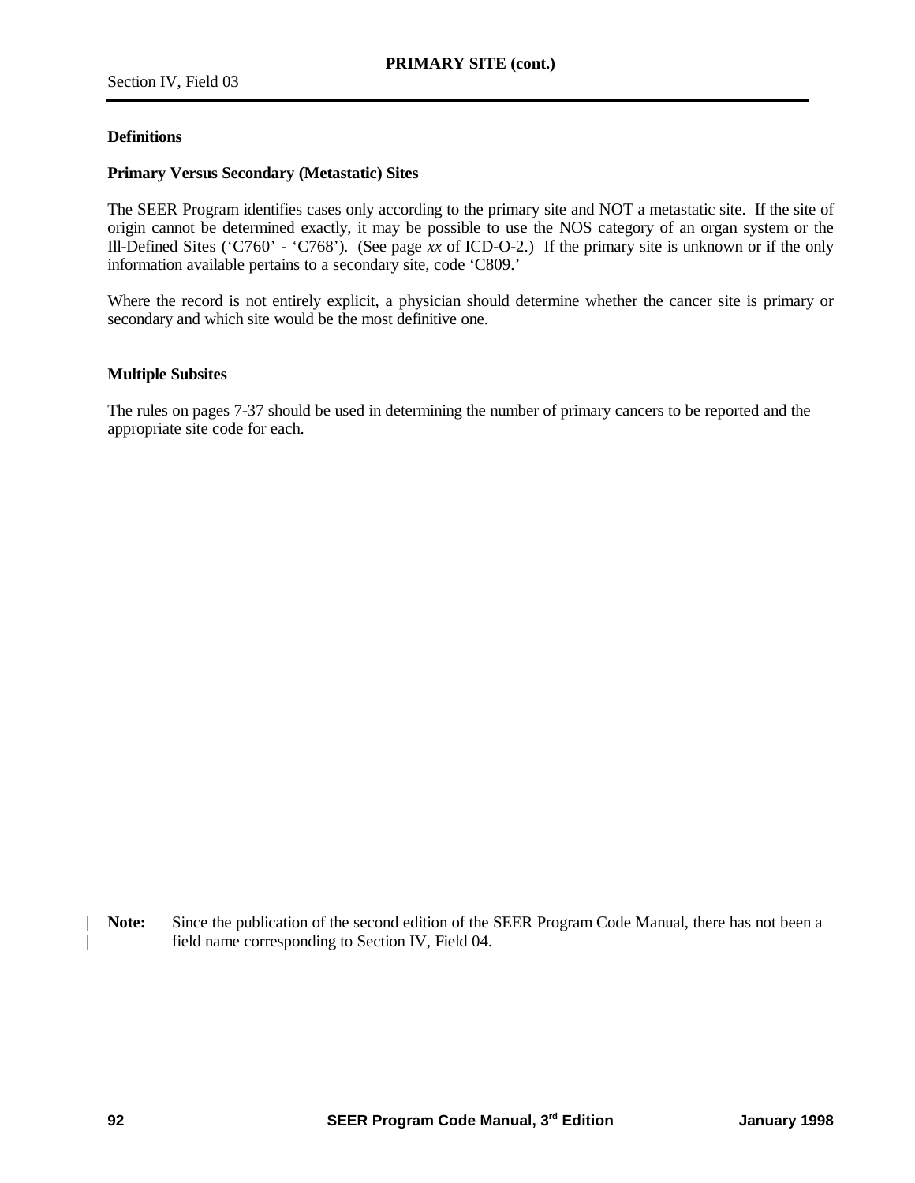**Definitions**

**Primary Versus Secondary (Metastatic) Sites**

The SEER Program identifies cases only according to the primary site and NOT a metastatic site. If the site of origin cannot be determined exactly, it may be possible to use the NOS category of an organ system or the Ill-Defined Sites (‘C760’ - ‘C768’). (See page *xx* of ICD-O-2.) If the primary site is unknown or if the only information available pertains to a secondary site, code ‘C809.’

Where the record is not entirely explicit, a physician should determine whether the cancer site is primary or secondary and which site would be the most definitive one.

**Multiple Subsites**

The rules on pages 7-37 should be used in determining the number of primary cancers to be reported and the appropriate site code for each.

**Note:** Since the publication of the second edition of the SEER Program Code Manual, there has not been a field name corresponding to Section IV, Field 04.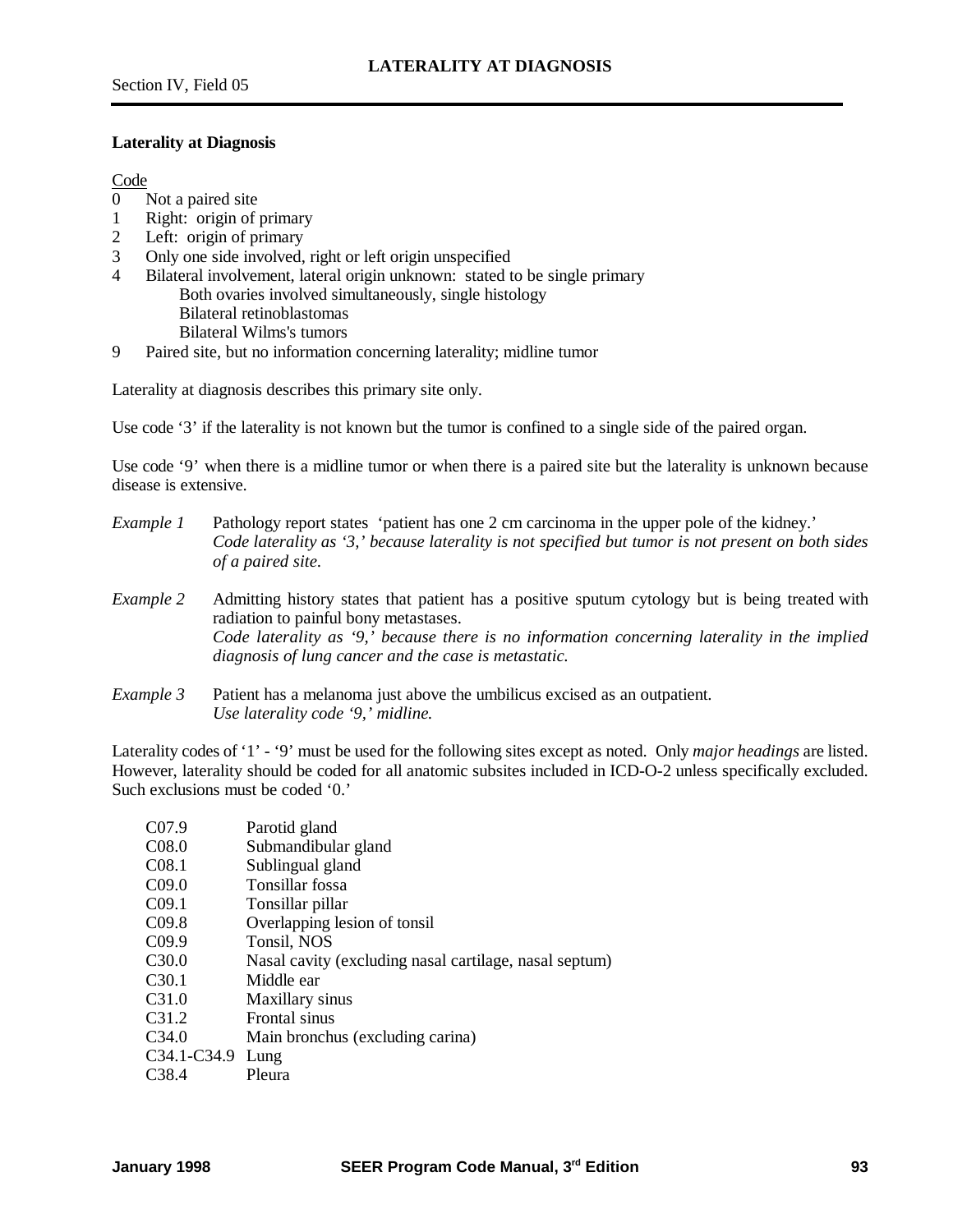## LATERALITY AT DIAGNOSIS

### Laterality at Diagnosis

Code
- 0 Not a paired site
- 1 Right: origin of primary
- 2 Left: origin of primary
- 3 Only one side involved, right or left origin unspecified
- 4 Bilateral involvement, lateral origin unknown: stated to be single primary
  - Both ovaries involved simultaneously, single histology
  - Bilateral retinoblastomas
  - Bilateral Wilms's tumors
- 9 Paired site, but no information concerning laterality; midline tumor

Laterality at diagnosis describes this primary site only.

Use code '3' if the laterality is not known but the tumor is confined to a single side of the paired organ.

Use code '9' when there is a midline tumor or when there is a paired site but the laterality is unknown because disease is extensive.

*Example 1* Pathology report states 'patient has one 2 cm carcinoma in the upper pole of the kidney.'
*Code laterality as '3,' because laterality is not specified but tumor is not present on both sides of a paired site.*

*Example 2* Admitting history states that patient has a positive sputum cytology but is being treated with radiation to painful bony metastases.
*Code laterality as '9,' because there is no information concerning laterality in the implied diagnosis of lung cancer and the case is metastatic.*

*Example 3* Patient has a melanoma just above the umbilicus excised as an outpatient.
*Use laterality code '9,' midline.*

Laterality codes of '1' - '9' must be used for the following sites except as noted. Only *major headings* are listed. However, laterality should be coded for all anatomic subsites included in ICD-O-2 unless specifically excluded. Such exclusions must be coded '0.'

| | |
|---|---|
| C07.9 | Parotid gland |
| C08.0 | Submandibular gland |
| C08.1 | Sublingual gland |
| C09.0 | Tonsillar fossa |
| C09.1 | Tonsillar pillar |
| C09.8 | Overlapping lesion of tonsil |
| C09.9 | Tonsil, NOS |
| C30.0 | Nasal cavity (excluding nasal cartilage, nasal septum) |
| C30.1 | Middle ear |
| C31.0 | Maxillary sinus |
| C31.2 | Frontal sinus |
| C34.0 | Main bronchus (excluding carina) |
| C34.1-C34.9 | Lung |
| C38.4 | Pleura |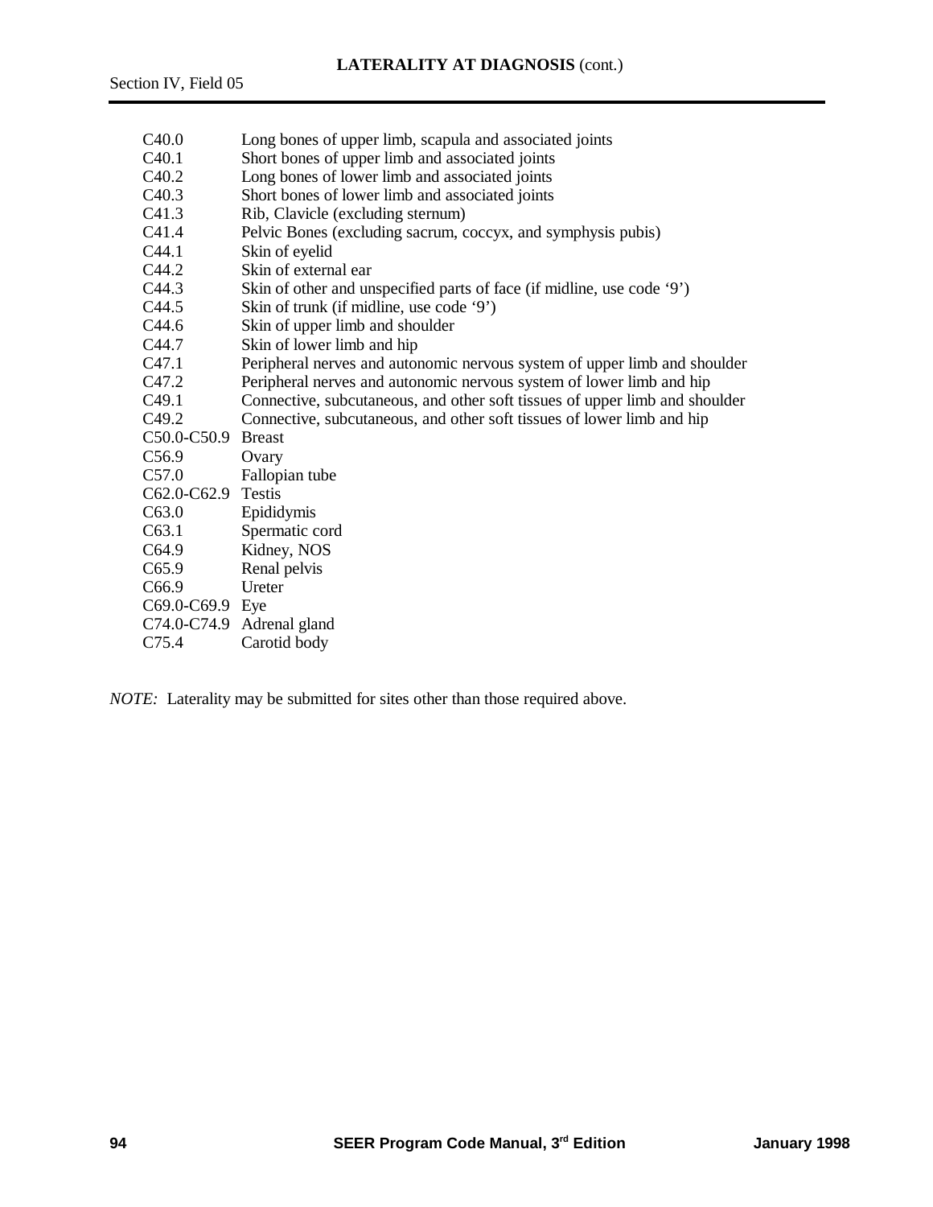## LATERALITY AT DIAGNOSIS (cont.)

| Code | Site |
|---|---|
| C40.0 | Long bones of upper limb, scapula and associated joints |
| C40.1 | Short bones of upper limb and associated joints |
| C40.2 | Long bones of lower limb and associated joints |
| C40.3 | Short bones of lower limb and associated joints |
| C41.3 | Rib, Clavicle (excluding sternum) |
| C41.4 | Pelvic Bones (excluding sacrum, coccyx, and symphysis pubis) |
| C44.1 | Skin of eyelid |
| C44.2 | Skin of external ear |
| C44.3 | Skin of other and unspecified parts of face (if midline, use code '9') |
| C44.5 | Skin of trunk (if midline, use code '9') |
| C44.6 | Skin of upper limb and shoulder |
| C44.7 | Skin of lower limb and hip |
| C47.1 | Peripheral nerves and autonomic nervous system of upper limb and shoulder |
| C47.2 | Peripheral nerves and autonomic nervous system of lower limb and hip |
| C49.1 | Connective, subcutaneous, and other soft tissues of upper limb and shoulder |
| C49.2 | Connective, subcutaneous, and other soft tissues of lower limb and hip |
| C50.0-C50.9 | Breast |
| C56.9 | Ovary |
| C57.0 | Fallopian tube |
| C62.0-C62.9 | Testis |
| C63.0 | Epididymis |
| C63.1 | Spermatic cord |
| C64.9 | Kidney, NOS |
| C65.9 | Renal pelvis |
| C66.9 | Ureter |
| C69.0-C69.9 | Eye |
| C74.0-C74.9 | Adrenal gland |
| C75.4 | Carotid body |

*NOTE:* Laterality may be submitted for sites other than those required above.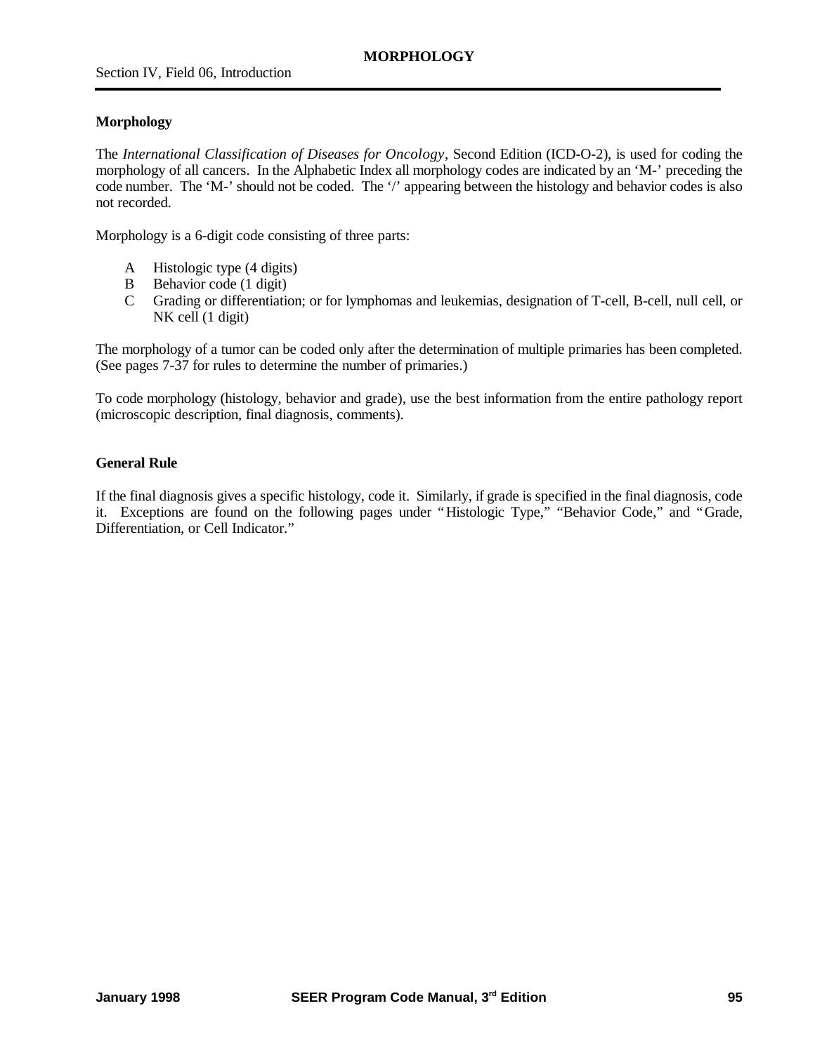# MORPHOLOGY

## Morphology

The *International Classification of Diseases for Oncology*, Second Edition (ICD-O-2), is used for coding the morphology of all cancers. In the Alphabetic Index all morphology codes are indicated by an 'M-' preceding the code number. The 'M-' should not be coded. The '/' appearing between the histology and behavior codes is also not recorded.

Morphology is a 6-digit code consisting of three parts:

- A Histologic type (4 digits)
- B Behavior code (1 digit)
- C Grading or differentiation; or for lymphomas and leukemias, designation of T-cell, B-cell, null cell, or NK cell (1 digit)

The morphology of a tumor can be coded only after the determination of multiple primaries has been completed. (See pages 7-37 for rules to determine the number of primaries.)

To code morphology (histology, behavior and grade), use the best information from the entire pathology report (microscopic description, final diagnosis, comments).

## General Rule

If the final diagnosis gives a specific histology, code it. Similarly, if grade is specified in the final diagnosis, code it. Exceptions are found on the following pages under "Histologic Type," "Behavior Code," and "Grade, Differentiation, or Cell Indicator."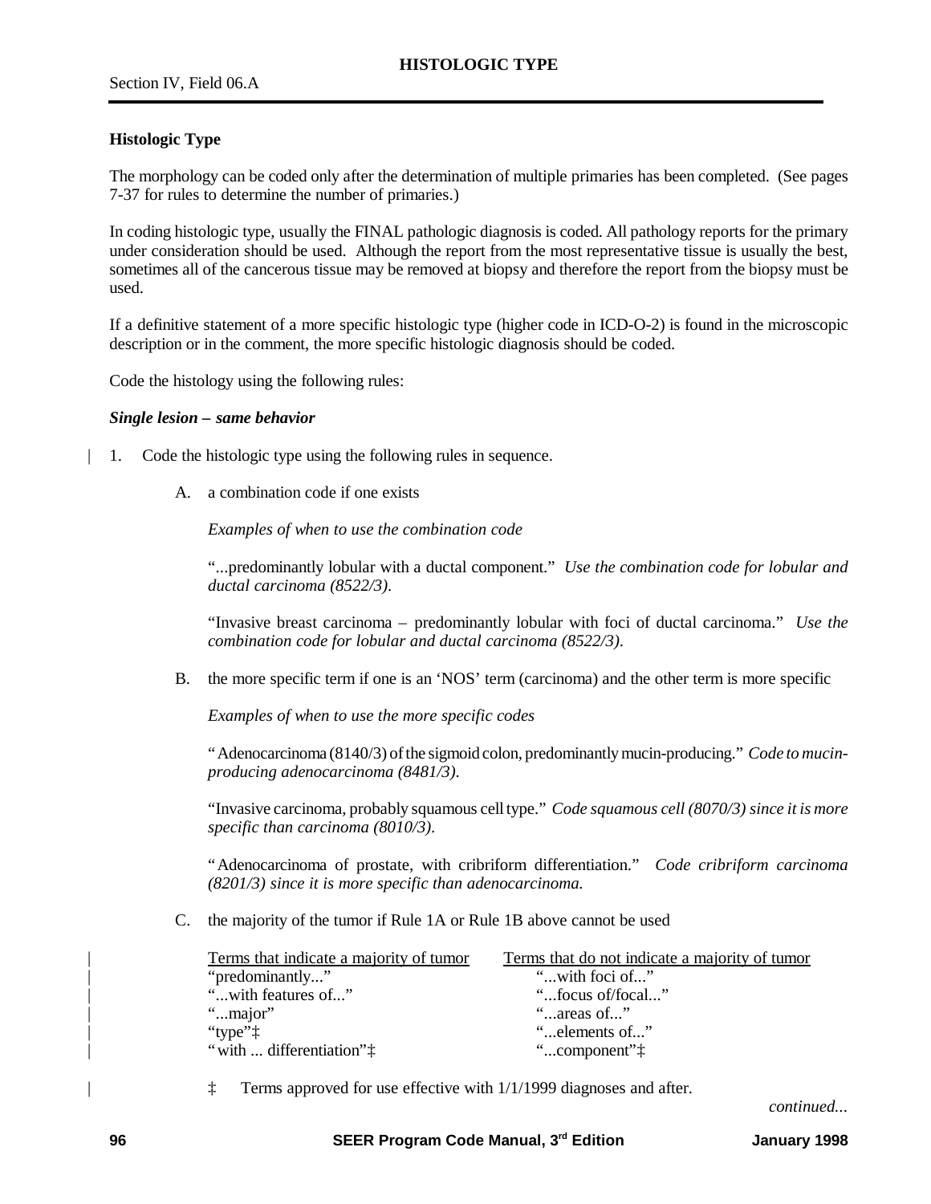# HISTOLOGIC TYPE

Section IV, Field 06.A

**Histologic Type**

The morphology can be coded only after the determination of multiple primaries has been completed. (See pages 7-37 for rules to determine the number of primaries.)

In coding histologic type, usually the FINAL pathologic diagnosis is coded. All pathology reports for the primary under consideration should be used. Although the report from the most representative tissue is usually the best, sometimes all of the cancerous tissue may be removed at biopsy and therefore the report from the biopsy must be used.

If a definitive statement of a more specific histologic type (higher code in ICD-O-2) is found in the microscopic description or in the comment, the more specific histologic diagnosis should be coded.

Code the histology using the following rules:

***Single lesion – same behavior***

1. Code the histologic type using the following rules in sequence.

   A. a combination code if one exists

      *Examples of when to use the combination code*

      "...predominantly lobular with a ductal component." *Use the combination code for lobular and ductal carcinoma (8522/3).*

      "Invasive breast carcinoma – predominantly lobular with foci of ductal carcinoma." *Use the combination code for lobular and ductal carcinoma (8522/3).*

   B. the more specific term if one is an 'NOS' term (carcinoma) and the other term is more specific

      *Examples of when to use the more specific codes*

      "Adenocarcinoma (8140/3) of the sigmoid colon, predominantly mucin-producing." *Code to mucin-producing adenocarcinoma (8481/3).*

      "Invasive carcinoma, probably squamous cell type." *Code squamous cell (8070/3) since it is more specific than carcinoma (8010/3).*

      "Adenocarcinoma of prostate, with cribriform differentiation." *Code cribriform carcinoma (8201/3) since it is more specific than adenocarcinoma.*

   C. the majority of the tumor if Rule 1A or Rule 1B above cannot be used

| Terms that indicate a majority of tumor | Terms that do not indicate a majority of tumor |
|---|---|
| "predominantly..." | "...with foci of..." |
| "...with features of..." | "...focus of/focal..." |
| "...major" | "...areas of..." |
| "type"‡ | "...elements of..." |
| "with ... differentiation"‡ | "...component"‡ |

‡ Terms approved for use effective with 1/1/1999 diagnoses and after.

*continued...*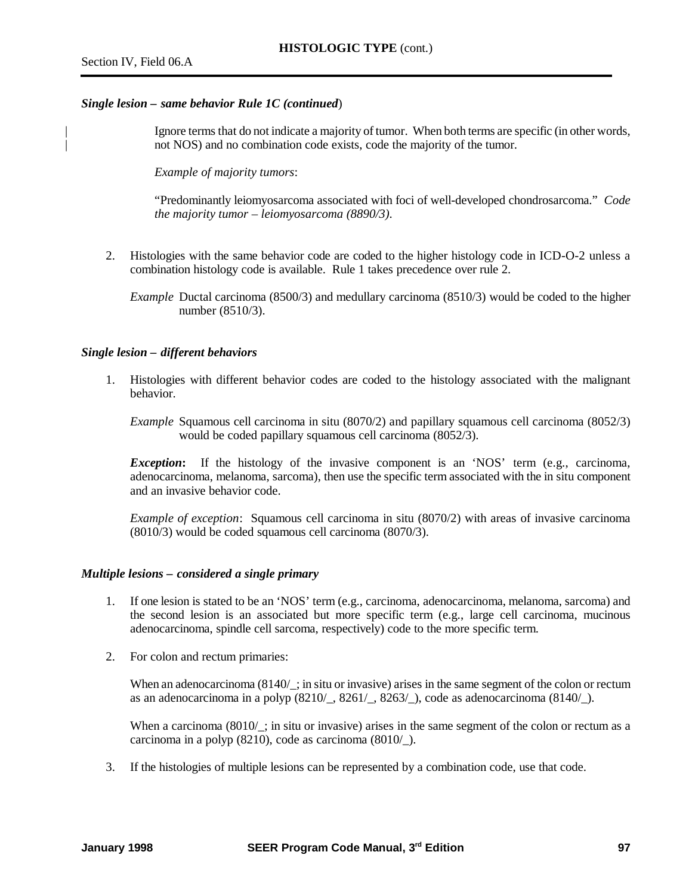***Single lesion – same behavior Rule 1C (continued)***

Ignore terms that do not indicate a majority of tumor. When both terms are specific (in other words, not NOS) and no combination code exists, code the majority of the tumor.

*Example of majority tumors*:

"Predominantly leiomyosarcoma associated with foci of well-developed chondrosarcoma." *Code the majority tumor – leiomyosarcoma (8890/3).*

2. Histologies with the same behavior code are coded to the higher histology code in ICD-O-2 unless a combination histology code is available. Rule 1 takes precedence over rule 2.

   *Example* Ductal carcinoma (8500/3) and medullary carcinoma (8510/3) would be coded to the higher number (8510/3).

***Single lesion – different behaviors***

1. Histologies with different behavior codes are coded to the histology associated with the malignant behavior.

   *Example* Squamous cell carcinoma in situ (8070/2) and papillary squamous cell carcinoma (8052/3) would be coded papillary squamous cell carcinoma (8052/3).

   ***Exception*****:** If the histology of the invasive component is an 'NOS' term (e.g., carcinoma, adenocarcinoma, melanoma, sarcoma), then use the specific term associated with the in situ component and an invasive behavior code.

   *Example of exception*: Squamous cell carcinoma in situ (8070/2) with areas of invasive carcinoma (8010/3) would be coded squamous cell carcinoma (8070/3).

***Multiple lesions – considered a single primary***

1. If one lesion is stated to be an 'NOS' term (e.g., carcinoma, adenocarcinoma, melanoma, sarcoma) and the second lesion is an associated but more specific term (e.g., large cell carcinoma, mucinous adenocarcinoma, spindle cell sarcoma, respectively) code to the more specific term.

2. For colon and rectum primaries:

   When an adenocarcinoma (8140/_; in situ or invasive) arises in the same segment of the colon or rectum as an adenocarcinoma in a polyp (8210/_, 8261/_, 8263/_), code as adenocarcinoma (8140/_).

   When a carcinoma (8010/_; in situ or invasive) arises in the same segment of the colon or rectum as a carcinoma in a polyp (8210), code as carcinoma (8010/_).

3. If the histologies of multiple lesions can be represented by a combination code, use that code.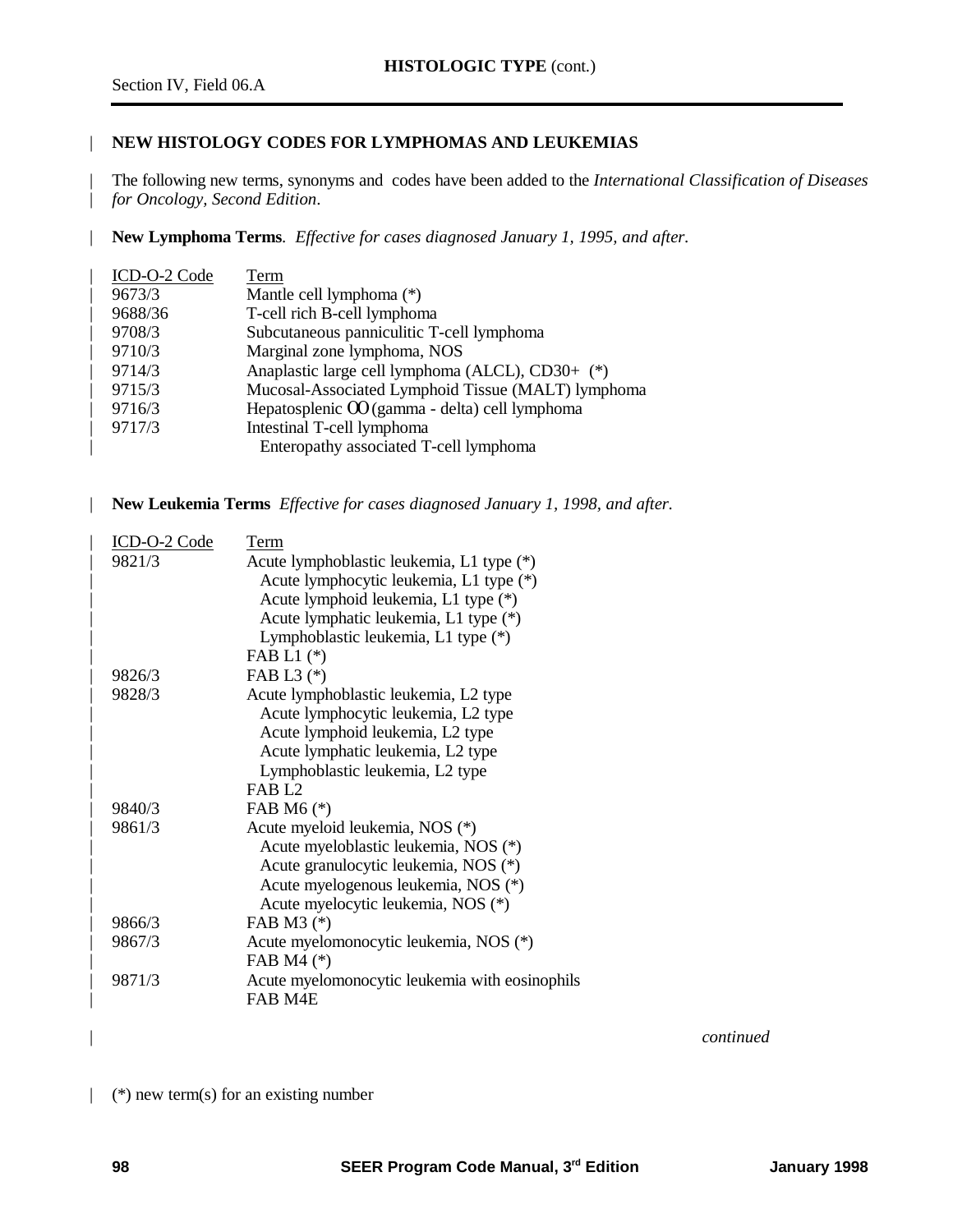**HISTOLOGIC TYPE** (cont.)

Section IV, Field 06.A

## NEW HISTOLOGY CODES FOR LYMPHOMAS AND LEUKEMIAS

The following new terms, synonyms and codes have been added to the *International Classification of Diseases for Oncology, Second Edition*.

**New Lymphoma Terms**. *Effective for cases diagnosed January 1, 1995, and after.*

| ICD-O-2 Code | Term |
|---|---|
| 9673/3 | Mantle cell lymphoma (*) |
| 9688/36 | T-cell rich B-cell lymphoma |
| 9708/3 | Subcutaneous panniculitic T-cell lymphoma |
| 9710/3 | Marginal zone lymphoma, NOS |
| 9714/3 | Anaplastic large cell lymphoma (ALCL), CD30+ (*) |
| 9715/3 | Mucosal-Associated Lymphoid Tissue (MALT) lymphoma |
| 9716/3 | Hepatosplenic $\gamma\delta$ (gamma - delta) cell lymphoma |
| 9717/3 | Intestinal T-cell lymphoma |
| | Enteropathy associated T-cell lymphoma |

**New Leukemia Terms** *Effective for cases diagnosed January 1, 1998, and after.*

| ICD-O-2 Code | Term |
|---|---|
| 9821/3 | Acute lymphoblastic leukemia, L1 type (*) |
| | Acute lymphocytic leukemia, L1 type (*) |
| | Acute lymphoid leukemia, L1 type (*) |
| | Acute lymphatic leukemia, L1 type (*) |
| | Lymphoblastic leukemia, L1 type (*) |
| | FAB L1 (*) |
| 9826/3 | FAB L3 (*) |
| 9828/3 | Acute lymphoblastic leukemia, L2 type |
| | Acute lymphocytic leukemia, L2 type |
| | Acute lymphoid leukemia, L2 type |
| | Acute lymphatic leukemia, L2 type |
| | Lymphoblastic leukemia, L2 type |
| | FAB L2 |
| 9840/3 | FAB M6 (*) |
| 9861/3 | Acute myeloid leukemia, NOS (*) |
| | Acute myeloblastic leukemia, NOS (*) |
| | Acute granulocytic leukemia, NOS (*) |
| | Acute myelogenous leukemia, NOS (*) |
| | Acute myelocytic leukemia, NOS (*) |
| 9866/3 | FAB M3 (*) |
| 9867/3 | Acute myelomonocytic leukemia, NOS (*) |
| | FAB M4 (*) |
| 9871/3 | Acute myelomonocytic leukemia with eosinophils |
| | FAB M4E |

*continued*

(*) new term(s) for an existing number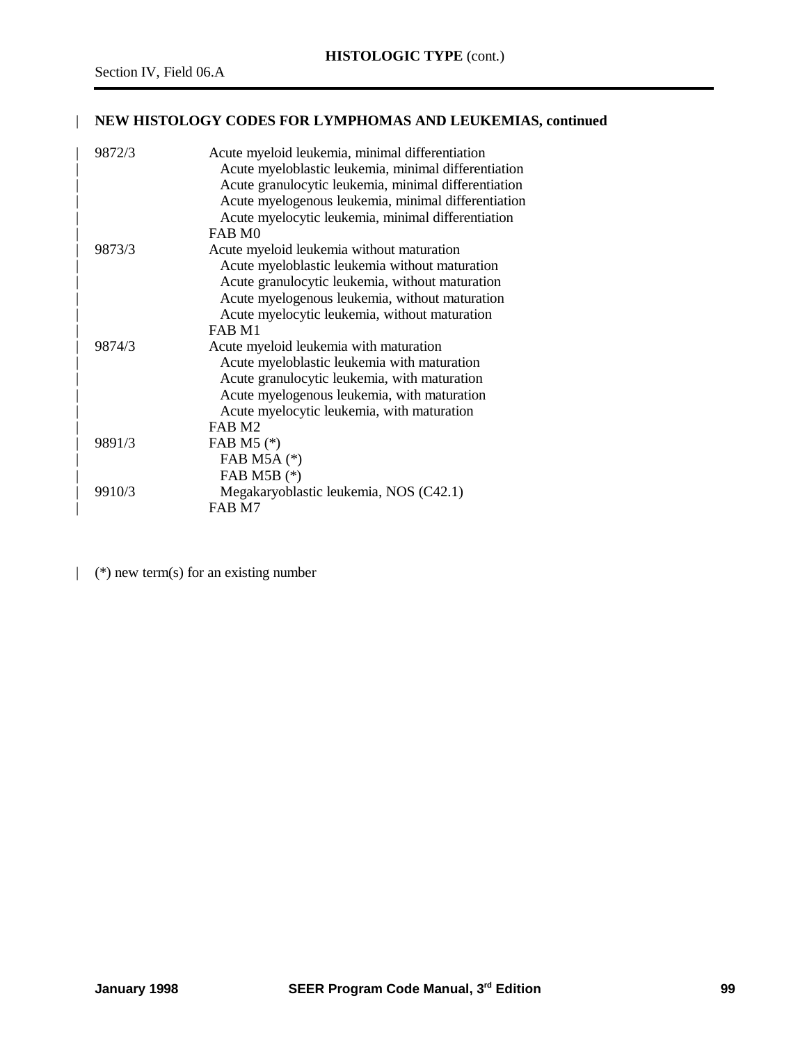## NEW HISTOLOGY CODES FOR LYMPHOMAS AND LEUKEMIAS, continued

| Code | Term |
|---|---|
| 9872/3 | Acute myeloid leukemia, minimal differentiation |
| | Acute myeloblastic leukemia, minimal differentiation |
| | Acute granulocytic leukemia, minimal differentiation |
| | Acute myelogenous leukemia, minimal differentiation |
| | Acute myelocytic leukemia, minimal differentiation |
| | FAB M0 |
| 9873/3 | Acute myeloid leukemia without maturation |
| | Acute myeloblastic leukemia without maturation |
| | Acute granulocytic leukemia, without maturation |
| | Acute myelogenous leukemia, without maturation |
| | Acute myelocytic leukemia, without maturation |
| | FAB M1 |
| 9874/3 | Acute myeloid leukemia with maturation |
| | Acute myeloblastic leukemia with maturation |
| | Acute granulocytic leukemia, with maturation |
| | Acute myelogenous leukemia, with maturation |
| | Acute myelocytic leukemia, with maturation |
| | FAB M2 |
| 9891/3 | FAB M5 (*) |
| | FAB M5A (*) |
| | FAB M5B (*) |
| 9910/3 | Megakaryoblastic leukemia, NOS (C42.1) |
| | FAB M7 |

(*) new term(s) for an existing number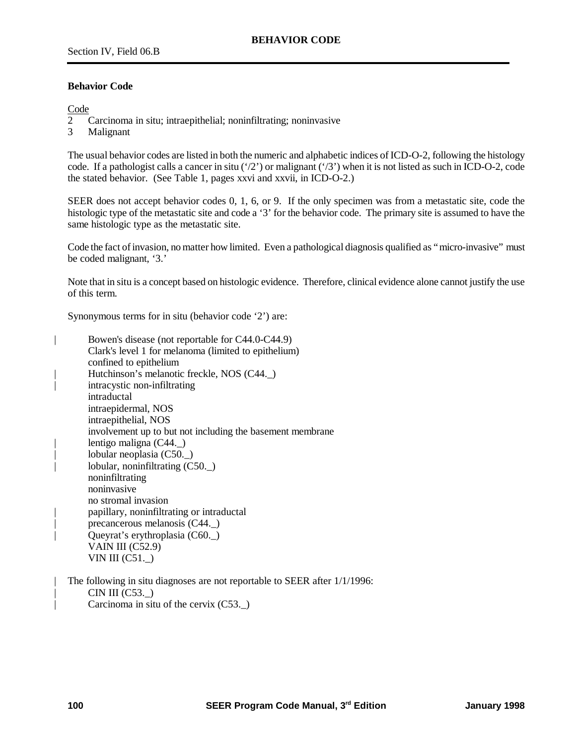## BEHAVIOR CODE

Section IV, Field 06.B

### Behavior Code

Code

2 Carcinoma in situ; intraepithelial; noninfiltrating; noninvasive

3 Malignant

The usual behavior codes are listed in both the numeric and alphabetic indices of ICD-O-2, following the histology code. If a pathologist calls a cancer in situ ('/2') or malignant ('/3') when it is not listed as such in ICD-O-2, code the stated behavior. (See Table 1, pages xxvi and xxvii, in ICD-O-2.)

SEER does not accept behavior codes 0, 1, 6, or 9. If the only specimen was from a metastatic site, code the histologic type of the metastatic site and code a '3' for the behavior code. The primary site is assumed to have the same histologic type as the metastatic site.

Code the fact of invasion, no matter how limited. Even a pathological diagnosis qualified as "micro-invasive" must be coded malignant, '3.'

Note that in situ is a concept based on histologic evidence. Therefore, clinical evidence alone cannot justify the use of this term.

Synonymous terms for in situ (behavior code '2') are:

| Bowen's disease (not reportable for C44.0-C44.9)
Clark's level 1 for melanoma (limited to epithelium)
confined to epithelium
| Hutchinson's melanotic freckle, NOS (C44._)
| intracystic non-infiltrating
intraductal
intraepidermal, NOS
intraepithelial, NOS
involvement up to but not including the basement membrane
| lentigo maligna (C44._)
| lobular neoplasia (C50._)
| lobular, noninfiltrating (C50._)
noninfiltrating
noninvasive
no stromal invasion
| papillary, noninfiltrating or intraductal
| precancerous melanosis (C44._)
| Queyrat's erythroplasia (C60._)
VAIN III (C52.9)
VIN III (C51._)

| The following in situ diagnoses are not reportable to SEER after 1/1/1996:
| CIN III (C53._)
| Carcinoma in situ of the cervix (C53._)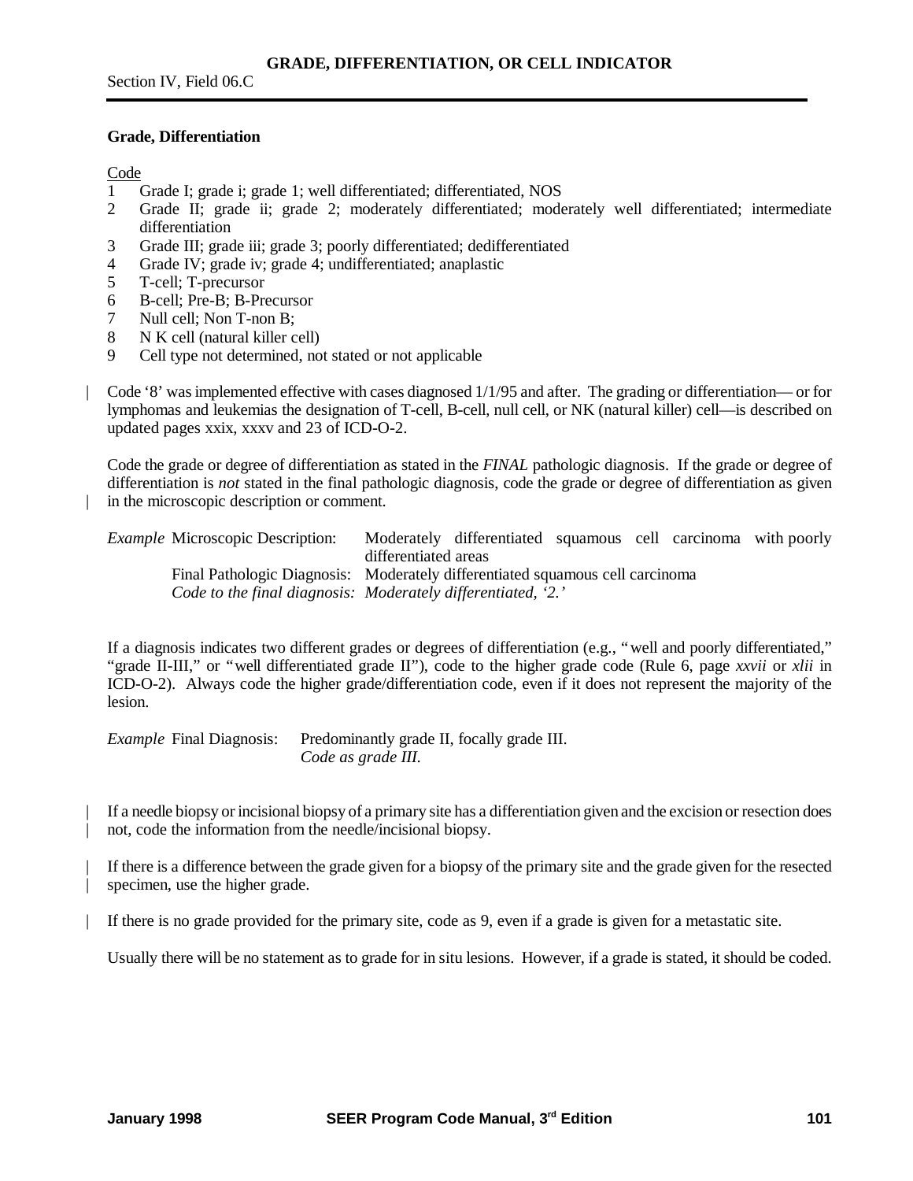## GRADE, DIFFERENTIATION, OR CELL INDICATOR

Section IV, Field 06.C

### Grade, Differentiation

Code

1. Grade I; grade i; grade 1; well differentiated; differentiated, NOS
2. Grade II; grade ii; grade 2; moderately differentiated; moderately well differentiated; intermediate differentiation
3. Grade III; grade iii; grade 3; poorly differentiated; dedifferentiated
4. Grade IV; grade iv; grade 4; undifferentiated; anaplastic
5. T-cell; T-precursor
6. B-cell; Pre-B; B-Precursor
7. Null cell; Non T-non B;
8. N K cell (natural killer cell)
9. Cell type not determined, not stated or not applicable

Code '8' was implemented effective with cases diagnosed 1/1/95 and after. The grading or differentiation— or for lymphomas and leukemias the designation of T-cell, B-cell, null cell, or NK (natural killer) cell—is described on updated pages xxix, xxxv and 23 of ICD-O-2.

Code the grade or degree of differentiation as stated in the *FINAL* pathologic diagnosis. If the grade or degree of differentiation is *not* stated in the final pathologic diagnosis, code the grade or degree of differentiation as given in the microscopic description or comment.

*Example* Microscopic Description: Moderately differentiated squamous cell carcinoma with poorly differentiated areas
Final Pathologic Diagnosis: Moderately differentiated squamous cell carcinoma
*Code to the final diagnosis: Moderately differentiated, '2.'*

If a diagnosis indicates two different grades or degrees of differentiation (e.g., "well and poorly differentiated," "grade II-III," or "well differentiated grade II"), code to the higher grade code (Rule 6, page *xxvii* or *xlii* in ICD-O-2). Always code the higher grade/differentiation code, even if it does not represent the majority of the lesion.

*Example* Final Diagnosis: Predominantly grade II, focally grade III.
*Code as grade III.*

If a needle biopsy or incisional biopsy of a primary site has a differentiation given and the excision or resection does not, code the information from the needle/incisional biopsy.

If there is a difference between the grade given for a biopsy of the primary site and the grade given for the resected specimen, use the higher grade.

If there is no grade provided for the primary site, code as 9, even if a grade is given for a metastatic site.

Usually there will be no statement as to grade for in situ lesions. However, if a grade is stated, it should be coded.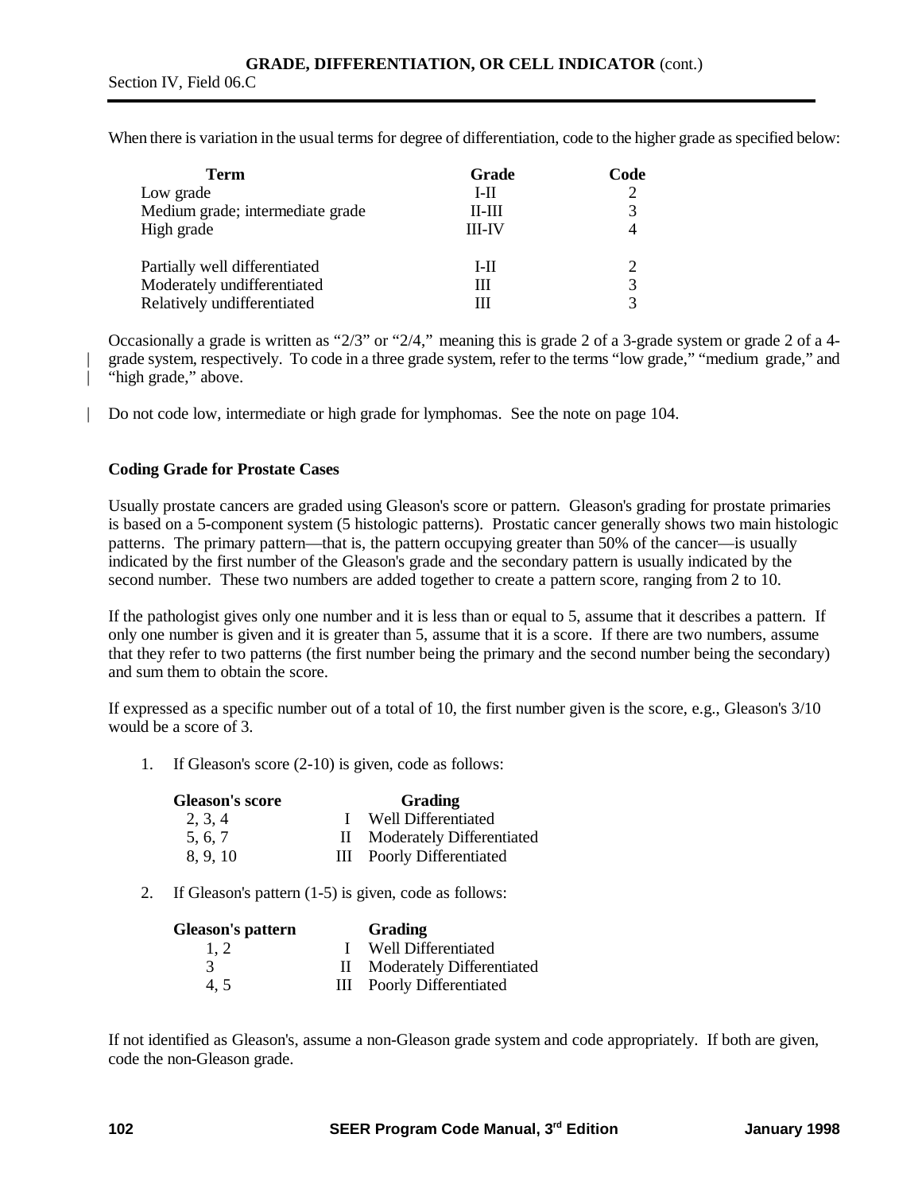When there is variation in the usual terms for degree of differentiation, code to the higher grade as specified below:

| Term | Grade | Code |
|---|---|---|
| Low grade | I-II | 2 |
| Medium grade; intermediate grade | II-III | 3 |
| High grade | III-IV | 4 |
| | | |
| Partially well differentiated | I-II | 2 |
| Moderately undifferentiated | III | 3 |
| Relatively undifferentiated | III | 3 |

Occasionally a grade is written as "2/3" or "2/4," meaning this is grade 2 of a 3-grade system or grade 2 of a 4-grade system, respectively. To code in a three grade system, refer to the terms "low grade," "medium grade," and "high grade," above.

Do not code low, intermediate or high grade for lymphomas. See the note on page 104.

### Coding Grade for Prostate Cases

Usually prostate cancers are graded using Gleason's score or pattern. Gleason's grading for prostate primaries is based on a 5-component system (5 histologic patterns). Prostatic cancer generally shows two main histologic patterns. The primary pattern—that is, the pattern occupying greater than 50% of the cancer—is usually indicated by the first number of the Gleason's grade and the secondary pattern is usually indicated by the second number. These two numbers are added together to create a pattern score, ranging from 2 to 10.

If the pathologist gives only one number and it is less than or equal to 5, assume that it describes a pattern. If only one number is given and it is greater than 5, assume that it is a score. If there are two numbers, assume that they refer to two patterns (the first number being the primary and the second number being the secondary) and sum them to obtain the score.

If expressed as a specific number out of a total of 10, the first number given is the score, e.g., Gleason's 3/10 would be a score of 3.

1. If Gleason's score (2-10) is given, code as follows:

| Gleason's score | Grading | |
|---|---|---|
| 2, 3, 4 | I | Well Differentiated |
| 5, 6, 7 | II | Moderately Differentiated |
| 8, 9, 10 | III | Poorly Differentiated |

2. If Gleason's pattern (1-5) is given, code as follows:

| Gleason's pattern | Grading | |
|---|---|---|
| 1, 2 | I | Well Differentiated |
| 3 | II | Moderately Differentiated |
| 4, 5 | III | Poorly Differentiated |

If not identified as Gleason's, assume a non-Gleason grade system and code appropriately. If both are given, code the non-Gleason grade.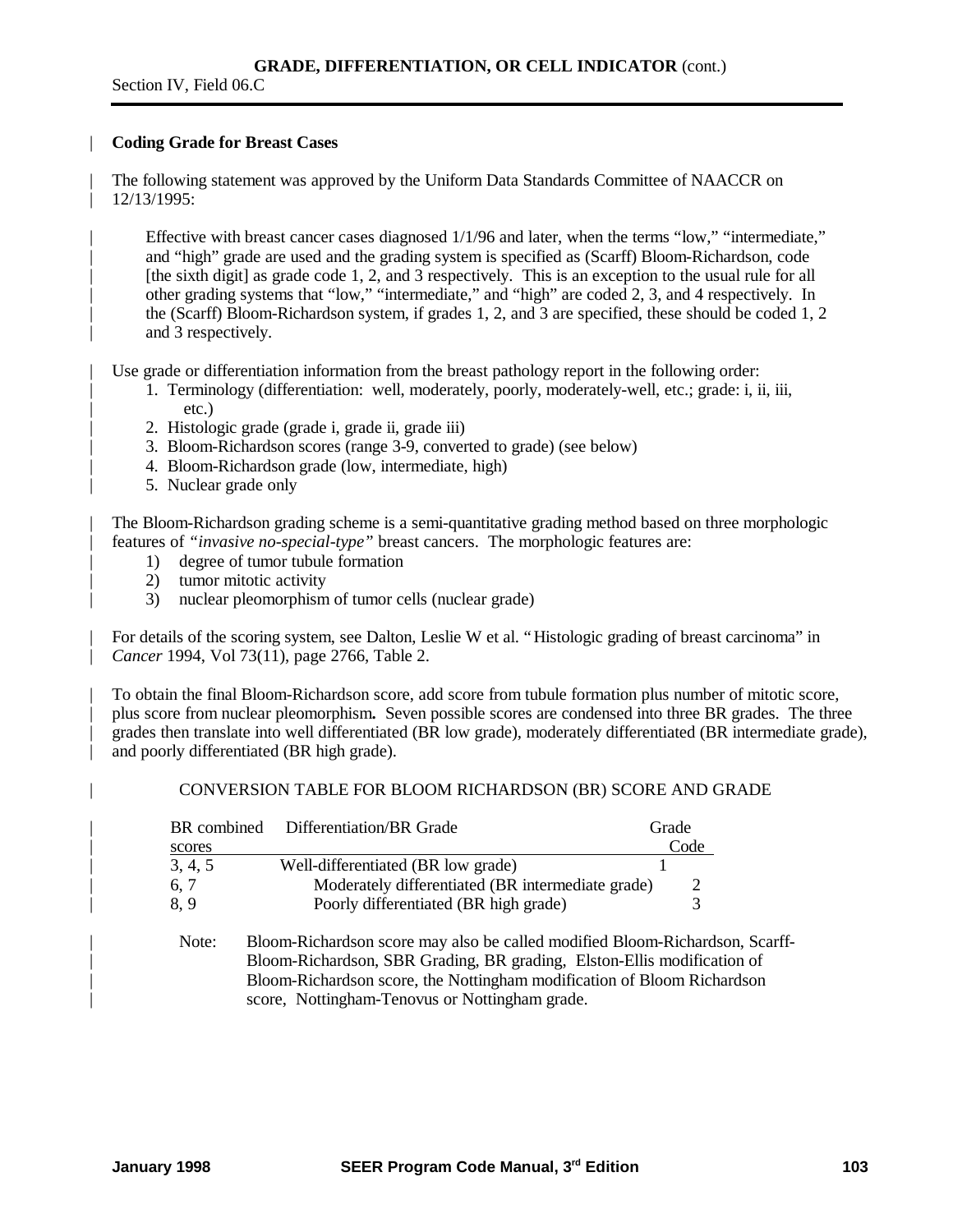**Coding Grade for Breast Cases**

The following statement was approved by the Uniform Data Standards Committee of NAACCR on 12/13/1995:

> Effective with breast cancer cases diagnosed 1/1/96 and later, when the terms "low," "intermediate," and "high" grade are used and the grading system is specified as (Scarff) Bloom-Richardson, code [the sixth digit] as grade code 1, 2, and 3 respectively. This is an exception to the usual rule for all other grading systems that "low," "intermediate," and "high" are coded 2, 3, and 4 respectively. In the (Scarff) Bloom-Richardson system, if grades 1, 2, and 3 are specified, these should be coded 1, 2 and 3 respectively.

Use grade or differentiation information from the breast pathology report in the following order:

1. Terminology (differentiation: well, moderately, poorly, moderately-well, etc.; grade: i, ii, iii, etc.)
2. Histologic grade (grade i, grade ii, grade iii)
3. Bloom-Richardson scores (range 3-9, converted to grade) (see below)
4. Bloom-Richardson grade (low, intermediate, high)
5. Nuclear grade only

The Bloom-Richardson grading scheme is a semi-quantitative grading method based on three morphologic features of *"invasive no-special-type"* breast cancers. The morphologic features are:

1) degree of tumor tubule formation
2) tumor mitotic activity
3) nuclear pleomorphism of tumor cells (nuclear grade)

For details of the scoring system, see Dalton, Leslie W et al. "Histologic grading of breast carcinoma" in *Cancer* 1994, Vol 73(11), page 2766, Table 2.

To obtain the final Bloom-Richardson score, add score from tubule formation plus number of mitotic score, plus score from nuclear pleomorphism**.** Seven possible scores are condensed into three BR grades. The three grades then translate into well differentiated (BR low grade), moderately differentiated (BR intermediate grade), and poorly differentiated (BR high grade).

CONVERSION TABLE FOR BLOOM RICHARDSON (BR) SCORE AND GRADE

| BR combined scores | Differentiation/BR Grade | Grade Code |
|---|---|---|
| 3, 4, 5 | Well-differentiated (BR low grade) | 1 |
| 6, 7 | Moderately differentiated (BR intermediate grade) | 2 |
| 8, 9 | Poorly differentiated (BR high grade) | 3 |

Note: Bloom-Richardson score may also be called modified Bloom-Richardson, Scarff-Bloom-Richardson, SBR Grading, BR grading, Elston-Ellis modification of Bloom-Richardson score, the Nottingham modification of Bloom Richardson score, Nottingham-Tenovus or Nottingham grade.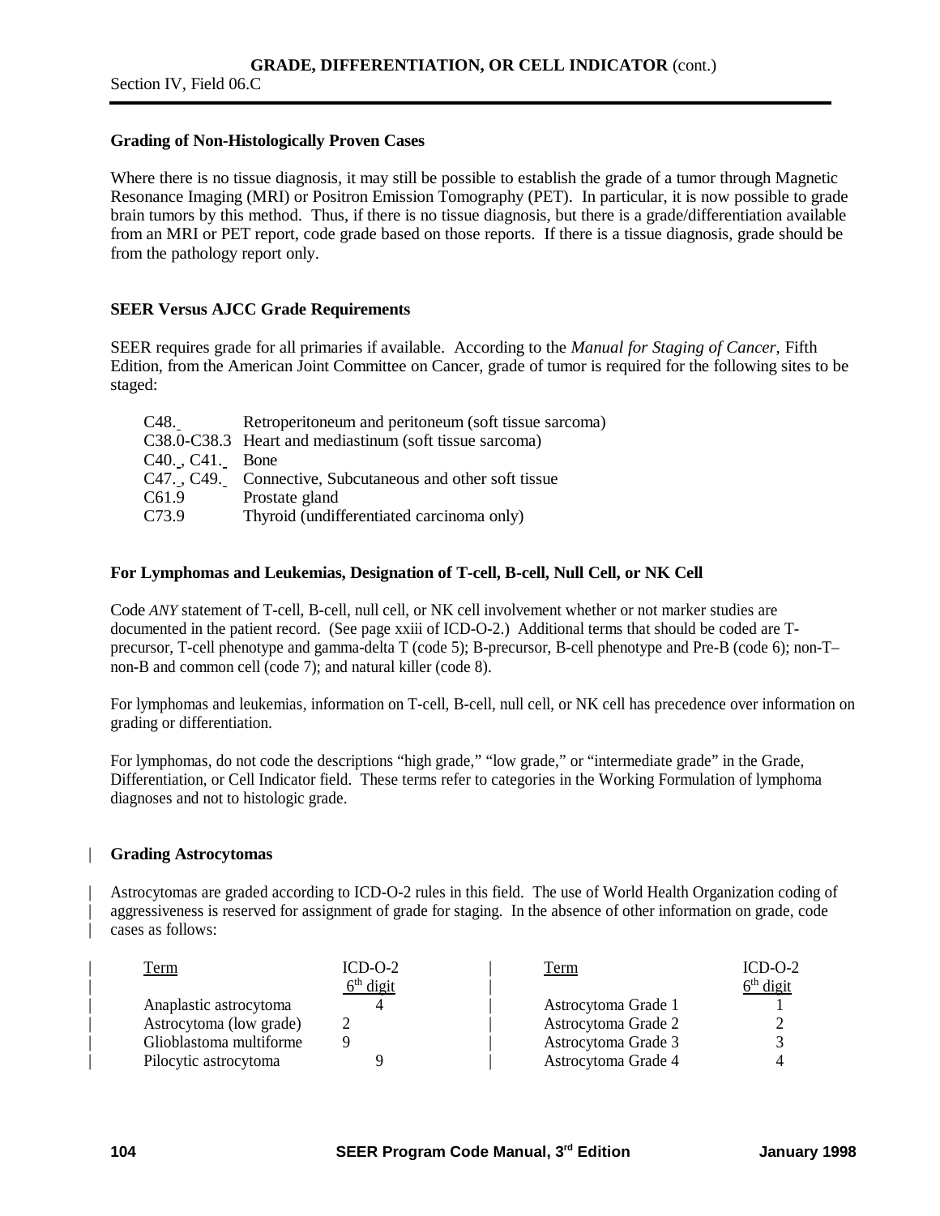## GRADE, DIFFERENTIATION, OR CELL INDICATOR (cont.)

Section IV, Field 06.C

### Grading of Non-Histologically Proven Cases

Where there is no tissue diagnosis, it may still be possible to establish the grade of a tumor through Magnetic Resonance Imaging (MRI) or Positron Emission Tomography (PET). In particular, it is now possible to grade brain tumors by this method. Thus, if there is no tissue diagnosis, but there is a grade/differentiation available from an MRI or PET report, code grade based on those reports. If there is a tissue diagnosis, grade should be from the pathology report only.

### SEER Versus AJCC Grade Requirements

SEER requires grade for all primaries if available. According to the *Manual for Staging of Cancer*, Fifth Edition, from the American Joint Committee on Cancer, grade of tumor is required for the following sites to be staged:

| | |
|---|---|
| C48._ | Retroperitoneum and peritoneum (soft tissue sarcoma) |
| C38.0-C38.3 | Heart and mediastinum (soft tissue sarcoma) |
| C40._, C41._ | Bone |
| C47._, C49._ | Connective, Subcutaneous and other soft tissue |
| C61.9 | Prostate gland |
| C73.9 | Thyroid (undifferentiated carcinoma only) |

### For Lymphomas and Leukemias, Designation of T-cell, B-cell, Null Cell, or NK Cell

Code *ANY* statement of T-cell, B-cell, null cell, or NK cell involvement whether or not marker studies are documented in the patient record. (See page xxiii of ICD-O-2.) Additional terms that should be coded are T-precursor, T-cell phenotype and gamma-delta T (code 5); B-precursor, B-cell phenotype and Pre-B (code 6); non-T–non-B and common cell (code 7); and natural killer (code 8).

For lymphomas and leukemias, information on T-cell, B-cell, null cell, or NK cell has precedence over information on grading or differentiation.

For lymphomas, do not code the descriptions "high grade," "low grade," or "intermediate grade" in the Grade, Differentiation, or Cell Indicator field. These terms refer to categories in the Working Formulation of lymphoma diagnoses and not to histologic grade.

### Grading Astrocytomas

Astrocytomas are graded according to ICD-O-2 rules in this field. The use of World Health Organization coding of aggressiveness is reserved for assignment of grade for staging. In the absence of other information on grade, code cases as follows:

| Term | ICD-O-2 6th digit | Term | ICD-O-2 6th digit |
|---|---|---|---|
| Anaplastic astrocytoma | 4 | Astrocytoma Grade 1 | 1 |
| Astrocytoma (low grade) | 2 | Astrocytoma Grade 2 | 2 |
| Glioblastoma multiforme | 9 | Astrocytoma Grade 3 | 3 |
| Pilocytic astrocytoma | 9 | Astrocytoma Grade 4 | 4 |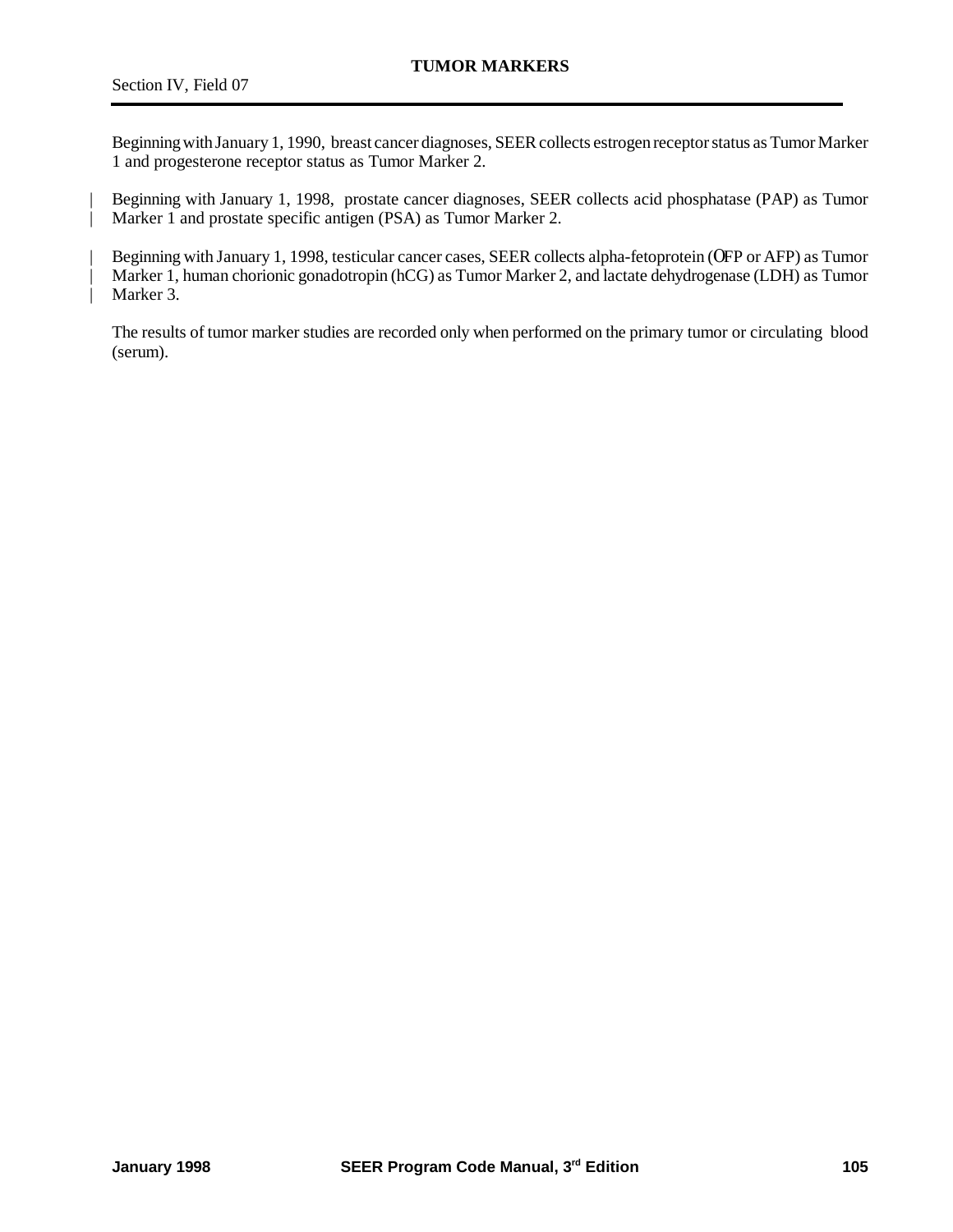# TUMOR MARKERS

Section IV, Field 07

Beginning with January 1, 1990, breast cancer diagnoses, SEER collects estrogen receptor status as Tumor Marker 1 and progesterone receptor status as Tumor Marker 2.

Beginning with January 1, 1998, prostate cancer diagnoses, SEER collects acid phosphatase (PAP) as Tumor Marker 1 and prostate specific antigen (PSA) as Tumor Marker 2.

Beginning with January 1, 1998, testicular cancer cases, SEER collects alpha-fetoprotein (ΑFP or AFP) as Tumor Marker 1, human chorionic gonadotropin (hCG) as Tumor Marker 2, and lactate dehydrogenase (LDH) as Tumor Marker 3.

The results of tumor marker studies are recorded only when performed on the primary tumor or circulating blood (serum).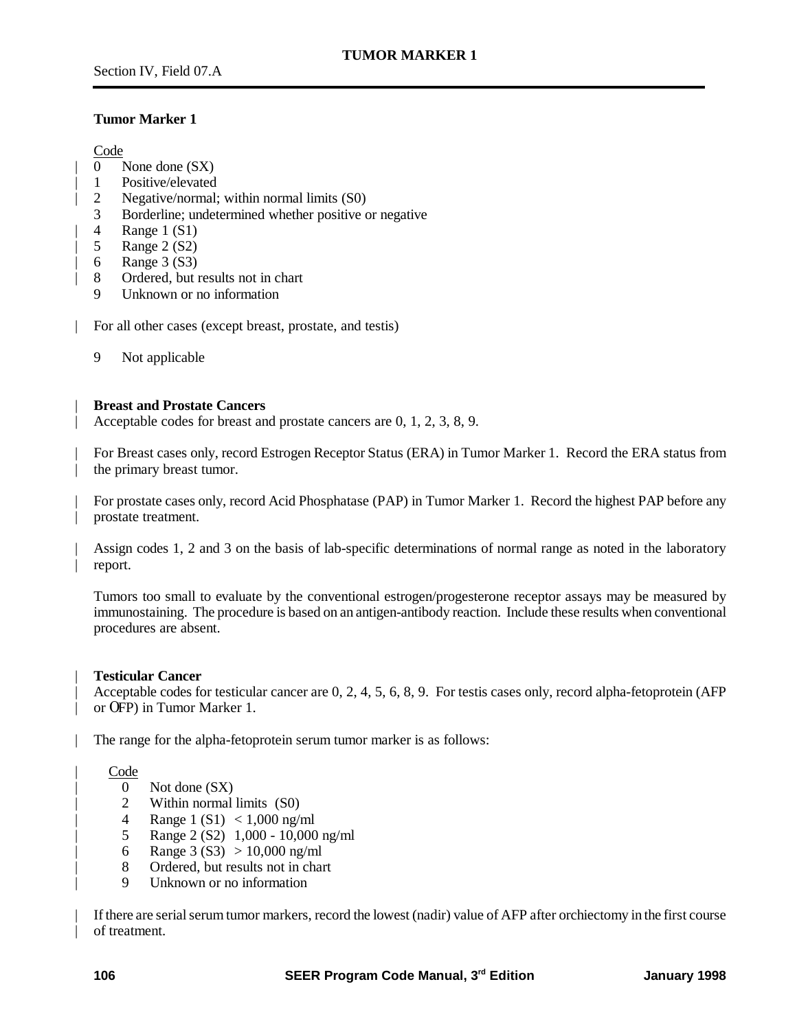# TUMOR MARKER 1

Section IV, Field 07.A

## Tumor Marker 1

Code
- 0 None done (SX)
- 1 Positive/elevated
- 2 Negative/normal; within normal limits (S0)
- 3 Borderline; undetermined whether positive or negative
- 4 Range 1 (S1)
- 5 Range 2 (S2)
- 6 Range 3 (S3)
- 8 Ordered, but results not in chart
- 9 Unknown or no information

For all other cases (except breast, prostate, and testis)

- 9 Not applicable

### Breast and Prostate Cancers

Acceptable codes for breast and prostate cancers are 0, 1, 2, 3, 8, 9.

For Breast cases only, record Estrogen Receptor Status (ERA) in Tumor Marker 1. Record the ERA status from the primary breast tumor.

For prostate cases only, record Acid Phosphatase (PAP) in Tumor Marker 1. Record the highest PAP before any prostate treatment.

Assign codes 1, 2 and 3 on the basis of lab-specific determinations of normal range as noted in the laboratory report.

Tumors too small to evaluate by the conventional estrogen/progesterone receptor assays may be measured by immunostaining. The procedure is based on an antigen-antibody reaction. Include these results when conventional procedures are absent.

### Testicular Cancer

Acceptable codes for testicular cancer are 0, 2, 4, 5, 6, 8, 9. For testis cases only, record alpha-fetoprotein (AFP or OFP) in Tumor Marker 1.

The range for the alpha-fetoprotein serum tumor marker is as follows:

Code
- 0 Not done (SX)
- 2 Within normal limits (S0)
- 4 Range 1 (S1) < 1,000 ng/ml
- 5 Range 2 (S2) 1,000 - 10,000 ng/ml
- 6 Range 3 (S3) > 10,000 ng/ml
- 8 Ordered, but results not in chart
- 9 Unknown or no information

If there are serial serum tumor markers, record the lowest (nadir) value of AFP after orchiectomy in the first course of treatment.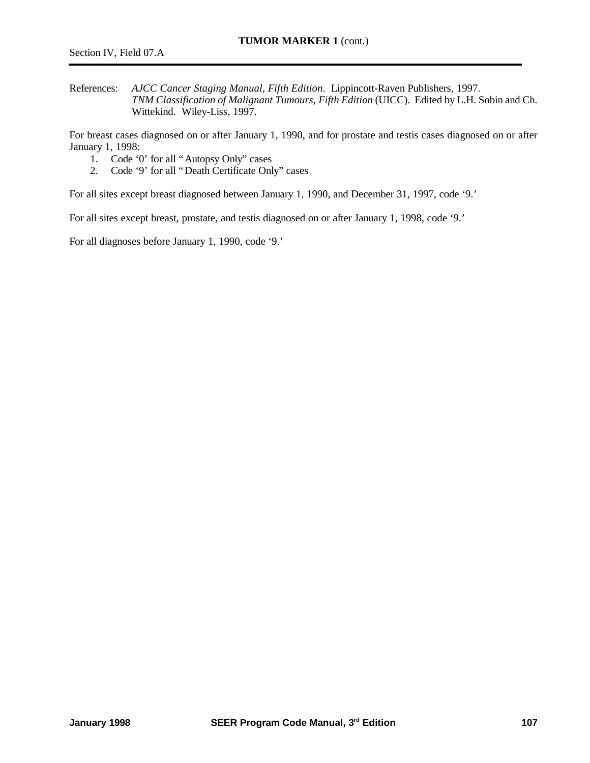References: *AJCC Cancer Staging Manual, Fifth Edition*. Lippincott-Raven Publishers, 1997.
*TNM Classification of Malignant Tumours, Fifth Edition* (UICC). Edited by L.H. Sobin and Ch. Wittekind. Wiley-Liss, 1997.

For breast cases diagnosed on or after January 1, 1990, and for prostate and testis cases diagnosed on or after January 1, 1998:

1. Code '0' for all "Autopsy Only" cases
2. Code '9' for all "Death Certificate Only" cases

For all sites except breast diagnosed between January 1, 1990, and December 31, 1997, code '9.'

For all sites except breast, prostate, and testis diagnosed on or after January 1, 1998, code '9.'

For all diagnoses before January 1, 1990, code '9.'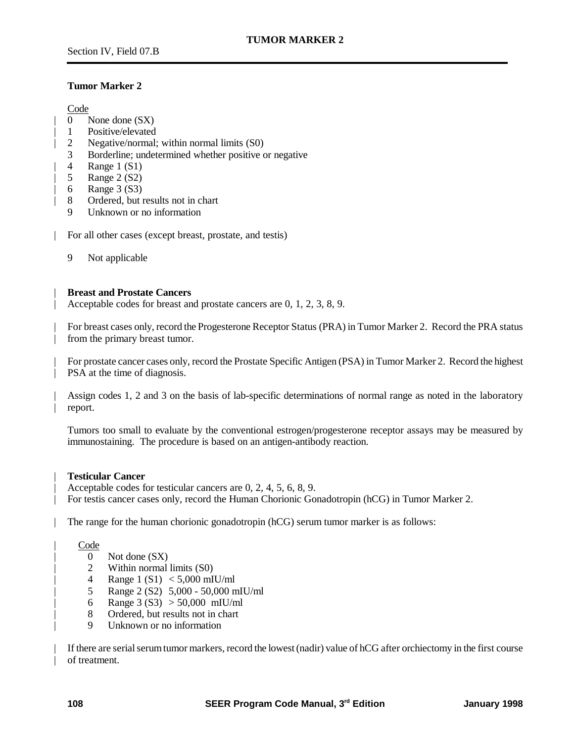## Tumor Marker 2

Code

- 0 None done (SX)
- 1 Positive/elevated
- 2 Negative/normal; within normal limits (S0)
- 3 Borderline; undetermined whether positive or negative
- 4 Range 1 (S1)
- 5 Range 2 (S2)
- 6 Range 3 (S3)
- 8 Ordered, but results not in chart
- 9 Unknown or no information

For all other cases (except breast, prostate, and testis)

- 9 Not applicable

### Breast and Prostate Cancers

Acceptable codes for breast and prostate cancers are 0, 1, 2, 3, 8, 9.

For breast cases only, record the Progesterone Receptor Status (PRA) in Tumor Marker 2. Record the PRA status from the primary breast tumor.

For prostate cancer cases only, record the Prostate Specific Antigen (PSA) in Tumor Marker 2. Record the highest PSA at the time of diagnosis.

Assign codes 1, 2 and 3 on the basis of lab-specific determinations of normal range as noted in the laboratory report.

Tumors too small to evaluate by the conventional estrogen/progesterone receptor assays may be measured by immunostaining. The procedure is based on an antigen-antibody reaction.

### Testicular Cancer

Acceptable codes for testicular cancers are 0, 2, 4, 5, 6, 8, 9.
For testis cancer cases only, record the Human Chorionic Gonadotropin (hCG) in Tumor Marker 2.

The range for the human chorionic gonadotropin (hCG) serum tumor marker is as follows:

Code

- 0 Not done (SX)
- 2 Within normal limits (S0)
- 4 Range 1 (S1) < 5,000 mIU/ml
- 5 Range 2 (S2) 5,000 - 50,000 mIU/ml
- 6 Range 3 (S3) > 50,000 mIU/ml
- 8 Ordered, but results not in chart
- 9 Unknown or no information

If there are serial serum tumor markers, record the lowest (nadir) value of hCG after orchiectomy in the first course of treatment.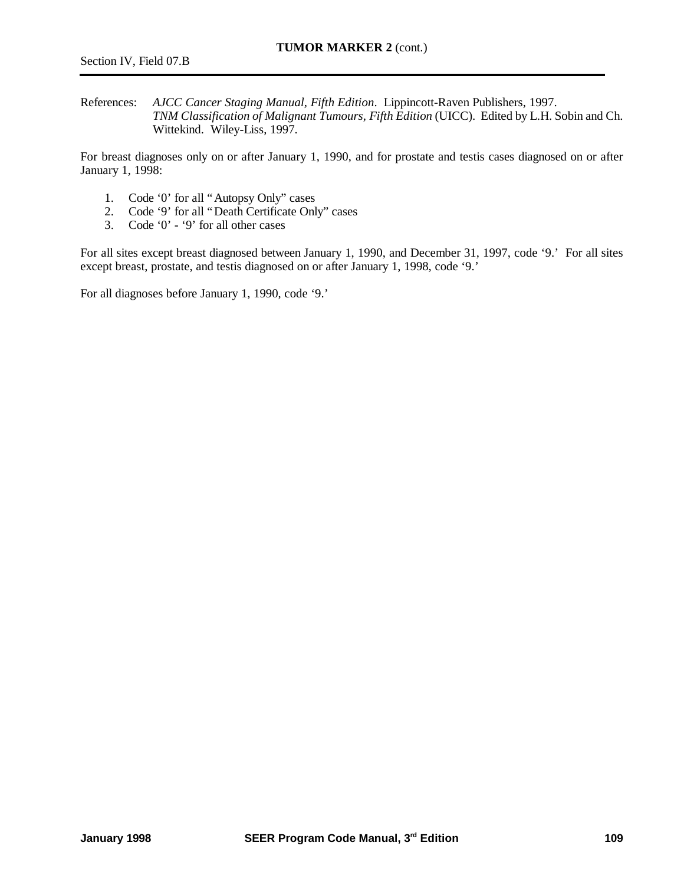## TUMOR MARKER 2 (cont.)

References: *AJCC Cancer Staging Manual, Fifth Edition*. Lippincott-Raven Publishers, 1997.
*TNM Classification of Malignant Tumours, Fifth Edition* (UICC). Edited by L.H. Sobin and Ch. Wittekind. Wiley-Liss, 1997.

For breast diagnoses only on or after January 1, 1990, and for prostate and testis cases diagnosed on or after January 1, 1998:

1. Code '0' for all "Autopsy Only" cases
2. Code '9' for all "Death Certificate Only" cases
3. Code '0' - '9' for all other cases

For all sites except breast diagnosed between January 1, 1990, and December 31, 1997, code '9.' For all sites except breast, prostate, and testis diagnosed on or after January 1, 1998, code '9.'

For all diagnoses before January 1, 1990, code '9.'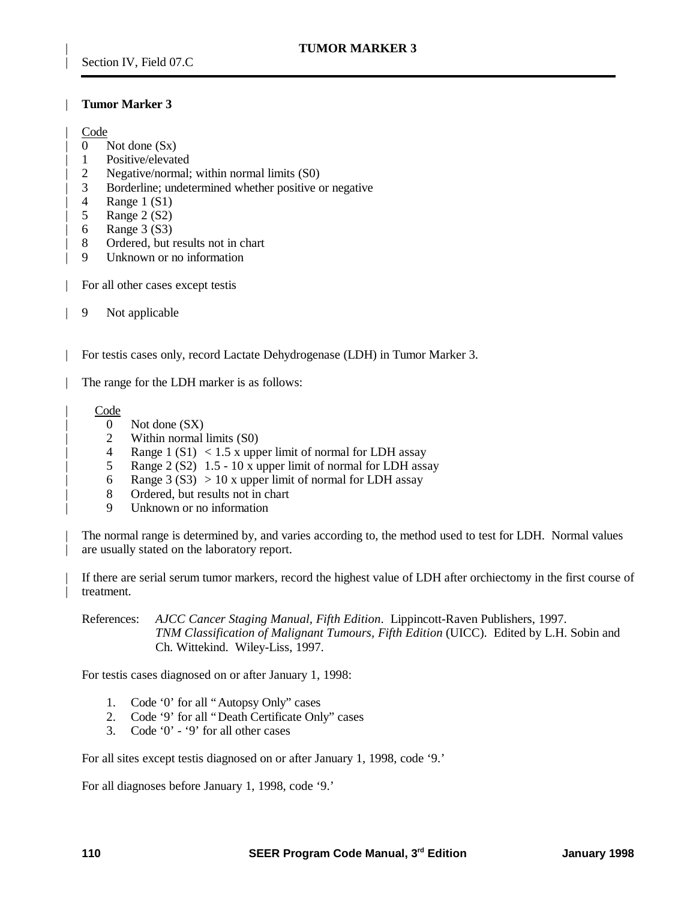# Tumor Marker 3

Section IV, Field 07.C

**Tumor Marker 3**

Code
- 0 Not done (Sx)
- 1 Positive/elevated
- 2 Negative/normal; within normal limits (S0)
- 3 Borderline; undetermined whether positive or negative
- 4 Range 1 (S1)
- 5 Range 2 (S2)
- 6 Range 3 (S3)
- 8 Ordered, but results not in chart
- 9 Unknown or no information

For all other cases except testis

- 9 Not applicable

For testis cases only, record Lactate Dehydrogenase (LDH) in Tumor Marker 3.

The range for the LDH marker is as follows:

Code
- 0 Not done (SX)
- 2 Within normal limits (S0)
- 4 Range 1 (S1) < 1.5 x upper limit of normal for LDH assay
- 5 Range 2 (S2) 1.5 - 10 x upper limit of normal for LDH assay
- 6 Range 3 (S3) > 10 x upper limit of normal for LDH assay
- 8 Ordered, but results not in chart
- 9 Unknown or no information

The normal range is determined by, and varies according to, the method used to test for LDH. Normal values are usually stated on the laboratory report.

If there are serial serum tumor markers, record the highest value of LDH after orchiectomy in the first course of treatment.

References: *AJCC Cancer Staging Manual, Fifth Edition*. Lippincott-Raven Publishers, 1997.
*TNM Classification of Malignant Tumours, Fifth Edition* (UICC). Edited by L.H. Sobin and Ch. Wittekind. Wiley-Liss, 1997.

For testis cases diagnosed on or after January 1, 1998:

1. Code '0' for all "Autopsy Only" cases
2. Code '9' for all "Death Certificate Only" cases
3. Code '0' - '9' for all other cases

For all sites except testis diagnosed on or after January 1, 1998, code '9.'

For all diagnoses before January 1, 1998, code '9.'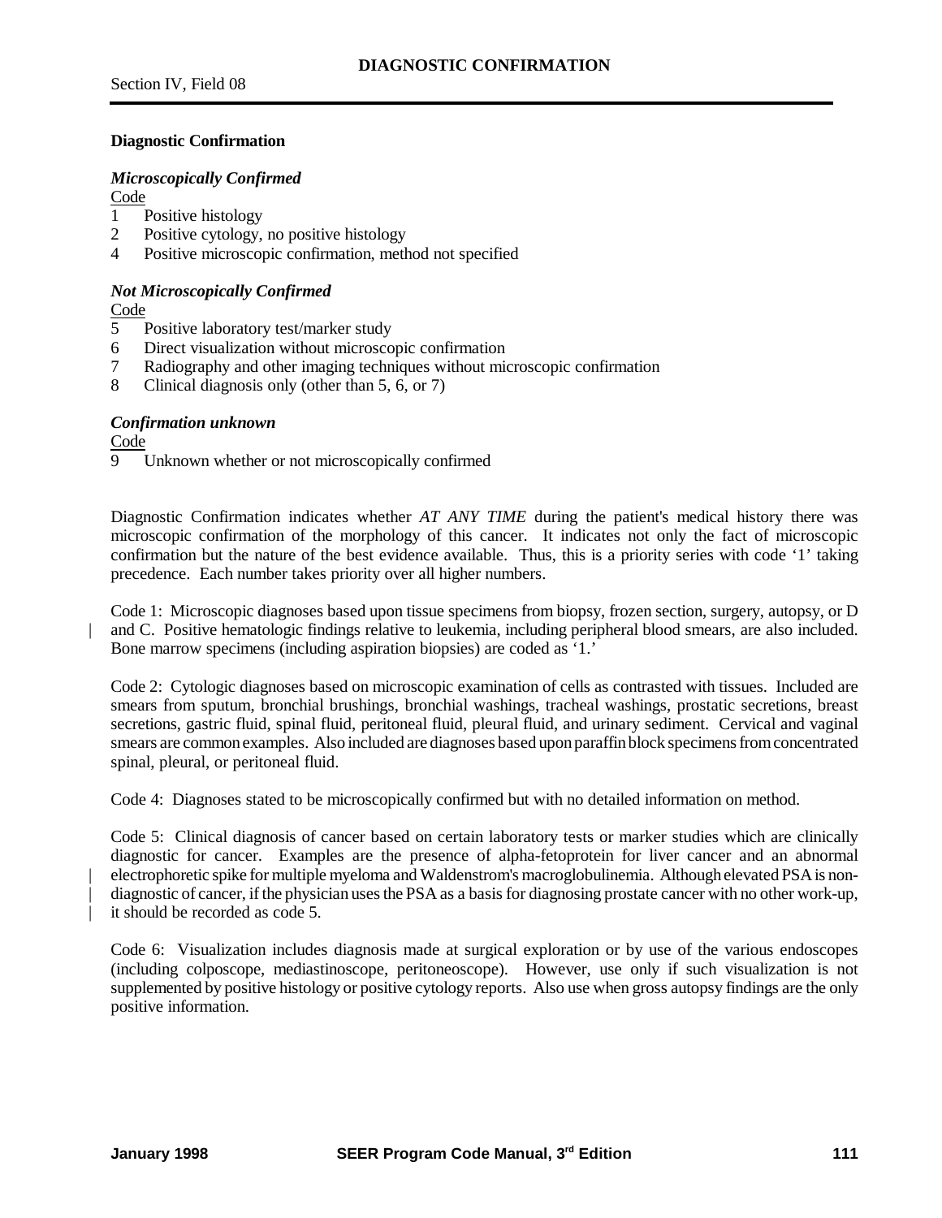# DIAGNOSTIC CONFIRMATION

Section IV, Field 08

**Diagnostic Confirmation**

***Microscopically Confirmed***

Code
1 Positive histology
2 Positive cytology, no positive histology
4 Positive microscopic confirmation, method not specified

***Not Microscopically Confirmed***

Code
5 Positive laboratory test/marker study
6 Direct visualization without microscopic confirmation
7 Radiography and other imaging techniques without microscopic confirmation
8 Clinical diagnosis only (other than 5, 6, or 7)

***Confirmation unknown***

Code
9 Unknown whether or not microscopically confirmed

Diagnostic Confirmation indicates whether *AT ANY TIME* during the patient's medical history there was microscopic confirmation of the morphology of this cancer. It indicates not only the fact of microscopic confirmation but the nature of the best evidence available. Thus, this is a priority series with code '1' taking precedence. Each number takes priority over all higher numbers.

Code 1: Microscopic diagnoses based upon tissue specimens from biopsy, frozen section, surgery, autopsy, or D and C. Positive hematologic findings relative to leukemia, including peripheral blood smears, are also included. Bone marrow specimens (including aspiration biopsies) are coded as '1.'

Code 2: Cytologic diagnoses based on microscopic examination of cells as contrasted with tissues. Included are smears from sputum, bronchial brushings, bronchial washings, tracheal washings, prostatic secretions, breast secretions, gastric fluid, spinal fluid, peritoneal fluid, pleural fluid, and urinary sediment. Cervical and vaginal smears are common examples. Also included are diagnoses based upon paraffin block specimens from concentrated spinal, pleural, or peritoneal fluid.

Code 4: Diagnoses stated to be microscopically confirmed but with no detailed information on method.

Code 5: Clinical diagnosis of cancer based on certain laboratory tests or marker studies which are clinically diagnostic for cancer. Examples are the presence of alpha-fetoprotein for liver cancer and an abnormal electrophoretic spike for multiple myeloma and Waldenstrom's macroglobulinemia. Although elevated PSA is non-diagnostic of cancer, if the physician uses the PSA as a basis for diagnosing prostate cancer with no other work-up, it should be recorded as code 5.

Code 6: Visualization includes diagnosis made at surgical exploration or by use of the various endoscopes (including colposcope, mediastinoscope, peritoneoscope). However, use only if such visualization is not supplemented by positive histology or positive cytology reports. Also use when gross autopsy findings are the only positive information.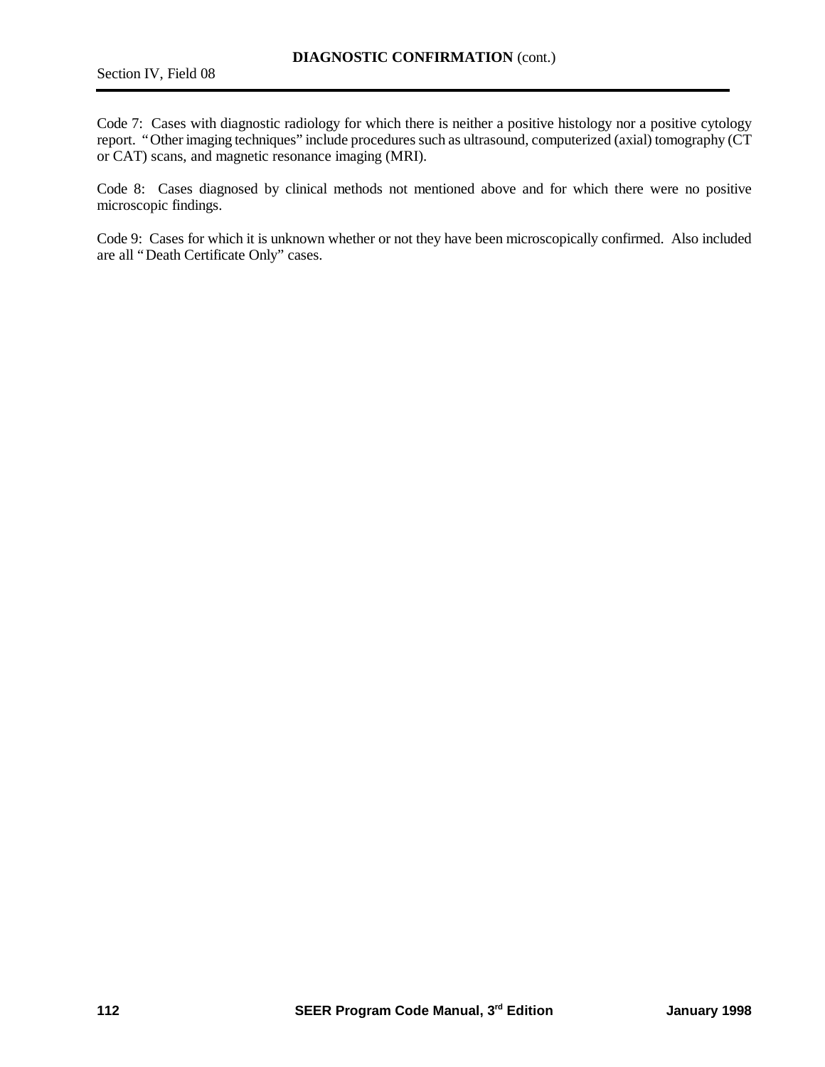Code 7: Cases with diagnostic radiology for which there is neither a positive histology nor a positive cytology report. "Other imaging techniques" include procedures such as ultrasound, computerized (axial) tomography (CT or CAT) scans, and magnetic resonance imaging (MRI).

Code 8: Cases diagnosed by clinical methods not mentioned above and for which there were no positive microscopic findings.

Code 9: Cases for which it is unknown whether or not they have been microscopically confirmed. Also included are all "Death Certificate Only" cases.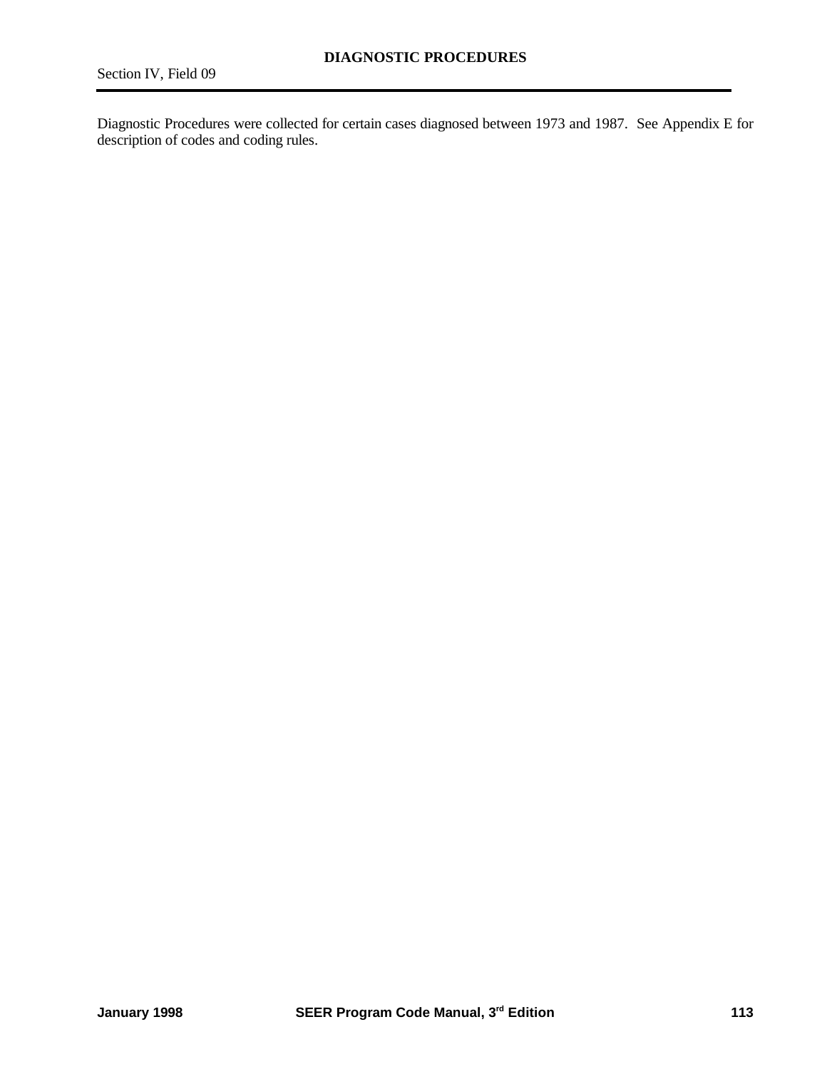# DIAGNOSTIC PROCEDURES

Section IV, Field 09

Diagnostic Procedures were collected for certain cases diagnosed between 1973 and 1987. See Appendix E for description of codes and coding rules.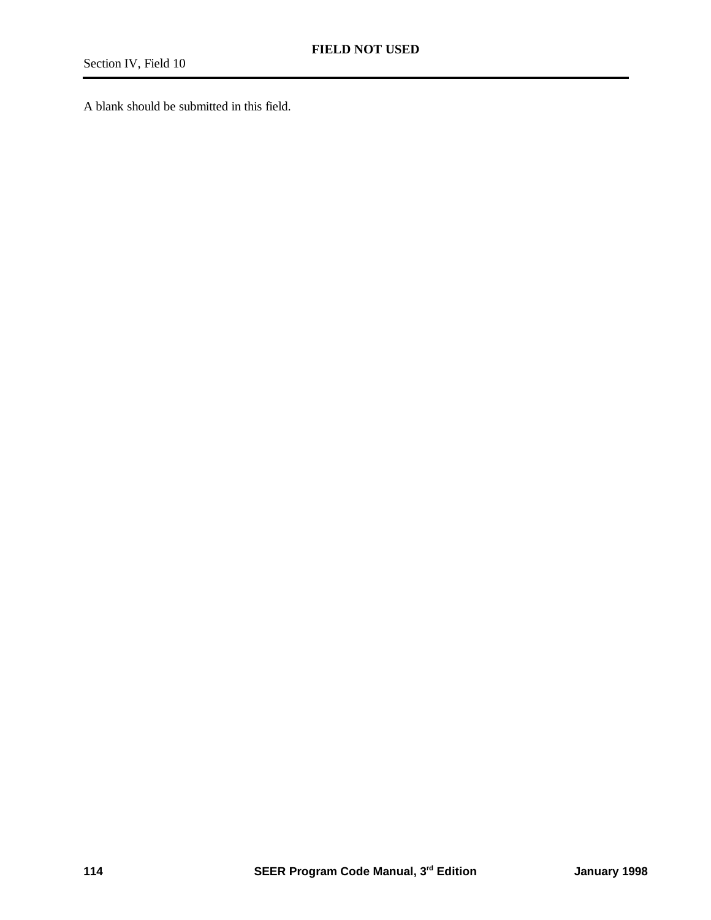# FIELD NOT USED

Section IV, Field 10

A blank should be submitted in this field.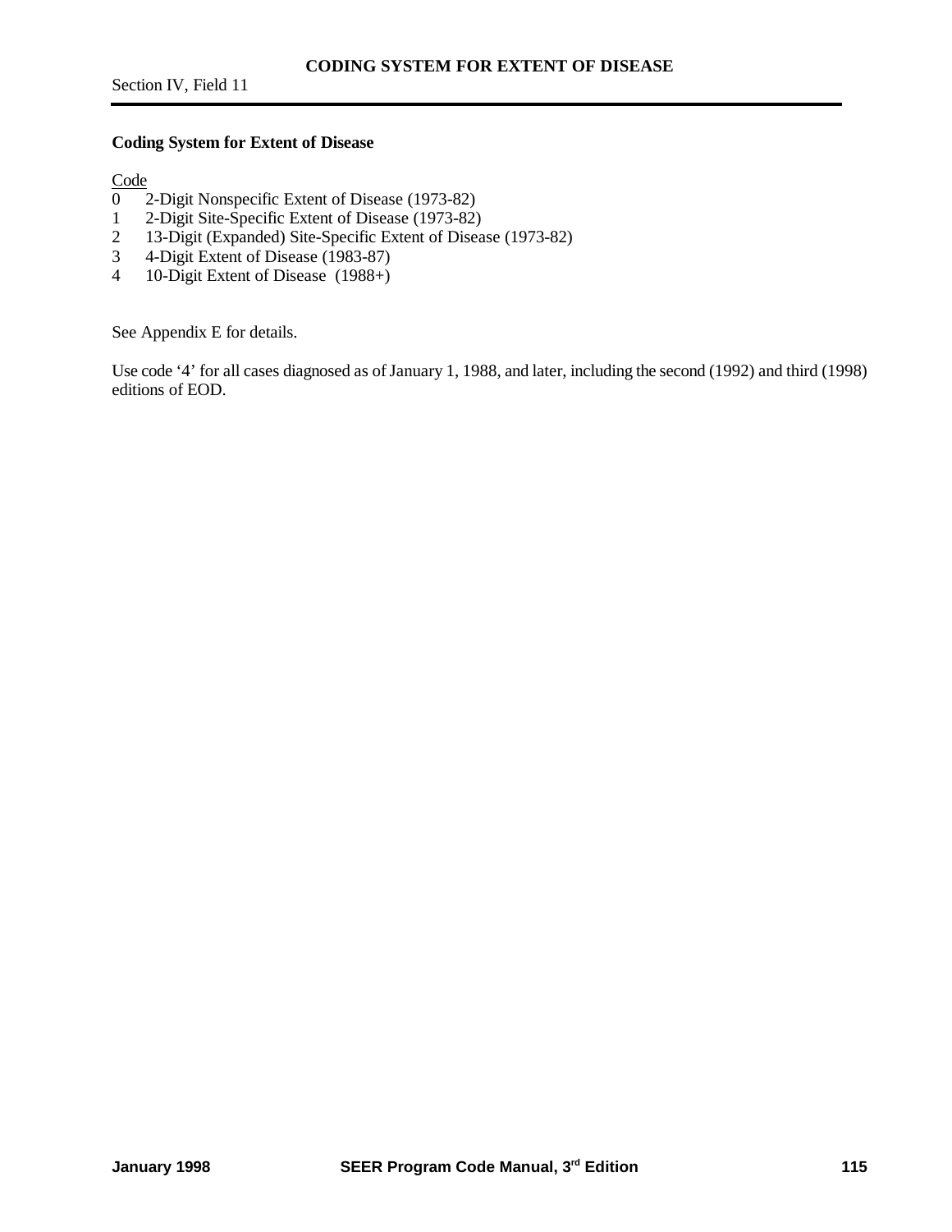**Coding System for Extent of Disease**

Code
0 2-Digit Nonspecific Extent of Disease (1973-82)
1 2-Digit Site-Specific Extent of Disease (1973-82)
2 13-Digit (Expanded) Site-Specific Extent of Disease (1973-82)
3 4-Digit Extent of Disease (1983-87)
4 10-Digit Extent of Disease (1988+)

See Appendix E for details.

Use code '4' for all cases diagnosed as of January 1, 1988, and later, including the second (1992) and third (1998) editions of EOD.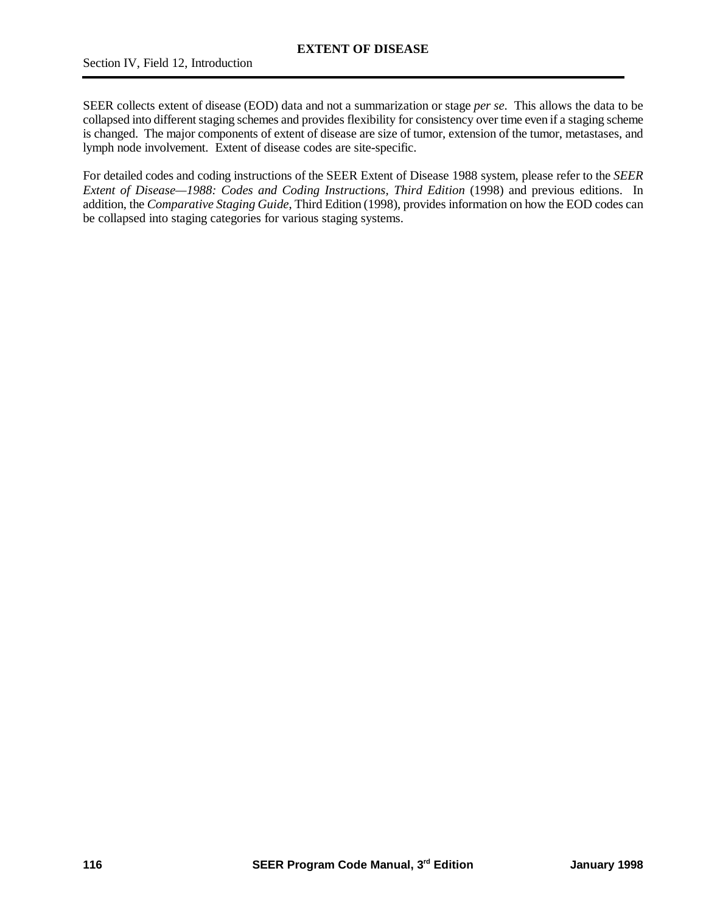# EXTENT OF DISEASE

Section IV, Field 12, Introduction

SEER collects extent of disease (EOD) data and not a summarization or stage *per se*. This allows the data to be collapsed into different staging schemes and provides flexibility for consistency over time even if a staging scheme is changed. The major components of extent of disease are size of tumor, extension of the tumor, metastases, and lymph node involvement. Extent of disease codes are site-specific.

For detailed codes and coding instructions of the SEER Extent of Disease 1988 system, please refer to the *SEER Extent of Disease—1988: Codes and Coding Instructions, Third Edition* (1998) and previous editions. In addition, the *Comparative Staging Guide*, Third Edition (1998), provides information on how the EOD codes can be collapsed into staging categories for various staging systems.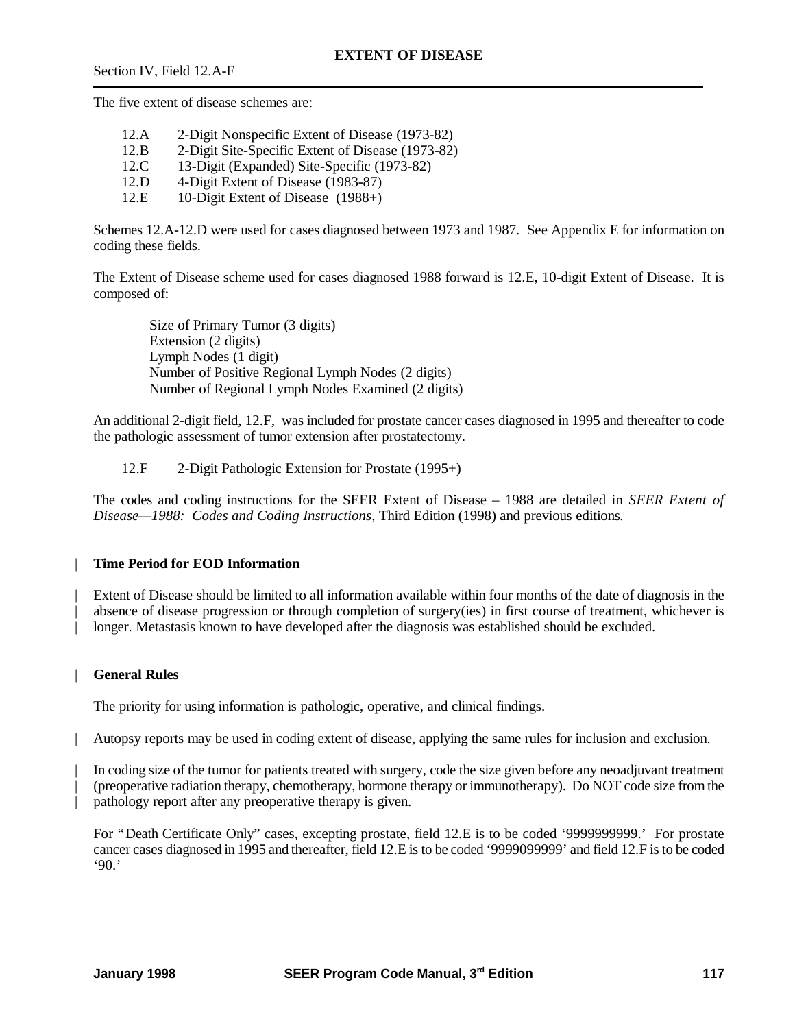# EXTENT OF DISEASE

Section IV, Field 12.A-F

The five extent of disease schemes are:

| | |
|---|---|
| 12.A | 2-Digit Nonspecific Extent of Disease (1973-82) |
| 12.B | 2-Digit Site-Specific Extent of Disease (1973-82) |
| 12.C | 13-Digit (Expanded) Site-Specific (1973-82) |
| 12.D | 4-Digit Extent of Disease (1983-87) |
| 12.E | 10-Digit Extent of Disease (1988+) |

Schemes 12.A-12.D were used for cases diagnosed between 1973 and 1987. See Appendix E for information on coding these fields.

The Extent of Disease scheme used for cases diagnosed 1988 forward is 12.E, 10-digit Extent of Disease. It is composed of:

Size of Primary Tumor (3 digits)
Extension (2 digits)
Lymph Nodes (1 digit)
Number of Positive Regional Lymph Nodes (2 digits)
Number of Regional Lymph Nodes Examined (2 digits)

An additional 2-digit field, 12.F, was included for prostate cancer cases diagnosed in 1995 and thereafter to code the pathologic assessment of tumor extension after prostatectomy.

12.F 2-Digit Pathologic Extension for Prostate (1995+)

The codes and coding instructions for the SEER Extent of Disease – 1988 are detailed in *SEER Extent of Disease—1988: Codes and Coding Instructions*, Third Edition (1998) and previous editions.

## Time Period for EOD Information

Extent of Disease should be limited to all information available within four months of the date of diagnosis in the absence of disease progression or through completion of surgery(ies) in first course of treatment, whichever is longer. Metastasis known to have developed after the diagnosis was established should be excluded.

## General Rules

The priority for using information is pathologic, operative, and clinical findings.

Autopsy reports may be used in coding extent of disease, applying the same rules for inclusion and exclusion.

In coding size of the tumor for patients treated with surgery, code the size given before any neoadjuvant treatment (preoperative radiation therapy, chemotherapy, hormone therapy or immunotherapy). Do NOT code size from the pathology report after any preoperative therapy is given.

For "Death Certificate Only" cases, excepting prostate, field 12.E is to be coded '9999999999.' For prostate cancer cases diagnosed in 1995 and thereafter, field 12.E is to be coded '9999099999' and field 12.F is to be coded '90.'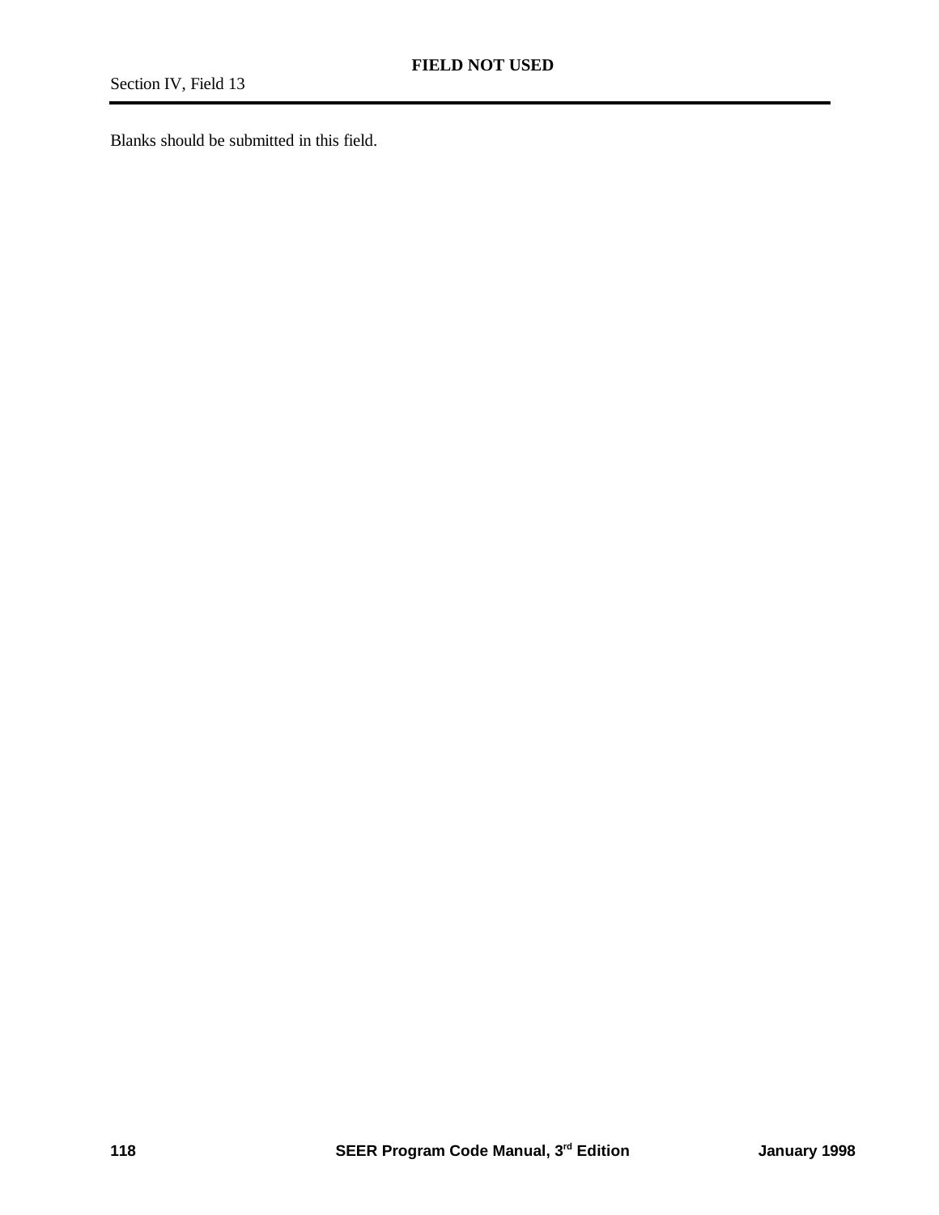# FIELD NOT USED

Section IV, Field 13

Blanks should be submitted in this field.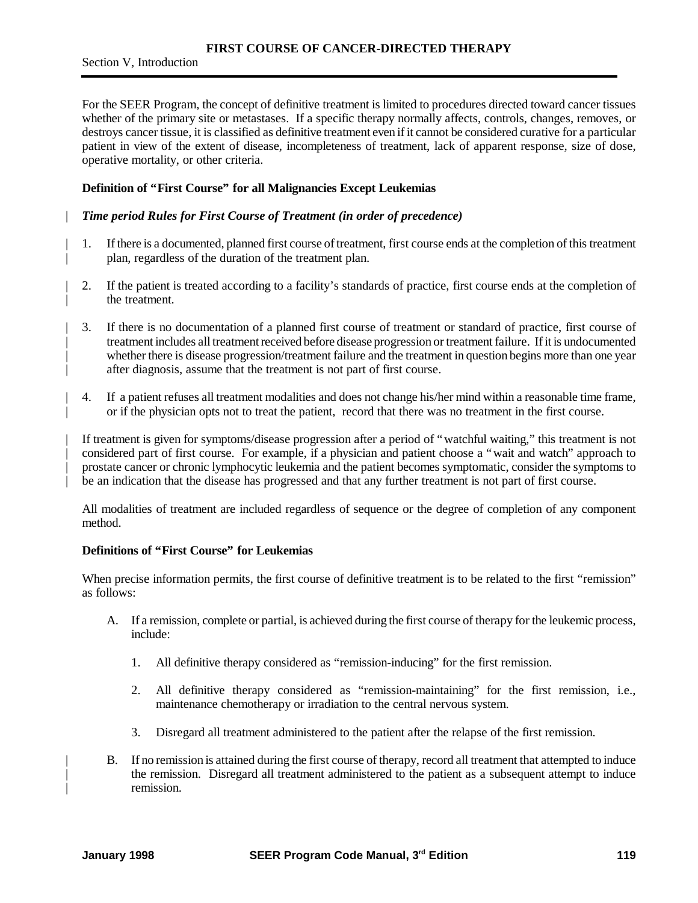## FIRST COURSE OF CANCER-DIRECTED THERAPY

Section V, Introduction

For the SEER Program, the concept of definitive treatment is limited to procedures directed toward cancer tissues whether of the primary site or metastases. If a specific therapy normally affects, controls, changes, removes, or destroys cancer tissue, it is classified as definitive treatment even if it cannot be considered curative for a particular patient in view of the extent of disease, incompleteness of treatment, lack of apparent response, size of dose, operative mortality, or other criteria.

### Definition of "First Course" for all Malignancies Except Leukemias

***Time period Rules for First Course of Treatment (in order of precedence)***

1. If there is a documented, planned first course of treatment, first course ends at the completion of this treatment plan, regardless of the duration of the treatment plan.

2. If the patient is treated according to a facility's standards of practice, first course ends at the completion of the treatment.

3. If there is no documentation of a planned first course of treatment or standard of practice, first course of treatment includes all treatment received before disease progression or treatment failure. If it is undocumented whether there is disease progression/treatment failure and the treatment in question begins more than one year after diagnosis, assume that the treatment is not part of first course.

4. If a patient refuses all treatment modalities and does not change his/her mind within a reasonable time frame, or if the physician opts not to treat the patient, record that there was no treatment in the first course.

If treatment is given for symptoms/disease progression after a period of "watchful waiting," this treatment is not considered part of first course. For example, if a physician and patient choose a "wait and watch" approach to prostate cancer or chronic lymphocytic leukemia and the patient becomes symptomatic, consider the symptoms to be an indication that the disease has progressed and that any further treatment is not part of first course.

All modalities of treatment are included regardless of sequence or the degree of completion of any component method.

### Definitions of "First Course" for Leukemias

When precise information permits, the first course of definitive treatment is to be related to the first "remission" as follows:

A. If a remission, complete or partial, is achieved during the first course of therapy for the leukemic process, include:

   1. All definitive therapy considered as "remission-inducing" for the first remission.

   2. All definitive therapy considered as "remission-maintaining" for the first remission, i.e., maintenance chemotherapy or irradiation to the central nervous system.

   3. Disregard all treatment administered to the patient after the relapse of the first remission.

B. If no remission is attained during the first course of therapy, record all treatment that attempted to induce the remission. Disregard all treatment administered to the patient as a subsequent attempt to induce remission.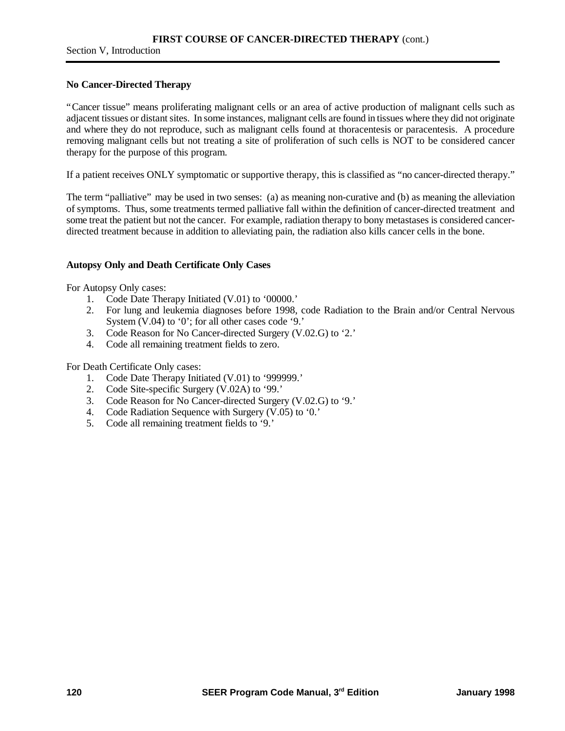### No Cancer-Directed Therapy

"Cancer tissue" means proliferating malignant cells or an area of active production of malignant cells such as adjacent tissues or distant sites. In some instances, malignant cells are found in tissues where they did not originate and where they do not reproduce, such as malignant cells found at thoracentesis or paracentesis. A procedure removing malignant cells but not treating a site of proliferation of such cells is NOT to be considered cancer therapy for the purpose of this program.

If a patient receives ONLY symptomatic or supportive therapy, this is classified as "no cancer-directed therapy."

The term "palliative" may be used in two senses: (a) as meaning non-curative and (b) as meaning the alleviation of symptoms. Thus, some treatments termed palliative fall within the definition of cancer-directed treatment and some treat the patient but not the cancer. For example, radiation therapy to bony metastases is considered cancer-directed treatment because in addition to alleviating pain, the radiation also kills cancer cells in the bone.

### Autopsy Only and Death Certificate Only Cases

For Autopsy Only cases:

1. Code Date Therapy Initiated (V.01) to '00000.'
2. For lung and leukemia diagnoses before 1998, code Radiation to the Brain and/or Central Nervous System (V.04) to '0'; for all other cases code '9.'
3. Code Reason for No Cancer-directed Surgery (V.02.G) to '2.'
4. Code all remaining treatment fields to zero.

For Death Certificate Only cases:

1. Code Date Therapy Initiated (V.01) to '999999.'
2. Code Site-specific Surgery (V.02A) to '99.'
3. Code Reason for No Cancer-directed Surgery (V.02.G) to '9.'
4. Code Radiation Sequence with Surgery (V.05) to '0.'
5. Code all remaining treatment fields to '9.'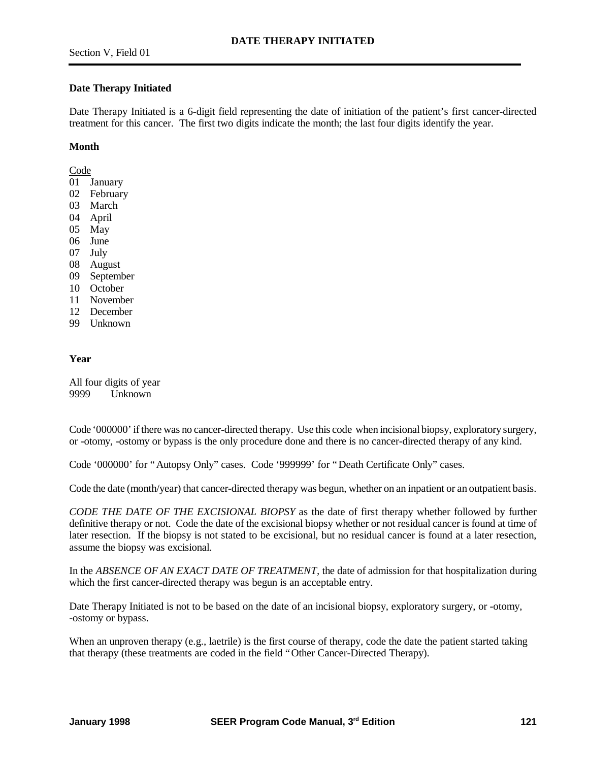# DATE THERAPY INITIATED

Section V, Field 01

**Date Therapy Initiated**

Date Therapy Initiated is a 6-digit field representing the date of initiation of the patient's first cancer-directed treatment for this cancer. The first two digits indicate the month; the last four digits identify the year.

**Month**

| Code | |
|---|---|
| 01 | January |
| 02 | February |
| 03 | March |
| 04 | April |
| 05 | May |
| 06 | June |
| 07 | July |
| 08 | August |
| 09 | September |
| 10 | October |
| 11 | November |
| 12 | December |
| 99 | Unknown |

**Year**

All four digits of year
9999 Unknown

Code '000000' if there was no cancer-directed therapy. Use this code when incisional biopsy, exploratory surgery, or -otomy, -ostomy or bypass is the only procedure done and there is no cancer-directed therapy of any kind.

Code '000000' for "Autopsy Only" cases. Code '999999' for "Death Certificate Only" cases.

Code the date (month/year) that cancer-directed therapy was begun, whether on an inpatient or an outpatient basis.

*CODE THE DATE OF THE EXCISIONAL BIOPSY* as the date of first therapy whether followed by further definitive therapy or not. Code the date of the excisional biopsy whether or not residual cancer is found at time of later resection. If the biopsy is not stated to be excisional, but no residual cancer is found at a later resection, assume the biopsy was excisional.

In the *ABSENCE OF AN EXACT DATE OF TREATMENT*, the date of admission for that hospitalization during which the first cancer-directed therapy was begun is an acceptable entry.

Date Therapy Initiated is not to be based on the date of an incisional biopsy, exploratory surgery, or -otomy, -ostomy or bypass.

When an unproven therapy (e.g., laetrile) is the first course of therapy, code the date the patient started taking that therapy (these treatments are coded in the field "Other Cancer-Directed Therapy).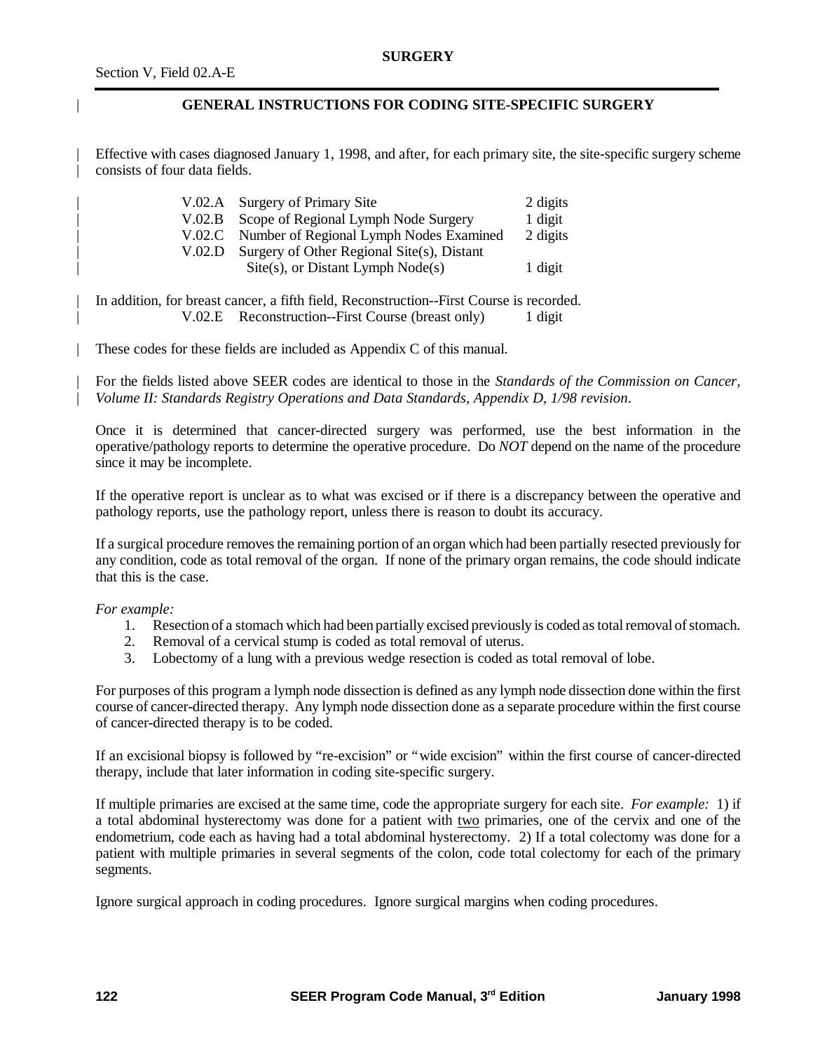## GENERAL INSTRUCTIONS FOR CODING SITE-SPECIFIC SURGERY

Effective with cases diagnosed January 1, 1998, and after, for each primary site, the site-specific surgery scheme consists of four data fields.

| | | |
|---|---|---|
| V.02.A | Surgery of Primary Site | 2 digits |
| V.02.B | Scope of Regional Lymph Node Surgery | 1 digit |
| V.02.C | Number of Regional Lymph Nodes Examined | 2 digits |
| V.02.D | Surgery of Other Regional Site(s), Distant Site(s), or Distant Lymph Node(s) | 1 digit |

In addition, for breast cancer, a fifth field, Reconstruction--First Course is recorded.

| | | |
|---|---|---|
| V.02.E | Reconstruction--First Course (breast only) | 1 digit |

These codes for these fields are included as Appendix C of this manual.

For the fields listed above SEER codes are identical to those in the *Standards of the Commission on Cancer, Volume II: Standards Registry Operations and Data Standards, Appendix D, 1/98 revision*.

Once it is determined that cancer-directed surgery was performed, use the best information in the operative/pathology reports to determine the operative procedure. Do *NOT* depend on the name of the procedure since it may be incomplete.

If the operative report is unclear as to what was excised or if there is a discrepancy between the operative and pathology reports, use the pathology report, unless there is reason to doubt its accuracy.

If a surgical procedure removes the remaining portion of an organ which had been partially resected previously for any condition, code as total removal of the organ. If none of the primary organ remains, the code should indicate that this is the case.

*For example:*

1. Resection of a stomach which had been partially excised previously is coded as total removal of stomach.
2. Removal of a cervical stump is coded as total removal of uterus.
3. Lobectomy of a lung with a previous wedge resection is coded as total removal of lobe.

For purposes of this program a lymph node dissection is defined as any lymph node dissection done within the first course of cancer-directed therapy. Any lymph node dissection done as a separate procedure within the first course of cancer-directed therapy is to be coded.

If an excisional biopsy is followed by "re-excision" or "wide excision" within the first course of cancer-directed therapy, include that later information in coding site-specific surgery.

If multiple primaries are excised at the same time, code the appropriate surgery for each site. *For example:* 1) if a total abdominal hysterectomy was done for a patient with two primaries, one of the cervix and one of the endometrium, code each as having had a total abdominal hysterectomy. 2) If a total colectomy was done for a patient with multiple primaries in several segments of the colon, code total colectomy for each of the primary segments.

Ignore surgical approach in coding procedures. Ignore surgical margins when coding procedures.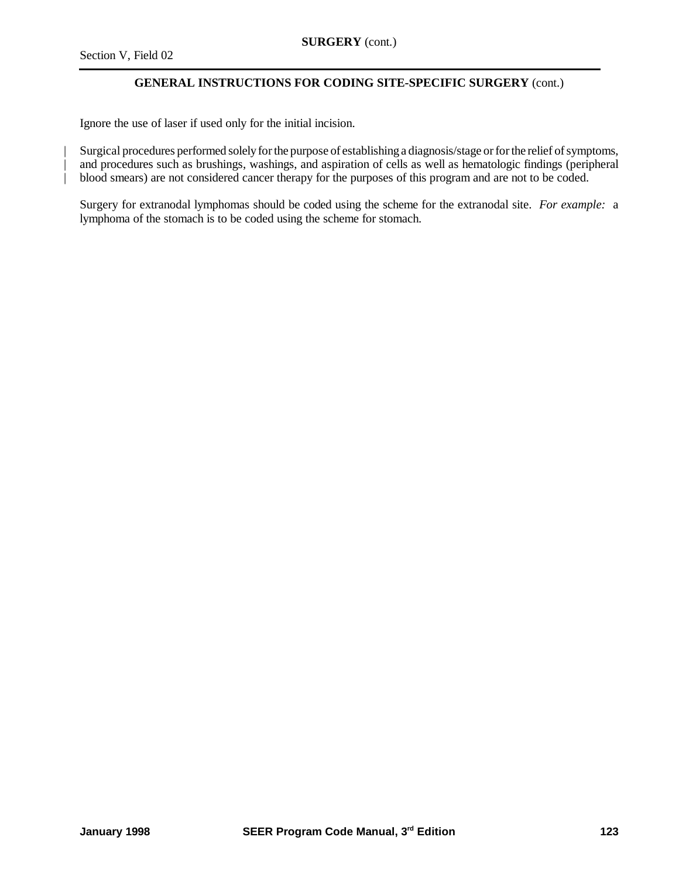## GENERAL INSTRUCTIONS FOR CODING SITE-SPECIFIC SURGERY (cont.)

Ignore the use of laser if used only for the initial incision.

Surgical procedures performed solely for the purpose of establishing a diagnosis/stage or for the relief of symptoms, and procedures such as brushings, washings, and aspiration of cells as well as hematologic findings (peripheral blood smears) are not considered cancer therapy for the purposes of this program and are not to be coded.

Surgery for extranodal lymphomas should be coded using the scheme for the extranodal site. *For example:* a lymphoma of the stomach is to be coded using the scheme for stomach.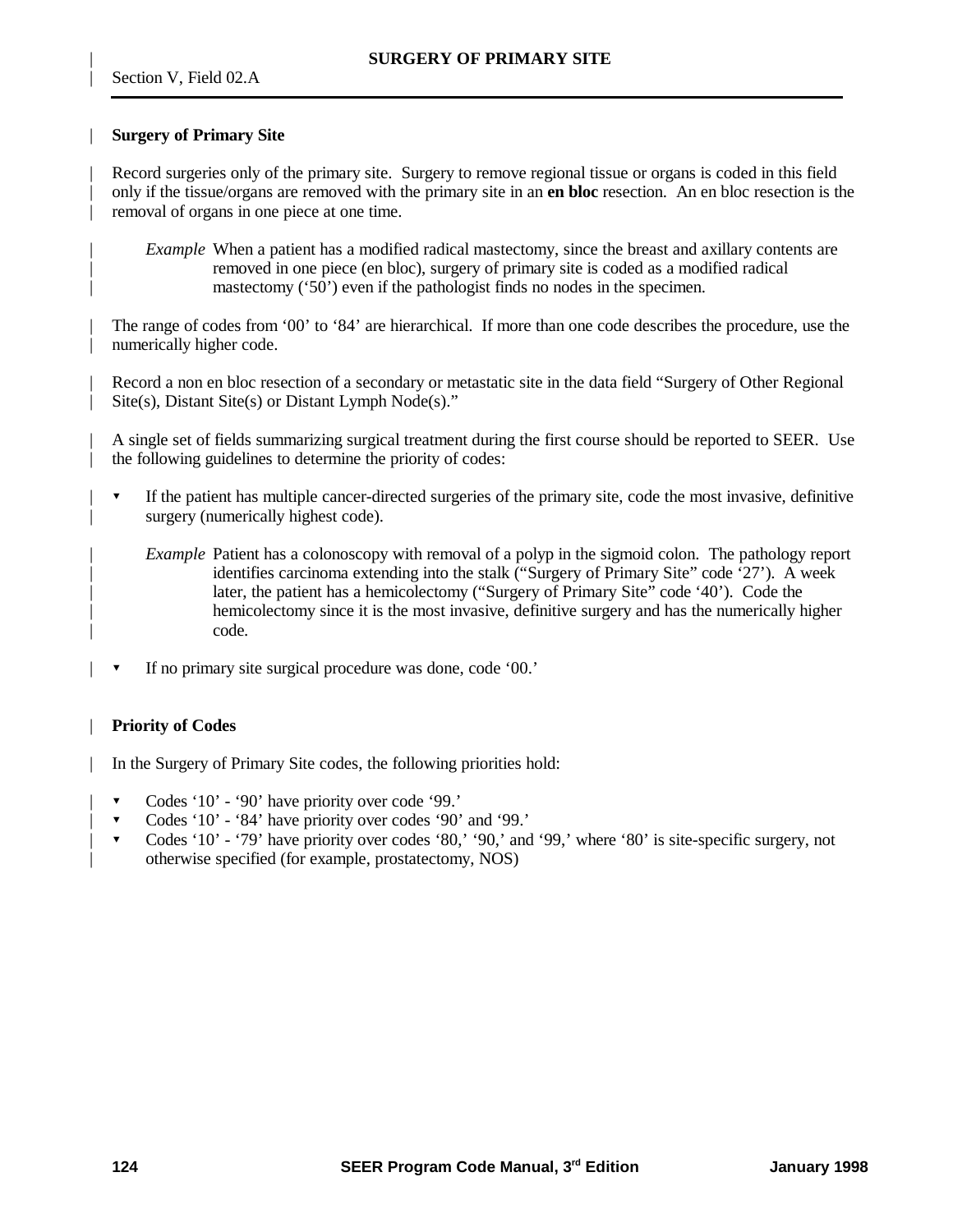## Surgery of Primary Site

Record surgeries only of the primary site. Surgery to remove regional tissue or organs is coded in this field only if the tissue/organs are removed with the primary site in an **en bloc** resection. An en bloc resection is the removal of organs in one piece at one time.

> *Example* When a patient has a modified radical mastectomy, since the breast and axillary contents are removed in one piece (en bloc), surgery of primary site is coded as a modified radical mastectomy ('50') even if the pathologist finds no nodes in the specimen.

The range of codes from '00' to '84' are hierarchical. If more than one code describes the procedure, use the numerically higher code.

Record a non en bloc resection of a secondary or metastatic site in the data field "Surgery of Other Regional Site(s), Distant Site(s) or Distant Lymph Node(s)."

A single set of fields summarizing surgical treatment during the first course should be reported to SEER. Use the following guidelines to determine the priority of codes:

- If the patient has multiple cancer-directed surgeries of the primary site, code the most invasive, definitive surgery (numerically highest code).

  > *Example* Patient has a colonoscopy with removal of a polyp in the sigmoid colon. The pathology report identifies carcinoma extending into the stalk ("Surgery of Primary Site" code '27'). A week later, the patient has a hemicolectomy ("Surgery of Primary Site" code '40'). Code the hemicolectomy since it is the most invasive, definitive surgery and has the numerically higher code.

- If no primary site surgical procedure was done, code '00.'

## Priority of Codes

In the Surgery of Primary Site codes, the following priorities hold:

- Codes '10' - '90' have priority over code '99.'
- Codes '10' - '84' have priority over codes '90' and '99.'
- Codes '10' - '79' have priority over codes '80,' '90,' and '99,' where '80' is site-specific surgery, not otherwise specified (for example, prostatectomy, NOS)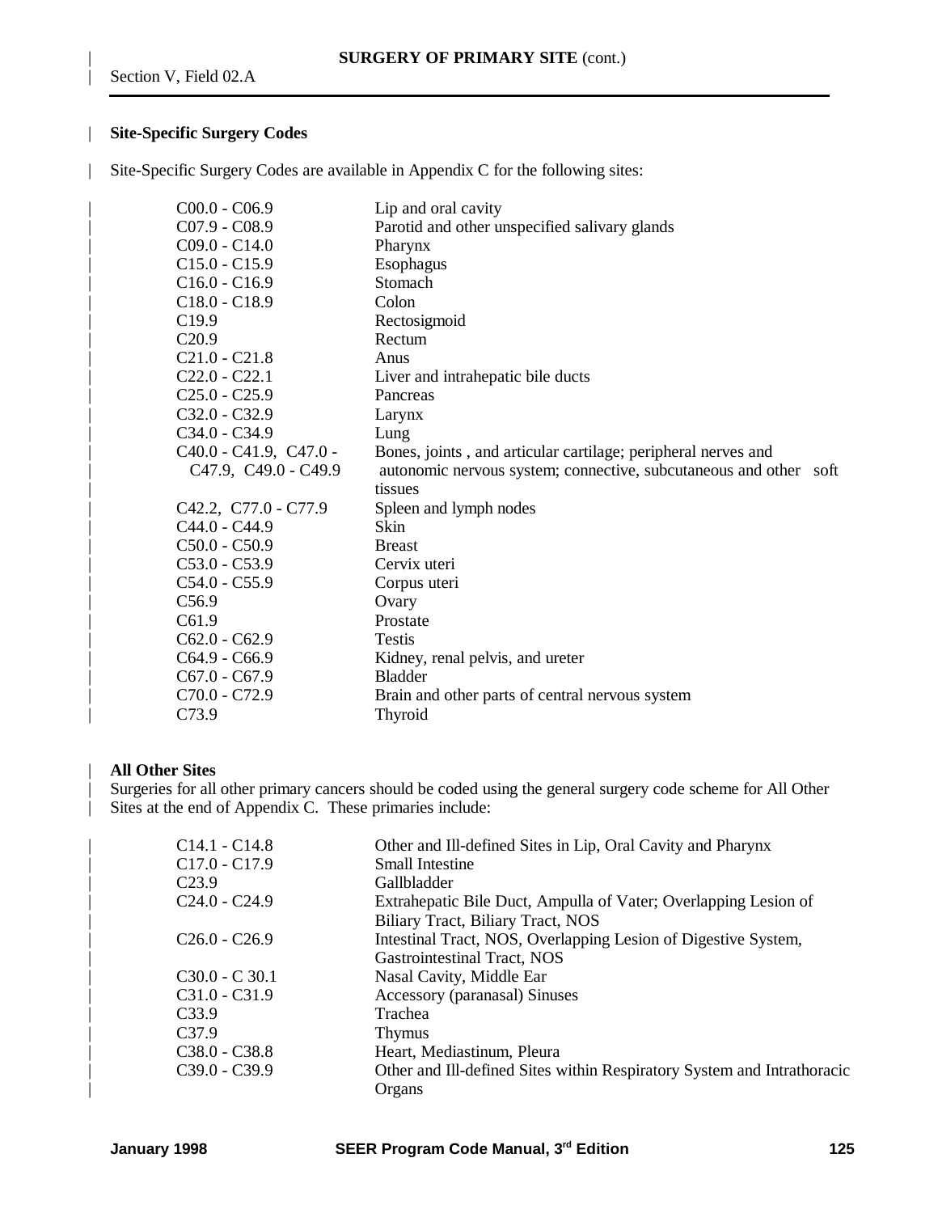**SURGERY OF PRIMARY SITE** (cont.)

Section V, Field 02.A

## Site-Specific Surgery Codes

Site-Specific Surgery Codes are available in Appendix C for the following sites:

| | |
|---|---|
| C00.0 - C06.9 | Lip and oral cavity |
| C07.9 - C08.9 | Parotid and other unspecified salivary glands |
| C09.0 - C14.0 | Pharynx |
| C15.0 - C15.9 | Esophagus |
| C16.0 - C16.9 | Stomach |
| C18.0 - C18.9 | Colon |
| C19.9 | Rectosigmoid |
| C20.9 | Rectum |
| C21.0 - C21.8 | Anus |
| C22.0 - C22.1 | Liver and intrahepatic bile ducts |
| C25.0 - C25.9 | Pancreas |
| C32.0 - C32.9 | Larynx |
| C34.0 - C34.9 | Lung |
| C40.0 - C41.9, C47.0 - C47.9, C49.0 - C49.9 | Bones, joints , and articular cartilage; peripheral nerves and autonomic nervous system; connective, subcutaneous and other soft tissues |
| C42.2, C77.0 - C77.9 | Spleen and lymph nodes |
| C44.0 - C44.9 | Skin |
| C50.0 - C50.9 | Breast |
| C53.0 - C53.9 | Cervix uteri |
| C54.0 - C55.9 | Corpus uteri |
| C56.9 | Ovary |
| C61.9 | Prostate |
| C62.0 - C62.9 | Testis |
| C64.9 - C66.9 | Kidney, renal pelvis, and ureter |
| C67.0 - C67.9 | Bladder |
| C70.0 - C72.9 | Brain and other parts of central nervous system |
| C73.9 | Thyroid |

## All Other Sites

Surgeries for all other primary cancers should be coded using the general surgery code scheme for All Other Sites at the end of Appendix C. These primaries include:

| | |
|---|---|
| C14.1 - C14.8 | Other and Ill-defined Sites in Lip, Oral Cavity and Pharynx |
| C17.0 - C17.9 | Small Intestine |
| C23.9 | Gallbladder |
| C24.0 - C24.9 | Extrahepatic Bile Duct, Ampulla of Vater; Overlapping Lesion of Biliary Tract, Biliary Tract, NOS |
| C26.0 - C26.9 | Intestinal Tract, NOS, Overlapping Lesion of Digestive System, Gastrointestinal Tract, NOS |
| C30.0 - C 30.1 | Nasal Cavity, Middle Ear |
| C31.0 - C31.9 | Accessory (paranasal) Sinuses |
| C33.9 | Trachea |
| C37.9 | Thymus |
| C38.0 - C38.8 | Heart, Mediastinum, Pleura |
| C39.0 - C39.9 | Other and Ill-defined Sites within Respiratory System and Intrathoracic Organs |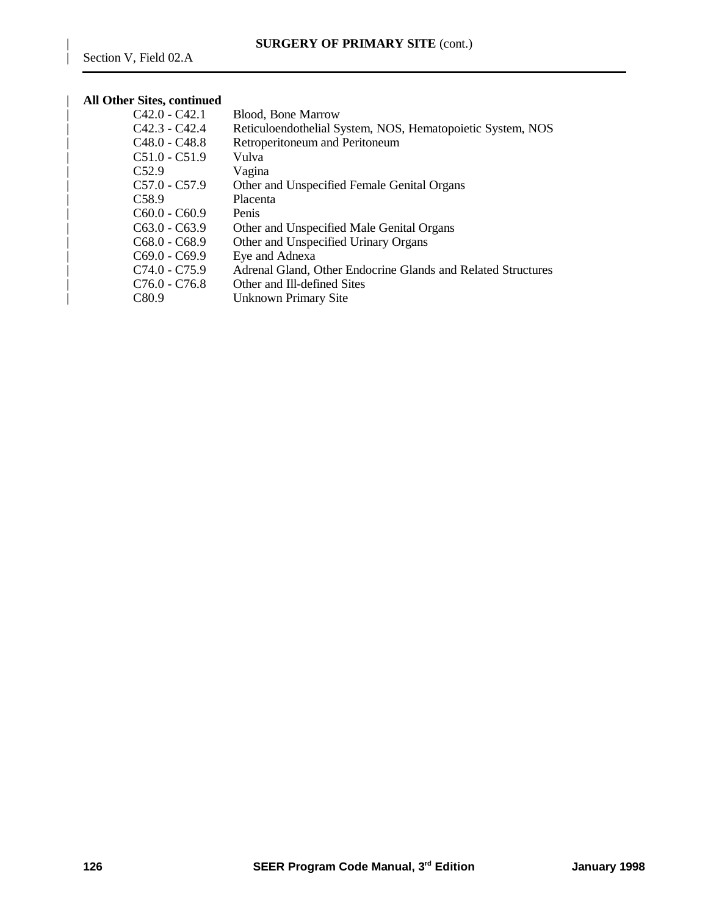**All Other Sites, continued**

| | |
|---|---|
| C42.0 - C42.1 | Blood, Bone Marrow |
| C42.3 - C42.4 | Reticuloendothelial System, NOS, Hematopoietic System, NOS |
| C48.0 - C48.8 | Retroperitoneum and Peritoneum |
| C51.0 - C51.9 | Vulva |
| C52.9 | Vagina |
| C57.0 - C57.9 | Other and Unspecified Female Genital Organs |
| C58.9 | Placenta |
| C60.0 - C60.9 | Penis |
| C63.0 - C63.9 | Other and Unspecified Male Genital Organs |
| C68.0 - C68.9 | Other and Unspecified Urinary Organs |
| C69.0 - C69.9 | Eye and Adnexa |
| C74.0 - C75.9 | Adrenal Gland, Other Endocrine Glands and Related Structures |
| C76.0 - C76.8 | Other and Ill-defined Sites |
| C80.9 | Unknown Primary Site |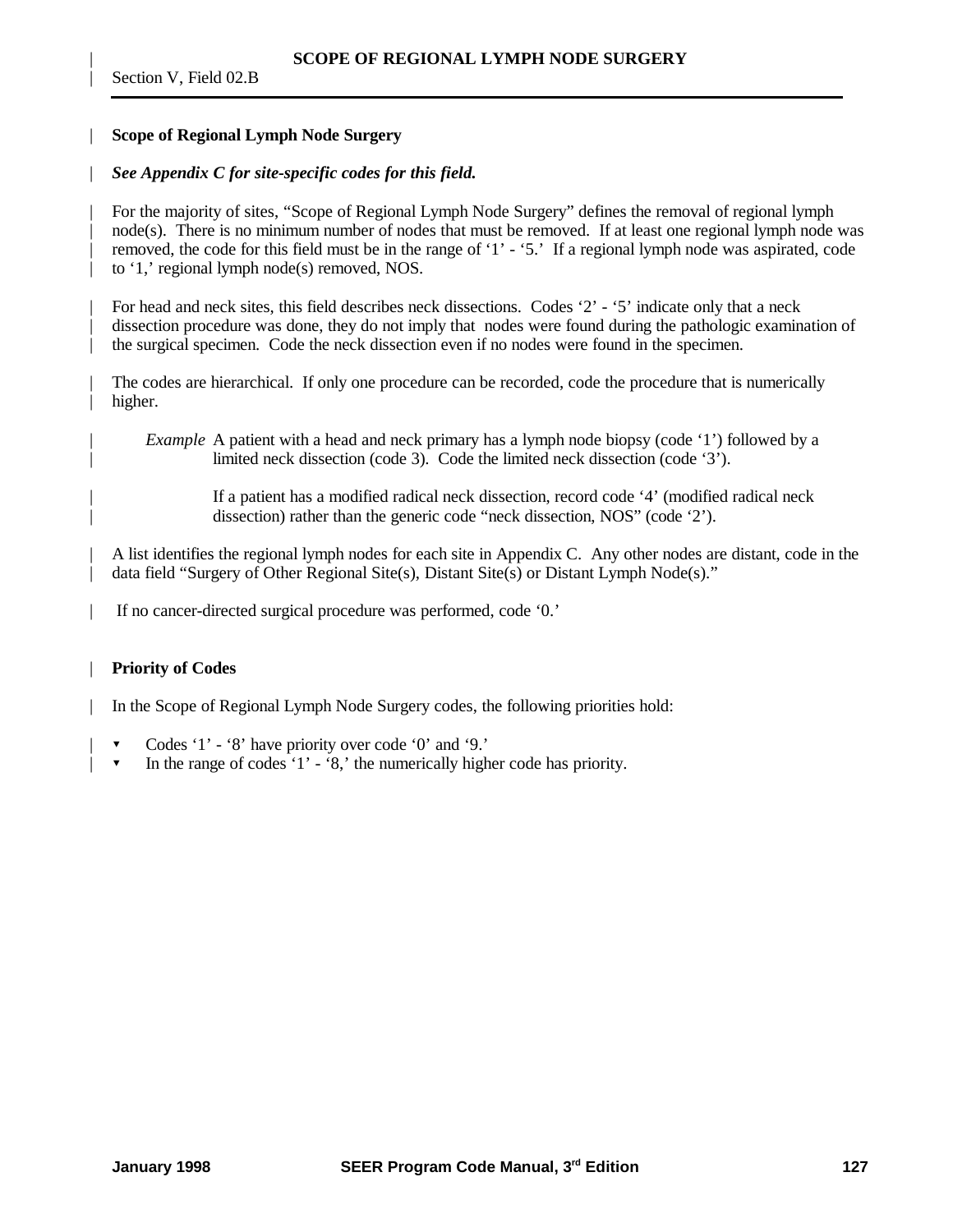## Scope of Regional Lymph Node Surgery

***See Appendix C for site-specific codes for this field.***

For the majority of sites, "Scope of Regional Lymph Node Surgery" defines the removal of regional lymph node(s). There is no minimum number of nodes that must be removed. If at least one regional lymph node was removed, the code for this field must be in the range of '1' - '5.' If a regional lymph node was aspirated, code to '1,' regional lymph node(s) removed, NOS.

For head and neck sites, this field describes neck dissections. Codes '2' - '5' indicate only that a neck dissection procedure was done, they do not imply that nodes were found during the pathologic examination of the surgical specimen. Code the neck dissection even if no nodes were found in the specimen.

The codes are hierarchical. If only one procedure can be recorded, code the procedure that is numerically higher.

*Example* A patient with a head and neck primary has a lymph node biopsy (code '1') followed by a limited neck dissection (code 3). Code the limited neck dissection (code '3').

If a patient has a modified radical neck dissection, record code '4' (modified radical neck dissection) rather than the generic code "neck dissection, NOS" (code '2').

A list identifies the regional lymph nodes for each site in Appendix C. Any other nodes are distant, code in the data field "Surgery of Other Regional Site(s), Distant Site(s) or Distant Lymph Node(s)."

If no cancer-directed surgical procedure was performed, code '0.'

## Priority of Codes

In the Scope of Regional Lymph Node Surgery codes, the following priorities hold:

- Codes '1' - '8' have priority over code '0' and '9.'
- In the range of codes '1' - '8,' the numerically higher code has priority.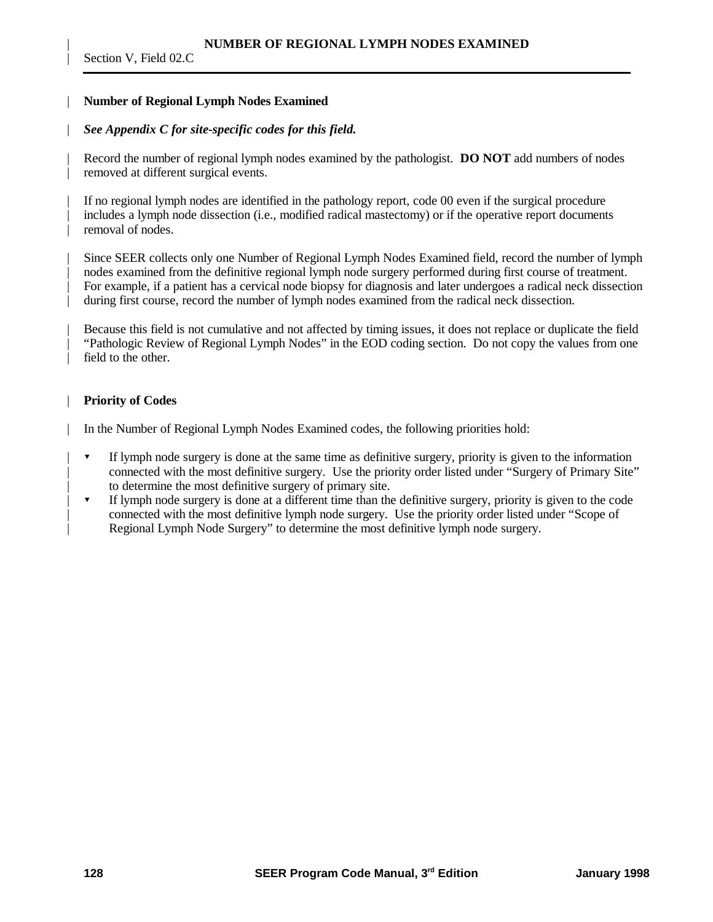## Number of Regional Lymph Nodes Examined

***See Appendix C for site-specific codes for this field.***

Record the number of regional lymph nodes examined by the pathologist. **DO NOT** add numbers of nodes removed at different surgical events.

If no regional lymph nodes are identified in the pathology report, code 00 even if the surgical procedure includes a lymph node dissection (i.e., modified radical mastectomy) or if the operative report documents removal of nodes.

Since SEER collects only one Number of Regional Lymph Nodes Examined field, record the number of lymph nodes examined from the definitive regional lymph node surgery performed during first course of treatment. For example, if a patient has a cervical node biopsy for diagnosis and later undergoes a radical neck dissection during first course, record the number of lymph nodes examined from the radical neck dissection.

Because this field is not cumulative and not affected by timing issues, it does not replace or duplicate the field "Pathologic Review of Regional Lymph Nodes" in the EOD coding section. Do not copy the values from one field to the other.

## Priority of Codes

In the Number of Regional Lymph Nodes Examined codes, the following priorities hold:

- If lymph node surgery is done at the same time as definitive surgery, priority is given to the information connected with the most definitive surgery. Use the priority order listed under "Surgery of Primary Site" to determine the most definitive surgery of primary site.
- If lymph node surgery is done at a different time than the definitive surgery, priority is given to the code connected with the most definitive lymph node surgery. Use the priority order listed under "Scope of Regional Lymph Node Surgery" to determine the most definitive lymph node surgery.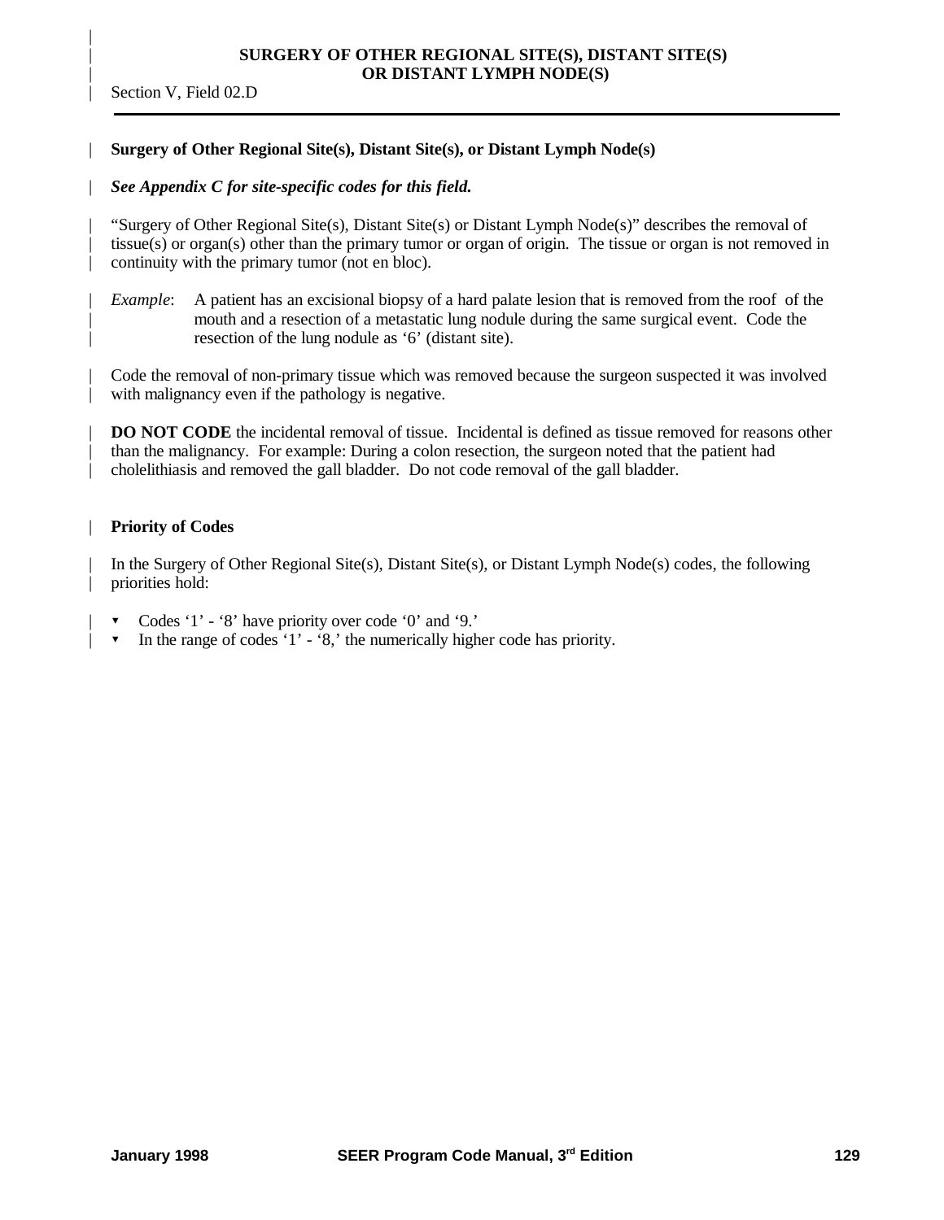# SURGERY OF OTHER REGIONAL SITE(S), DISTANT SITE(S) OR DISTANT LYMPH NODE(S)

Section V, Field 02.D

## Surgery of Other Regional Site(s), Distant Site(s), or Distant Lymph Node(s)

***See Appendix C for site-specific codes for this field.***

"Surgery of Other Regional Site(s), Distant Site(s) or Distant Lymph Node(s)" describes the removal of tissue(s) or organ(s) other than the primary tumor or organ of origin. The tissue or organ is not removed in continuity with the primary tumor (not en bloc).

*Example*: A patient has an excisional biopsy of a hard palate lesion that is removed from the roof of the mouth and a resection of a metastatic lung nodule during the same surgical event. Code the resection of the lung nodule as '6' (distant site).

Code the removal of non-primary tissue which was removed because the surgeon suspected it was involved with malignancy even if the pathology is negative.

**DO NOT CODE** the incidental removal of tissue. Incidental is defined as tissue removed for reasons other than the malignancy. For example: During a colon resection, the surgeon noted that the patient had cholelithiasis and removed the gall bladder. Do not code removal of the gall bladder.

## Priority of Codes

In the Surgery of Other Regional Site(s), Distant Site(s), or Distant Lymph Node(s) codes, the following priorities hold:

- Codes '1' - '8' have priority over code '0' and '9.'
- In the range of codes '1' - '8,' the numerically higher code has priority.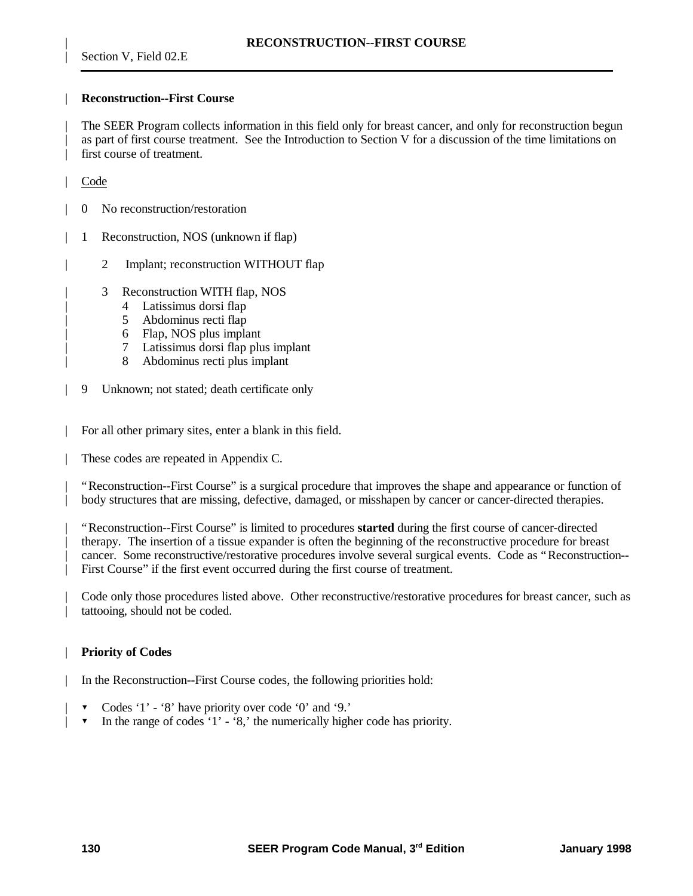## Reconstruction--First Course

The SEER Program collects information in this field only for breast cancer, and only for reconstruction begun as part of first course treatment. See the Introduction to Section V for a discussion of the time limitations on first course of treatment.

Code

- 0 No reconstruction/restoration
- 1 Reconstruction, NOS (unknown if flap)
  - 2 Implant; reconstruction WITHOUT flap
  - 3 Reconstruction WITH flap, NOS
    - 4 Latissimus dorsi flap
    - 5 Abdominus recti flap
    - 6 Flap, NOS plus implant
    - 7 Latissimus dorsi flap plus implant
    - 8 Abdominus recti plus implant
- 9 Unknown; not stated; death certificate only

For all other primary sites, enter a blank in this field.

These codes are repeated in Appendix C.

"Reconstruction--First Course" is a surgical procedure that improves the shape and appearance or function of body structures that are missing, defective, damaged, or misshapen by cancer or cancer-directed therapies.

"Reconstruction--First Course" is limited to procedures **started** during the first course of cancer-directed therapy. The insertion of a tissue expander is often the beginning of the reconstructive procedure for breast cancer. Some reconstructive/restorative procedures involve several surgical events. Code as "Reconstruction--First Course" if the first event occurred during the first course of treatment.

Code only those procedures listed above. Other reconstructive/restorative procedures for breast cancer, such as tattooing, should not be coded.

## Priority of Codes

In the Reconstruction--First Course codes, the following priorities hold:

- Codes '1' - '8' have priority over code '0' and '9.'
- In the range of codes '1' - '8,' the numerically higher code has priority.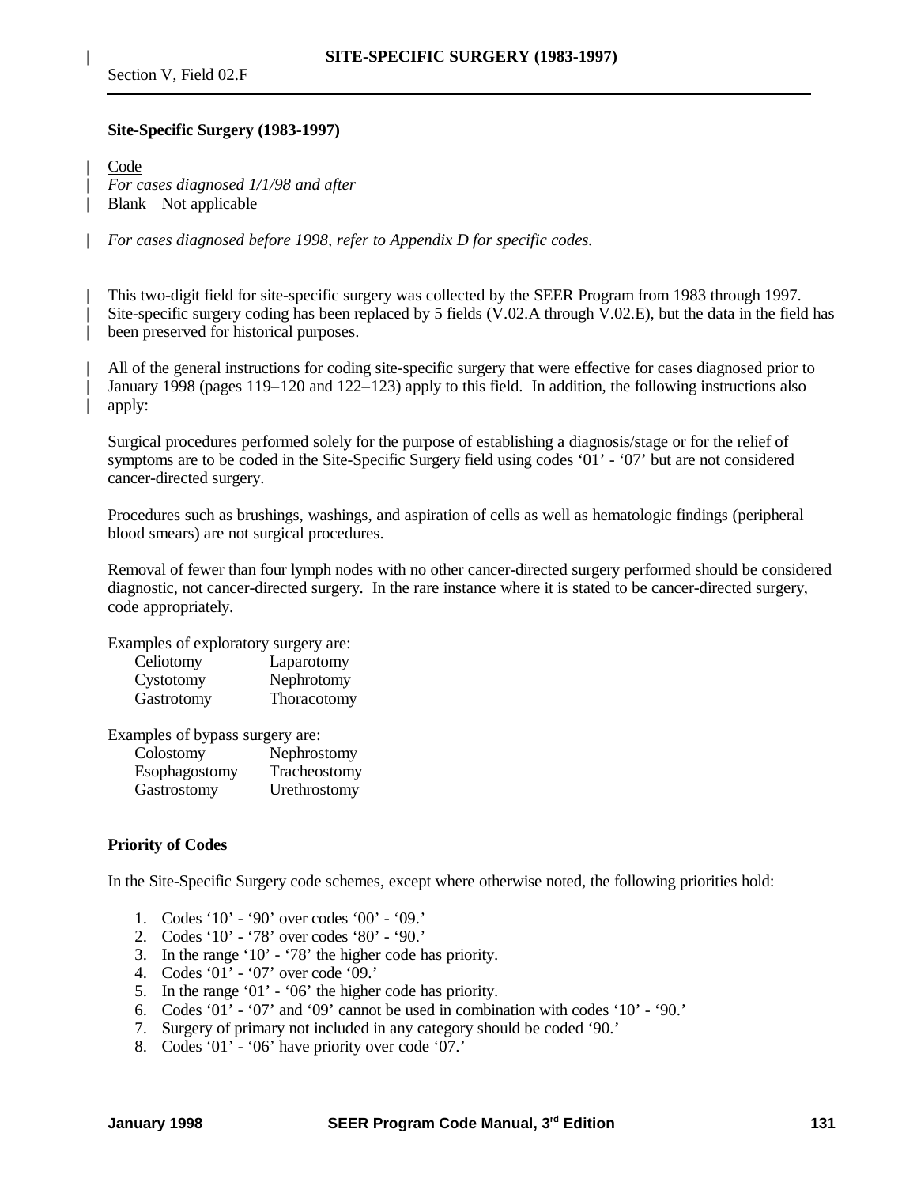## Site-Specific Surgery (1983-1997)

Code

*For cases diagnosed 1/1/98 and after*

Blank Not applicable

*For cases diagnosed before 1998, refer to Appendix D for specific codes.*

This two-digit field for site-specific surgery was collected by the SEER Program from 1983 through 1997. Site-specific surgery coding has been replaced by 5 fields (V.02.A through V.02.E), but the data in the field has been preserved for historical purposes.

All of the general instructions for coding site-specific surgery that were effective for cases diagnosed prior to January 1998 (pages 119–120 and 122–123) apply to this field. In addition, the following instructions also apply:

Surgical procedures performed solely for the purpose of establishing a diagnosis/stage or for the relief of symptoms are to be coded in the Site-Specific Surgery field using codes '01' - '07' but are not considered cancer-directed surgery.

Procedures such as brushings, washings, and aspiration of cells as well as hematologic findings (peripheral blood smears) are not surgical procedures.

Removal of fewer than four lymph nodes with no other cancer-directed surgery performed should be considered diagnostic, not cancer-directed surgery. In the rare instance where it is stated to be cancer-directed surgery, code appropriately.

Examples of exploratory surgery are:

| | |
|---|---|
| Celiotomy | Laparotomy |
| Cystotomy | Nephrotomy |
| Gastrotomy | Thoracotomy |

Examples of bypass surgery are:

| | |
|---|---|
| Colostomy | Nephrostomy |
| Esophagostomy | Tracheostomy |
| Gastrostomy | Urethrostomy |

### Priority of Codes

In the Site-Specific Surgery code schemes, except where otherwise noted, the following priorities hold:

1. Codes '10' - '90' over codes '00' - '09.'
2. Codes '10' - '78' over codes '80' - '90.'
3. In the range '10' - '78' the higher code has priority.
4. Codes '01' - '07' over code '09.'
5. In the range '01' - '06' the higher code has priority.
6. Codes '01' - '07' and '09' cannot be used in combination with codes '10' - '90.'
7. Surgery of primary not included in any category should be coded '90.'
8. Codes '01' - '06' have priority over code '07.'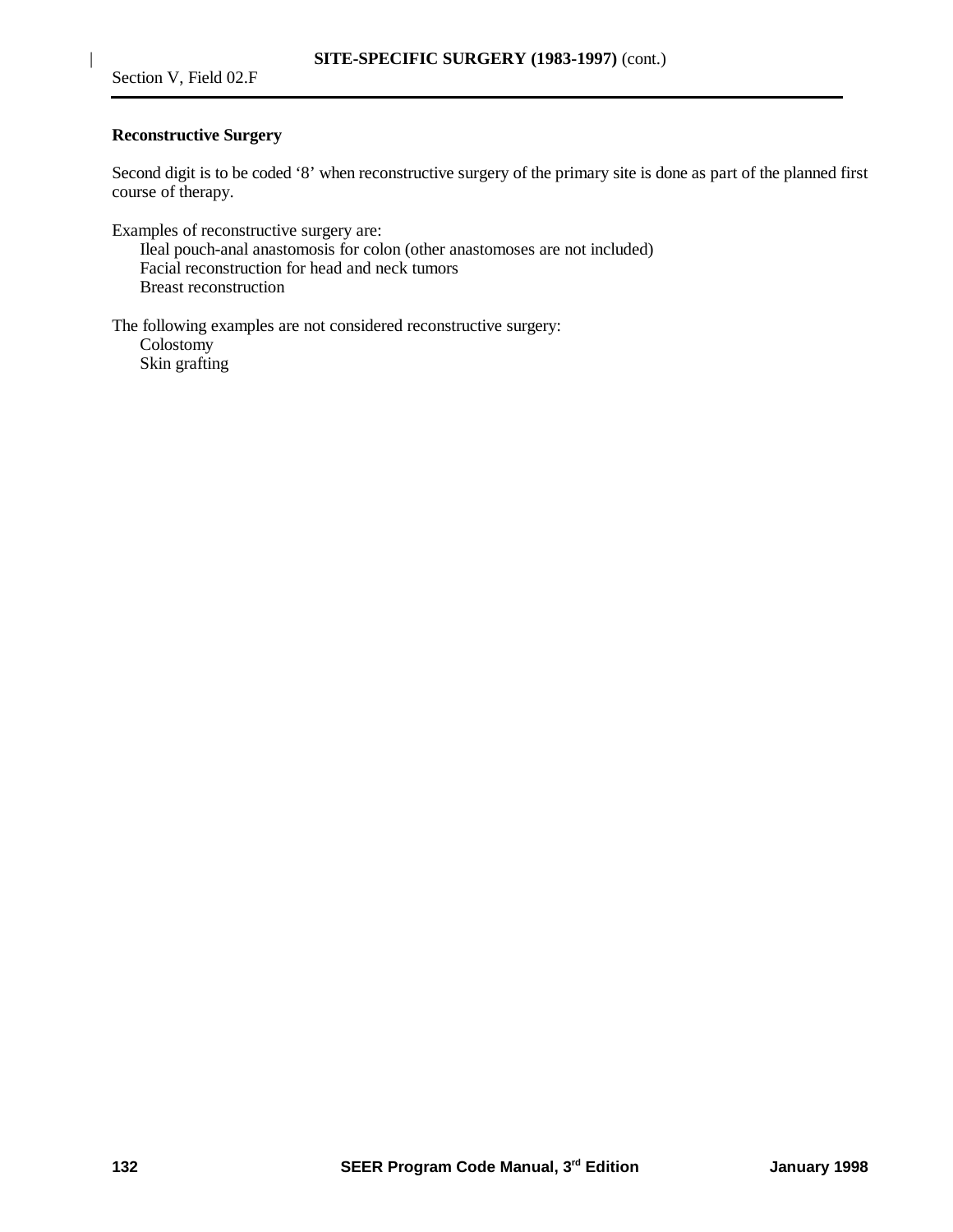**Reconstructive Surgery**

Second digit is to be coded '8' when reconstructive surgery of the primary site is done as part of the planned first course of therapy.

Examples of reconstructive surgery are:

- Ileal pouch-anal anastomosis for colon (other anastomoses are not included)
- Facial reconstruction for head and neck tumors
- Breast reconstruction

The following examples are not considered reconstructive surgery:

- Colostomy
- Skin grafting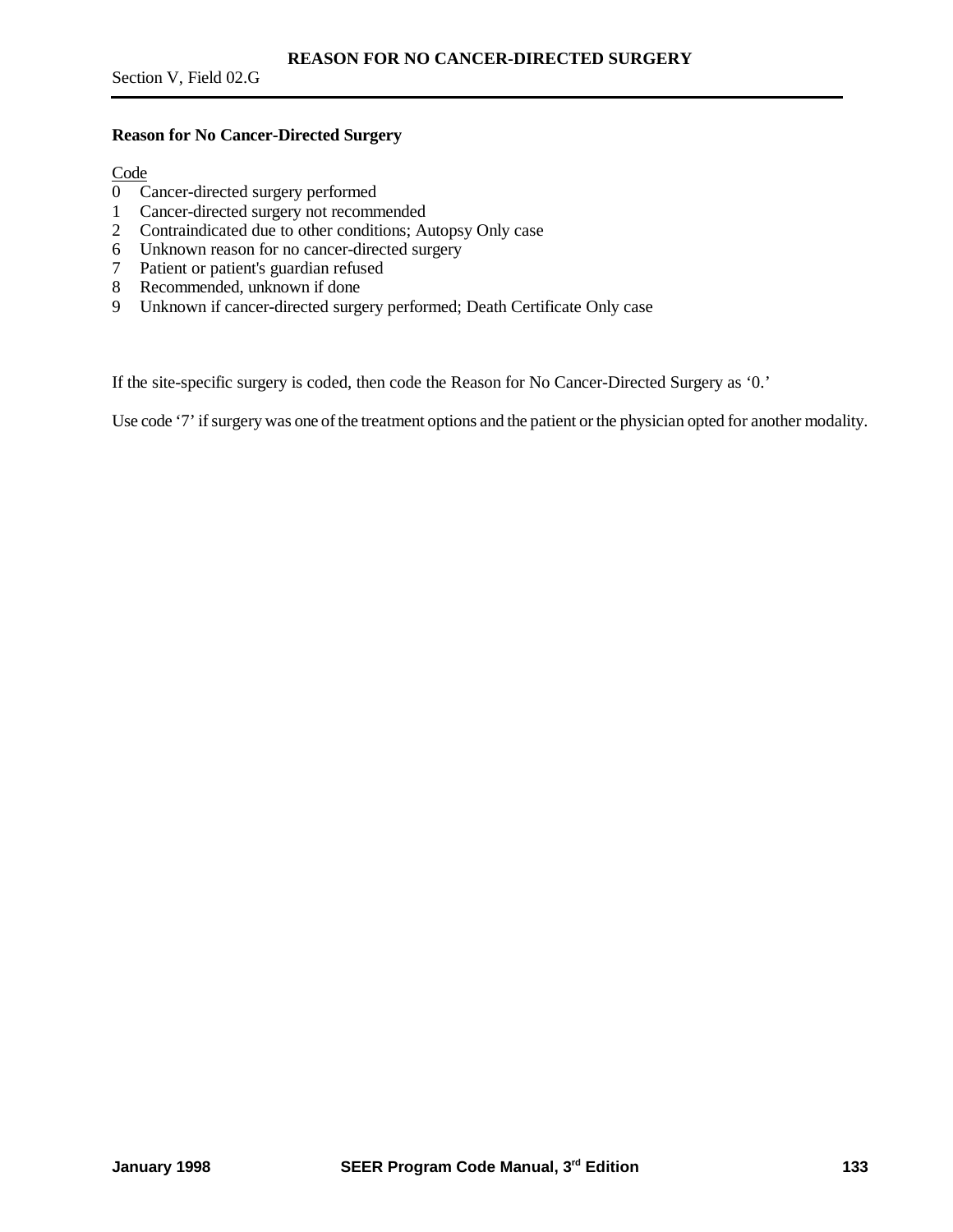## Reason for No Cancer-Directed Surgery

Code

- 0 Cancer-directed surgery performed
- 1 Cancer-directed surgery not recommended
- 2 Contraindicated due to other conditions; Autopsy Only case
- 6 Unknown reason for no cancer-directed surgery
- 7 Patient or patient's guardian refused
- 8 Recommended, unknown if done
- 9 Unknown if cancer-directed surgery performed; Death Certificate Only case

If the site-specific surgery is coded, then code the Reason for No Cancer-Directed Surgery as '0.'

Use code '7' if surgery was one of the treatment options and the patient or the physician opted for another modality.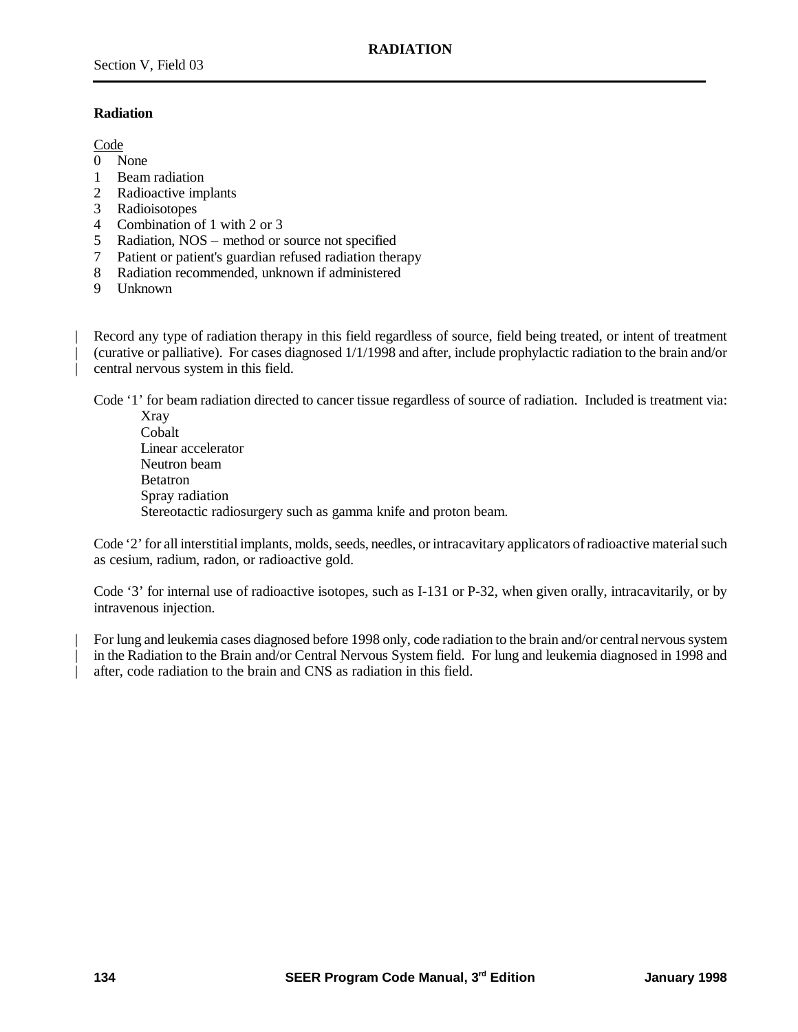## Radiation

Code
0 None
1 Beam radiation
2 Radioactive implants
3 Radioisotopes
4 Combination of 1 with 2 or 3
5 Radiation, NOS – method or source not specified
7 Patient or patient's guardian refused radiation therapy
8 Radiation recommended, unknown if administered
9 Unknown

Record any type of radiation therapy in this field regardless of source, field being treated, or intent of treatment (curative or palliative). For cases diagnosed 1/1/1998 and after, include prophylactic radiation to the brain and/or central nervous system in this field.

Code '1' for beam radiation directed to cancer tissue regardless of source of radiation. Included is treatment via:

- Xray
- Cobalt
- Linear accelerator
- Neutron beam
- Betatron
- Spray radiation
- Stereotactic radiosurgery such as gamma knife and proton beam.

Code '2' for all interstitial implants, molds, seeds, needles, or intracavitary applicators of radioactive material such as cesium, radium, radon, or radioactive gold.

Code '3' for internal use of radioactive isotopes, such as I-131 or P-32, when given orally, intracavitarily, or by intravenous injection.

For lung and leukemia cases diagnosed before 1998 only, code radiation to the brain and/or central nervous system in the Radiation to the Brain and/or Central Nervous System field. For lung and leukemia diagnosed in 1998 and after, code radiation to the brain and CNS as radiation in this field.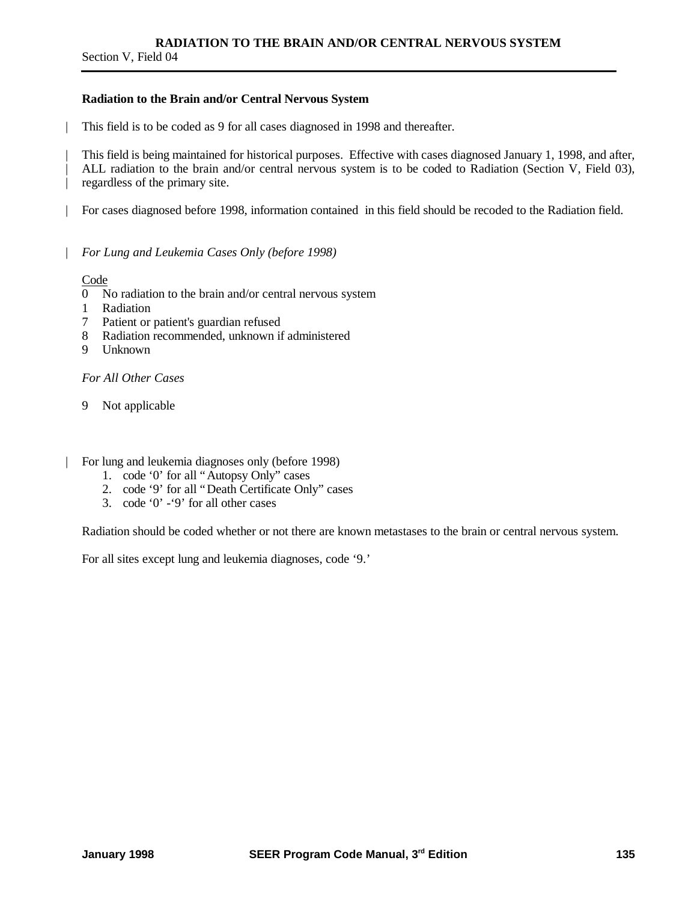# RADIATION TO THE BRAIN AND/OR CENTRAL NERVOUS SYSTEM

Section V, Field 04

**Radiation to the Brain and/or Central Nervous System**

This field is to be coded as 9 for all cases diagnosed in 1998 and thereafter.

This field is being maintained for historical purposes. Effective with cases diagnosed January 1, 1998, and after, ALL radiation to the brain and/or central nervous system is to be coded to Radiation (Section V, Field 03), regardless of the primary site.

For cases diagnosed before 1998, information contained in this field should be recoded to the Radiation field.

*For Lung and Leukemia Cases Only (before 1998)*

Code

0 No radiation to the brain and/or central nervous system
1 Radiation
7 Patient or patient's guardian refused
8 Radiation recommended, unknown if administered
9 Unknown

*For All Other Cases*

9 Not applicable

For lung and leukemia diagnoses only (before 1998)

1. code '0' for all "Autopsy Only" cases
2. code '9' for all "Death Certificate Only" cases
3. code '0' -'9' for all other cases

Radiation should be coded whether or not there are known metastases to the brain or central nervous system.

For all sites except lung and leukemia diagnoses, code '9.'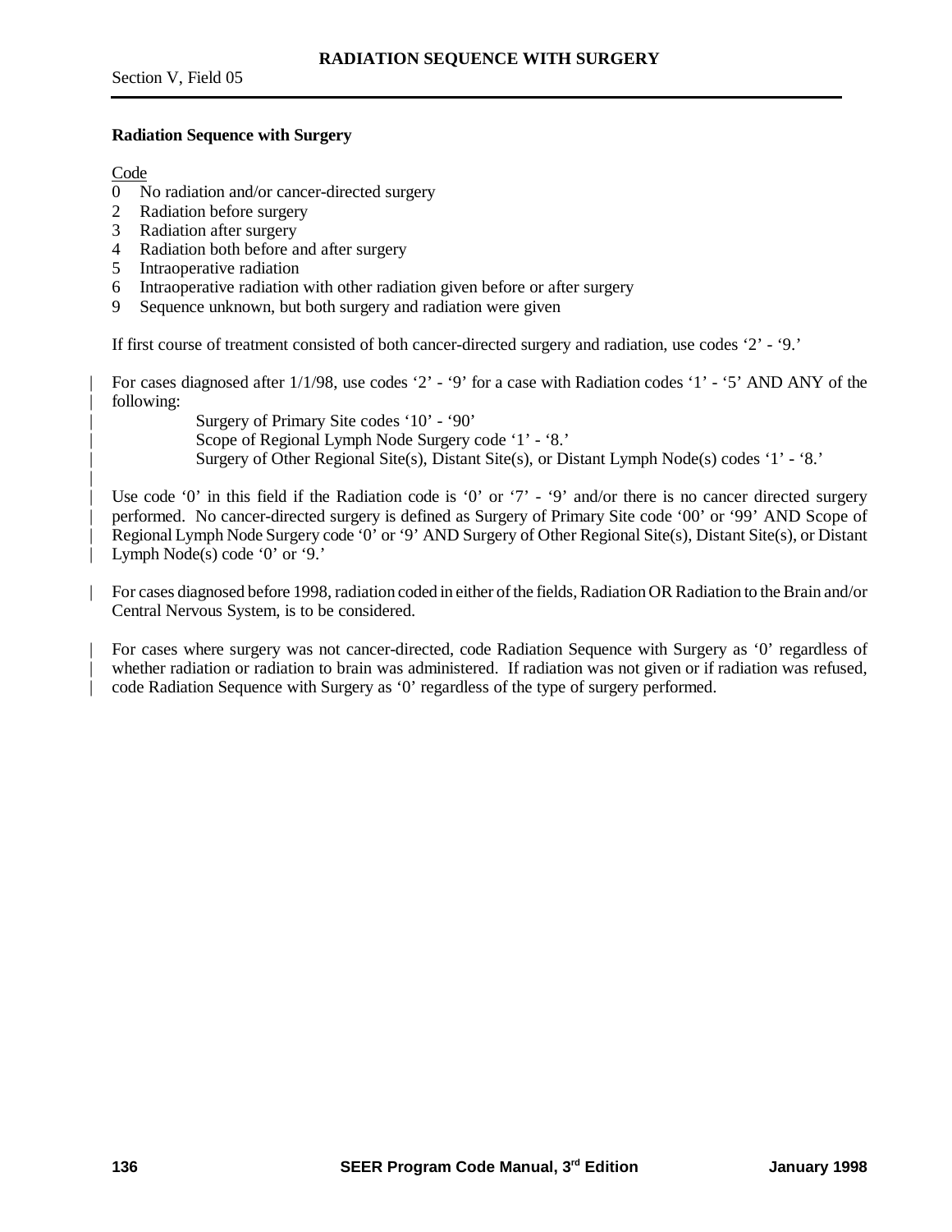### Radiation Sequence with Surgery

Code

0 No radiation and/or cancer-directed surgery
2 Radiation before surgery
3 Radiation after surgery
4 Radiation both before and after surgery
5 Intraoperative radiation
6 Intraoperative radiation with other radiation given before or after surgery
9 Sequence unknown, but both surgery and radiation were given

If first course of treatment consisted of both cancer-directed surgery and radiation, use codes '2' - '9.'

For cases diagnosed after 1/1/98, use codes '2' - '9' for a case with Radiation codes '1' - '5' AND ANY of the following:

Surgery of Primary Site codes '10' - '90'
Scope of Regional Lymph Node Surgery code '1' - '8.'
Surgery of Other Regional Site(s), Distant Site(s), or Distant Lymph Node(s) codes '1' - '8.'

Use code '0' in this field if the Radiation code is '0' or '7' - '9' and/or there is no cancer directed surgery performed. No cancer-directed surgery is defined as Surgery of Primary Site code '00' or '99' AND Scope of Regional Lymph Node Surgery code '0' or '9' AND Surgery of Other Regional Site(s), Distant Site(s), or Distant Lymph Node(s) code '0' or '9.'

For cases diagnosed before 1998, radiation coded in either of the fields, Radiation OR Radiation to the Brain and/or Central Nervous System, is to be considered.

For cases where surgery was not cancer-directed, code Radiation Sequence with Surgery as '0' regardless of whether radiation or radiation to brain was administered. If radiation was not given or if radiation was refused, code Radiation Sequence with Surgery as '0' regardless of the type of surgery performed.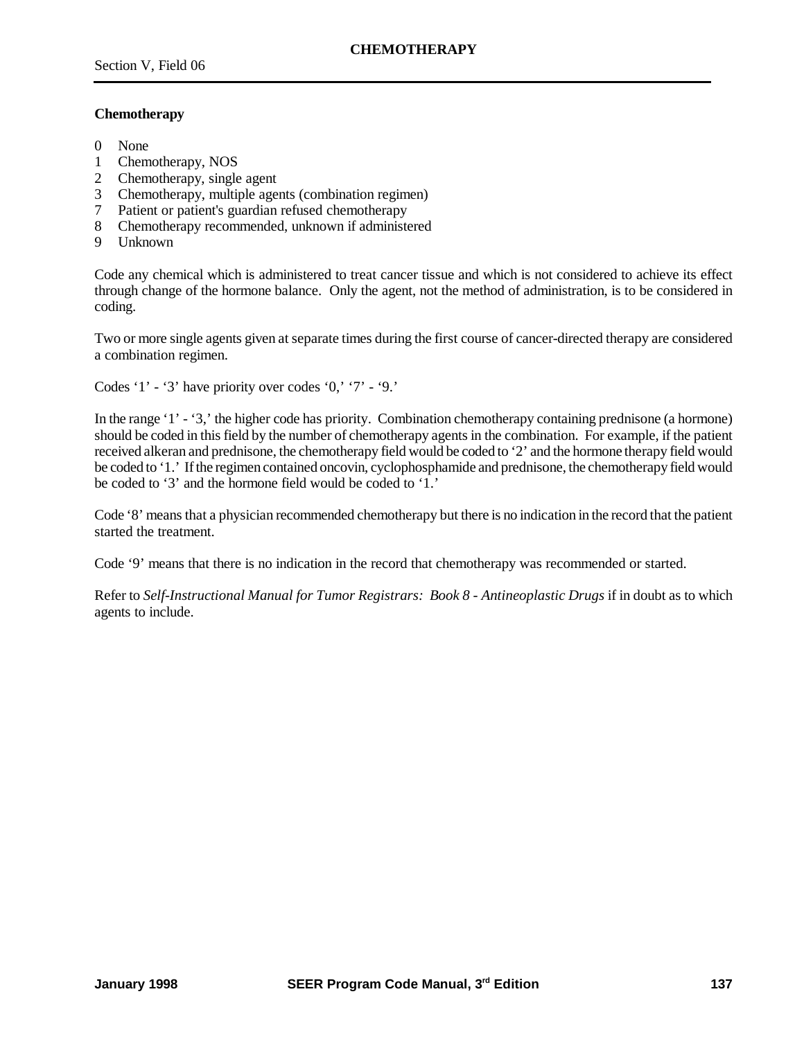**Chemotherapy**

0 None
1 Chemotherapy, NOS
2 Chemotherapy, single agent
3 Chemotherapy, multiple agents (combination regimen)
7 Patient or patient's guardian refused chemotherapy
8 Chemotherapy recommended, unknown if administered
9 Unknown

Code any chemical which is administered to treat cancer tissue and which is not considered to achieve its effect through change of the hormone balance. Only the agent, not the method of administration, is to be considered in coding.

Two or more single agents given at separate times during the first course of cancer-directed therapy are considered a combination regimen.

Codes '1' - '3' have priority over codes '0,' '7' - '9.'

In the range '1' - '3,' the higher code has priority. Combination chemotherapy containing prednisone (a hormone) should be coded in this field by the number of chemotherapy agents in the combination. For example, if the patient received alkeran and prednisone, the chemotherapy field would be coded to '2' and the hormone therapy field would be coded to '1.' If the regimen contained oncovin, cyclophosphamide and prednisone, the chemotherapy field would be coded to '3' and the hormone field would be coded to '1.'

Code '8' means that a physician recommended chemotherapy but there is no indication in the record that the patient started the treatment.

Code '9' means that there is no indication in the record that chemotherapy was recommended or started.

Refer to *Self-Instructional Manual for Tumor Registrars: Book 8 - Antineoplastic Drugs* if in doubt as to which agents to include.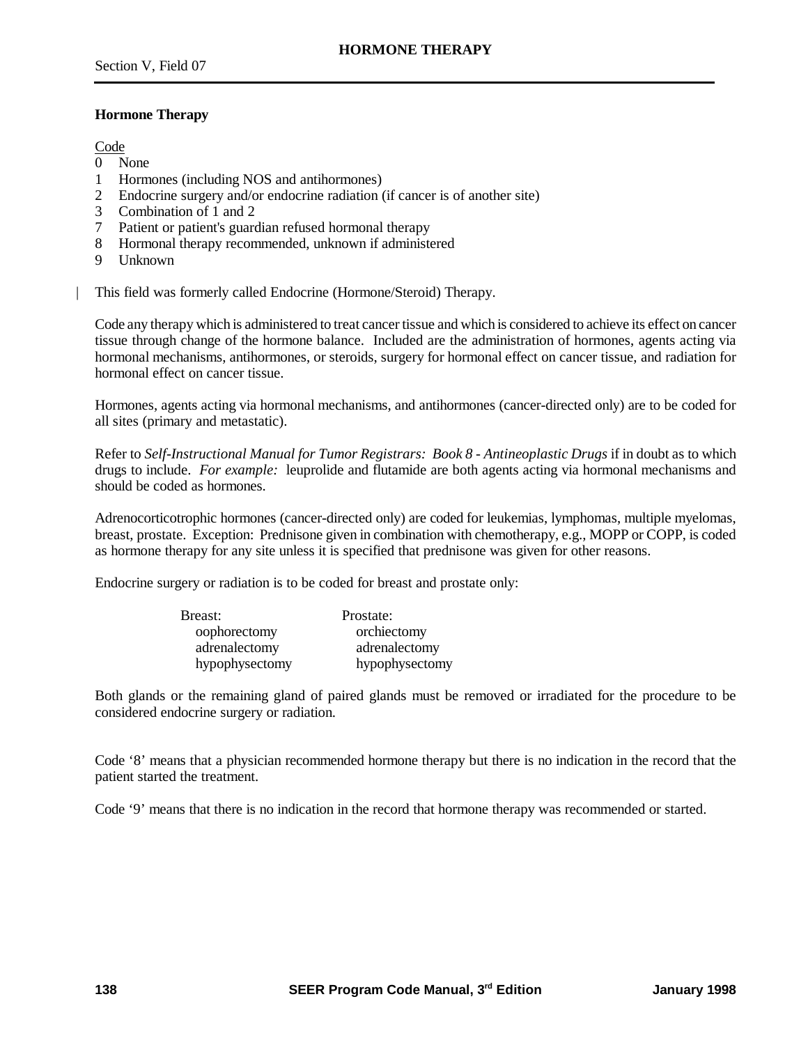## Hormone Therapy

Code

0 None
1 Hormones (including NOS and antihormones)
2 Endocrine surgery and/or endocrine radiation (if cancer is of another site)
3 Combination of 1 and 2
7 Patient or patient's guardian refused hormonal therapy
8 Hormonal therapy recommended, unknown if administered
9 Unknown

This field was formerly called Endocrine (Hormone/Steroid) Therapy.

Code any therapy which is administered to treat cancer tissue and which is considered to achieve its effect on cancer tissue through change of the hormone balance. Included are the administration of hormones, agents acting via hormonal mechanisms, antihormones, or steroids, surgery for hormonal effect on cancer tissue, and radiation for hormonal effect on cancer tissue.

Hormones, agents acting via hormonal mechanisms, and antihormones (cancer-directed only) are to be coded for all sites (primary and metastatic).

Refer to *Self-Instructional Manual for Tumor Registrars: Book 8 - Antineoplastic Drugs* if in doubt as to which drugs to include. *For example:* leuprolide and flutamide are both agents acting via hormonal mechanisms and should be coded as hormones.

Adrenocorticotrophic hormones (cancer-directed only) are coded for leukemias, lymphomas, multiple myelomas, breast, prostate. Exception: Prednisone given in combination with chemotherapy, e.g., MOPP or COPP, is coded as hormone therapy for any site unless it is specified that prednisone was given for other reasons.

Endocrine surgery or radiation is to be coded for breast and prostate only:

| Breast: | Prostate: |
|---|---|
| oophorectomy | orchiectomy |
| adrenalectomy | adrenalectomy |
| hypophysectomy | hypophysectomy |

Both glands or the remaining gland of paired glands must be removed or irradiated for the procedure to be considered endocrine surgery or radiation.

Code '8' means that a physician recommended hormone therapy but there is no indication in the record that the patient started the treatment.

Code '9' means that there is no indication in the record that hormone therapy was recommended or started.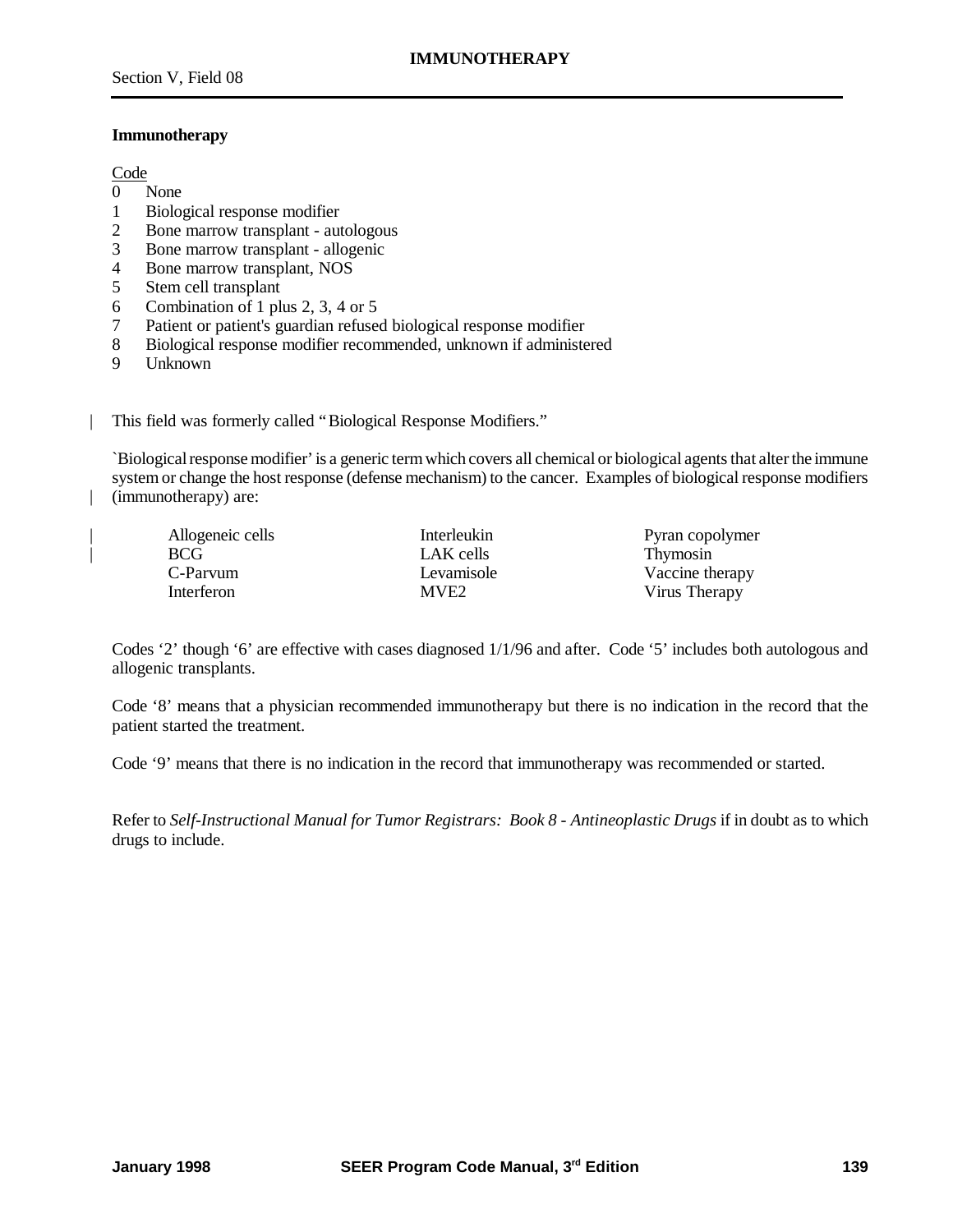## IMMUNOTHERAPY

Section V, Field 08

### Immunotherapy

Code
- 0 None
- 1 Biological response modifier
- 2 Bone marrow transplant - autologous
- 3 Bone marrow transplant - allogenic
- 4 Bone marrow transplant, NOS
- 5 Stem cell transplant
- 6 Combination of 1 plus 2, 3, 4 or 5
- 7 Patient or patient's guardian refused biological response modifier
- 8 Biological response modifier recommended, unknown if administered
- 9 Unknown

This field was formerly called "Biological Response Modifiers."

`Biological response modifier' is a generic term which covers all chemical or biological agents that alter the immune system or change the host response (defense mechanism) to the cancer. Examples of biological response modifiers (immunotherapy) are:

| | | |
|---|---|---|
| Allogeneic cells | Interleukin | Pyran copolymer |
| BCG | LAK cells | Thymosin |
| C-Parvum | Levamisole | Vaccine therapy |
| Interferon | MVE2 | Virus Therapy |

Codes '2' though '6' are effective with cases diagnosed 1/1/96 and after. Code '5' includes both autologous and allogenic transplants.

Code '8' means that a physician recommended immunotherapy but there is no indication in the record that the patient started the treatment.

Code '9' means that there is no indication in the record that immunotherapy was recommended or started.

Refer to *Self-Instructional Manual for Tumor Registrars: Book 8 - Antineoplastic Drugs* if in doubt as to which drugs to include.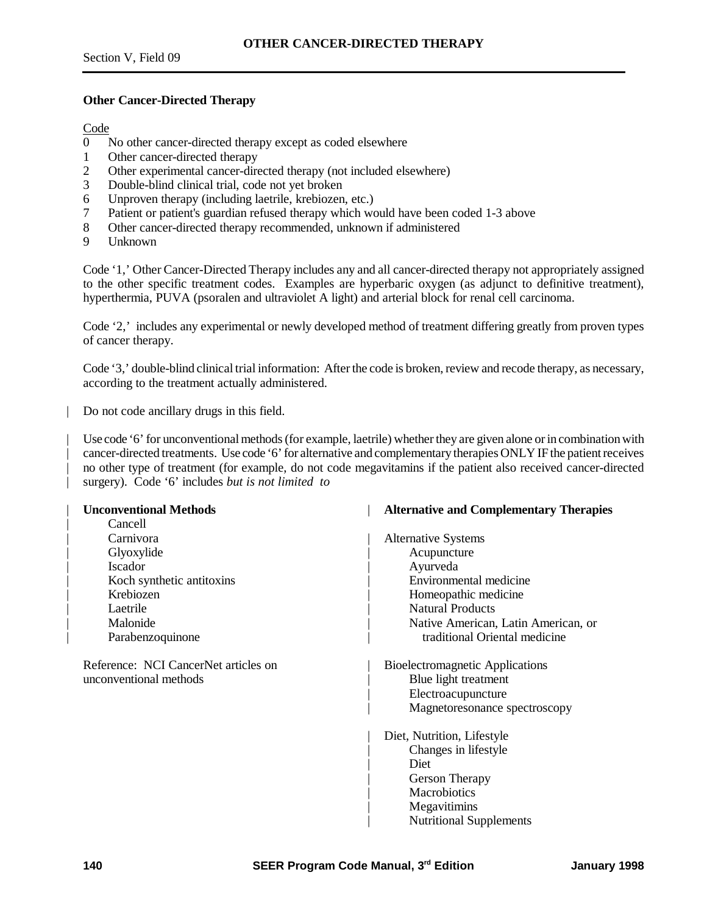# OTHER CANCER-DIRECTED THERAPY

Section V, Field 09

**Other Cancer-Directed Therapy**

Code
- 0 No other cancer-directed therapy except as coded elsewhere
- 1 Other cancer-directed therapy
- 2 Other experimental cancer-directed therapy (not included elsewhere)
- 3 Double-blind clinical trial, code not yet broken
- 6 Unproven therapy (including laetrile, krebiozen, etc.)
- 7 Patient or patient's guardian refused therapy which would have been coded 1-3 above
- 8 Other cancer-directed therapy recommended, unknown if administered
- 9 Unknown

Code '1,' Other Cancer-Directed Therapy includes any and all cancer-directed therapy not appropriately assigned to the other specific treatment codes. Examples are hyperbaric oxygen (as adjunct to definitive treatment), hyperthermia, PUVA (psoralen and ultraviolet A light) and arterial block for renal cell carcinoma.

Code '2,' includes any experimental or newly developed method of treatment differing greatly from proven types of cancer therapy.

Code '3,' double-blind clinical trial information: After the code is broken, review and recode therapy, as necessary, according to the treatment actually administered.

Do not code ancillary drugs in this field.

Use code '6' for unconventional methods (for example, laetrile) whether they are given alone or in combination with cancer-directed treatments. Use code '6' for alternative and complementary therapies ONLY IF the patient receives no other type of treatment (for example, do not code megavitamins if the patient also received cancer-directed surgery). Code '6' includes *but is not limited to*

**Unconventional Methods**
- Cancell
- Carnivora
- Glyoxylide
- Iscador
- Koch synthetic antitoxins
- Krebiozen
- Laetrile
- Malonide
- Parabenzoquinone

Reference: NCI CancerNet articles on unconventional methods

**Alternative and Complementary Therapies**

Alternative Systems
- Acupuncture
- Ayurveda
- Environmental medicine
- Homeopathic medicine
- Natural Products
- Native American, Latin American, or traditional Oriental medicine

Bioelectromagnetic Applications
- Blue light treatment
- Electroacupuncture
- Magnetoresonance spectroscopy

Diet, Nutrition, Lifestyle
- Changes in lifestyle
- Diet
- Gerson Therapy
- Macrobiotics
- Megavitimins
- Nutritional Supplements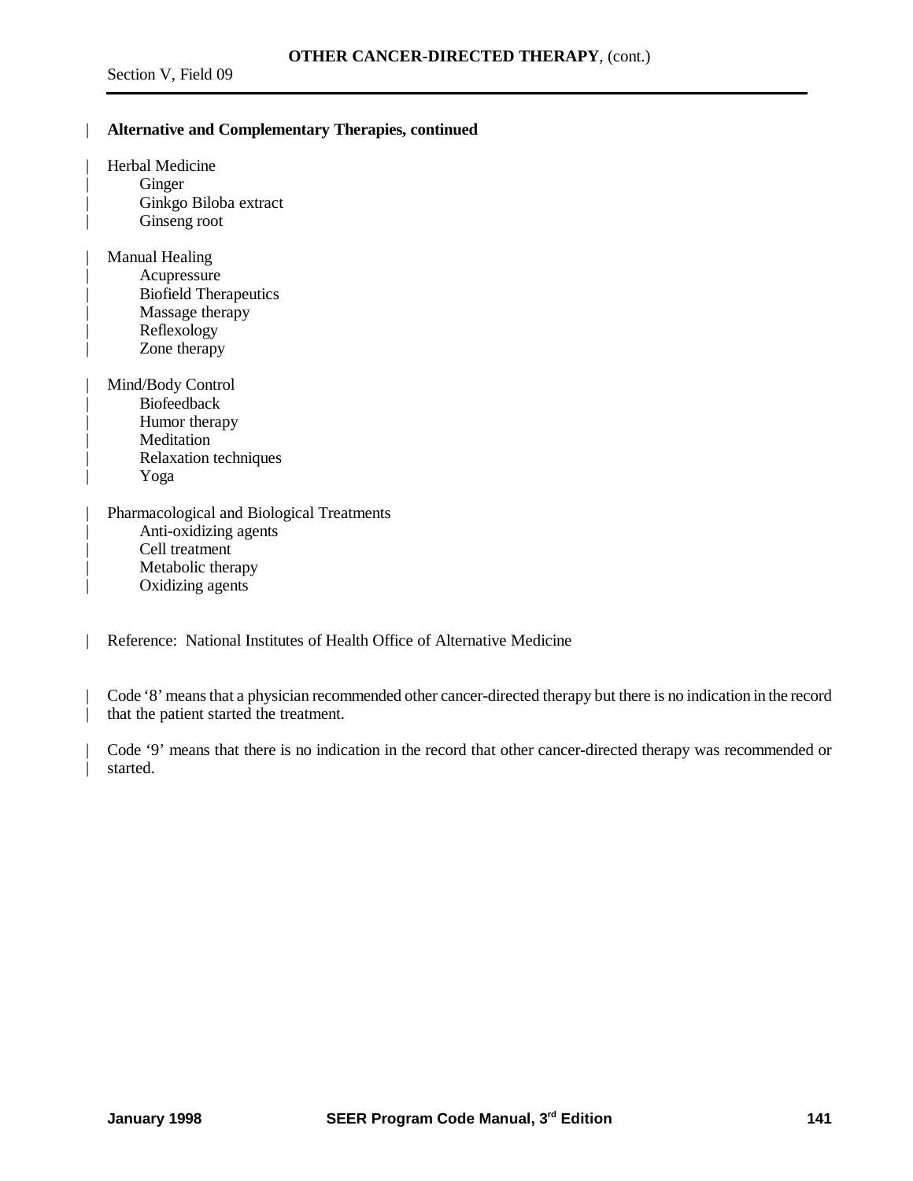**Alternative and Complementary Therapies, continued**

Herbal Medicine
- Ginger
- Ginkgo Biloba extract
- Ginseng root

Manual Healing
- Acupressure
- Biofield Therapeutics
- Massage therapy
- Reflexology
- Zone therapy

Mind/Body Control
- Biofeedback
- Humor therapy
- Meditation
- Relaxation techniques
- Yoga

Pharmacological and Biological Treatments
- Anti-oxidizing agents
- Cell treatment
- Metabolic therapy
- Oxidizing agents

Reference: National Institutes of Health Office of Alternative Medicine

Code '8' means that a physician recommended other cancer-directed therapy but there is no indication in the record that the patient started the treatment.

Code '9' means that there is no indication in the record that other cancer-directed therapy was recommended or started.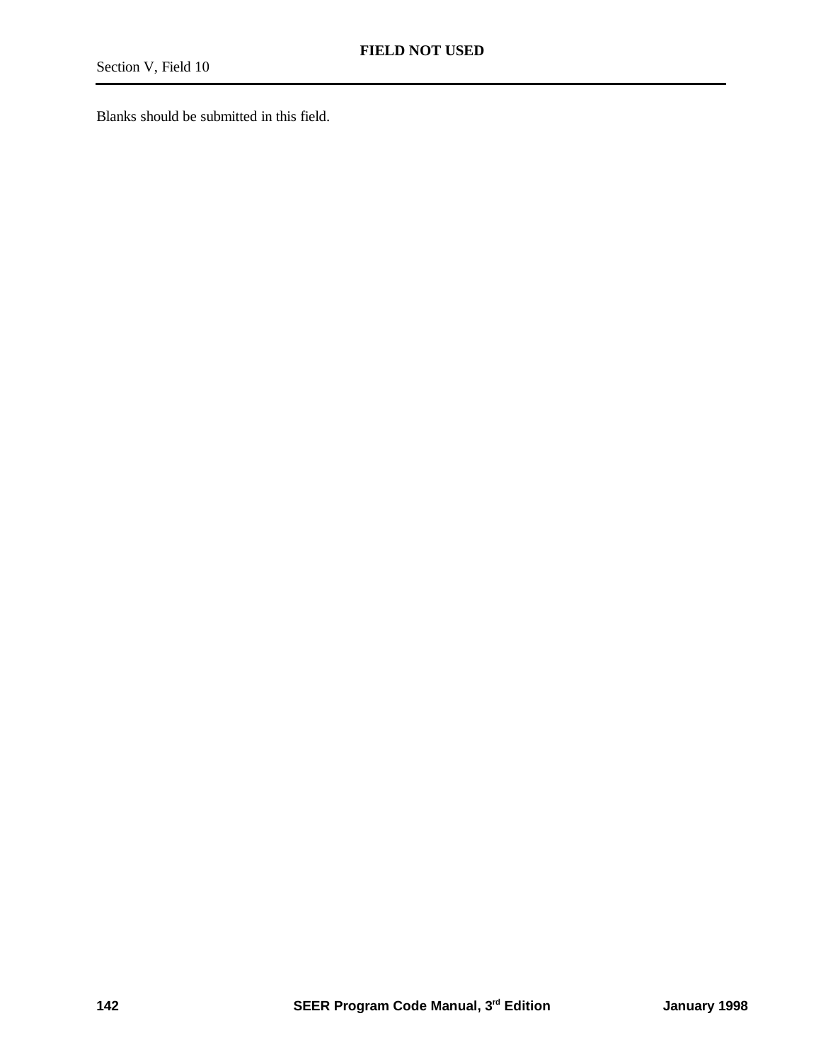## FIELD NOT USED

Section V, Field 10

Blanks should be submitted in this field.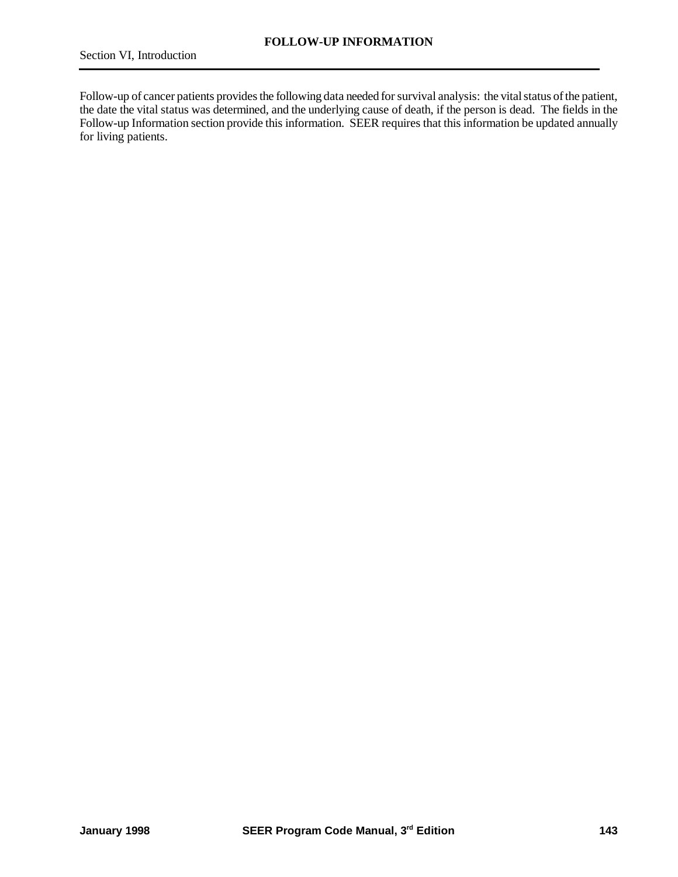# FOLLOW-UP INFORMATION

Section VI, Introduction

Follow-up of cancer patients provides the following data needed for survival analysis: the vital status of the patient, the date the vital status was determined, and the underlying cause of death, if the person is dead. The fields in the Follow-up Information section provide this information. SEER requires that this information be updated annually for living patients.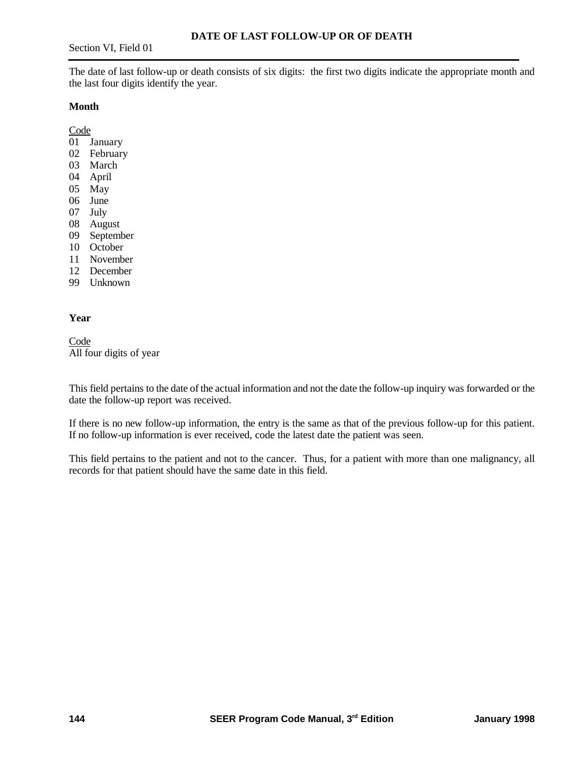# DATE OF LAST FOLLOW-UP OR OF DEATH

Section VI, Field 01

The date of last follow-up or death consists of six digits: the first two digits indicate the appropriate month and the last four digits identify the year.

**Month**

Code
01 January
02 February
03 March
04 April
05 May
06 June
07 July
08 August
09 September
10 October
11 November
12 December
99 Unknown

**Year**

Code
All four digits of year

This field pertains to the date of the actual information and not the date the follow-up inquiry was forwarded or the date the follow-up report was received.

If there is no new follow-up information, the entry is the same as that of the previous follow-up for this patient. If no follow-up information is ever received, code the latest date the patient was seen.

This field pertains to the patient and not to the cancer. Thus, for a patient with more than one malignancy, all records for that patient should have the same date in this field.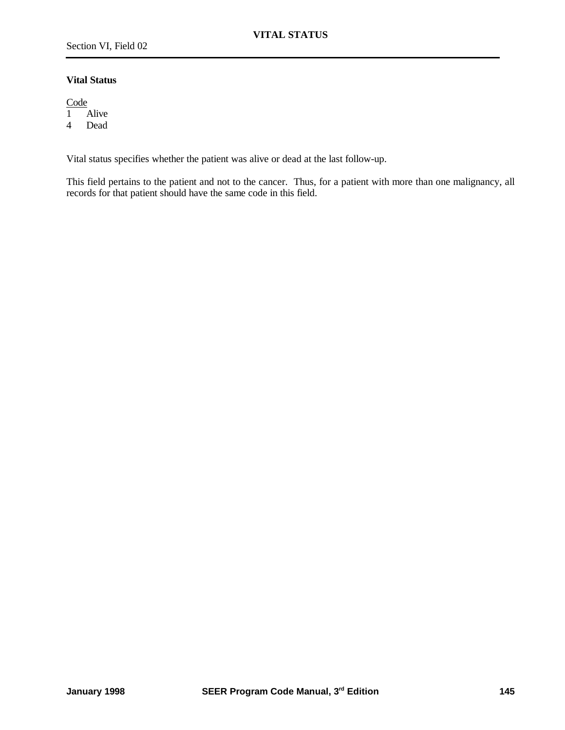# VITAL STATUS

Section VI, Field 02

**Vital Status**

| Code | |
|---|---|
| 1 | Alive |
| 4 | Dead |

Vital status specifies whether the patient was alive or dead at the last follow-up.

This field pertains to the patient and not to the cancer. Thus, for a patient with more than one malignancy, all records for that patient should have the same code in this field.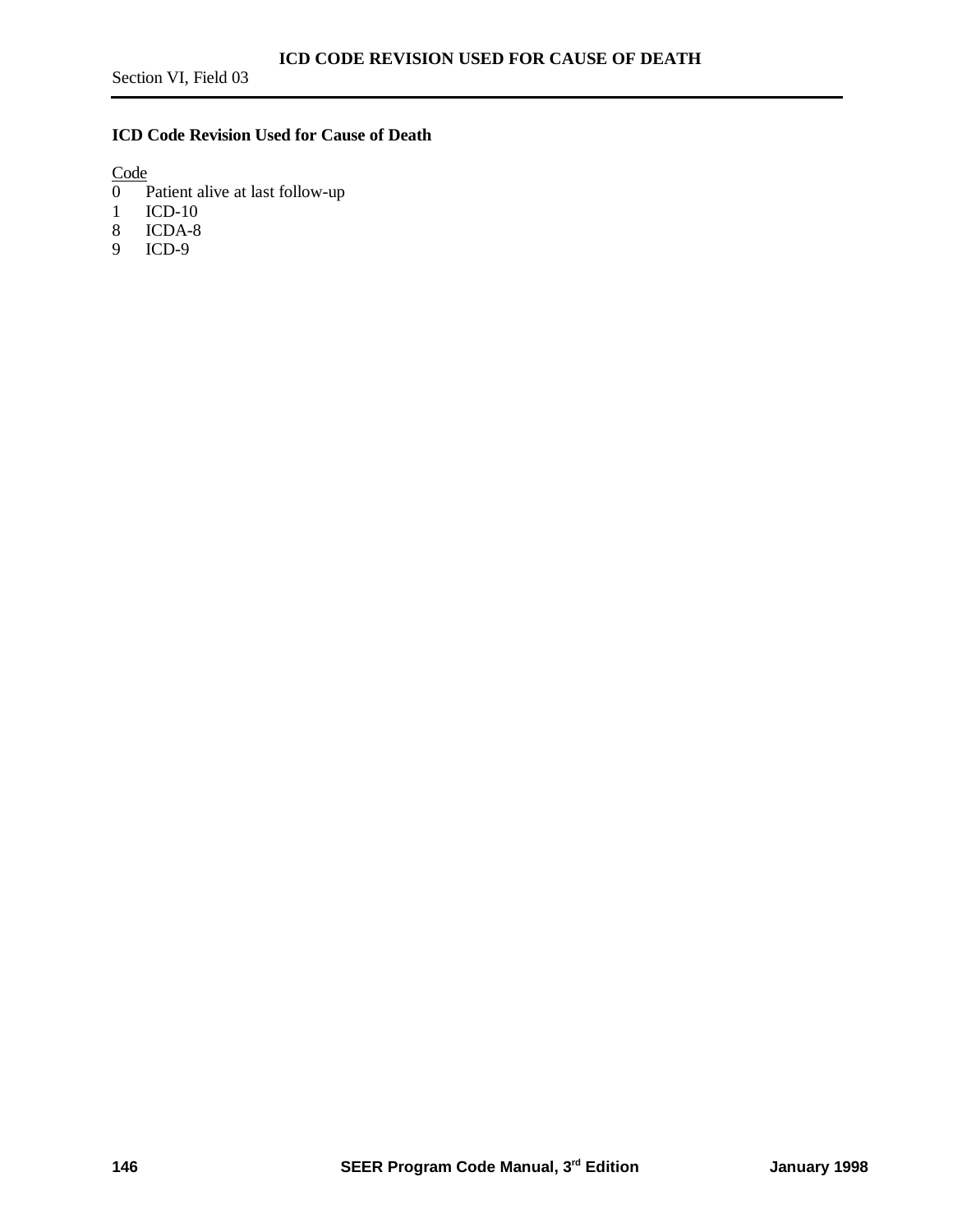## ICD Code Revision Used for Cause of Death

| Code | |
|---|---|
| 0 | Patient alive at last follow-up |
| 1 | ICD-10 |
| 8 | ICDA-8 |
| 9 | ICD-9 |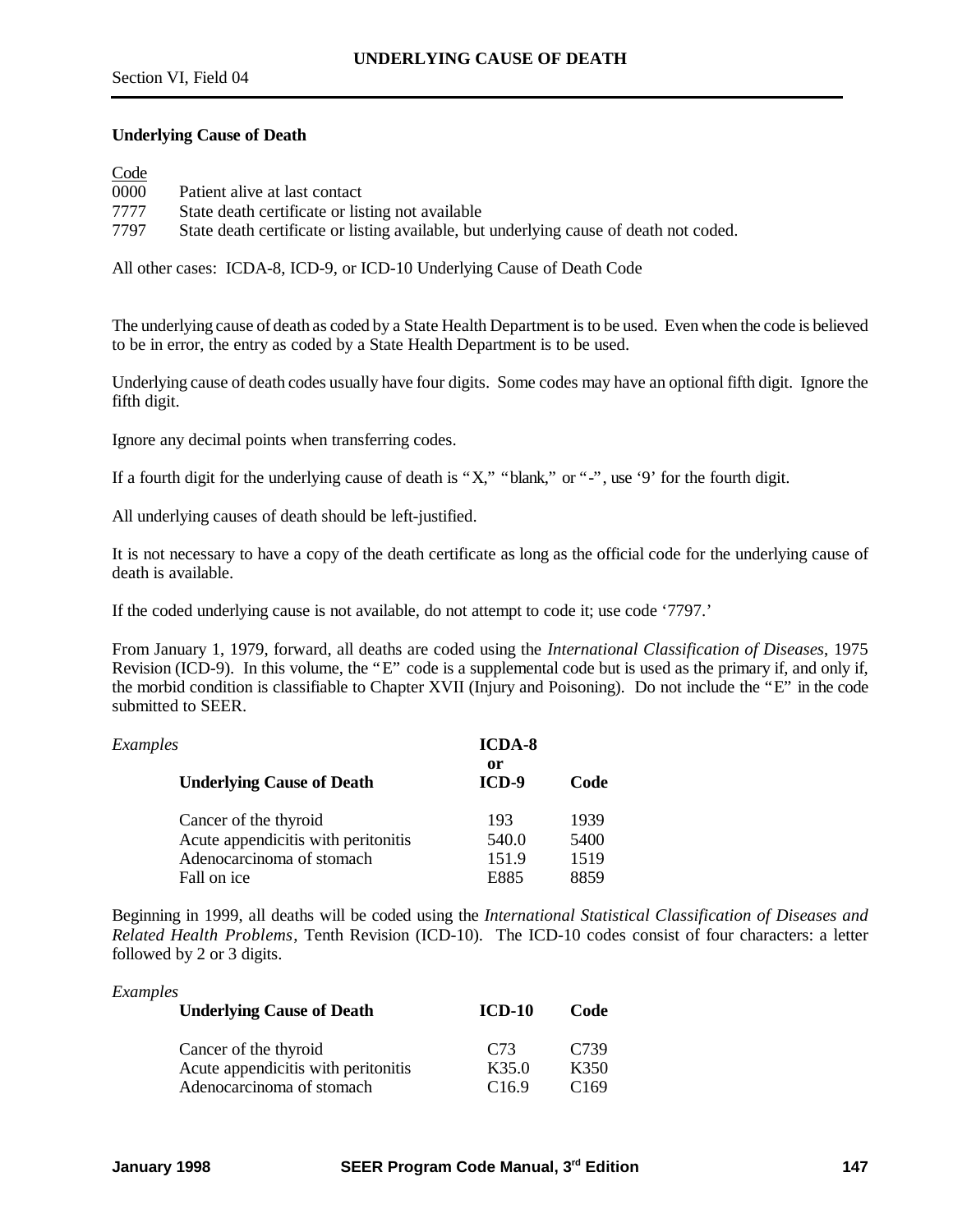## Underlying Cause of Death

| Code | |
|---|---|
| 0000 | Patient alive at last contact |
| 7777 | State death certificate or listing not available |
| 7797 | State death certificate or listing available, but underlying cause of death not coded. |

All other cases: ICDA-8, ICD-9, or ICD-10 Underlying Cause of Death Code

The underlying cause of death as coded by a State Health Department is to be used. Even when the code is believed to be in error, the entry as coded by a State Health Department is to be used.

Underlying cause of death codes usually have four digits. Some codes may have an optional fifth digit. Ignore the fifth digit.

Ignore any decimal points when transferring codes.

If a fourth digit for the underlying cause of death is "X," "blank," or "-", use '9' for the fourth digit.

All underlying causes of death should be left-justified.

It is not necessary to have a copy of the death certificate as long as the official code for the underlying cause of death is available.

If the coded underlying cause is not available, do not attempt to code it; use code '7797.'

From January 1, 1979, forward, all deaths are coded using the *International Classification of Diseases*, 1975 Revision (ICD-9). In this volume, the "E" code is a supplemental code but is used as the primary if, and only if, the morbid condition is classifiable to Chapter XVII (Injury and Poisoning). Do not include the "E" in the code submitted to SEER.

*Examples*

| Underlying Cause of Death | ICDA-8 or ICD-9 | Code |
|---|---|---|
| Cancer of the thyroid | 193 | 1939 |
| Acute appendicitis with peritonitis | 540.0 | 5400 |
| Adenocarcinoma of stomach | 151.9 | 1519 |
| Fall on ice | E885 | 8859 |

Beginning in 1999, all deaths will be coded using the *International Statistical Classification of Diseases and Related Health Problems*, Tenth Revision (ICD-10). The ICD-10 codes consist of four characters: a letter followed by 2 or 3 digits.

*Examples*

| Underlying Cause of Death | ICD-10 | Code |
|---|---|---|
| Cancer of the thyroid | C73 | C739 |
| Acute appendicitis with peritonitis | K35.0 | K350 |
| Adenocarcinoma of stomach | C16.9 | C169 |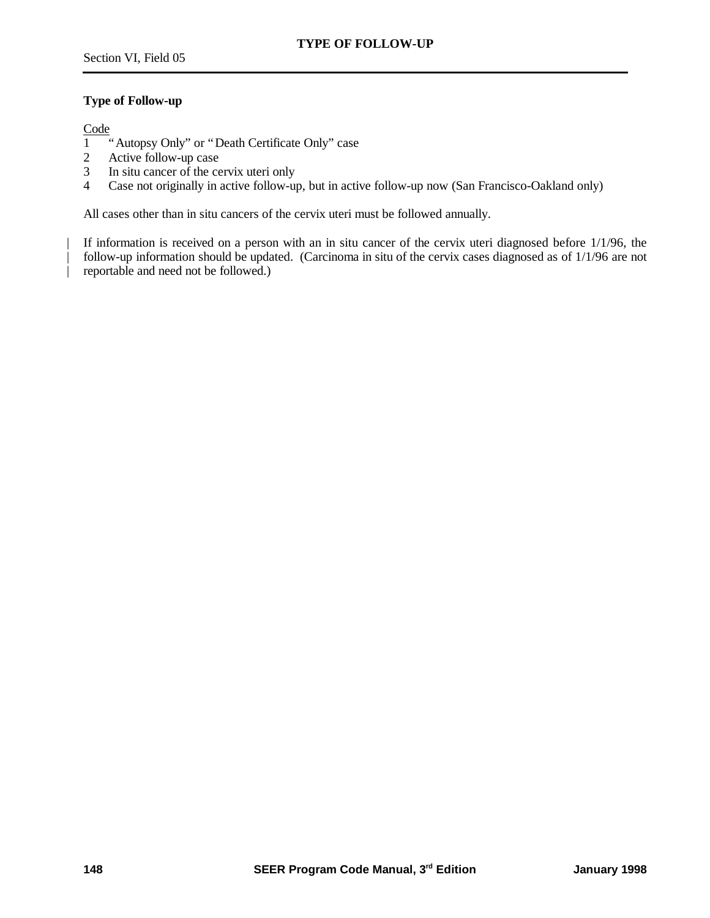## Type of Follow-up

Code

1 "Autopsy Only" or "Death Certificate Only" case
2 Active follow-up case
3 In situ cancer of the cervix uteri only
4 Case not originally in active follow-up, but in active follow-up now (San Francisco-Oakland only)

All cases other than in situ cancers of the cervix uteri must be followed annually.

If information is received on a person with an in situ cancer of the cervix uteri diagnosed before 1/1/96, the follow-up information should be updated. (Carcinoma in situ of the cervix cases diagnosed as of 1/1/96 are not reportable and need not be followed.)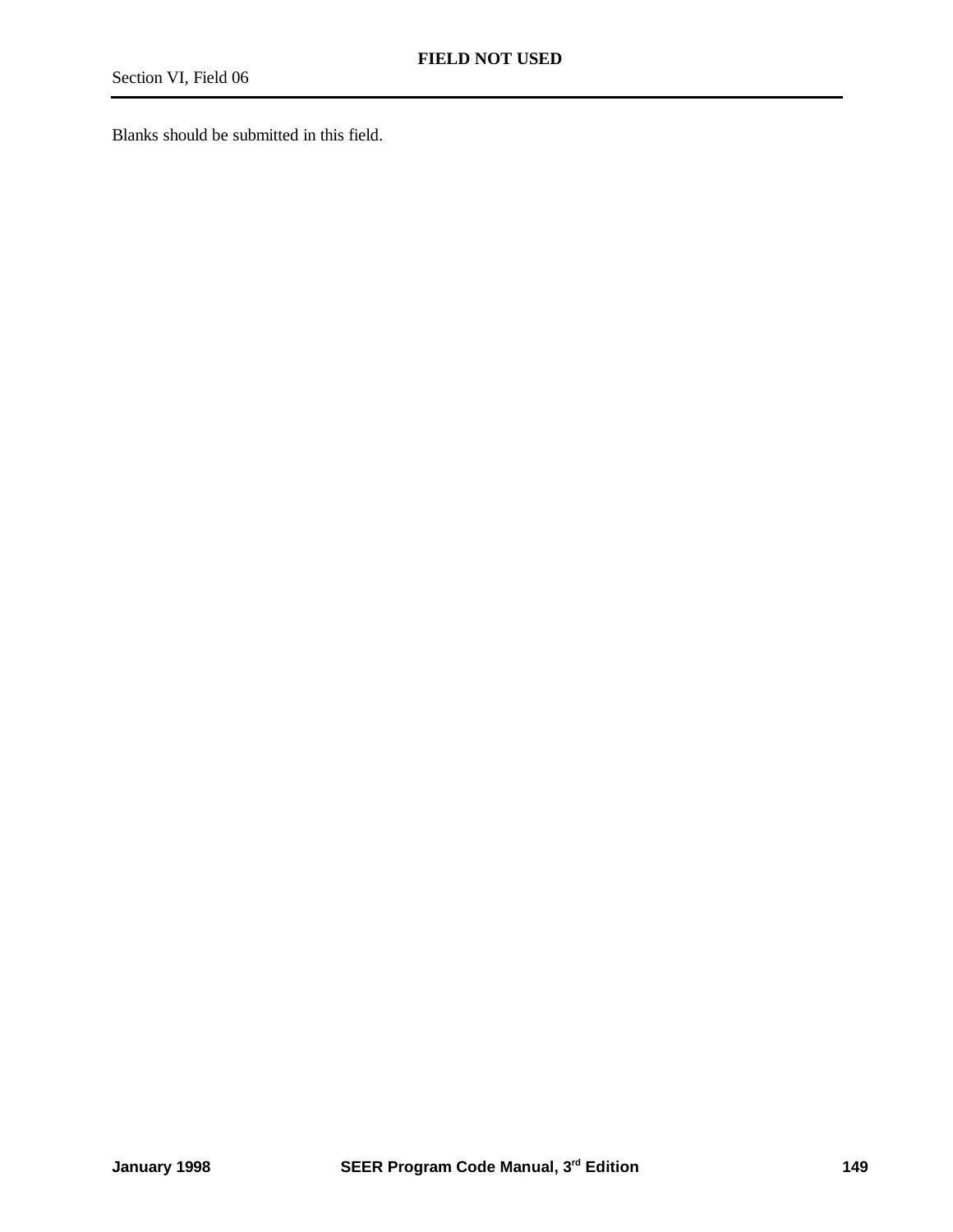# FIELD NOT USED

Section VI, Field 06

Blanks should be submitted in this field.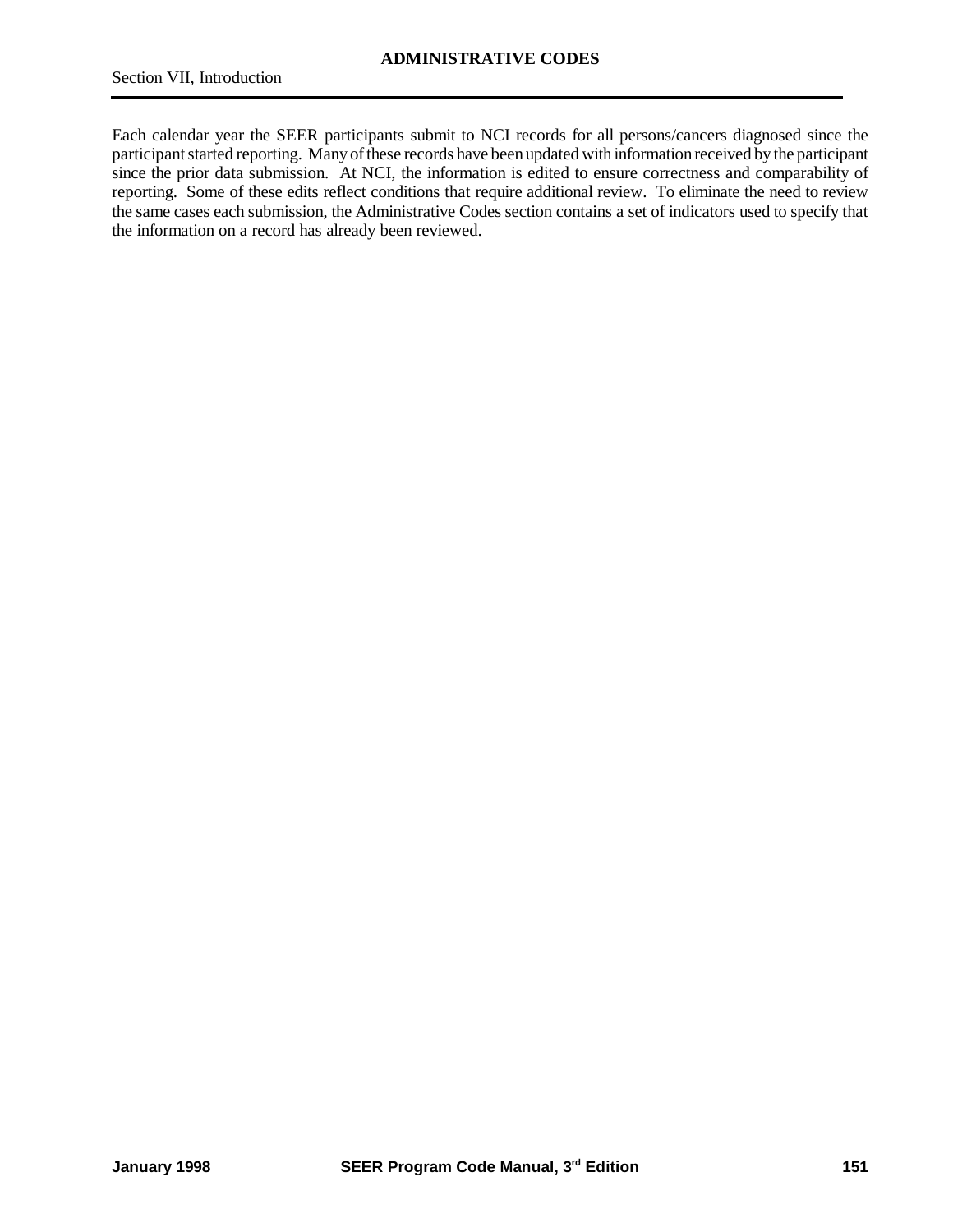# ADMINISTRATIVE CODES

## Section VII, Introduction

Each calendar year the SEER participants submit to NCI records for all persons/cancers diagnosed since the participant started reporting. Many of these records have been updated with information received by the participant since the prior data submission. At NCI, the information is edited to ensure correctness and comparability of reporting. Some of these edits reflect conditions that require additional review. To eliminate the need to review the same cases each submission, the Administrative Codes section contains a set of indicators used to specify that the information on a record has already been reviewed.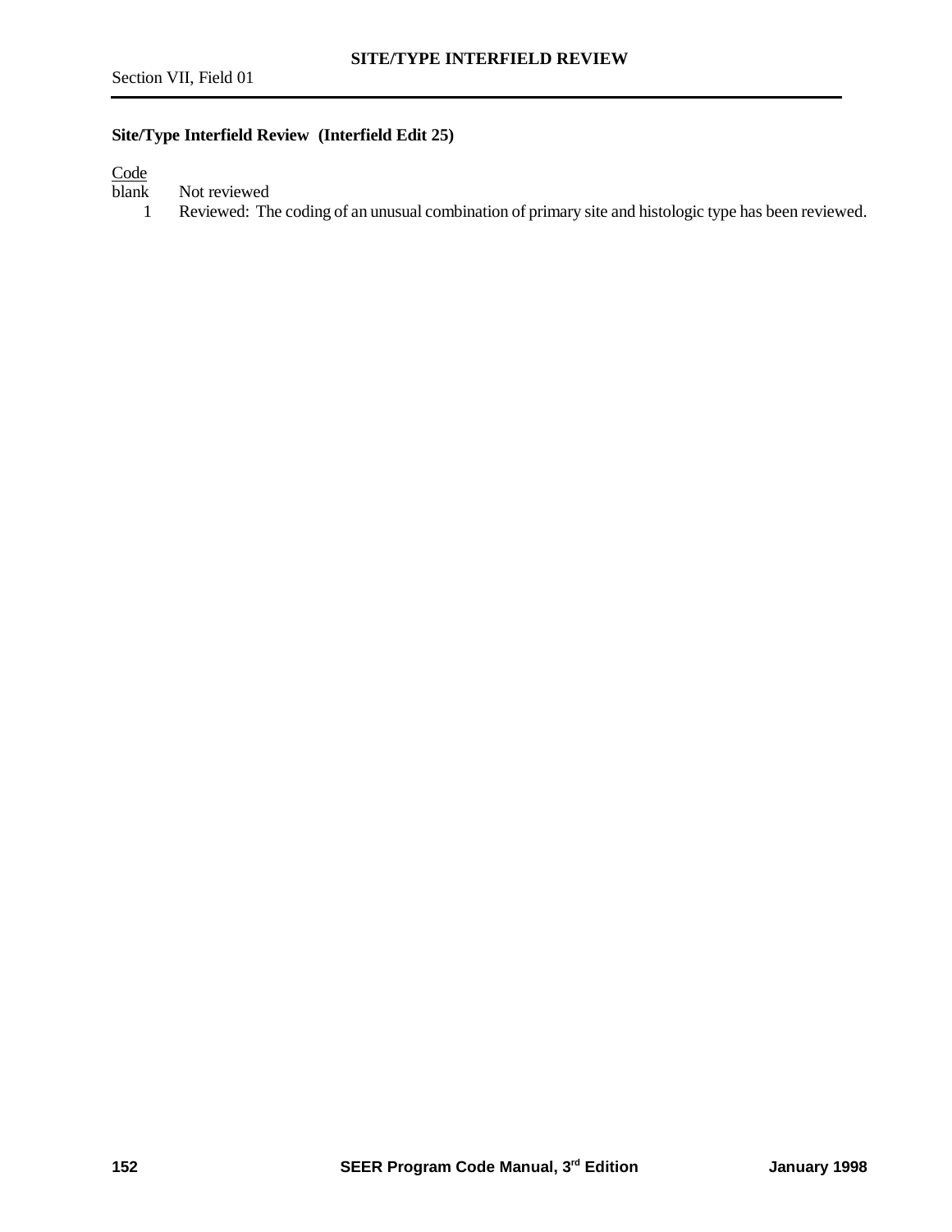## Site/Type Interfield Review (Interfield Edit 25)

| Code | |
|---|---|
| blank | Not reviewed |
| 1 | Reviewed: The coding of an unusual combination of primary site and histologic type has been reviewed. |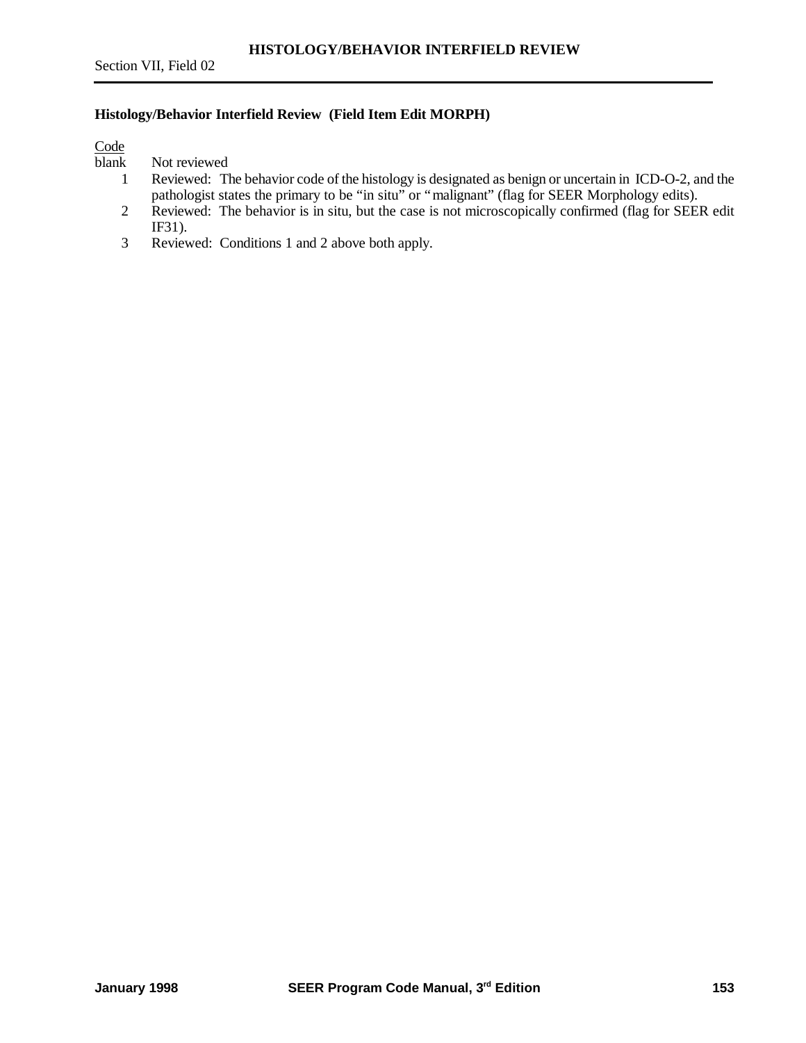## Histology/Behavior Interfield Review (Field Item Edit MORPH)

Code

| Code | Description |
|---|---|
| blank | Not reviewed |
| 1 | Reviewed: The behavior code of the histology is designated as benign or uncertain in ICD-O-2, and the pathologist states the primary to be "in situ" or "malignant" (flag for SEER Morphology edits). |
| 2 | Reviewed: The behavior is in situ, but the case is not microscopically confirmed (flag for SEER edit IF31). |
| 3 | Reviewed: Conditions 1 and 2 above both apply. |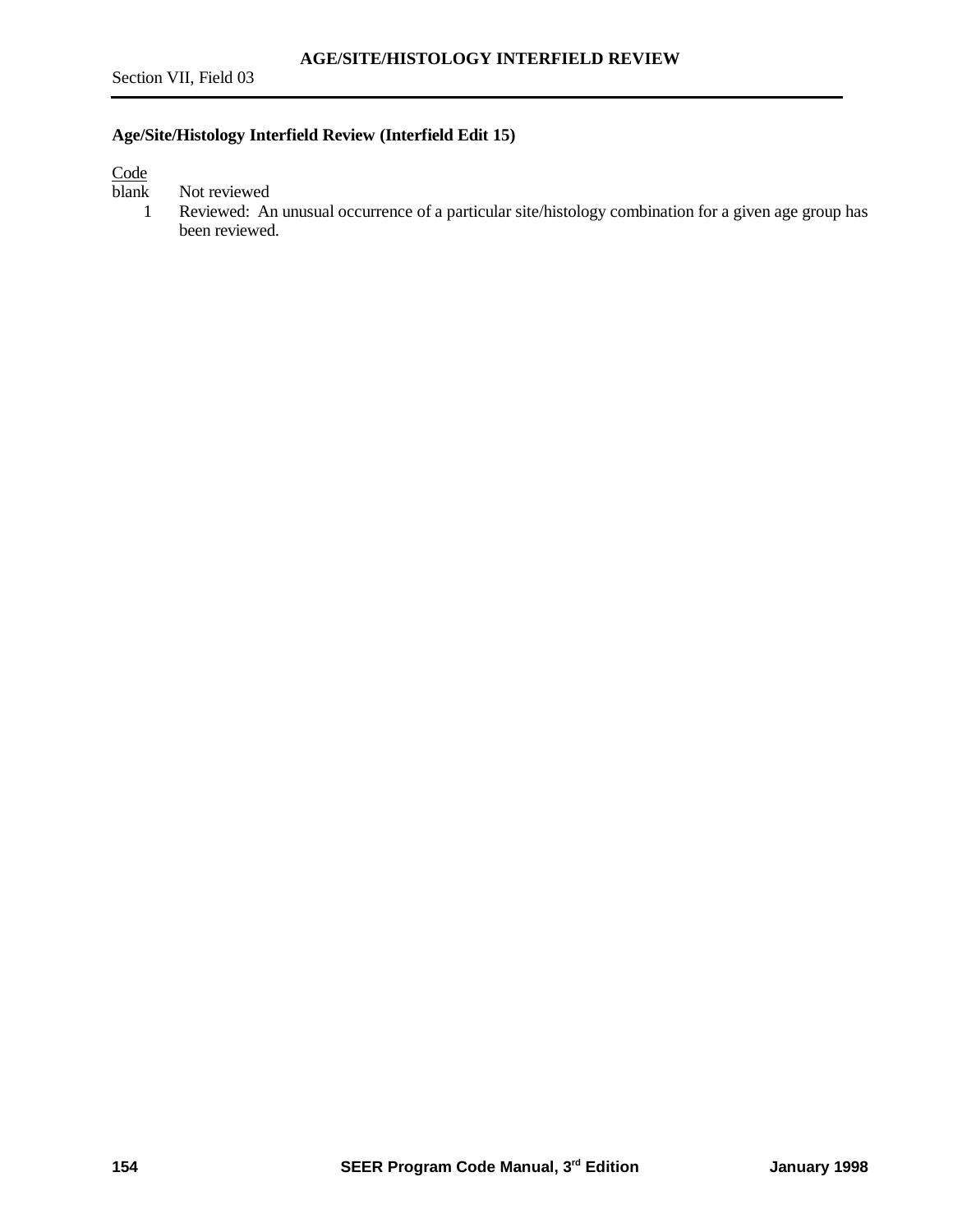## Age/Site/Histology Interfield Review (Interfield Edit 15)

<u>Code</u>

| Code | Description |
|---|---|
| blank | Not reviewed |
| 1 | Reviewed: An unusual occurrence of a particular site/histology combination for a given age group has been reviewed. |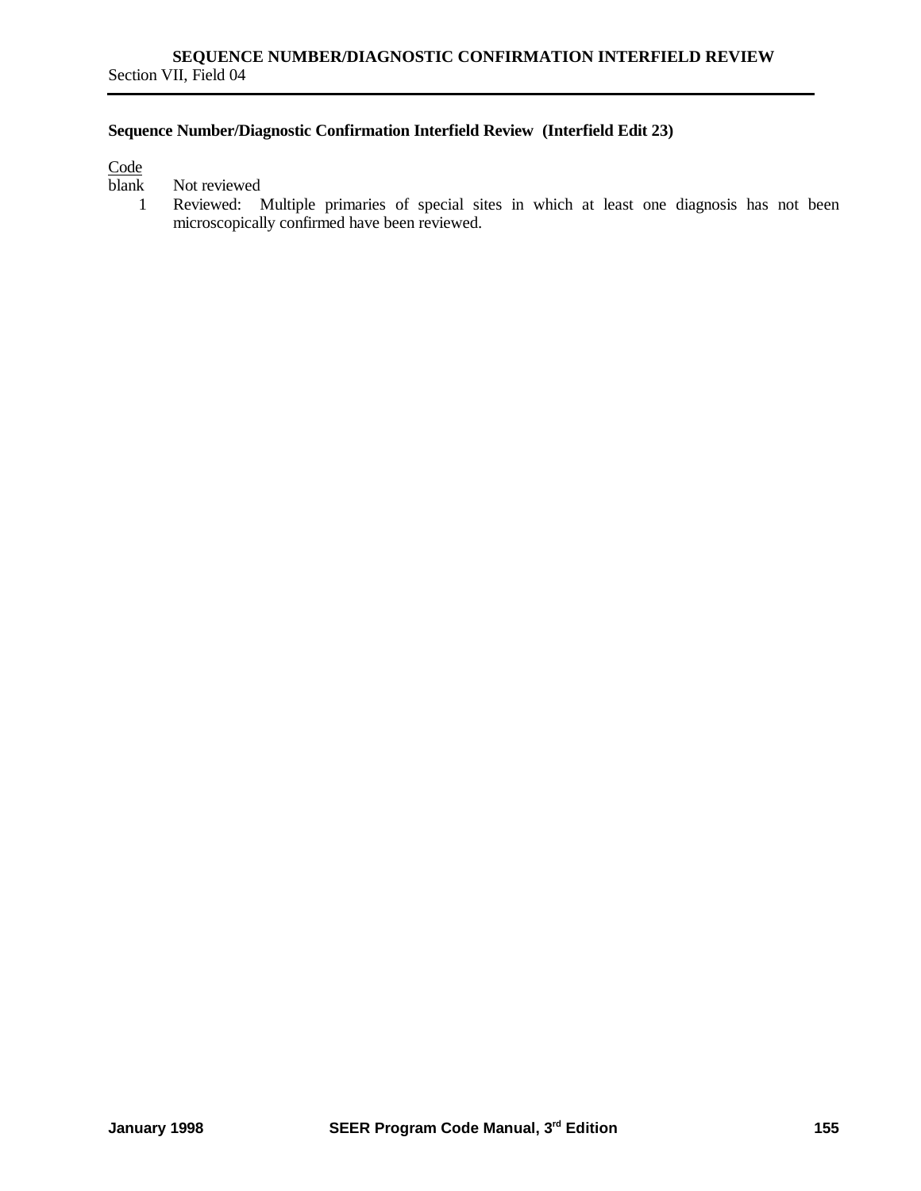## Sequence Number/Diagnostic Confirmation Interfield Review (Interfield Edit 23)

Code

| Code | Description |
|---|---|
| blank | Not reviewed |
| 1 | Reviewed: Multiple primaries of special sites in which at least one diagnosis has not been microscopically confirmed have been reviewed. |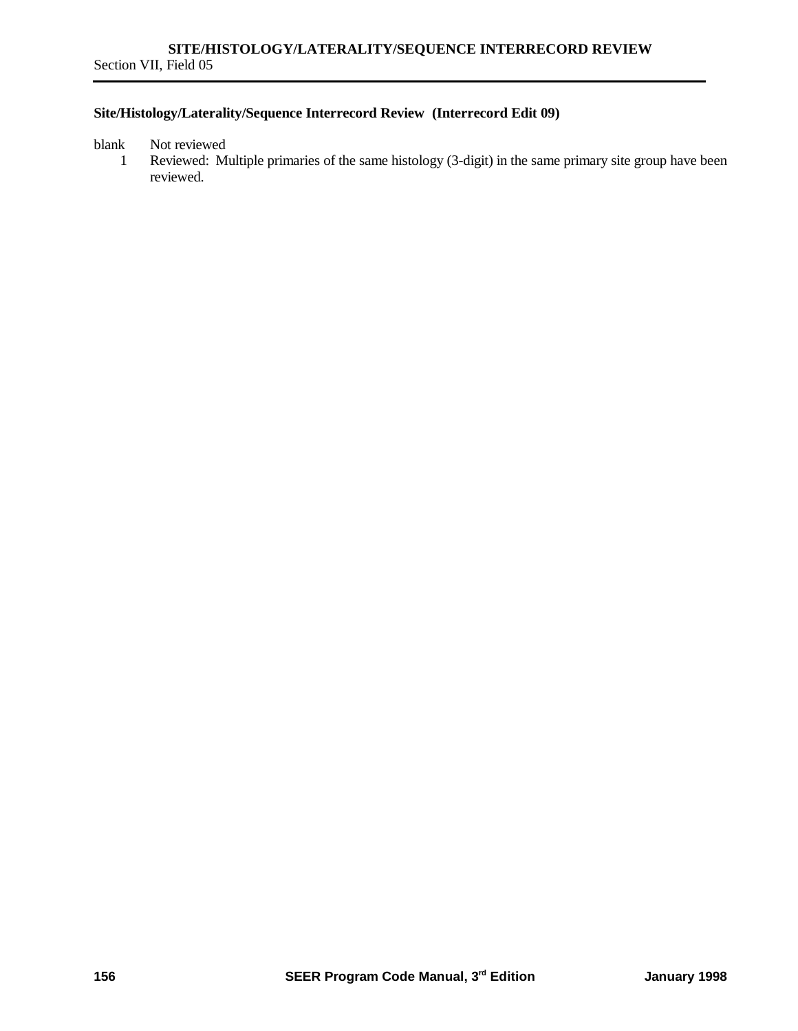## Site/Histology/Laterality/Sequence Interrecord Review (Interrecord Edit 09)

blank Not reviewed

1 Reviewed: Multiple primaries of the same histology (3-digit) in the same primary site group have been reviewed.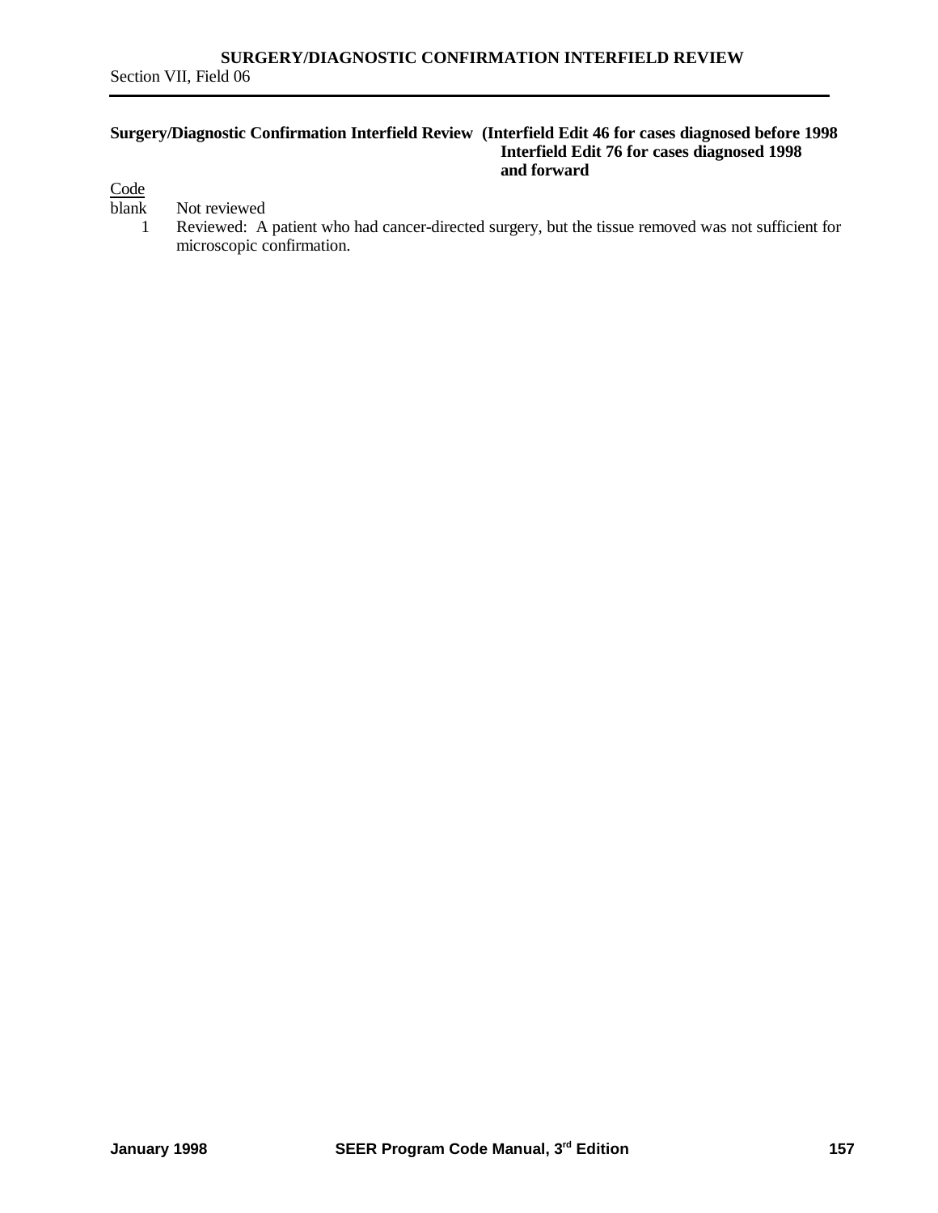## Surgery/Diagnostic Confirmation Interfield Review (Interfield Edit 46 for cases diagnosed before 1998; Interfield Edit 76 for cases diagnosed 1998 and forward)

| Code | |
|---|---|
| blank | Not reviewed |
| 1 | Reviewed: A patient who had cancer-directed surgery, but the tissue removed was not sufficient for microscopic confirmation. |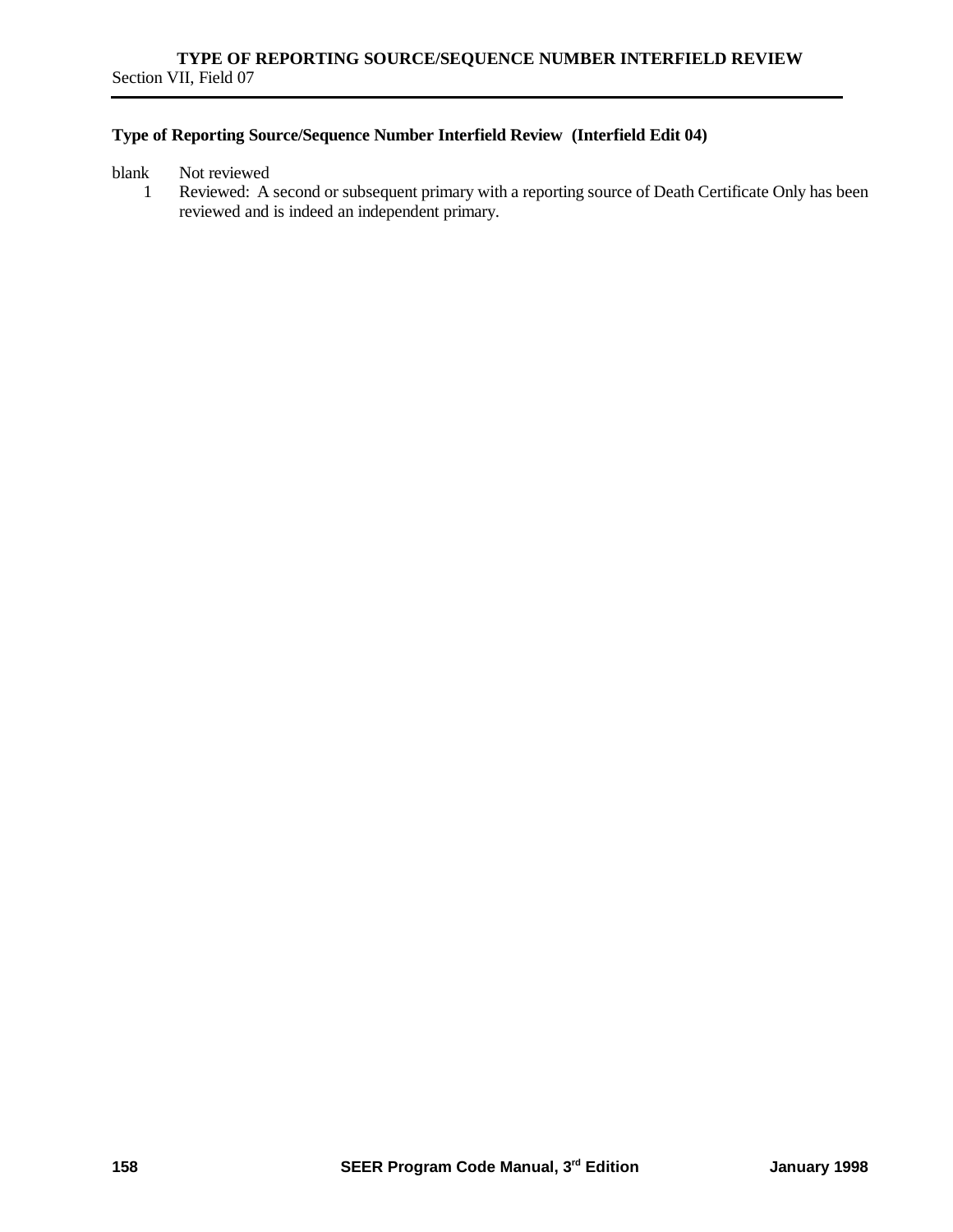## TYPE OF REPORTING SOURCE/SEQUENCE NUMBER INTERFIELD REVIEW

Section VII, Field 07

**Type of Reporting Source/Sequence Number Interfield Review (Interfield Edit 04)**

blank Not reviewed

1 Reviewed: A second or subsequent primary with a reporting source of Death Certificate Only has been reviewed and is indeed an independent primary.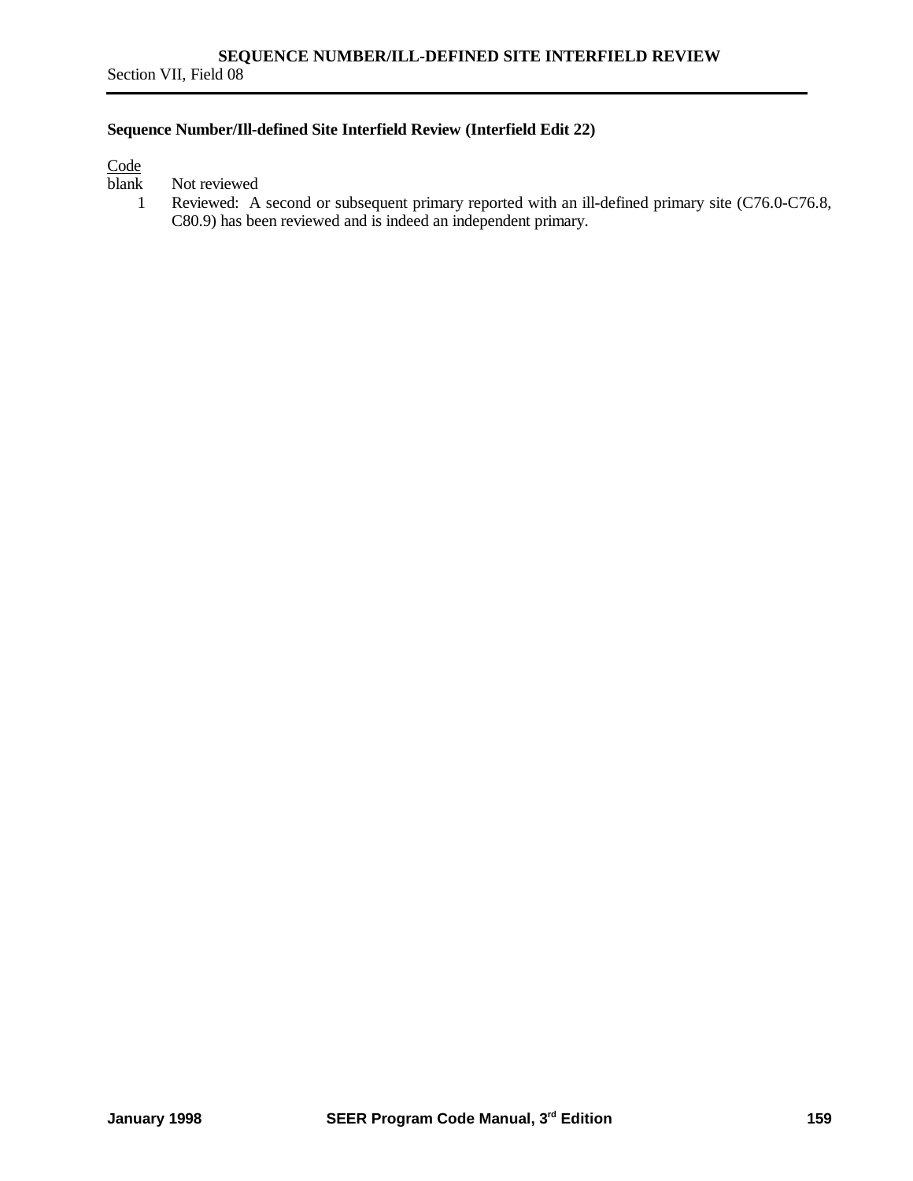### Sequence Number/Ill-defined Site Interfield Review (Interfield Edit 22)

<u>Code</u>

| Code | Description |
|---|---|
| blank | Not reviewed |
| 1 | Reviewed: A second or subsequent primary reported with an ill-defined primary site (C76.0-C76.8, C80.9) has been reviewed and is indeed an independent primary. |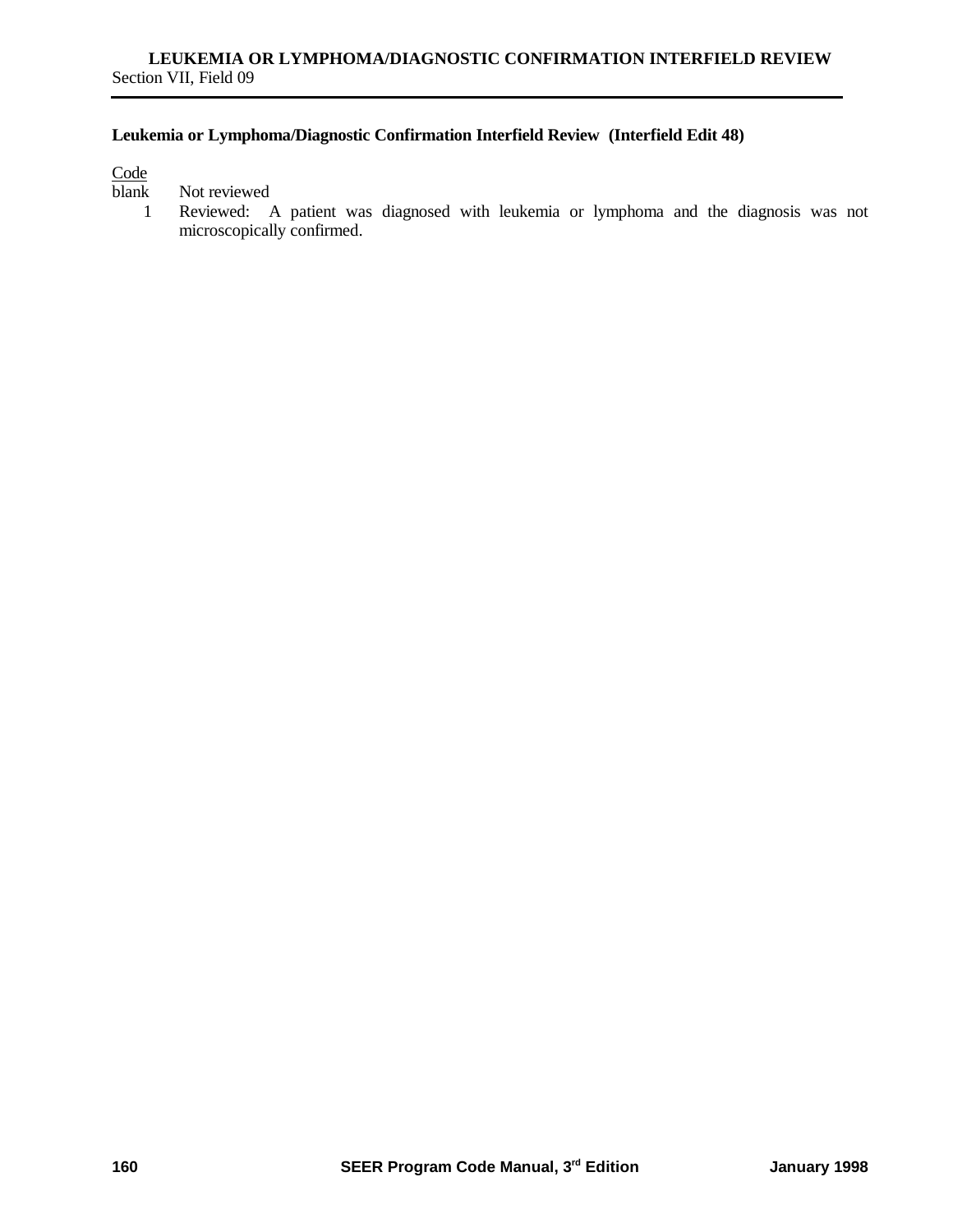## Leukemia or Lymphoma/Diagnostic Confirmation Interfield Review (Interfield Edit 48)

<u>Code</u>

| Code | Description |
| --- | --- |
| blank | Not reviewed |
| 1 | Reviewed: A patient was diagnosed with leukemia or lymphoma and the diagnosis was not microscopically confirmed. |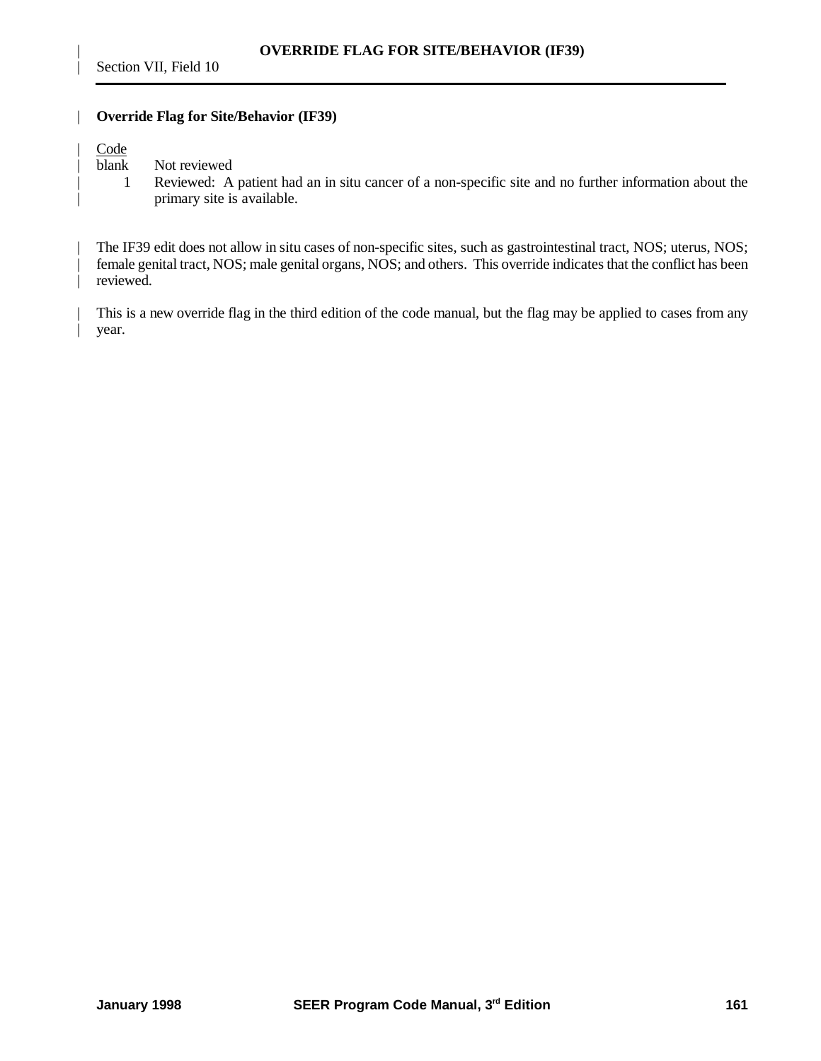## Override Flag for Site/Behavior (IF39)

Code

| Code | |
|---|---|
| blank | Not reviewed |
| 1 | Reviewed: A patient had an in situ cancer of a non-specific site and no further information about the primary site is available. |

The IF39 edit does not allow in situ cases of non-specific sites, such as gastrointestinal tract, NOS; uterus, NOS; female genital tract, NOS; male genital organs, NOS; and others. This override indicates that the conflict has been reviewed.

This is a new override flag in the third edition of the code manual, but the flag may be applied to cases from any year.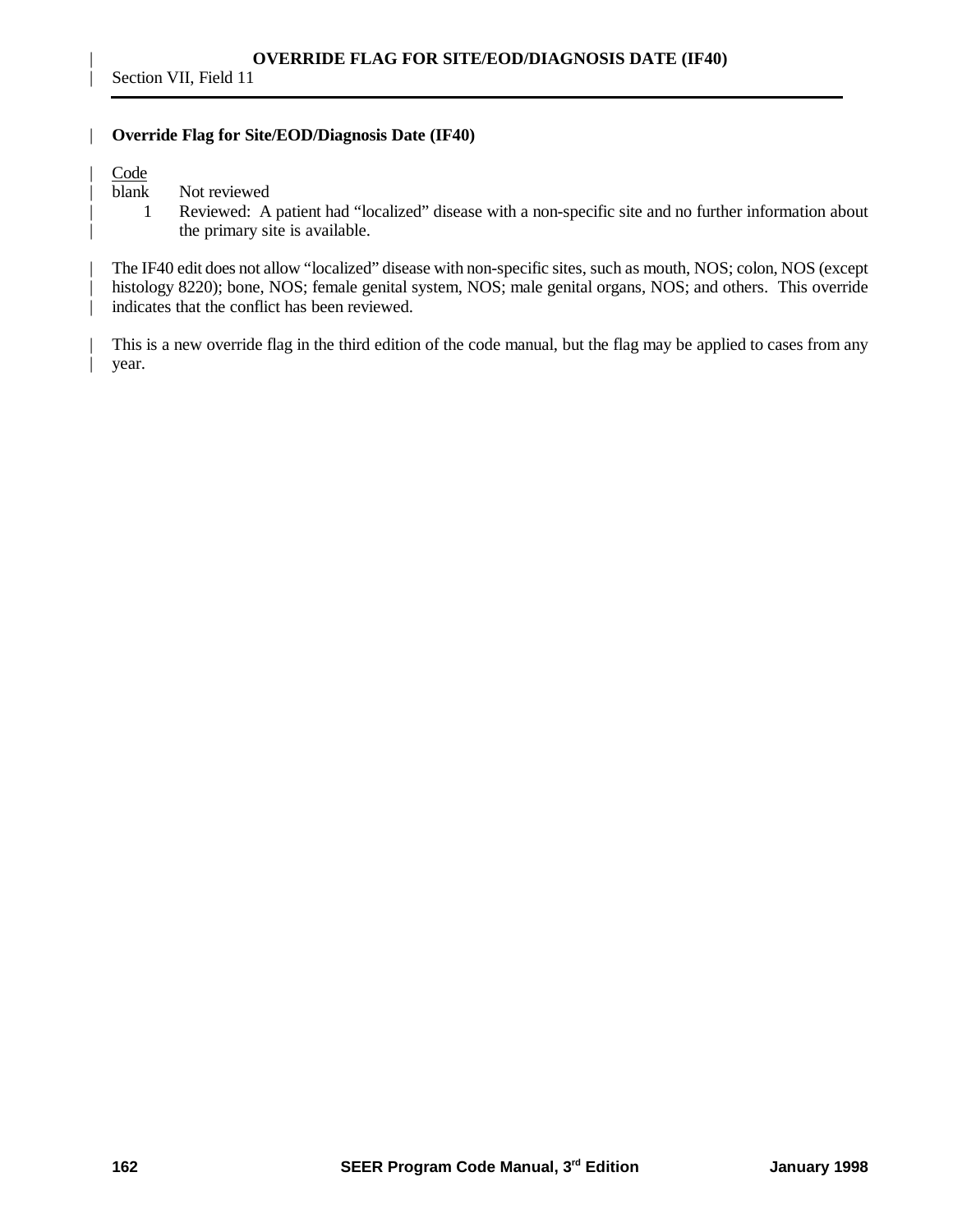## Override Flag for Site/EOD/Diagnosis Date (IF40)

| Code | |
|---|---|
| blank | Not reviewed |
| 1 | Reviewed: A patient had "localized" disease with a non-specific site and no further information about the primary site is available. |

The IF40 edit does not allow "localized" disease with non-specific sites, such as mouth, NOS; colon, NOS (except histology 8220); bone, NOS; female genital system, NOS; male genital organs, NOS; and others. This override indicates that the conflict has been reviewed.

This is a new override flag in the third edition of the code manual, but the flag may be applied to cases from any year.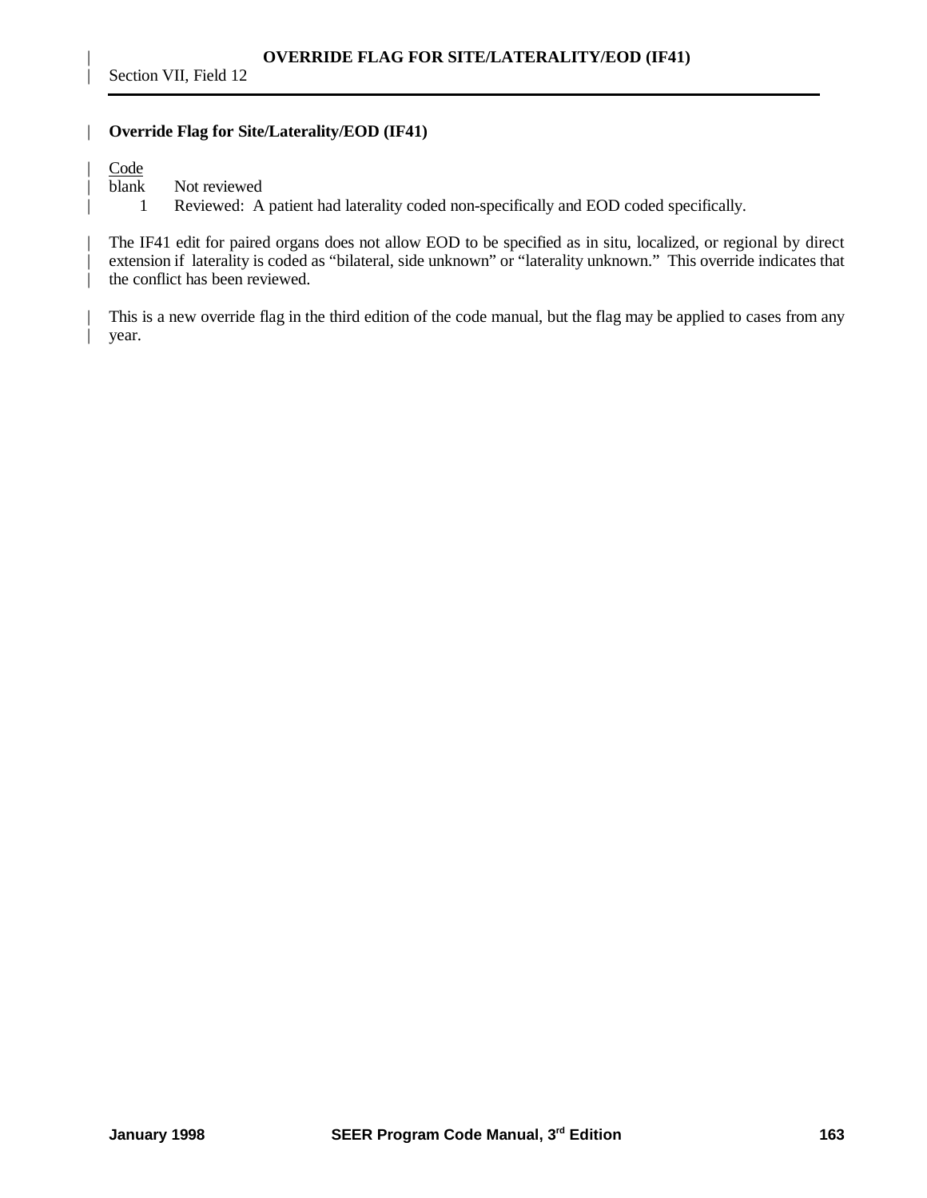## Override Flag for Site/Laterality/EOD (IF41)

| Code | |
|---|---|
| blank | Not reviewed |
| 1 | Reviewed: A patient had laterality coded non-specifically and EOD coded specifically. |

The IF41 edit for paired organs does not allow EOD to be specified as in situ, localized, or regional by direct extension if laterality is coded as "bilateral, side unknown" or "laterality unknown." This override indicates that the conflict has been reviewed.

This is a new override flag in the third edition of the code manual, but the flag may be applied to cases from any year.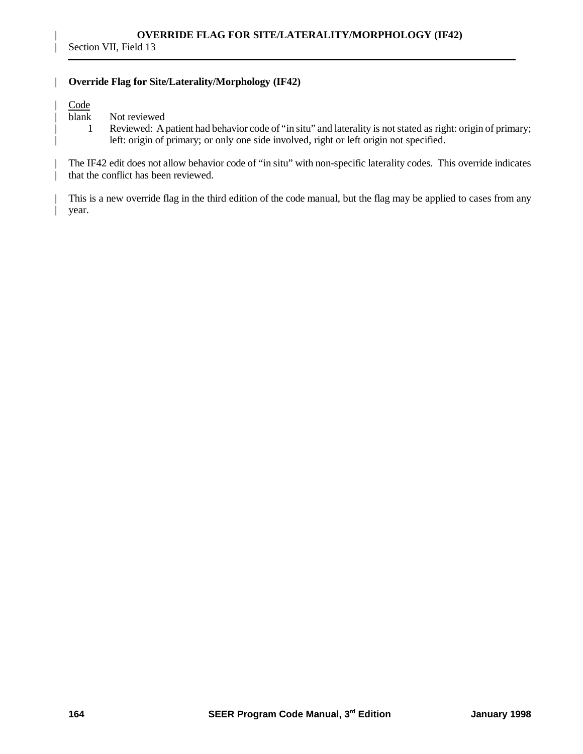# OVERRIDE FLAG FOR SITE/LATERALITY/MORPHOLOGY (IF42)

Section VII, Field 13

**Override Flag for Site/Laterality/Morphology (IF42)**

| Code | |
|---|---|
| blank | Not reviewed |
| 1 | Reviewed: A patient had behavior code of "in situ" and laterality is not stated as right: origin of primary; left: origin of primary; or only one side involved, right or left origin not specified. |

The IF42 edit does not allow behavior code of "in situ" with non-specific laterality codes. This override indicates that the conflict has been reviewed.

This is a new override flag in the third edition of the code manual, but the flag may be applied to cases from any year.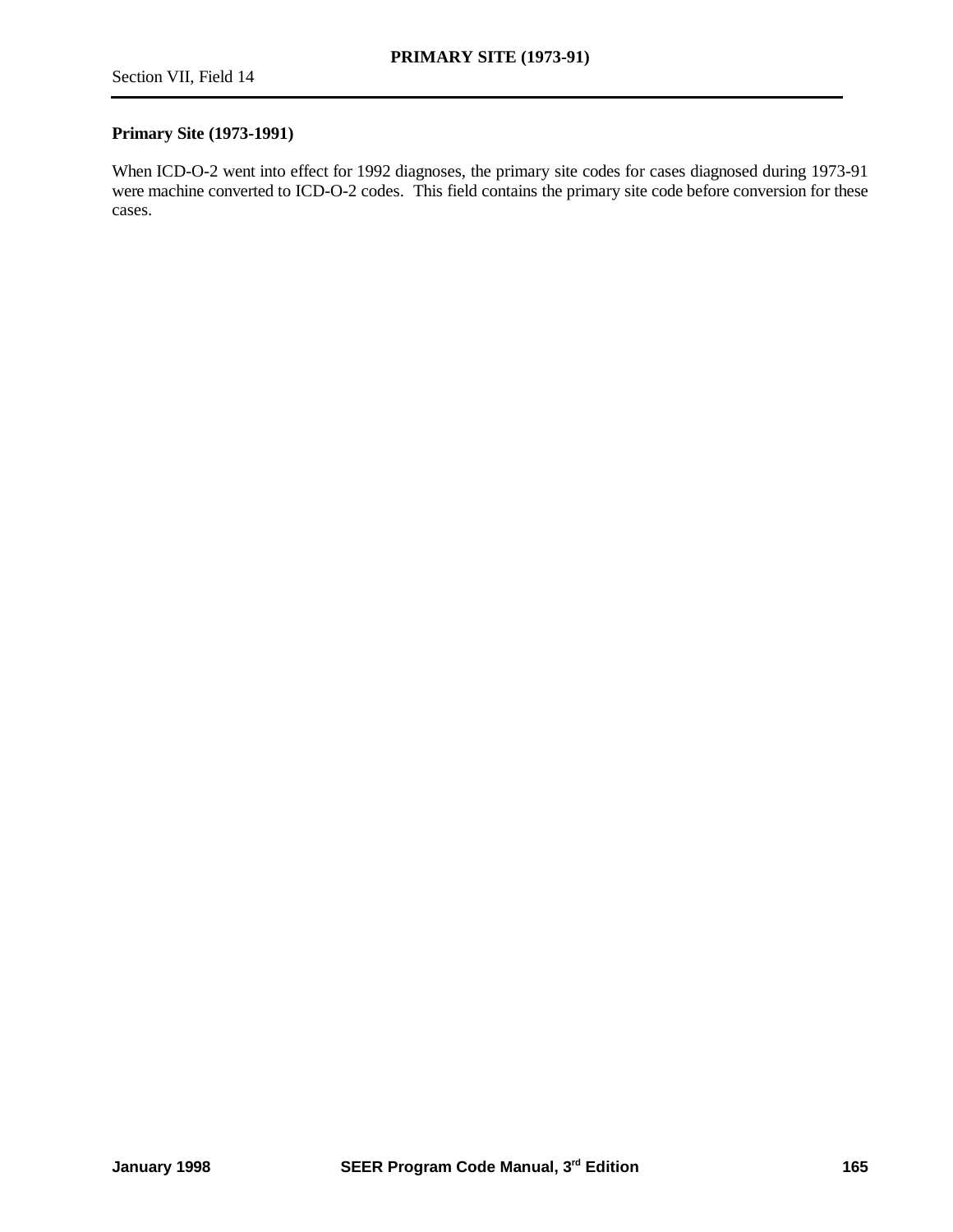**Primary Site (1973-1991)**

When ICD-O-2 went into effect for 1992 diagnoses, the primary site codes for cases diagnosed during 1973-91 were machine converted to ICD-O-2 codes. This field contains the primary site code before conversion for these cases.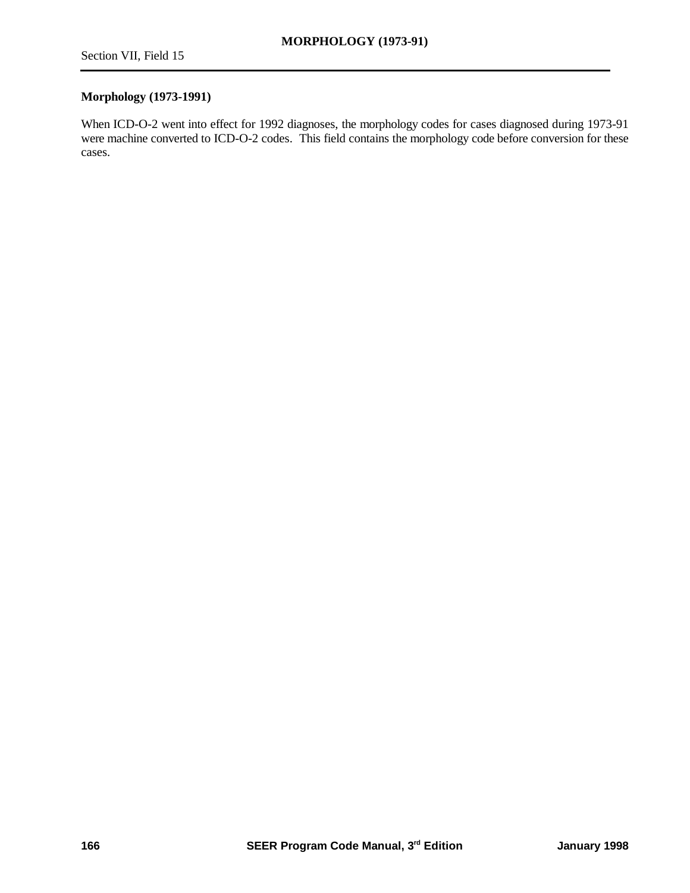## Morphology (1973-1991)

When ICD-O-2 went into effect for 1992 diagnoses, the morphology codes for cases diagnosed during 1973-91 were machine converted to ICD-O-2 codes. This field contains the morphology code before conversion for these cases.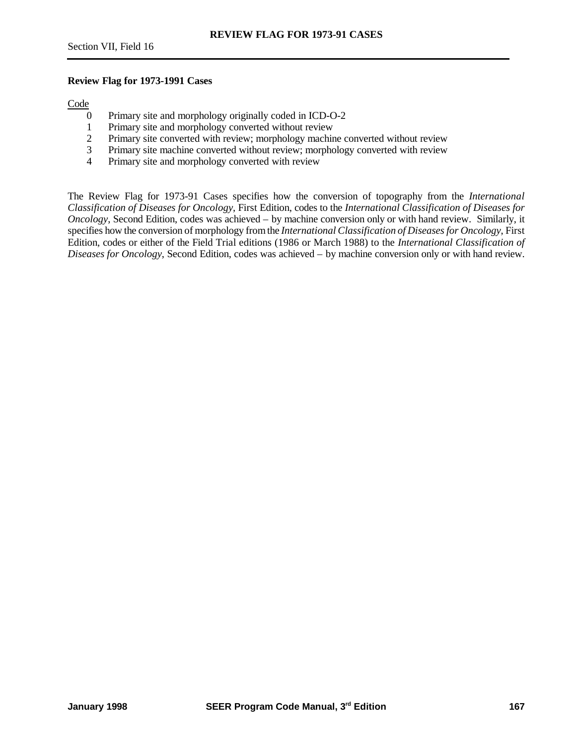**Review Flag for 1973-1991 Cases**

<u>Code</u>

- 0 Primary site and morphology originally coded in ICD-O-2
- 1 Primary site and morphology converted without review
- 2 Primary site converted with review; morphology machine converted without review
- 3 Primary site machine converted without review; morphology converted with review
- 4 Primary site and morphology converted with review

The Review Flag for 1973-91 Cases specifies how the conversion of topography from the *International Classification of Diseases for Oncology*, First Edition, codes to the *International Classification of Diseases for Oncology*, Second Edition, codes was achieved – by machine conversion only or with hand review. Similarly, it specifies how the conversion of morphology from the *International Classification of Diseases for Oncology*, First Edition, codes or either of the Field Trial editions (1986 or March 1988) to the *International Classification of Diseases for Oncology*, Second Edition, codes was achieved – by machine conversion only or with hand review.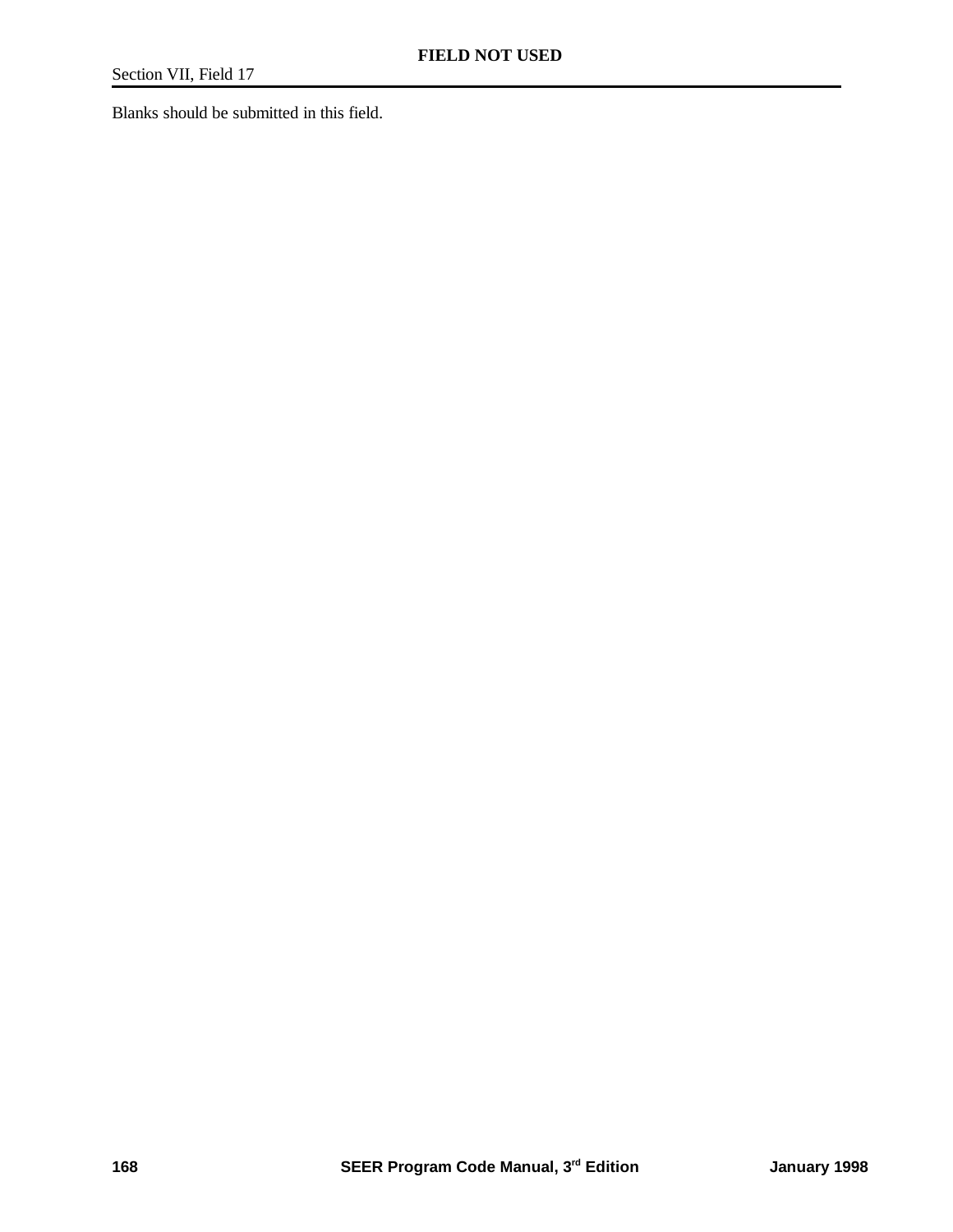# FIELD NOT USED

Section VII, Field 17

Blanks should be submitted in this field.